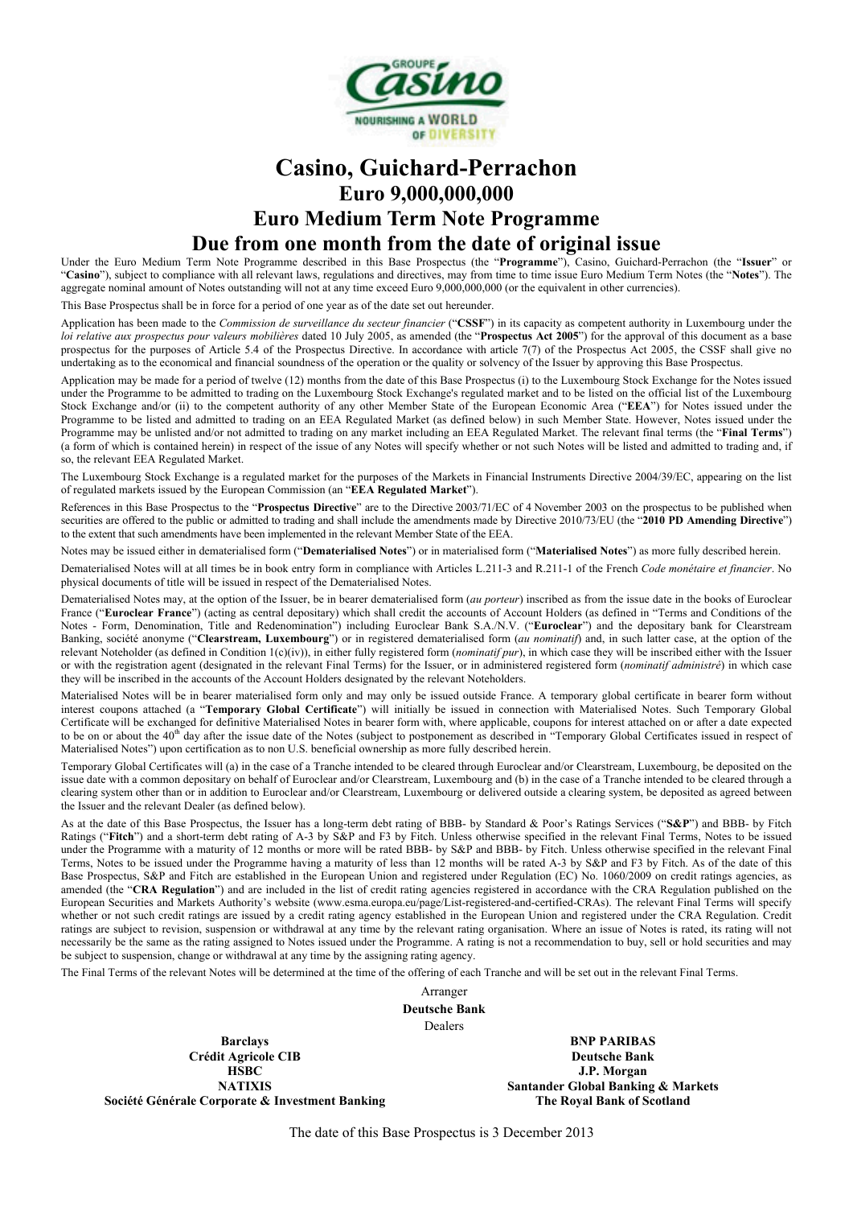# Casino, Guichard-Perrachon

## Euro 9,000,000,000

## Euro Medium Term Note Programme

## Due from one month from the date of original issue

Under the Euro Medium Term Note Programme described in this Base Prospectus (the "**Programme**"), Casino, Guichard-Perrachon (the "**Issuer**" or "**Casino**"), subject to compliance with all relevant laws, regulations and directives, may from time to time issue Euro Medium Term Notes (the "**Notes**"). The aggregate nominal amount of Notes outstanding will not at any time exceed Euro 9,000,000,000 (or the equivalent in other currencies).

This Base Prospectus shall be in force for a period of one year as of the date set out hereunder.

Application has been made to the *Commission de surveillance du secteur financier* ("**CSSF**") in its capacity as competent authority in Luxembourg under the *loi relative aux prospectus pour valeurs mobilières* dated 10 July 2005, as amended (the "**Prospectus Act 2005**") for the approval of this document as a base prospectus for the purposes of Article 5.4 of the Prospectus Directive. In accordance with article 7(7) of the Prospectus Act 2005, the CSSF shall give no undertaking as to the economical and financial soundness of the operation or the quality or solvency of the Issuer by approving this Base Prospectus.

Application may be made for a period of twelve (12) months from the date of this Base Prospectus (i) to the Luxembourg Stock Exchange for the Notes issued under the Programme to be admitted to trading on the Luxembourg Stock Exchange's regulated market and to be listed on the official list of the Luxembourg Stock Exchange and/or (ii) to the competent authority of any other Member State of the European Economic Area ("**EEA**") for Notes issued under the Programme to be listed and admitted to trading on an EEA Regulated Market (as defined below) in such Member State. However, Notes issued under the Programme may be unlisted and/or not admitted to trading on any market including an EEA Regulated Market. The relevant final terms (the "**Final Terms**") (a form of which is contained herein) in respect of the issue of any Notes will specify whether or not such Notes will be listed and admitted to trading and, if so, the relevant EEA Regulated Market.

The Luxembourg Stock Exchange is a regulated market for the purposes of the Markets in Financial Instruments Directive 2004/39/EC, appearing on the list of regulated markets issued by the European Commission (an "**EEA Regulated Market**").

References in this Base Prospectus to the "**Prospectus Directive**" are to the Directive 2003/71/EC of 4 November 2003 on the prospectus to be published when securities are offered to the public or admitted to trading and shall include the amendments made by Directive 2010/73/EU (the "**2010 PD Amending Directive**") to the extent that such amendments have been implemented in the relevant Member State of the EEA.

Notes may be issued either in dematerialised form ("**Dematerialised Notes**") or in materialised form ("**Materialised Notes**") as more fully described herein.

Dematerialised Notes will at all times be in book entry form in compliance with Articles L.211-3 and R.211-1 of the French *Code monétaire et financier*. No physical documents of title will be issued in respect of the Dematerialised Notes.

Dematerialised Notes may, at the option of the Issuer, be in bearer dematerialised form (*au porteur*) inscribed as from the issue date in the books of Euroclear France ("**Euroclear France**") (acting as central depositary) which shall credit the accounts of Account Holders (as defined in "Terms and Conditions of the Notes - Form, Denomination, Title and Redenomination") including Euroclear Bank S.A./N.V. ("**Euroclear**") and the depositary bank for Clearstream Banking, société anonyme ("**Clearstream, Luxembourg**") or in registered dematerialised form (*au nominatif*) and, in such latter case, at the option of the relevant Noteholder (as defined in Condition 1(c)(iv)), in either fully registered form (*nominatif pur*), in which case they will be inscribed either with the Issuer or with the registration agent (designated in the relevant Final Terms) for the Issuer, or in administered registered form (*nominatif administré*) in which case they will be inscribed in the accounts of the Account Holders designated by the relevant Noteholders.

Materialised Notes will be in bearer materialised form only and may only be issued outside France. A temporary global certificate in bearer form without interest coupons attached (a "**Temporary Global Certificate**") will initially be issued in connection with Materialised Notes. Such Temporary Global Certificate will be exchanged for definitive Materialised Notes in bearer form with, where applicable, coupons for interest attached on or after a date expected to be on or about the 40th day after the issue date of the Notes (subject to postponement as described in "Temporary Global Certificates issued in respect of Materialised Notes") upon certification as to non U.S. beneficial ownership as more fully described herein.

Temporary Global Certificates will (a) in the case of a Tranche intended to be cleared through Euroclear and/or Clearstream, Luxembourg, be deposited on the issue date with a common depositary on behalf of Euroclear and/or Clearstream, Luxembourg and (b) in the case of a Tranche intended to be cleared through a clearing system other than or in addition to Euroclear and/or Clearstream, Luxembourg or delivered outside a clearing system, be deposited as agreed between the Issuer and the relevant Dealer (as defined below).

As at the date of this Base Prospectus, the Issuer has a long-term debt rating of BBB- by Standard & Poor's Ratings Services ("**S&P**") and BBB- by Fitch Ratings ("**Fitch**") and a short-term debt rating of A-3 by S&P and F3 by Fitch. Unless otherwise specified in the relevant Final Terms, Notes to be issued under the Programme with a maturity of 12 months or more will be rated BBB- by S&P and BBB- by Fitch. Unless otherwise specified in the relevant Final Terms, Notes to be issued under the Programme having a maturity of less than 12 months will be rated A-3 by S&P and F3 by Fitch. As of the date of this Base Prospectus, S&P and Fitch are established in the European Union and registered under Regulation (EC) No. 1060/2009 on credit ratings agencies, as amended (the "**CRA Regulation**") and are included in the list of credit rating agencies registered in accordance with the CRA Regulation published on the European Securities and Markets Authority's website (www.esma.europa.eu/page/List-registered-and-certified-CRAs). The relevant Final Terms will specify whether or not such credit ratings are issued by a credit rating agency established in the European Union and registered under the CRA Regulation. Credit ratings are subject to revision, suspension or withdrawal at any time by the relevant rating organisation. Where an issue of Notes is rated, its rating will not necessarily be the same as the rating assigned to Notes issued under the Programme. A rating is not a recommendation to buy, sell or hold securities and may be subject to suspension, change or withdrawal at any time by the assigning rating agency.

The Final Terms of the relevant Notes will be determined at the time of the offering of each Tranche and will be set out in the relevant Final Terms.

Arranger

**Deutsche Bank**

Dealers

**Barclays**
**BNP PARIBAS**
**Crédit Agricole CIB**
**Deutsche Bank**
**HSBC**
**J.P. Morgan**
**NATIXIS**
**Santander Global Banking & Markets**
**Société Générale Corporate & Investment Banking**
**The Royal Bank of Scotland**

The date of this Base Prospectus is 3 December 2013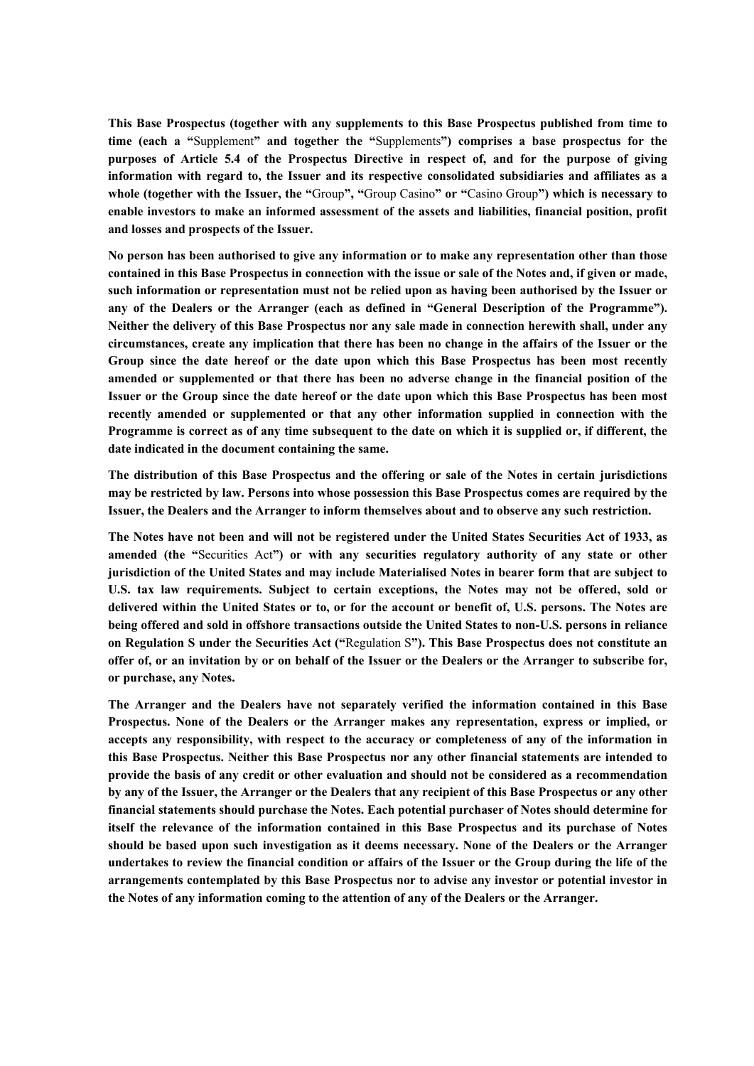**This Base Prospectus (together with any supplements to this Base Prospectus published from time to time (each a "**Supplement**" and together the "**Supplements**") comprises a base prospectus for the purposes of Article 5.4 of the Prospectus Directive in respect of, and for the purpose of giving information with regard to, the Issuer and its respective consolidated subsidiaries and affiliates as a whole (together with the Issuer, the "**Group**", "**Group Casino**" or "**Casino Group**") which is necessary to enable investors to make an informed assessment of the assets and liabilities, financial position, profit and losses and prospects of the Issuer.**

**No person has been authorised to give any information or to make any representation other than those contained in this Base Prospectus in connection with the issue or sale of the Notes and, if given or made, such information or representation must not be relied upon as having been authorised by the Issuer or any of the Dealers or the Arranger (each as defined in "General Description of the Programme"). Neither the delivery of this Base Prospectus nor any sale made in connection herewith shall, under any circumstances, create any implication that there has been no change in the affairs of the Issuer or the Group since the date hereof or the date upon which this Base Prospectus has been most recently amended or supplemented or that there has been no adverse change in the financial position of the Issuer or the Group since the date hereof or the date upon which this Base Prospectus has been most recently amended or supplemented or that any other information supplied in connection with the Programme is correct as of any time subsequent to the date on which it is supplied or, if different, the date indicated in the document containing the same.**

**The distribution of this Base Prospectus and the offering or sale of the Notes in certain jurisdictions may be restricted by law. Persons into whose possession this Base Prospectus comes are required by the Issuer, the Dealers and the Arranger to inform themselves about and to observe any such restriction.**

**The Notes have not been and will not be registered under the United States Securities Act of 1933, as amended (the "**Securities Act**") or with any securities regulatory authority of any state or other jurisdiction of the United States and may include Materialised Notes in bearer form that are subject to U.S. tax law requirements. Subject to certain exceptions, the Notes may not be offered, sold or delivered within the United States or to, or for the account or benefit of, U.S. persons. The Notes are being offered and sold in offshore transactions outside the United States to non-U.S. persons in reliance on Regulation S under the Securities Act ("**Regulation S**"). This Base Prospectus does not constitute an offer of, or an invitation by or on behalf of the Issuer or the Dealers or the Arranger to subscribe for, or purchase, any Notes.**

**The Arranger and the Dealers have not separately verified the information contained in this Base Prospectus. None of the Dealers or the Arranger makes any representation, express or implied, or accepts any responsibility, with respect to the accuracy or completeness of any of the information in this Base Prospectus. Neither this Base Prospectus nor any other financial statements are intended to provide the basis of any credit or other evaluation and should not be considered as a recommendation by any of the Issuer, the Arranger or the Dealers that any recipient of this Base Prospectus or any other financial statements should purchase the Notes. Each potential purchaser of Notes should determine for itself the relevance of the information contained in this Base Prospectus and its purchase of Notes should be based upon such investigation as it deems necessary. None of the Dealers or the Arranger undertakes to review the financial condition or affairs of the Issuer or the Group during the life of the arrangements contemplated by this Base Prospectus nor to advise any investor or potential investor in the Notes of any information coming to the attention of any of the Dealers or the Arranger.**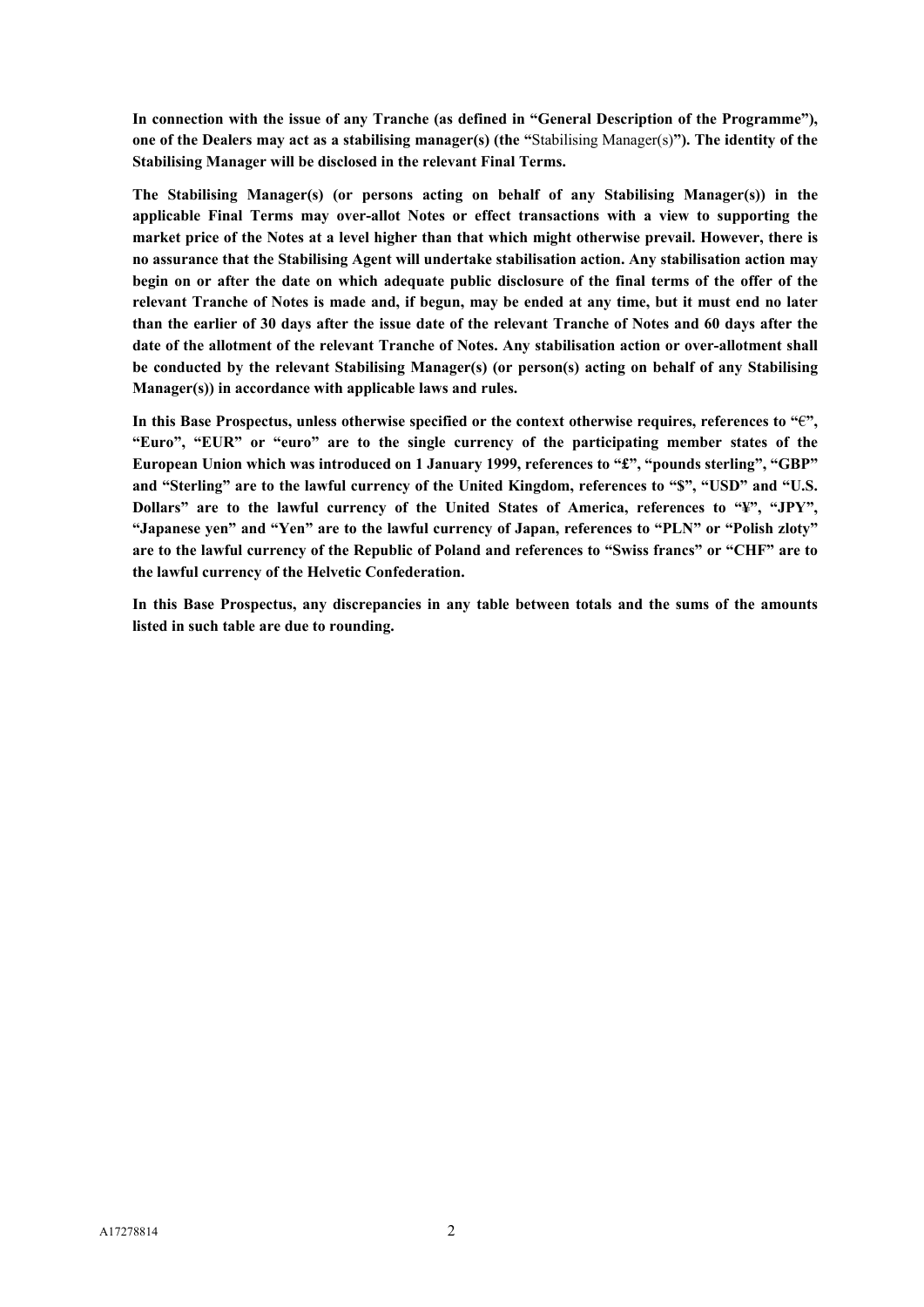**In connection with the issue of any Tranche (as defined in "General Description of the Programme"), one of the Dealers may act as a stabilising manager(s) (the "**Stabilising Manager(s)**"). The identity of the Stabilising Manager will be disclosed in the relevant Final Terms.**

**The Stabilising Manager(s) (or persons acting on behalf of any Stabilising Manager(s)) in the applicable Final Terms may over-allot Notes or effect transactions with a view to supporting the market price of the Notes at a level higher than that which might otherwise prevail. However, there is no assurance that the Stabilising Agent will undertake stabilisation action. Any stabilisation action may begin on or after the date on which adequate public disclosure of the final terms of the offer of the relevant Tranche of Notes is made and, if begun, may be ended at any time, but it must end no later than the earlier of 30 days after the issue date of the relevant Tranche of Notes and 60 days after the date of the allotment of the relevant Tranche of Notes. Any stabilisation action or over-allotment shall be conducted by the relevant Stabilising Manager(s) (or person(s) acting on behalf of any Stabilising Manager(s)) in accordance with applicable laws and rules.**

**In this Base Prospectus, unless otherwise specified or the context otherwise requires, references to "**€**", "Euro", "EUR" or "euro" are to the single currency of the participating member states of the European Union which was introduced on 1 January 1999, references to "£", "pounds sterling", "GBP" and "Sterling" are to the lawful currency of the United Kingdom, references to "$", "USD" and "U.S. Dollars" are to the lawful currency of the United States of America, references to "¥", "JPY", "Japanese yen" and "Yen" are to the lawful currency of Japan, references to "PLN" or "Polish zloty" are to the lawful currency of the Republic of Poland and references to "Swiss francs" or "CHF" are to the lawful currency of the Helvetic Confederation.**

**In this Base Prospectus, any discrepancies in any table between totals and the sums of the amounts listed in such table are due to rounding.**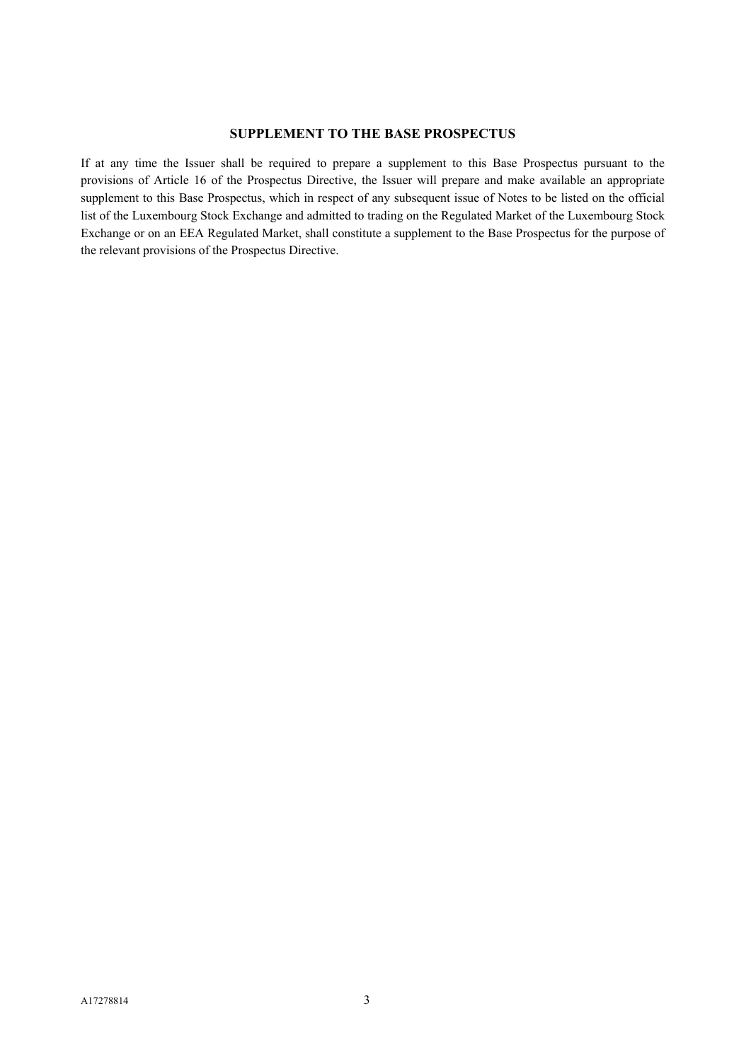## SUPPLEMENT TO THE BASE PROSPECTUS

If at any time the Issuer shall be required to prepare a supplement to this Base Prospectus pursuant to the provisions of Article 16 of the Prospectus Directive, the Issuer will prepare and make available an appropriate supplement to this Base Prospectus, which in respect of any subsequent issue of Notes to be listed on the official list of the Luxembourg Stock Exchange and admitted to trading on the Regulated Market of the Luxembourg Stock Exchange or on an EEA Regulated Market, shall constitute a supplement to the Base Prospectus for the purpose of the relevant provisions of the Prospectus Directive.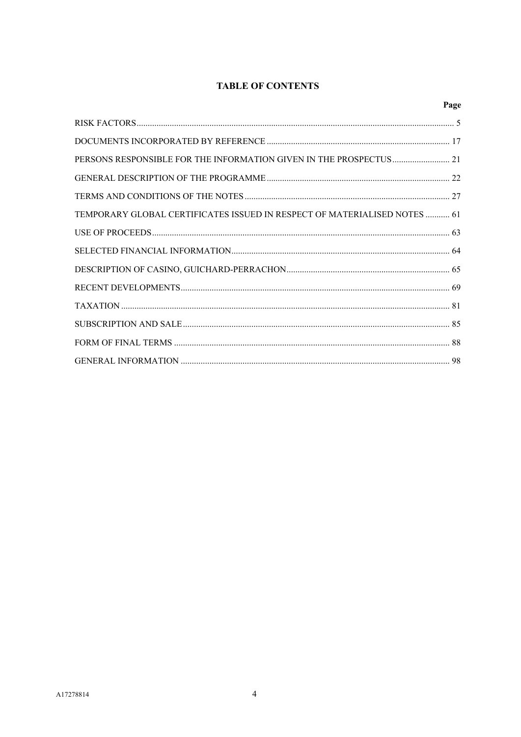# TABLE OF CONTENTS

| | Page |
|---|---|
| RISK FACTORS | 5 |
| DOCUMENTS INCORPORATED BY REFERENCE | 17 |
| PERSONS RESPONSIBLE FOR THE INFORMATION GIVEN IN THE PROSPECTUS | 21 |
| GENERAL DESCRIPTION OF THE PROGRAMME | 22 |
| TERMS AND CONDITIONS OF THE NOTES | 27 |
| TEMPORARY GLOBAL CERTIFICATES ISSUED IN RESPECT OF MATERIALISED NOTES | 61 |
| USE OF PROCEEDS | 63 |
| SELECTED FINANCIAL INFORMATION | 64 |
| DESCRIPTION OF CASINO, GUICHARD-PERRACHON | 65 |
| RECENT DEVELOPMENTS | 69 |
| TAXATION | 81 |
| SUBSCRIPTION AND SALE | 85 |
| FORM OF FINAL TERMS | 88 |
| GENERAL INFORMATION | 98 |

A17278814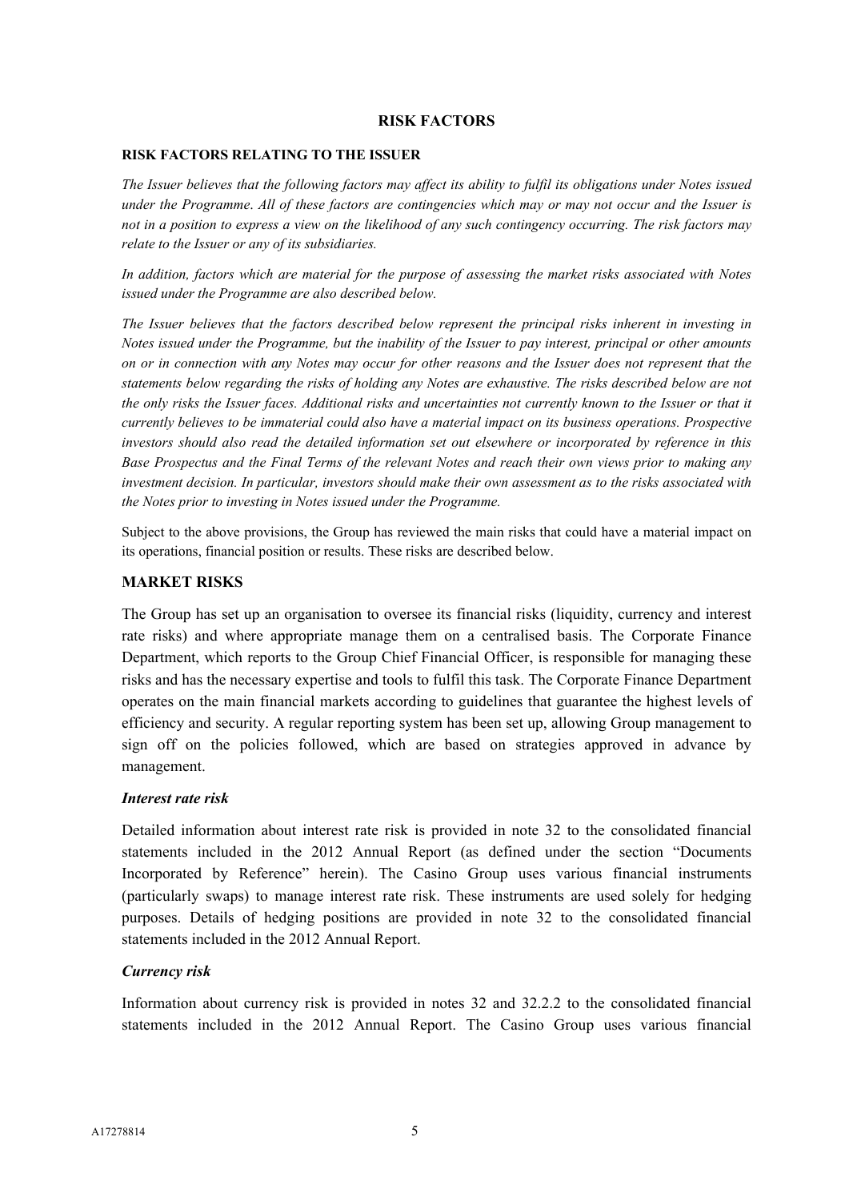# RISK FACTORS

## RISK FACTORS RELATING TO THE ISSUER

*The Issuer believes that the following factors may affect its ability to fulfil its obligations under Notes issued under the Programme. All of these factors are contingencies which may or may not occur and the Issuer is not in a position to express a view on the likelihood of any such contingency occurring. The risk factors may relate to the Issuer or any of its subsidiaries.*

*In addition, factors which are material for the purpose of assessing the market risks associated with Notes issued under the Programme are also described below.*

*The Issuer believes that the factors described below represent the principal risks inherent in investing in Notes issued under the Programme, but the inability of the Issuer to pay interest, principal or other amounts on or in connection with any Notes may occur for other reasons and the Issuer does not represent that the statements below regarding the risks of holding any Notes are exhaustive. The risks described below are not the only risks the Issuer faces. Additional risks and uncertainties not currently known to the Issuer or that it currently believes to be immaterial could also have a material impact on its business operations. Prospective investors should also read the detailed information set out elsewhere or incorporated by reference in this Base Prospectus and the Final Terms of the relevant Notes and reach their own views prior to making any investment decision. In particular, investors should make their own assessment as to the risks associated with the Notes prior to investing in Notes issued under the Programme.*

Subject to the above provisions, the Group has reviewed the main risks that could have a material impact on its operations, financial position or results. These risks are described below.

## MARKET RISKS

The Group has set up an organisation to oversee its financial risks (liquidity, currency and interest rate risks) and where appropriate manage them on a centralised basis. The Corporate Finance Department, which reports to the Group Chief Financial Officer, is responsible for managing these risks and has the necessary expertise and tools to fulfil this task. The Corporate Finance Department operates on the main financial markets according to guidelines that guarantee the highest levels of efficiency and security. A regular reporting system has been set up, allowing Group management to sign off on the policies followed, which are based on strategies approved in advance by management.

### *Interest rate risk*

Detailed information about interest rate risk is provided in note 32 to the consolidated financial statements included in the 2012 Annual Report (as defined under the section "Documents Incorporated by Reference" herein). The Casino Group uses various financial instruments (particularly swaps) to manage interest rate risk. These instruments are used solely for hedging purposes. Details of hedging positions are provided in note 32 to the consolidated financial statements included in the 2012 Annual Report.

### *Currency risk*

Information about currency risk is provided in notes 32 and 32.2.2 to the consolidated financial statements included in the 2012 Annual Report. The Casino Group uses various financial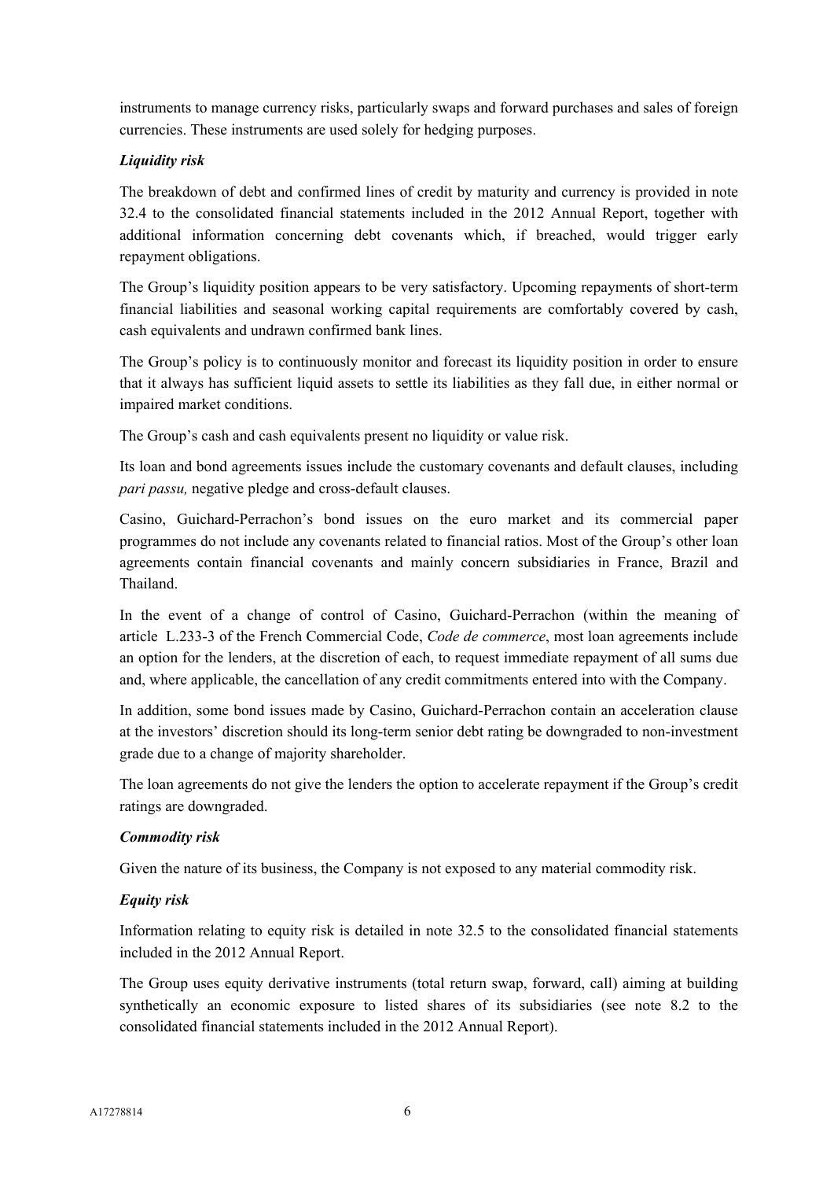instruments to manage currency risks, particularly swaps and forward purchases and sales of foreign currencies. These instruments are used solely for hedging purposes.

***Liquidity risk***

The breakdown of debt and confirmed lines of credit by maturity and currency is provided in note 32.4 to the consolidated financial statements included in the 2012 Annual Report, together with additional information concerning debt covenants which, if breached, would trigger early repayment obligations.

The Group's liquidity position appears to be very satisfactory. Upcoming repayments of short-term financial liabilities and seasonal working capital requirements are comfortably covered by cash, cash equivalents and undrawn confirmed bank lines.

The Group's policy is to continuously monitor and forecast its liquidity position in order to ensure that it always has sufficient liquid assets to settle its liabilities as they fall due, in either normal or impaired market conditions.

The Group's cash and cash equivalents present no liquidity or value risk.

Its loan and bond agreements issues include the customary covenants and default clauses, including *pari passu,* negative pledge and cross-default clauses.

Casino, Guichard-Perrachon's bond issues on the euro market and its commercial paper programmes do not include any covenants related to financial ratios. Most of the Group's other loan agreements contain financial covenants and mainly concern subsidiaries in France, Brazil and Thailand.

In the event of a change of control of Casino, Guichard-Perrachon (within the meaning of article L.233-3 of the French Commercial Code, *Code de commerce*, most loan agreements include an option for the lenders, at the discretion of each, to request immediate repayment of all sums due and, where applicable, the cancellation of any credit commitments entered into with the Company.

In addition, some bond issues made by Casino, Guichard-Perrachon contain an acceleration clause at the investors' discretion should its long-term senior debt rating be downgraded to non-investment grade due to a change of majority shareholder.

The loan agreements do not give the lenders the option to accelerate repayment if the Group's credit ratings are downgraded.

***Commodity risk***

Given the nature of its business, the Company is not exposed to any material commodity risk.

***Equity risk***

Information relating to equity risk is detailed in note 32.5 to the consolidated financial statements included in the 2012 Annual Report.

The Group uses equity derivative instruments (total return swap, forward, call) aiming at building synthetically an economic exposure to listed shares of its subsidiaries (see note 8.2 to the consolidated financial statements included in the 2012 Annual Report).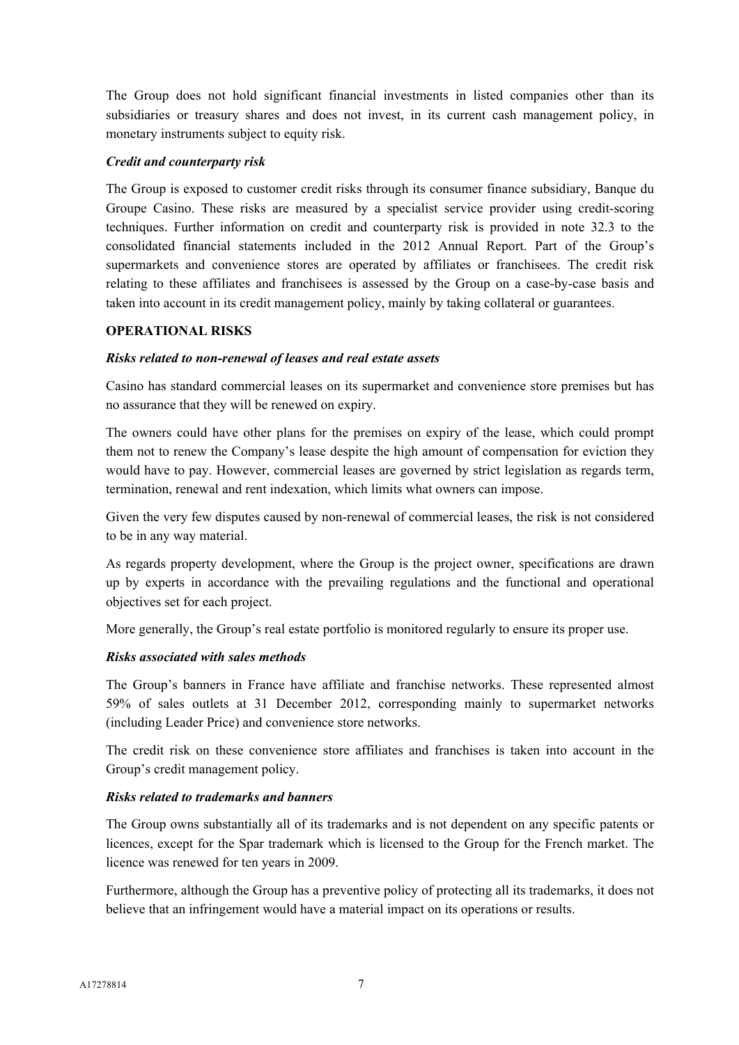The Group does not hold significant financial investments in listed companies other than its subsidiaries or treasury shares and does not invest, in its current cash management policy, in monetary instruments subject to equity risk.

***Credit and counterparty risk***

The Group is exposed to customer credit risks through its consumer finance subsidiary, Banque du Groupe Casino. These risks are measured by a specialist service provider using credit-scoring techniques. Further information on credit and counterparty risk is provided in note 32.3 to the consolidated financial statements included in the 2012 Annual Report. Part of the Group's supermarkets and convenience stores are operated by affiliates or franchisees. The credit risk relating to these affiliates and franchisees is assessed by the Group on a case-by-case basis and taken into account in its credit management policy, mainly by taking collateral or guarantees.

**OPERATIONAL RISKS**

***Risks related to non-renewal of leases and real estate assets***

Casino has standard commercial leases on its supermarket and convenience store premises but has no assurance that they will be renewed on expiry.

The owners could have other plans for the premises on expiry of the lease, which could prompt them not to renew the Company's lease despite the high amount of compensation for eviction they would have to pay. However, commercial leases are governed by strict legislation as regards term, termination, renewal and rent indexation, which limits what owners can impose.

Given the very few disputes caused by non-renewal of commercial leases, the risk is not considered to be in any way material.

As regards property development, where the Group is the project owner, specifications are drawn up by experts in accordance with the prevailing regulations and the functional and operational objectives set for each project.

More generally, the Group's real estate portfolio is monitored regularly to ensure its proper use.

***Risks associated with sales methods***

The Group's banners in France have affiliate and franchise networks. These represented almost 59% of sales outlets at 31 December 2012, corresponding mainly to supermarket networks (including Leader Price) and convenience store networks.

The credit risk on these convenience store affiliates and franchises is taken into account in the Group's credit management policy.

***Risks related to trademarks and banners***

The Group owns substantially all of its trademarks and is not dependent on any specific patents or licences, except for the Spar trademark which is licensed to the Group for the French market. The licence was renewed for ten years in 2009.

Furthermore, although the Group has a preventive policy of protecting all its trademarks, it does not believe that an infringement would have a material impact on its operations or results.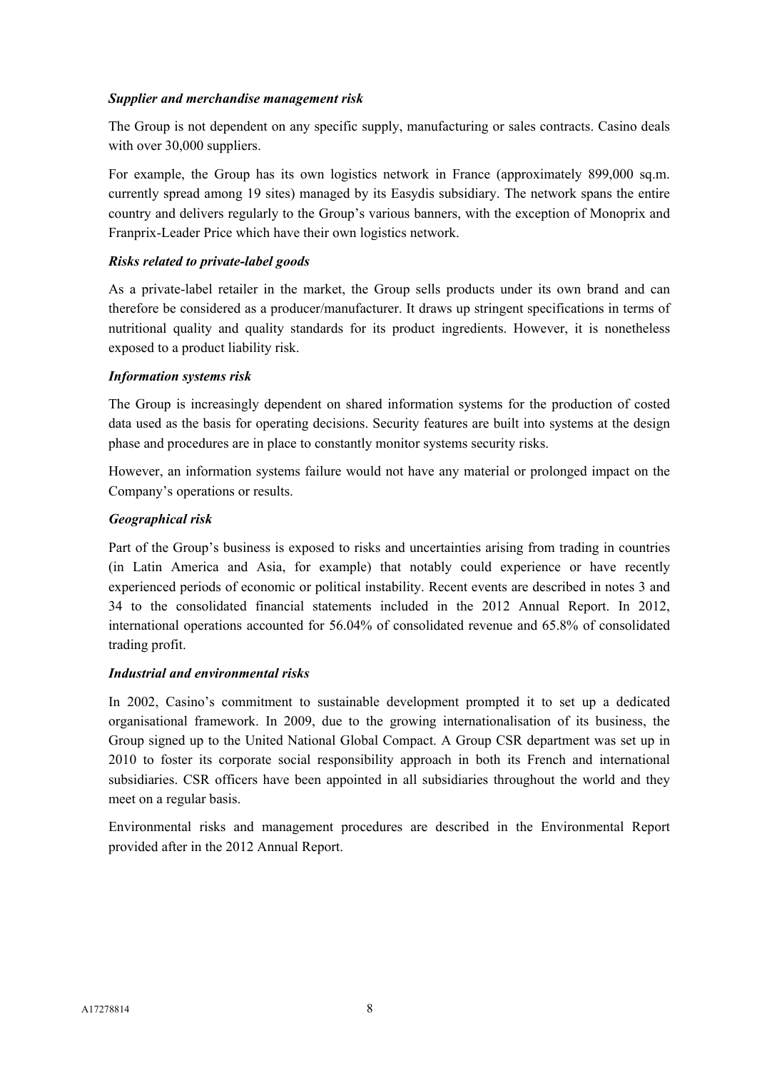***Supplier and merchandise management risk***

The Group is not dependent on any specific supply, manufacturing or sales contracts. Casino deals with over 30,000 suppliers.

For example, the Group has its own logistics network in France (approximately 899,000 sq.m. currently spread among 19 sites) managed by its Easydis subsidiary. The network spans the entire country and delivers regularly to the Group's various banners, with the exception of Monoprix and Franprix-Leader Price which have their own logistics network.

***Risks related to private-label goods***

As a private-label retailer in the market, the Group sells products under its own brand and can therefore be considered as a producer/manufacturer. It draws up stringent specifications in terms of nutritional quality and quality standards for its product ingredients. However, it is nonetheless exposed to a product liability risk.

***Information systems risk***

The Group is increasingly dependent on shared information systems for the production of costed data used as the basis for operating decisions. Security features are built into systems at the design phase and procedures are in place to constantly monitor systems security risks.

However, an information systems failure would not have any material or prolonged impact on the Company's operations or results.

***Geographical risk***

Part of the Group's business is exposed to risks and uncertainties arising from trading in countries (in Latin America and Asia, for example) that notably could experience or have recently experienced periods of economic or political instability. Recent events are described in notes 3 and 34 to the consolidated financial statements included in the 2012 Annual Report. In 2012, international operations accounted for 56.04% of consolidated revenue and 65.8% of consolidated trading profit.

***Industrial and environmental risks***

In 2002, Casino's commitment to sustainable development prompted it to set up a dedicated organisational framework. In 2009, due to the growing internationalisation of its business, the Group signed up to the United National Global Compact. A Group CSR department was set up in 2010 to foster its corporate social responsibility approach in both its French and international subsidiaries. CSR officers have been appointed in all subsidiaries throughout the world and they meet on a regular basis.

Environmental risks and management procedures are described in the Environmental Report provided after in the 2012 Annual Report.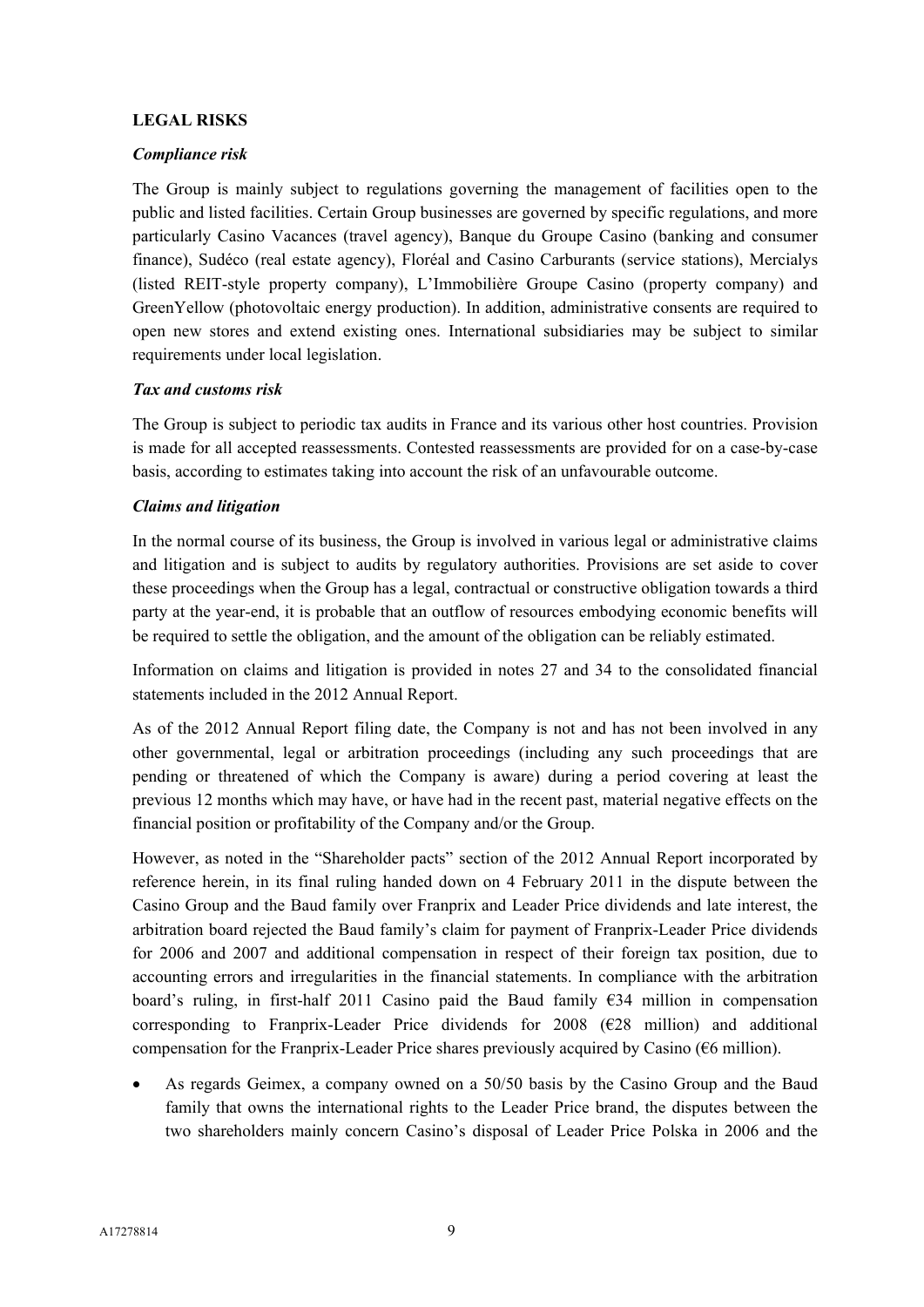## LEGAL RISKS

### *Compliance risk*

The Group is mainly subject to regulations governing the management of facilities open to the public and listed facilities. Certain Group businesses are governed by specific regulations, and more particularly Casino Vacances (travel agency), Banque du Groupe Casino (banking and consumer finance), Sudéco (real estate agency), Floréal and Casino Carburants (service stations), Mercialys (listed REIT-style property company), L'Immobilière Groupe Casino (property company) and GreenYellow (photovoltaic energy production). In addition, administrative consents are required to open new stores and extend existing ones. International subsidiaries may be subject to similar requirements under local legislation.

### *Tax and customs risk*

The Group is subject to periodic tax audits in France and its various other host countries. Provision is made for all accepted reassessments. Contested reassessments are provided for on a case-by-case basis, according to estimates taking into account the risk of an unfavourable outcome.

### *Claims and litigation*

In the normal course of its business, the Group is involved in various legal or administrative claims and litigation and is subject to audits by regulatory authorities. Provisions are set aside to cover these proceedings when the Group has a legal, contractual or constructive obligation towards a third party at the year-end, it is probable that an outflow of resources embodying economic benefits will be required to settle the obligation, and the amount of the obligation can be reliably estimated.

Information on claims and litigation is provided in notes 27 and 34 to the consolidated financial statements included in the 2012 Annual Report.

As of the 2012 Annual Report filing date, the Company is not and has not been involved in any other governmental, legal or arbitration proceedings (including any such proceedings that are pending or threatened of which the Company is aware) during a period covering at least the previous 12 months which may have, or have had in the recent past, material negative effects on the financial position or profitability of the Company and/or the Group.

However, as noted in the "Shareholder pacts" section of the 2012 Annual Report incorporated by reference herein, in its final ruling handed down on 4 February 2011 in the dispute between the Casino Group and the Baud family over Franprix and Leader Price dividends and late interest, the arbitration board rejected the Baud family's claim for payment of Franprix-Leader Price dividends for 2006 and 2007 and additional compensation in respect of their foreign tax position, due to accounting errors and irregularities in the financial statements. In compliance with the arbitration board's ruling, in first-half 2011 Casino paid the Baud family €34 million in compensation corresponding to Franprix-Leader Price dividends for 2008 (€28 million) and additional compensation for the Franprix-Leader Price shares previously acquired by Casino (€6 million).

- As regards Geimex, a company owned on a 50/50 basis by the Casino Group and the Baud family that owns the international rights to the Leader Price brand, the disputes between the two shareholders mainly concern Casino's disposal of Leader Price Polska in 2006 and the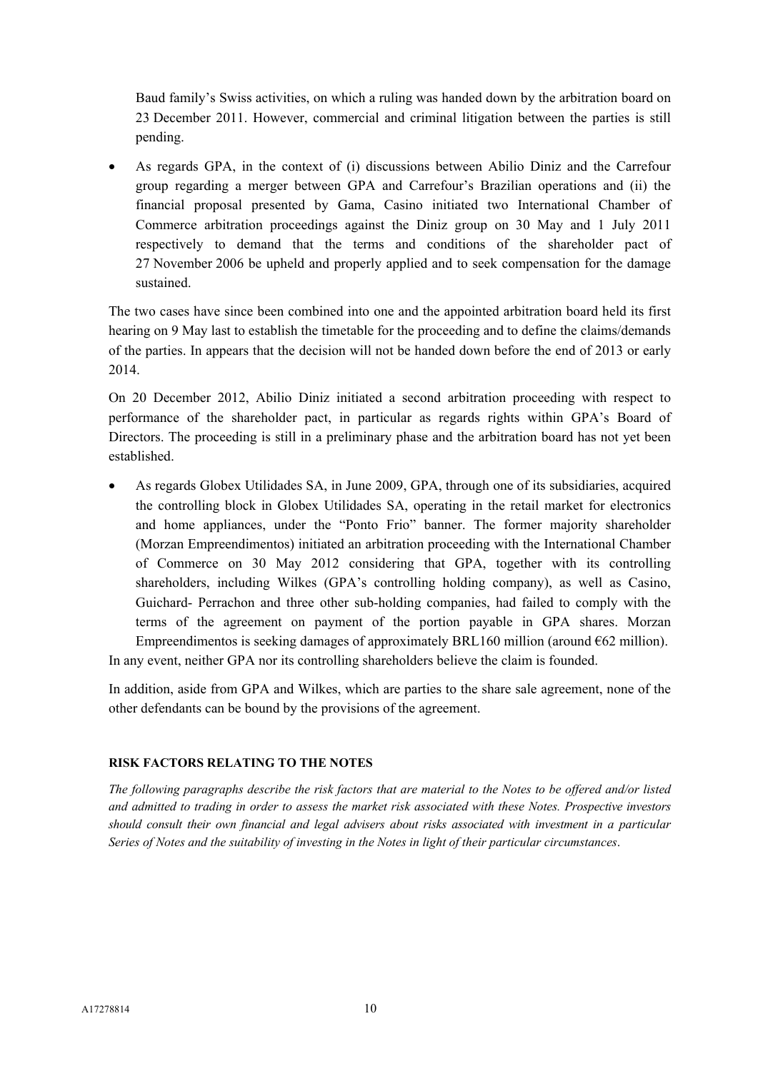Baud family's Swiss activities, on which a ruling was handed down by the arbitration board on 23 December 2011. However, commercial and criminal litigation between the parties is still pending.

- As regards GPA, in the context of (i) discussions between Abilio Diniz and the Carrefour group regarding a merger between GPA and Carrefour's Brazilian operations and (ii) the financial proposal presented by Gama, Casino initiated two International Chamber of Commerce arbitration proceedings against the Diniz group on 30 May and 1 July 2011 respectively to demand that the terms and conditions of the shareholder pact of 27 November 2006 be upheld and properly applied and to seek compensation for the damage sustained.

The two cases have since been combined into one and the appointed arbitration board held its first hearing on 9 May last to establish the timetable for the proceeding and to define the claims/demands of the parties. In appears that the decision will not be handed down before the end of 2013 or early 2014.

On 20 December 2012, Abilio Diniz initiated a second arbitration proceeding with respect to performance of the shareholder pact, in particular as regards rights within GPA's Board of Directors. The proceeding is still in a preliminary phase and the arbitration board has not yet been established.

- As regards Globex Utilidades SA, in June 2009, GPA, through one of its subsidiaries, acquired the controlling block in Globex Utilidades SA, operating in the retail market for electronics and home appliances, under the "Ponto Frio" banner. The former majority shareholder (Morzan Empreendimentos) initiated an arbitration proceeding with the International Chamber of Commerce on 30 May 2012 considering that GPA, together with its controlling shareholders, including Wilkes (GPA's controlling holding company), as well as Casino, Guichard- Perrachon and three other sub-holding companies, had failed to comply with the terms of the agreement on payment of the portion payable in GPA shares. Morzan Empreendimentos is seeking damages of approximately BRL160 million (around €62 million).

In any event, neither GPA nor its controlling shareholders believe the claim is founded.

In addition, aside from GPA and Wilkes, which are parties to the share sale agreement, none of the other defendants can be bound by the provisions of the agreement.

## RISK FACTORS RELATING TO THE NOTES

*The following paragraphs describe the risk factors that are material to the Notes to be offered and/or listed and admitted to trading in order to assess the market risk associated with these Notes. Prospective investors should consult their own financial and legal advisers about risks associated with investment in a particular Series of Notes and the suitability of investing in the Notes in light of their particular circumstances.*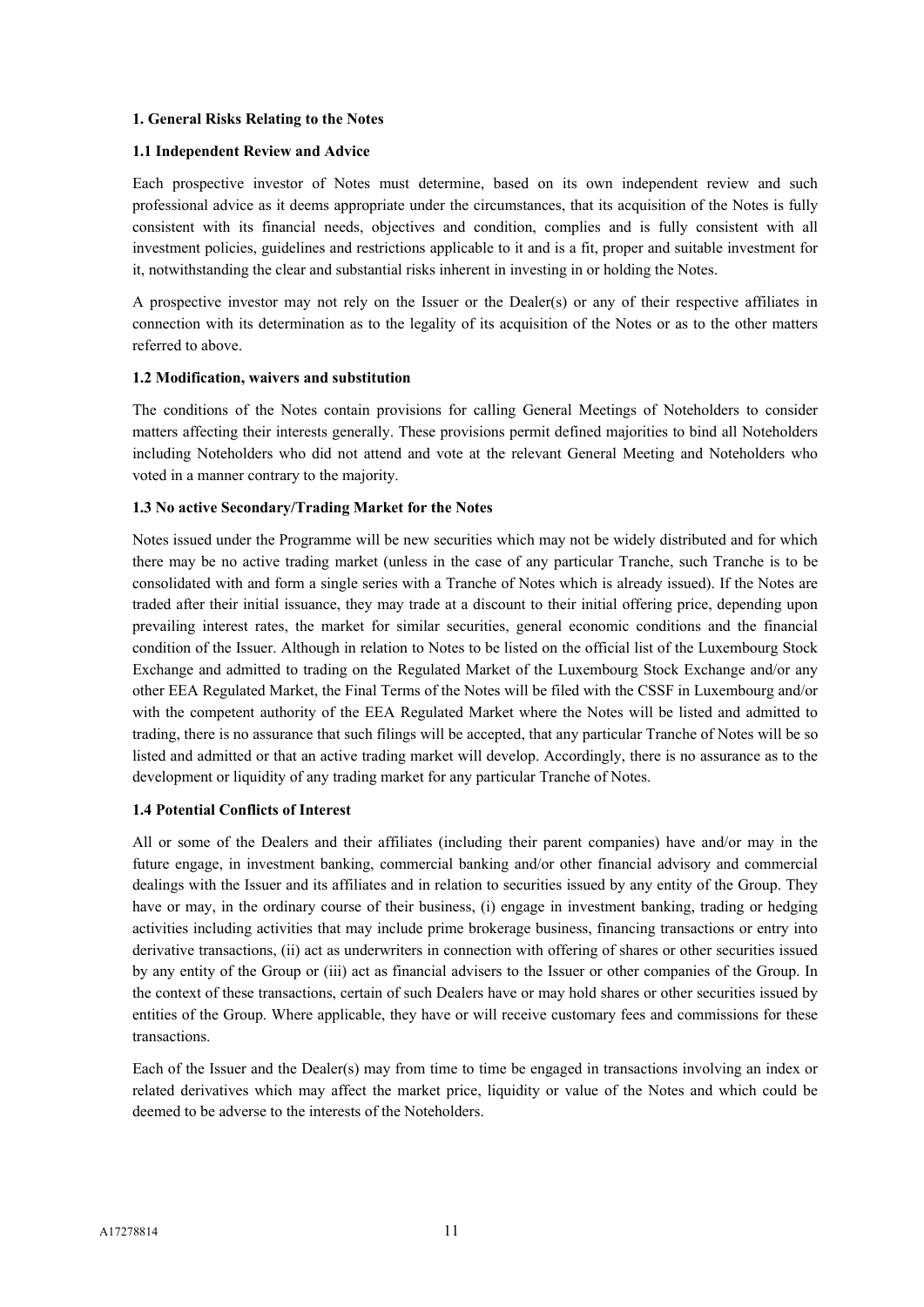## 1. General Risks Relating to the Notes

### 1.1 Independent Review and Advice

Each prospective investor of Notes must determine, based on its own independent review and such professional advice as it deems appropriate under the circumstances, that its acquisition of the Notes is fully consistent with its financial needs, objectives and condition, complies and is fully consistent with all investment policies, guidelines and restrictions applicable to it and is a fit, proper and suitable investment for it, notwithstanding the clear and substantial risks inherent in investing in or holding the Notes.

A prospective investor may not rely on the Issuer or the Dealer(s) or any of their respective affiliates in connection with its determination as to the legality of its acquisition of the Notes or as to the other matters referred to above.

### 1.2 Modification, waivers and substitution

The conditions of the Notes contain provisions for calling General Meetings of Noteholders to consider matters affecting their interests generally. These provisions permit defined majorities to bind all Noteholders including Noteholders who did not attend and vote at the relevant General Meeting and Noteholders who voted in a manner contrary to the majority.

### 1.3 No active Secondary/Trading Market for the Notes

Notes issued under the Programme will be new securities which may not be widely distributed and for which there may be no active trading market (unless in the case of any particular Tranche, such Tranche is to be consolidated with and form a single series with a Tranche of Notes which is already issued). If the Notes are traded after their initial issuance, they may trade at a discount to their initial offering price, depending upon prevailing interest rates, the market for similar securities, general economic conditions and the financial condition of the Issuer. Although in relation to Notes to be listed on the official list of the Luxembourg Stock Exchange and admitted to trading on the Regulated Market of the Luxembourg Stock Exchange and/or any other EEA Regulated Market, the Final Terms of the Notes will be filed with the CSSF in Luxembourg and/or with the competent authority of the EEA Regulated Market where the Notes will be listed and admitted to trading, there is no assurance that such filings will be accepted, that any particular Tranche of Notes will be so listed and admitted or that an active trading market will develop. Accordingly, there is no assurance as to the development or liquidity of any trading market for any particular Tranche of Notes.

### 1.4 Potential Conflicts of Interest

All or some of the Dealers and their affiliates (including their parent companies) have and/or may in the future engage, in investment banking, commercial banking and/or other financial advisory and commercial dealings with the Issuer and its affiliates and in relation to securities issued by any entity of the Group. They have or may, in the ordinary course of their business, (i) engage in investment banking, trading or hedging activities including activities that may include prime brokerage business, financing transactions or entry into derivative transactions, (ii) act as underwriters in connection with offering of shares or other securities issued by any entity of the Group or (iii) act as financial advisers to the Issuer or other companies of the Group. In the context of these transactions, certain of such Dealers have or may hold shares or other securities issued by entities of the Group. Where applicable, they have or will receive customary fees and commissions for these transactions.

Each of the Issuer and the Dealer(s) may from time to time be engaged in transactions involving an index or related derivatives which may affect the market price, liquidity or value of the Notes and which could be deemed to be adverse to the interests of the Noteholders.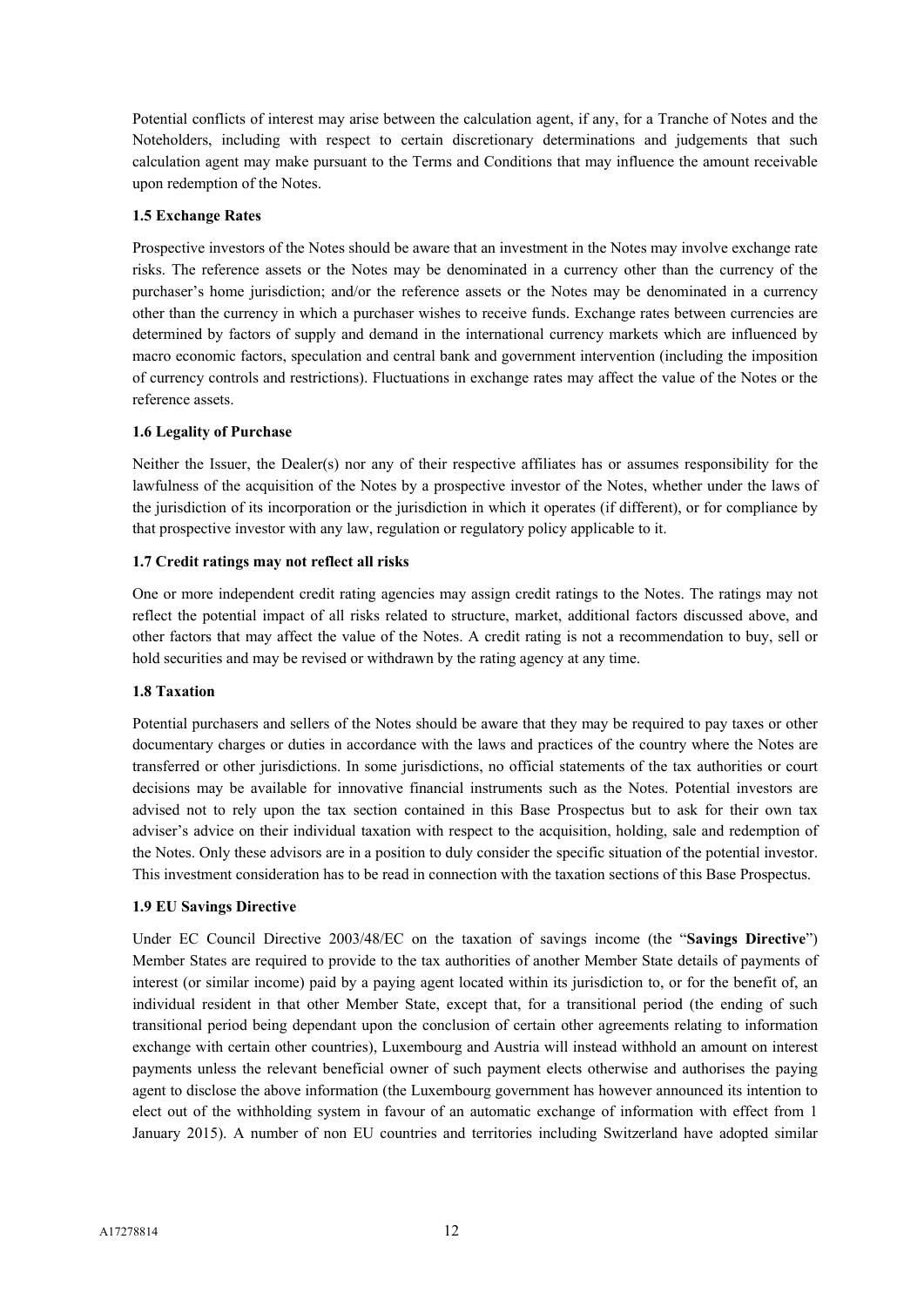Potential conflicts of interest may arise between the calculation agent, if any, for a Tranche of Notes and the Noteholders, including with respect to certain discretionary determinations and judgements that such calculation agent may make pursuant to the Terms and Conditions that may influence the amount receivable upon redemption of the Notes.

### 1.5 Exchange Rates

Prospective investors of the Notes should be aware that an investment in the Notes may involve exchange rate risks. The reference assets or the Notes may be denominated in a currency other than the currency of the purchaser's home jurisdiction; and/or the reference assets or the Notes may be denominated in a currency other than the currency in which a purchaser wishes to receive funds. Exchange rates between currencies are determined by factors of supply and demand in the international currency markets which are influenced by macro economic factors, speculation and central bank and government intervention (including the imposition of currency controls and restrictions). Fluctuations in exchange rates may affect the value of the Notes or the reference assets.

### 1.6 Legality of Purchase

Neither the Issuer, the Dealer(s) nor any of their respective affiliates has or assumes responsibility for the lawfulness of the acquisition of the Notes by a prospective investor of the Notes, whether under the laws of the jurisdiction of its incorporation or the jurisdiction in which it operates (if different), or for compliance by that prospective investor with any law, regulation or regulatory policy applicable to it.

### 1.7 Credit ratings may not reflect all risks

One or more independent credit rating agencies may assign credit ratings to the Notes. The ratings may not reflect the potential impact of all risks related to structure, market, additional factors discussed above, and other factors that may affect the value of the Notes. A credit rating is not a recommendation to buy, sell or hold securities and may be revised or withdrawn by the rating agency at any time.

### 1.8 Taxation

Potential purchasers and sellers of the Notes should be aware that they may be required to pay taxes or other documentary charges or duties in accordance with the laws and practices of the country where the Notes are transferred or other jurisdictions. In some jurisdictions, no official statements of the tax authorities or court decisions may be available for innovative financial instruments such as the Notes. Potential investors are advised not to rely upon the tax section contained in this Base Prospectus but to ask for their own tax adviser's advice on their individual taxation with respect to the acquisition, holding, sale and redemption of the Notes. Only these advisors are in a position to duly consider the specific situation of the potential investor. This investment consideration has to be read in connection with the taxation sections of this Base Prospectus.

### 1.9 EU Savings Directive

Under EC Council Directive 2003/48/EC on the taxation of savings income (the "**Savings Directive**") Member States are required to provide to the tax authorities of another Member State details of payments of interest (or similar income) paid by a paying agent located within its jurisdiction to, or for the benefit of, an individual resident in that other Member State, except that, for a transitional period (the ending of such transitional period being dependant upon the conclusion of certain other agreements relating to information exchange with certain other countries), Luxembourg and Austria will instead withhold an amount on interest payments unless the relevant beneficial owner of such payment elects otherwise and authorises the paying agent to disclose the above information (the Luxembourg government has however announced its intention to elect out of the withholding system in favour of an automatic exchange of information with effect from 1 January 2015). A number of non EU countries and territories including Switzerland have adopted similar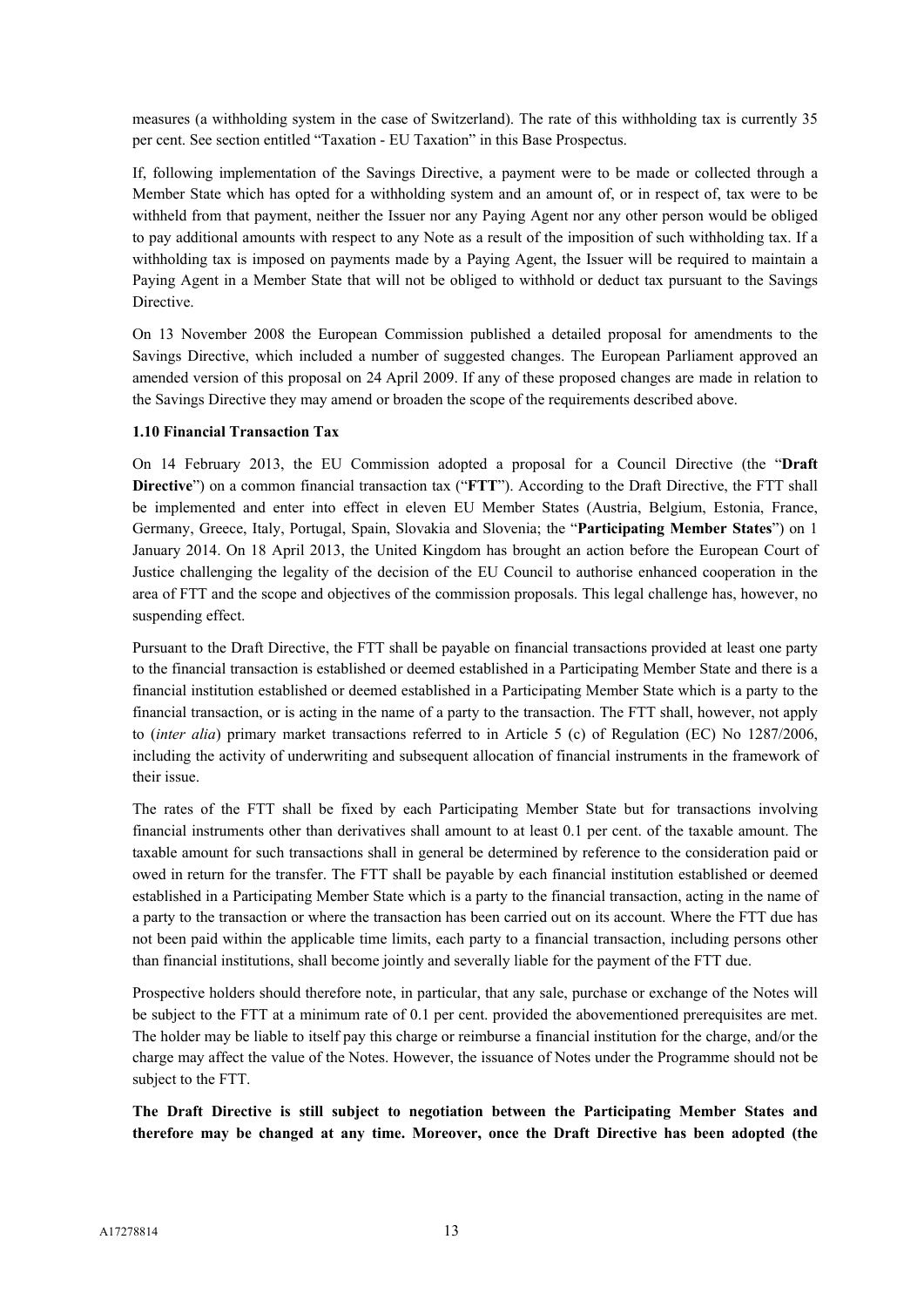measures (a withholding system in the case of Switzerland). The rate of this withholding tax is currently 35 per cent. See section entitled "Taxation - EU Taxation" in this Base Prospectus.

If, following implementation of the Savings Directive, a payment were to be made or collected through a Member State which has opted for a withholding system and an amount of, or in respect of, tax were to be withheld from that payment, neither the Issuer nor any Paying Agent nor any other person would be obliged to pay additional amounts with respect to any Note as a result of the imposition of such withholding tax. If a withholding tax is imposed on payments made by a Paying Agent, the Issuer will be required to maintain a Paying Agent in a Member State that will not be obliged to withhold or deduct tax pursuant to the Savings Directive.

On 13 November 2008 the European Commission published a detailed proposal for amendments to the Savings Directive, which included a number of suggested changes. The European Parliament approved an amended version of this proposal on 24 April 2009. If any of these proposed changes are made in relation to the Savings Directive they may amend or broaden the scope of the requirements described above.

**1.10 Financial Transaction Tax**

On 14 February 2013, the EU Commission adopted a proposal for a Council Directive (the "**Draft Directive**") on a common financial transaction tax ("**FTT**"). According to the Draft Directive, the FTT shall be implemented and enter into effect in eleven EU Member States (Austria, Belgium, Estonia, France, Germany, Greece, Italy, Portugal, Spain, Slovakia and Slovenia; the "**Participating Member States**") on 1 January 2014. On 18 April 2013, the United Kingdom has brought an action before the European Court of Justice challenging the legality of the decision of the EU Council to authorise enhanced cooperation in the area of FTT and the scope and objectives of the commission proposals. This legal challenge has, however, no suspending effect.

Pursuant to the Draft Directive, the FTT shall be payable on financial transactions provided at least one party to the financial transaction is established or deemed established in a Participating Member State and there is a financial institution established or deemed established in a Participating Member State which is a party to the financial transaction, or is acting in the name of a party to the transaction. The FTT shall, however, not apply to (*inter alia*) primary market transactions referred to in Article 5 (c) of Regulation (EC) No 1287/2006, including the activity of underwriting and subsequent allocation of financial instruments in the framework of their issue.

The rates of the FTT shall be fixed by each Participating Member State but for transactions involving financial instruments other than derivatives shall amount to at least 0.1 per cent. of the taxable amount. The taxable amount for such transactions shall in general be determined by reference to the consideration paid or owed in return for the transfer. The FTT shall be payable by each financial institution established or deemed established in a Participating Member State which is a party to the financial transaction, acting in the name of a party to the transaction or where the transaction has been carried out on its account. Where the FTT due has not been paid within the applicable time limits, each party to a financial transaction, including persons other than financial institutions, shall become jointly and severally liable for the payment of the FTT due.

Prospective holders should therefore note, in particular, that any sale, purchase or exchange of the Notes will be subject to the FTT at a minimum rate of 0.1 per cent. provided the abovementioned prerequisites are met. The holder may be liable to itself pay this charge or reimburse a financial institution for the charge, and/or the charge may affect the value of the Notes. However, the issuance of Notes under the Programme should not be subject to the FTT.

**The Draft Directive is still subject to negotiation between the Participating Member States and therefore may be changed at any time. Moreover, once the Draft Directive has been adopted (the**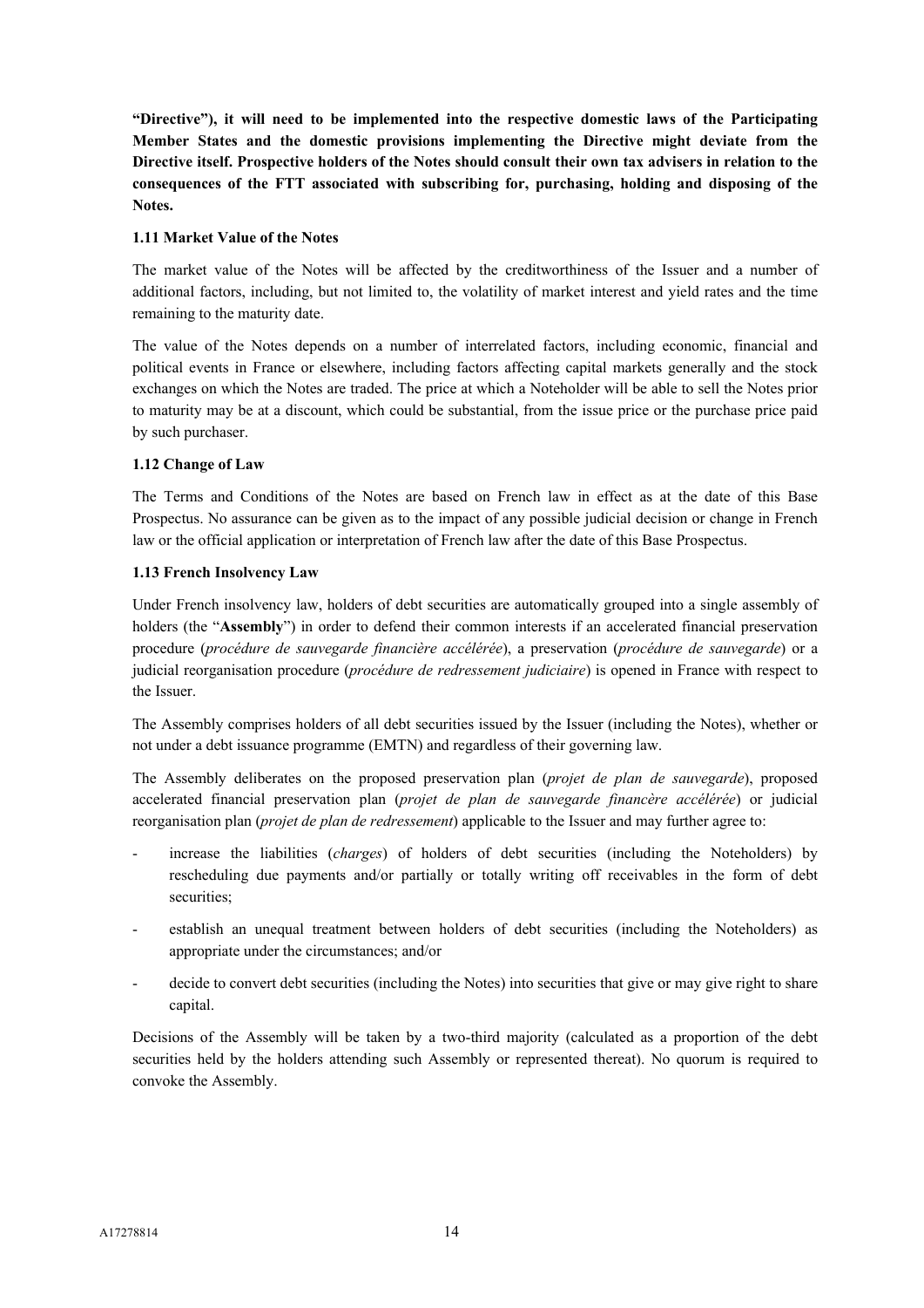**"Directive"), it will need to be implemented into the respective domestic laws of the Participating Member States and the domestic provisions implementing the Directive might deviate from the Directive itself. Prospective holders of the Notes should consult their own tax advisers in relation to the consequences of the FTT associated with subscribing for, purchasing, holding and disposing of the Notes.**

**1.11 Market Value of the Notes**

The market value of the Notes will be affected by the creditworthiness of the Issuer and a number of additional factors, including, but not limited to, the volatility of market interest and yield rates and the time remaining to the maturity date.

The value of the Notes depends on a number of interrelated factors, including economic, financial and political events in France or elsewhere, including factors affecting capital markets generally and the stock exchanges on which the Notes are traded. The price at which a Noteholder will be able to sell the Notes prior to maturity may be at a discount, which could be substantial, from the issue price or the purchase price paid by such purchaser.

**1.12 Change of Law**

The Terms and Conditions of the Notes are based on French law in effect as at the date of this Base Prospectus. No assurance can be given as to the impact of any possible judicial decision or change in French law or the official application or interpretation of French law after the date of this Base Prospectus.

**1.13 French Insolvency Law**

Under French insolvency law, holders of debt securities are automatically grouped into a single assembly of holders (the "**Assembly**") in order to defend their common interests if an accelerated financial preservation procedure (*procédure de sauvegarde financière accélérée*), a preservation (*procédure de sauvegarde*) or a judicial reorganisation procedure (*procédure de redressement judiciaire*) is opened in France with respect to the Issuer.

The Assembly comprises holders of all debt securities issued by the Issuer (including the Notes), whether or not under a debt issuance programme (EMTN) and regardless of their governing law.

The Assembly deliberates on the proposed preservation plan (*projet de plan de sauvegarde*), proposed accelerated financial preservation plan (*projet de plan de sauvegarde financère accélérée*) or judicial reorganisation plan (*projet de plan de redressement*) applicable to the Issuer and may further agree to:

- increase the liabilities (*charges*) of holders of debt securities (including the Noteholders) by rescheduling due payments and/or partially or totally writing off receivables in the form of debt securities;
- establish an unequal treatment between holders of debt securities (including the Noteholders) as appropriate under the circumstances; and/or
- decide to convert debt securities (including the Notes) into securities that give or may give right to share capital.

Decisions of the Assembly will be taken by a two-third majority (calculated as a proportion of the debt securities held by the holders attending such Assembly or represented thereat). No quorum is required to convoke the Assembly.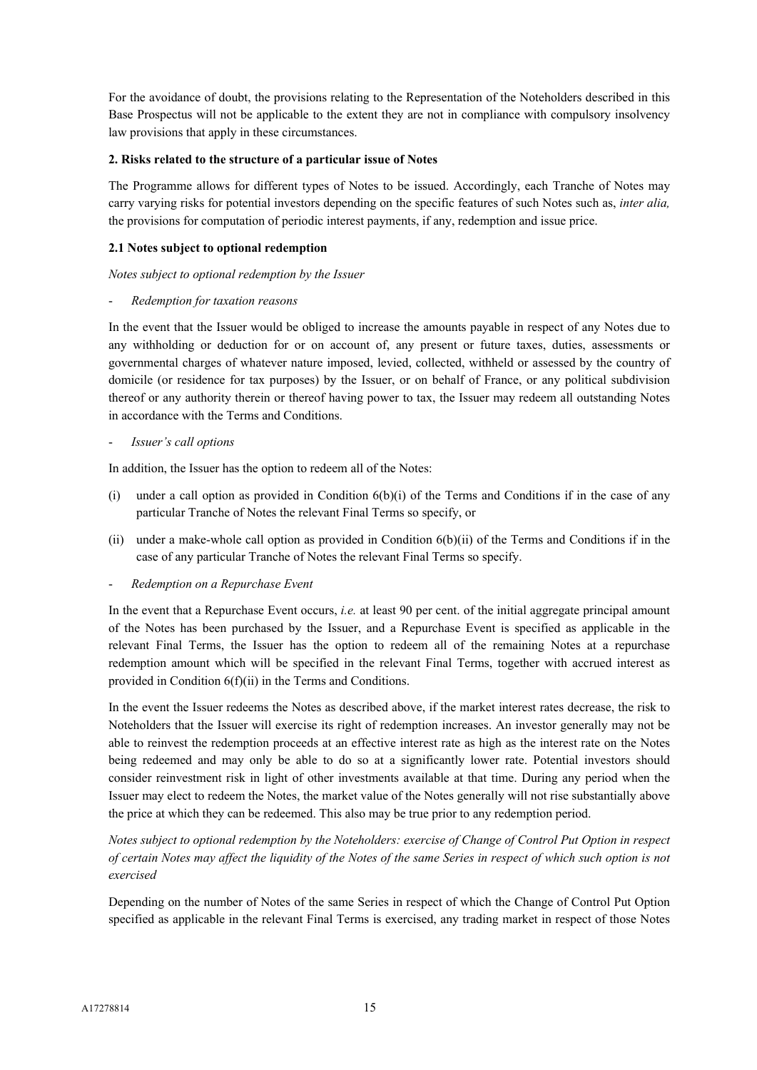For the avoidance of doubt, the provisions relating to the Representation of the Noteholders described in this Base Prospectus will not be applicable to the extent they are not in compliance with compulsory insolvency law provisions that apply in these circumstances.

**2. Risks related to the structure of a particular issue of Notes**

The Programme allows for different types of Notes to be issued. Accordingly, each Tranche of Notes may carry varying risks for potential investors depending on the specific features of such Notes such as, *inter alia,* the provisions for computation of periodic interest payments, if any, redemption and issue price.

**2.1 Notes subject to optional redemption**

*Notes subject to optional redemption by the Issuer*

- *Redemption for taxation reasons*

In the event that the Issuer would be obliged to increase the amounts payable in respect of any Notes due to any withholding or deduction for or on account of, any present or future taxes, duties, assessments or governmental charges of whatever nature imposed, levied, collected, withheld or assessed by the country of domicile (or residence for tax purposes) by the Issuer, or on behalf of France, or any political subdivision thereof or any authority therein or thereof having power to tax, the Issuer may redeem all outstanding Notes in accordance with the Terms and Conditions.

- *Issuer's call options*

In addition, the Issuer has the option to redeem all of the Notes:

(i) under a call option as provided in Condition 6(b)(i) of the Terms and Conditions if in the case of any particular Tranche of Notes the relevant Final Terms so specify, or

(ii) under a make-whole call option as provided in Condition 6(b)(ii) of the Terms and Conditions if in the case of any particular Tranche of Notes the relevant Final Terms so specify.

- *Redemption on a Repurchase Event*

In the event that a Repurchase Event occurs, *i.e.* at least 90 per cent. of the initial aggregate principal amount of the Notes has been purchased by the Issuer, and a Repurchase Event is specified as applicable in the relevant Final Terms, the Issuer has the option to redeem all of the remaining Notes at a repurchase redemption amount which will be specified in the relevant Final Terms, together with accrued interest as provided in Condition 6(f)(ii) in the Terms and Conditions.

In the event the Issuer redeems the Notes as described above, if the market interest rates decrease, the risk to Noteholders that the Issuer will exercise its right of redemption increases. An investor generally may not be able to reinvest the redemption proceeds at an effective interest rate as high as the interest rate on the Notes being redeemed and may only be able to do so at a significantly lower rate. Potential investors should consider reinvestment risk in light of other investments available at that time. During any period when the Issuer may elect to redeem the Notes, the market value of the Notes generally will not rise substantially above the price at which they can be redeemed. This also may be true prior to any redemption period.

*Notes subject to optional redemption by the Noteholders: exercise of Change of Control Put Option in respect of certain Notes may affect the liquidity of the Notes of the same Series in respect of which such option is not exercised*

Depending on the number of Notes of the same Series in respect of which the Change of Control Put Option specified as applicable in the relevant Final Terms is exercised, any trading market in respect of those Notes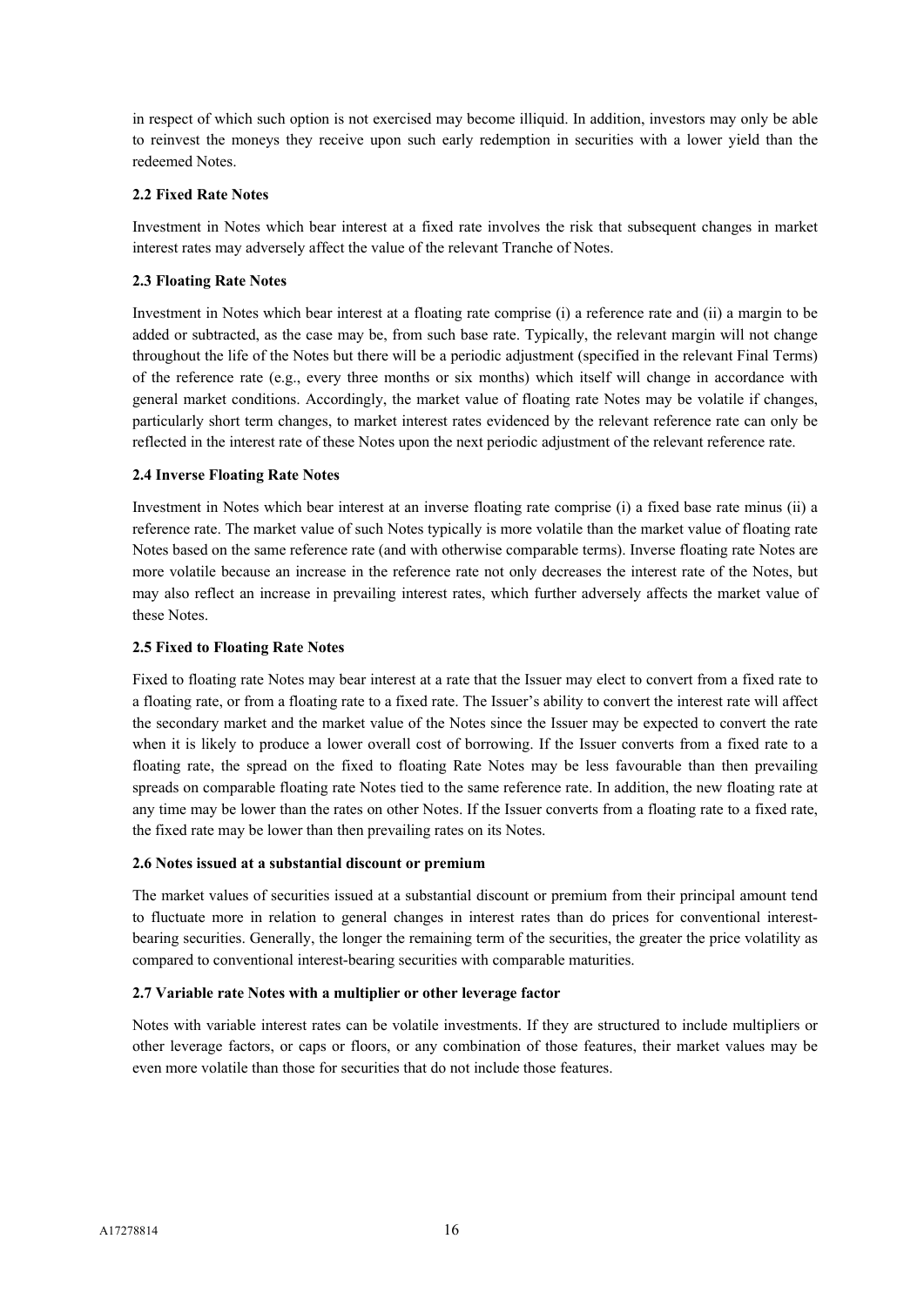in respect of which such option is not exercised may become illiquid. In addition, investors may only be able to reinvest the moneys they receive upon such early redemption in securities with a lower yield than the redeemed Notes.

**2.2 Fixed Rate Notes**

Investment in Notes which bear interest at a fixed rate involves the risk that subsequent changes in market interest rates may adversely affect the value of the relevant Tranche of Notes.

**2.3 Floating Rate Notes**

Investment in Notes which bear interest at a floating rate comprise (i) a reference rate and (ii) a margin to be added or subtracted, as the case may be, from such base rate. Typically, the relevant margin will not change throughout the life of the Notes but there will be a periodic adjustment (specified in the relevant Final Terms) of the reference rate (e.g., every three months or six months) which itself will change in accordance with general market conditions. Accordingly, the market value of floating rate Notes may be volatile if changes, particularly short term changes, to market interest rates evidenced by the relevant reference rate can only be reflected in the interest rate of these Notes upon the next periodic adjustment of the relevant reference rate.

**2.4 Inverse Floating Rate Notes**

Investment in Notes which bear interest at an inverse floating rate comprise (i) a fixed base rate minus (ii) a reference rate. The market value of such Notes typically is more volatile than the market value of floating rate Notes based on the same reference rate (and with otherwise comparable terms). Inverse floating rate Notes are more volatile because an increase in the reference rate not only decreases the interest rate of the Notes, but may also reflect an increase in prevailing interest rates, which further adversely affects the market value of these Notes.

**2.5 Fixed to Floating Rate Notes**

Fixed to floating rate Notes may bear interest at a rate that the Issuer may elect to convert from a fixed rate to a floating rate, or from a floating rate to a fixed rate. The Issuer's ability to convert the interest rate will affect the secondary market and the market value of the Notes since the Issuer may be expected to convert the rate when it is likely to produce a lower overall cost of borrowing. If the Issuer converts from a fixed rate to a floating rate, the spread on the fixed to floating Rate Notes may be less favourable than then prevailing spreads on comparable floating rate Notes tied to the same reference rate. In addition, the new floating rate at any time may be lower than the rates on other Notes. If the Issuer converts from a floating rate to a fixed rate, the fixed rate may be lower than then prevailing rates on its Notes.

**2.6 Notes issued at a substantial discount or premium**

The market values of securities issued at a substantial discount or premium from their principal amount tend to fluctuate more in relation to general changes in interest rates than do prices for conventional interest-bearing securities. Generally, the longer the remaining term of the securities, the greater the price volatility as compared to conventional interest-bearing securities with comparable maturities.

**2.7 Variable rate Notes with a multiplier or other leverage factor**

Notes with variable interest rates can be volatile investments. If they are structured to include multipliers or other leverage factors, or caps or floors, or any combination of those features, their market values may be even more volatile than those for securities that do not include those features.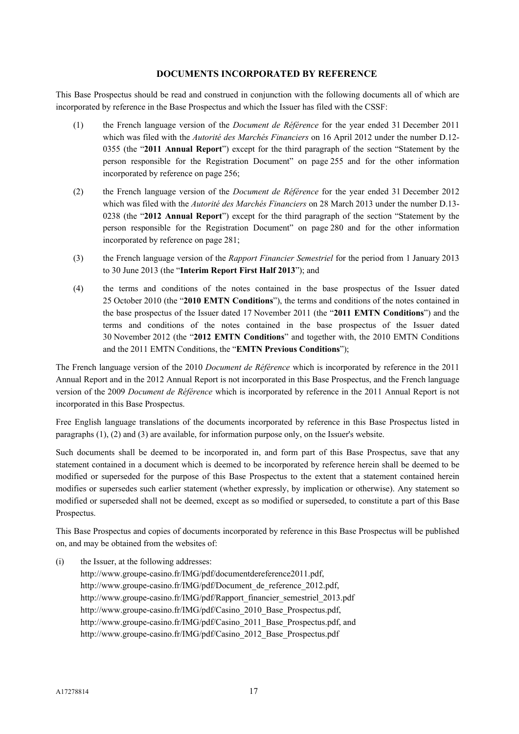## DOCUMENTS INCORPORATED BY REFERENCE

This Base Prospectus should be read and construed in conjunction with the following documents all of which are incorporated by reference in the Base Prospectus and which the Issuer has filed with the CSSF:

(1) the French language version of the *Document de Référence* for the year ended 31 December 2011 which was filed with the *Autorité des Marchés Financiers* on 16 April 2012 under the number D.12-0355 (the "**2011 Annual Report**") except for the third paragraph of the section "Statement by the person responsible for the Registration Document" on page 255 and for the other information incorporated by reference on page 256;

(2) the French language version of the *Document de Référence* for the year ended 31 December 2012 which was filed with the *Autorité des Marchés Financiers* on 28 March 2013 under the number D.13-0238 (the "**2012 Annual Report**") except for the third paragraph of the section "Statement by the person responsible for the Registration Document" on page 280 and for the other information incorporated by reference on page 281;

(3) the French language version of the *Rapport Financier Semestriel* for the period from 1 January 2013 to 30 June 2013 (the "**Interim Report First Half 2013**"); and

(4) the terms and conditions of the notes contained in the base prospectus of the Issuer dated 25 October 2010 (the "**2010 EMTN Conditions**"), the terms and conditions of the notes contained in the base prospectus of the Issuer dated 17 November 2011 (the "**2011 EMTN Conditions**") and the terms and conditions of the notes contained in the base prospectus of the Issuer dated 30 November 2012 (the "**2012 EMTN Conditions**" and together with, the 2010 EMTN Conditions and the 2011 EMTN Conditions, the "**EMTN Previous Conditions**");

The French language version of the 2010 *Document de Référence* which is incorporated by reference in the 2011 Annual Report and in the 2012 Annual Report is not incorporated in this Base Prospectus, and the French language version of the 2009 *Document de Référence* which is incorporated by reference in the 2011 Annual Report is not incorporated in this Base Prospectus.

Free English language translations of the documents incorporated by reference in this Base Prospectus listed in paragraphs (1), (2) and (3) are available, for information purpose only, on the Issuer's website.

Such documents shall be deemed to be incorporated in, and form part of this Base Prospectus, save that any statement contained in a document which is deemed to be incorporated by reference herein shall be deemed to be modified or superseded for the purpose of this Base Prospectus to the extent that a statement contained herein modifies or supersedes such earlier statement (whether expressly, by implication or otherwise). Any statement so modified or superseded shall not be deemed, except as so modified or superseded, to constitute a part of this Base Prospectus.

This Base Prospectus and copies of documents incorporated by reference in this Base Prospectus will be published on, and may be obtained from the websites of:

(i) the Issuer, at the following addresses:
http://www.groupe-casino.fr/IMG/pdf/documentdereference2011.pdf,
http://www.groupe-casino.fr/IMG/pdf/Document_de_reference_2012.pdf,
http://www.groupe-casino.fr/IMG/pdf/Rapport_financier_semestriel_2013.pdf
http://www.groupe-casino.fr/IMG/pdf/Casino_2010_Base_Prospectus.pdf,
http://www.groupe-casino.fr/IMG/pdf/Casino_2011_Base_Prospectus.pdf, and
http://www.groupe-casino.fr/IMG/pdf/Casino_2012_Base_Prospectus.pdf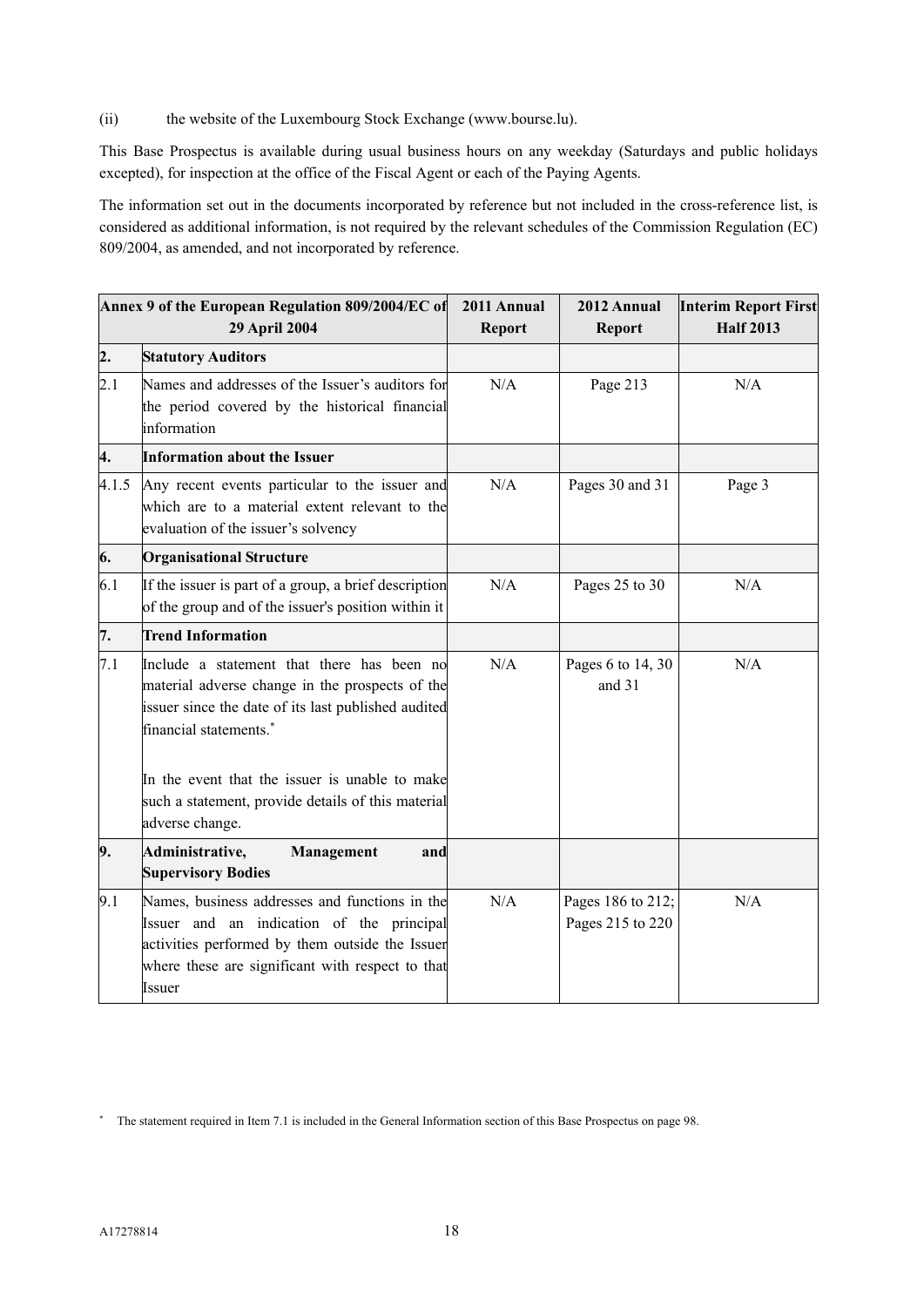(ii) the website of the Luxembourg Stock Exchange (www.bourse.lu).

This Base Prospectus is available during usual business hours on any weekday (Saturdays and public holidays excepted), for inspection at the office of the Fiscal Agent or each of the Paying Agents.

The information set out in the documents incorporated by reference but not included in the cross-reference list, is considered as additional information, is not required by the relevant schedules of the Commission Regulation (EC) 809/2004, as amended, and not incorporated by reference.

| Annex 9 of the European Regulation 809/2004/EC of 29 April 2004 | | 2011 Annual Report | 2012 Annual Report | Interim Report First Half 2013 |
|---|---|---|---|---|
| **2.** | **Statutory Auditors** | | | |
| 2.1 | Names and addresses of the Issuer's auditors for the period covered by the historical financial information | N/A | Page 213 | N/A |
| **4.** | **Information about the Issuer** | | | |
| 4.1.5 | Any recent events particular to the issuer and which are to a material extent relevant to the evaluation of the issuer's solvency | N/A | Pages 30 and 31 | Page 3 |
| **6.** | **Organisational Structure** | | | |
| 6.1 | If the issuer is part of a group, a brief description of the group and of the issuer's position within it | N/A | Pages 25 to 30 | N/A |
| **7.** | **Trend Information** | | | |
| 7.1 | Include a statement that there has been no material adverse change in the prospects of the issuer since the date of its last published audited financial statements.* <br><br> In the event that the issuer is unable to make such a statement, provide details of this material adverse change. | N/A | Pages 6 to 14, 30 and 31 | N/A |
| **9.** | **Administrative, Management and Supervisory Bodies** | | | |
| 9.1 | Names, business addresses and functions in the Issuer and an indication of the principal activities performed by them outside the Issuer where these are significant with respect to that Issuer | N/A | Pages 186 to 212; Pages 215 to 220 | N/A |

* The statement required in Item 7.1 is included in the General Information section of this Base Prospectus on page 98.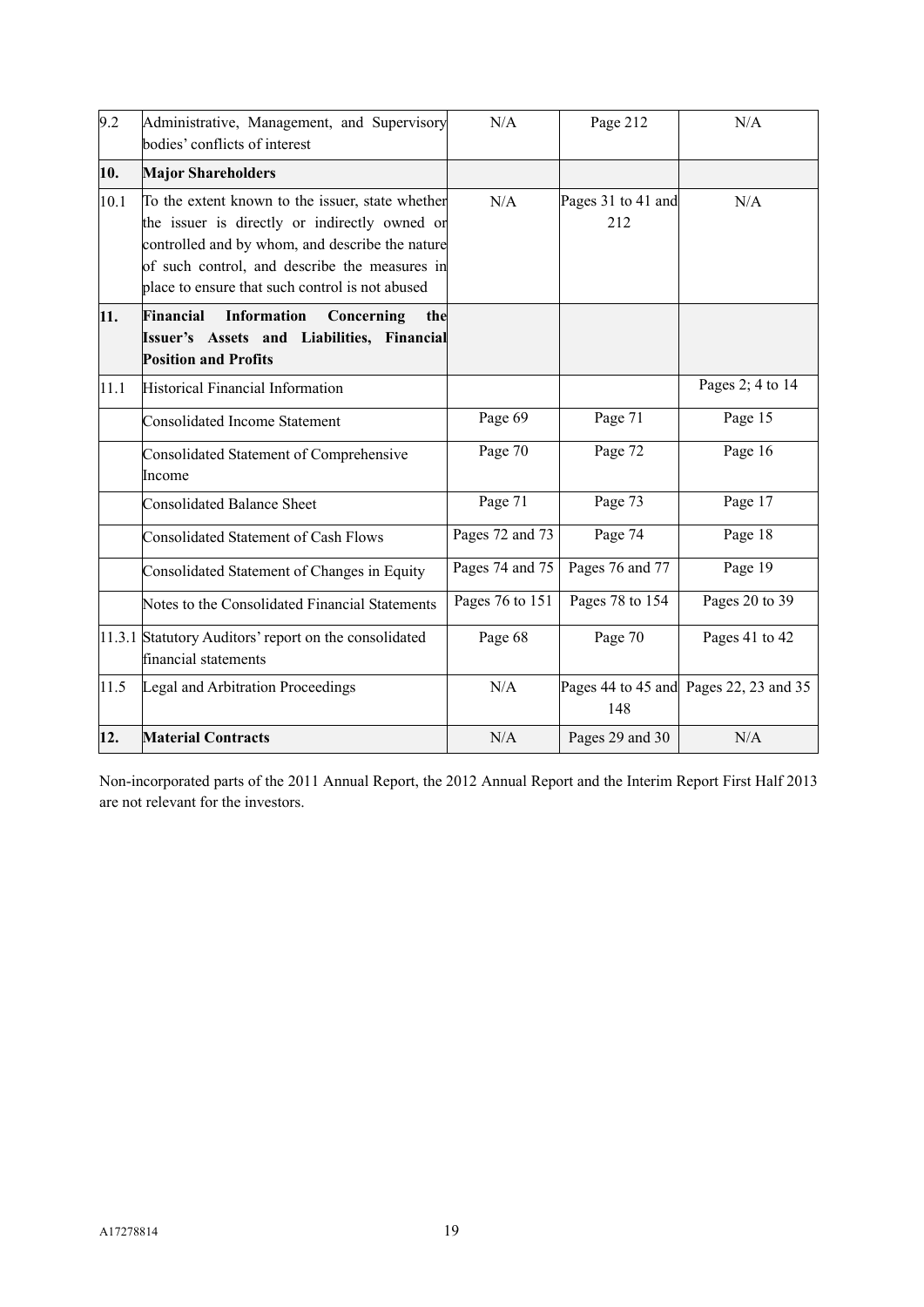| | | | | |
|---|---|---|---|---|
| 9.2 | Administrative, Management, and Supervisory bodies' conflicts of interest | N/A | Page 212 | N/A |
| **10.** | **Major Shareholders** | | | |
| 10.1 | To the extent known to the issuer, state whether the issuer is directly or indirectly owned or controlled and by whom, and describe the nature of such control, and describe the measures in place to ensure that such control is not abused | N/A | Pages 31 to 41 and 212 | N/A |
| **11.** | **Financial Information Concerning the Issuer's Assets and Liabilities, Financial Position and Profits** | | | |
| 11.1 | Historical Financial Information | | | Pages 2; 4 to 14 |
| | Consolidated Income Statement | Page 69 | Page 71 | Page 15 |
| | Consolidated Statement of Comprehensive Income | Page 70 | Page 72 | Page 16 |
| | Consolidated Balance Sheet | Page 71 | Page 73 | Page 17 |
| | Consolidated Statement of Cash Flows | Pages 72 and 73 | Page 74 | Page 18 |
| | Consolidated Statement of Changes in Equity | Pages 74 and 75 | Pages 76 and 77 | Page 19 |
| | Notes to the Consolidated Financial Statements | Pages 76 to 151 | Pages 78 to 154 | Pages 20 to 39 |
| 11.3.1 | Statutory Auditors' report on the consolidated financial statements | Page 68 | Page 70 | Pages 41 to 42 |
| 11.5 | Legal and Arbitration Proceedings | N/A | Pages 44 to 45 and 148 | Pages 22, 23 and 35 |
| **12.** | **Material Contracts** | N/A | Pages 29 and 30 | N/A |

Non-incorporated parts of the 2011 Annual Report, the 2012 Annual Report and the Interim Report First Half 2013 are not relevant for the investors.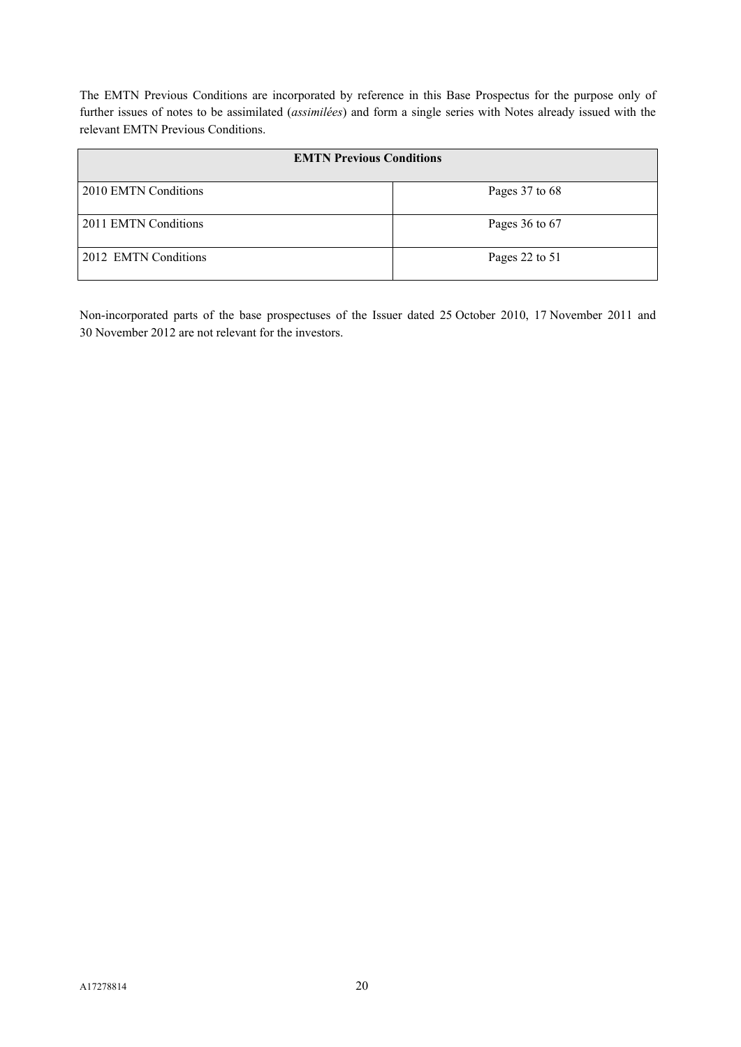The EMTN Previous Conditions are incorporated by reference in this Base Prospectus for the purpose only of further issues of notes to be assimilated (*assimilées*) and form a single series with Notes already issued with the relevant EMTN Previous Conditions.

| **EMTN Previous Conditions** | |
|---|---|
| 2010 EMTN Conditions | Pages 37 to 68 |
| 2011 EMTN Conditions | Pages 36 to 67 |
| 2012 EMTN Conditions | Pages 22 to 51 |

Non-incorporated parts of the base prospectuses of the Issuer dated 25 October 2010, 17 November 2011 and 30 November 2012 are not relevant for the investors.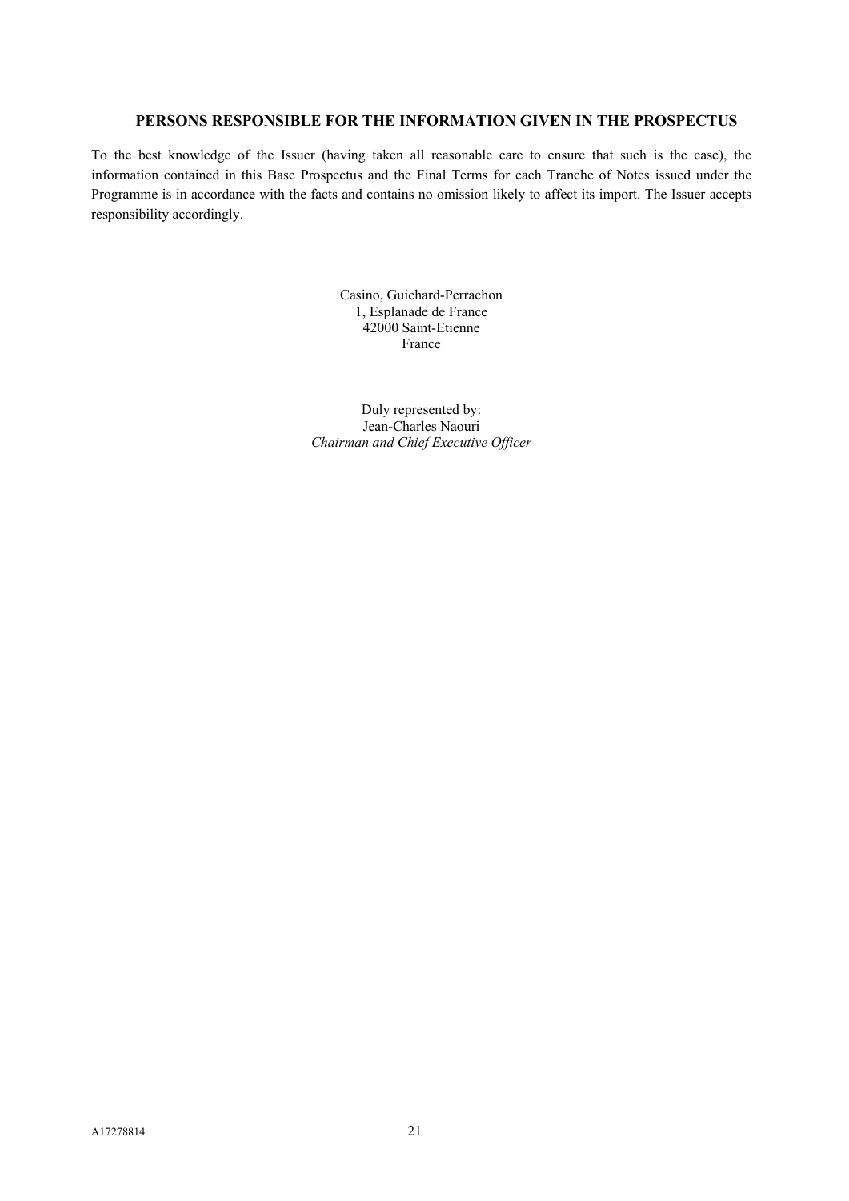## PERSONS RESPONSIBLE FOR THE INFORMATION GIVEN IN THE PROSPECTUS

To the best knowledge of the Issuer (having taken all reasonable care to ensure that such is the case), the information contained in this Base Prospectus and the Final Terms for each Tranche of Notes issued under the Programme is in accordance with the facts and contains no omission likely to affect its import. The Issuer accepts responsibility accordingly.

Casino, Guichard-Perrachon
1, Esplanade de France
42000 Saint-Etienne
France

Duly represented by:
Jean-Charles Naouri
*Chairman and Chief Executive Officer*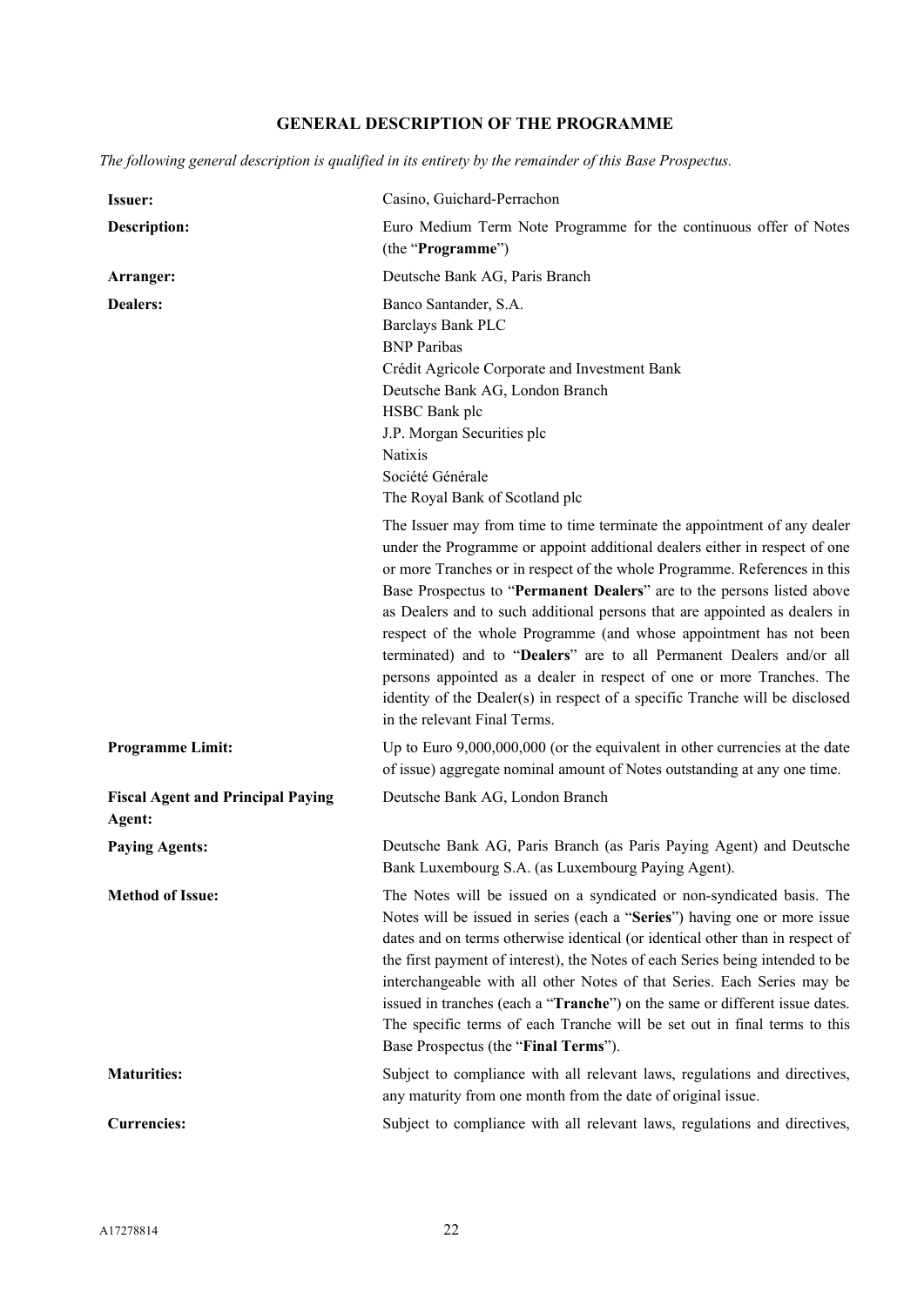## GENERAL DESCRIPTION OF THE PROGRAMME

*The following general description is qualified in its entirety by the remainder of this Base Prospectus.*

| | |
|---|---|
| **Issuer:** | Casino, Guichard-Perrachon |
| **Description:** | Euro Medium Term Note Programme for the continuous offer of Notes (the "**Programme**") |
| **Arranger:** | Deutsche Bank AG, Paris Branch |
| **Dealers:** | Banco Santander, S.A.<br>Barclays Bank PLC<br>BNP Paribas<br>Crédit Agricole Corporate and Investment Bank<br>Deutsche Bank AG, London Branch<br>HSBC Bank plc<br>J.P. Morgan Securities plc<br>Natixis<br>Société Générale<br>The Royal Bank of Scotland plc<br><br>The Issuer may from time to time terminate the appointment of any dealer under the Programme or appoint additional dealers either in respect of one or more Tranches or in respect of the whole Programme. References in this Base Prospectus to "**Permanent Dealers**" are to the persons listed above as Dealers and to such additional persons that are appointed as dealers in respect of the whole Programme (and whose appointment has not been terminated) and to "**Dealers**" are to all Permanent Dealers and/or all persons appointed as a dealer in respect of one or more Tranches. The identity of the Dealer(s) in respect of a specific Tranche will be disclosed in the relevant Final Terms. |
| **Programme Limit:** | Up to Euro 9,000,000,000 (or the equivalent in other currencies at the date of issue) aggregate nominal amount of Notes outstanding at any one time. |
| **Fiscal Agent and Principal Paying Agent:** | Deutsche Bank AG, London Branch |
| **Paying Agents:** | Deutsche Bank AG, Paris Branch (as Paris Paying Agent) and Deutsche Bank Luxembourg S.A. (as Luxembourg Paying Agent). |
| **Method of Issue:** | The Notes will be issued on a syndicated or non-syndicated basis. The Notes will be issued in series (each a "**Series**") having one or more issue dates and on terms otherwise identical (or identical other than in respect of the first payment of interest), the Notes of each Series being intended to be interchangeable with all other Notes of that Series. Each Series may be issued in tranches (each a "**Tranche**") on the same or different issue dates. The specific terms of each Tranche will be set out in final terms to this Base Prospectus (the "**Final Terms**"). |
| **Maturities:** | Subject to compliance with all relevant laws, regulations and directives, any maturity from one month from the date of original issue. |
| **Currencies:** | Subject to compliance with all relevant laws, regulations and directives, |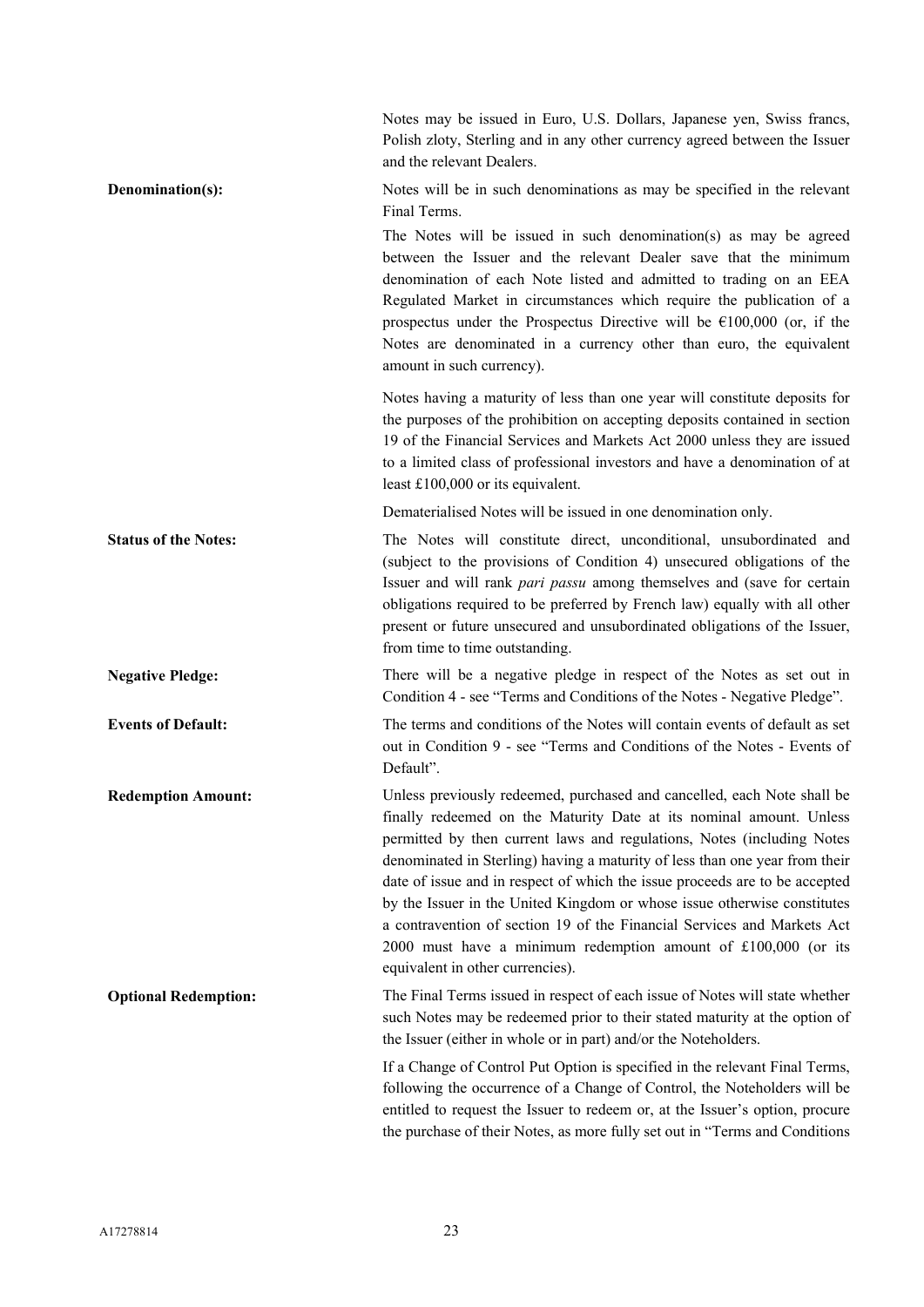Notes may be issued in Euro, U.S. Dollars, Japanese yen, Swiss francs, Polish zloty, Sterling and in any other currency agreed between the Issuer and the relevant Dealers.

**Denomination(s):** Notes will be in such denominations as may be specified in the relevant Final Terms.

The Notes will be issued in such denomination(s) as may be agreed between the Issuer and the relevant Dealer save that the minimum denomination of each Note listed and admitted to trading on an EEA Regulated Market in circumstances which require the publication of a prospectus under the Prospectus Directive will be €100,000 (or, if the Notes are denominated in a currency other than euro, the equivalent amount in such currency).

Notes having a maturity of less than one year will constitute deposits for the purposes of the prohibition on accepting deposits contained in section 19 of the Financial Services and Markets Act 2000 unless they are issued to a limited class of professional investors and have a denomination of at least £100,000 or its equivalent.

Dematerialised Notes will be issued in one denomination only.

**Status of the Notes:** The Notes will constitute direct, unconditional, unsubordinated and (subject to the provisions of Condition 4) unsecured obligations of the Issuer and will rank *pari passu* among themselves and (save for certain obligations required to be preferred by French law) equally with all other present or future unsecured and unsubordinated obligations of the Issuer, from time to time outstanding.

**Negative Pledge:** There will be a negative pledge in respect of the Notes as set out in Condition 4 - see "Terms and Conditions of the Notes - Negative Pledge".

**Events of Default:** The terms and conditions of the Notes will contain events of default as set out in Condition 9 - see "Terms and Conditions of the Notes - Events of Default".

**Redemption Amount:** Unless previously redeemed, purchased and cancelled, each Note shall be finally redeemed on the Maturity Date at its nominal amount. Unless permitted by then current laws and regulations, Notes (including Notes denominated in Sterling) having a maturity of less than one year from their date of issue and in respect of which the issue proceeds are to be accepted by the Issuer in the United Kingdom or whose issue otherwise constitutes a contravention of section 19 of the Financial Services and Markets Act 2000 must have a minimum redemption amount of £100,000 (or its equivalent in other currencies).

**Optional Redemption:** The Final Terms issued in respect of each issue of Notes will state whether such Notes may be redeemed prior to their stated maturity at the option of the Issuer (either in whole or in part) and/or the Noteholders.

If a Change of Control Put Option is specified in the relevant Final Terms, following the occurrence of a Change of Control, the Noteholders will be entitled to request the Issuer to redeem or, at the Issuer's option, procure the purchase of their Notes, as more fully set out in "Terms and Conditions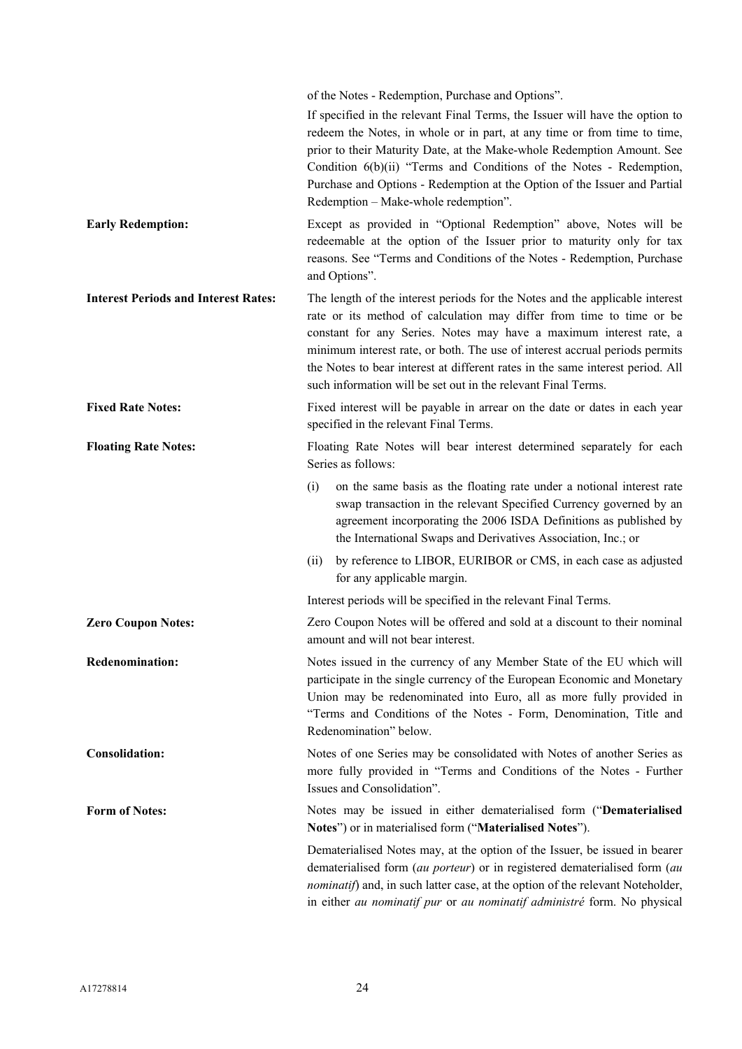of the Notes - Redemption, Purchase and Options".

If specified in the relevant Final Terms, the Issuer will have the option to redeem the Notes, in whole or in part, at any time or from time to time, prior to their Maturity Date, at the Make-whole Redemption Amount. See Condition 6(b)(ii) "Terms and Conditions of the Notes - Redemption, Purchase and Options - Redemption at the Option of the Issuer and Partial Redemption – Make-whole redemption".

**Early Redemption:** Except as provided in "Optional Redemption" above, Notes will be redeemable at the option of the Issuer prior to maturity only for tax reasons. See "Terms and Conditions of the Notes - Redemption, Purchase and Options".

**Interest Periods and Interest Rates:** The length of the interest periods for the Notes and the applicable interest rate or its method of calculation may differ from time to time or be constant for any Series. Notes may have a maximum interest rate, a minimum interest rate, or both. The use of interest accrual periods permits the Notes to bear interest at different rates in the same interest period. All such information will be set out in the relevant Final Terms.

**Fixed Rate Notes:** Fixed interest will be payable in arrear on the date or dates in each year specified in the relevant Final Terms.

**Floating Rate Notes:** Floating Rate Notes will bear interest determined separately for each Series as follows:

(i) on the same basis as the floating rate under a notional interest rate swap transaction in the relevant Specified Currency governed by an agreement incorporating the 2006 ISDA Definitions as published by the International Swaps and Derivatives Association, Inc.; or

(ii) by reference to LIBOR, EURIBOR or CMS, in each case as adjusted for any applicable margin.

Interest periods will be specified in the relevant Final Terms.

**Zero Coupon Notes:** Zero Coupon Notes will be offered and sold at a discount to their nominal amount and will not bear interest.

**Redenomination:** Notes issued in the currency of any Member State of the EU which will participate in the single currency of the European Economic and Monetary Union may be redenominated into Euro, all as more fully provided in "Terms and Conditions of the Notes - Form, Denomination, Title and Redenomination" below.

**Consolidation:** Notes of one Series may be consolidated with Notes of another Series as more fully provided in "Terms and Conditions of the Notes - Further Issues and Consolidation".

**Form of Notes:** Notes may be issued in either dematerialised form ("**Dematerialised Notes**") or in materialised form ("**Materialised Notes**").

Dematerialised Notes may, at the option of the Issuer, be issued in bearer dematerialised form (*au porteur*) or in registered dematerialised form (*au nominatif*) and, in such latter case, at the option of the relevant Noteholder, in either *au nominatif pur* or *au nominatif administré* form. No physical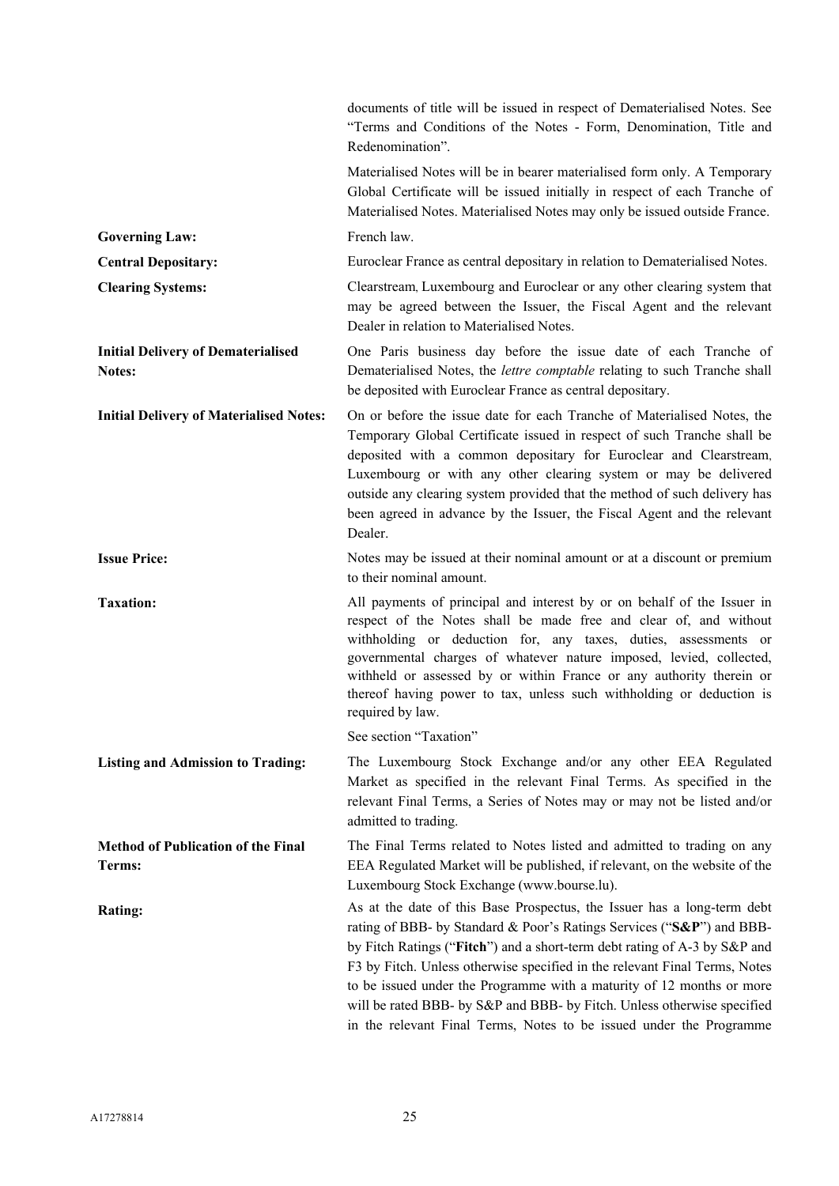| | |
|---|---|
| | documents of title will be issued in respect of Dematerialised Notes. See "Terms and Conditions of the Notes - Form, Denomination, Title and Redenomination".<br><br>Materialised Notes will be in bearer materialised form only. A Temporary Global Certificate will be issued initially in respect of each Tranche of Materialised Notes. Materialised Notes may only be issued outside France. |
| **Governing Law:** | French law. |
| **Central Depositary:** | Euroclear France as central depositary in relation to Dematerialised Notes. |
| **Clearing Systems:** | Clearstream, Luxembourg and Euroclear or any other clearing system that may be agreed between the Issuer, the Fiscal Agent and the relevant Dealer in relation to Materialised Notes. |
| **Initial Delivery of Dematerialised Notes:** | One Paris business day before the issue date of each Tranche of Dematerialised Notes, the *lettre comptable* relating to such Tranche shall be deposited with Euroclear France as central depositary. |
| **Initial Delivery of Materialised Notes:** | On or before the issue date for each Tranche of Materialised Notes, the Temporary Global Certificate issued in respect of such Tranche shall be deposited with a common depositary for Euroclear and Clearstream, Luxembourg or with any other clearing system or may be delivered outside any clearing system provided that the method of such delivery has been agreed in advance by the Issuer, the Fiscal Agent and the relevant Dealer. |
| **Issue Price:** | Notes may be issued at their nominal amount or at a discount or premium to their nominal amount. |
| **Taxation:** | All payments of principal and interest by or on behalf of the Issuer in respect of the Notes shall be made free and clear of, and without withholding or deduction for, any taxes, duties, assessments or governmental charges of whatever nature imposed, levied, collected, withheld or assessed by or within France or any authority therein or thereof having power to tax, unless such withholding or deduction is required by law.<br><br>See section "Taxation" |
| **Listing and Admission to Trading:** | The Luxembourg Stock Exchange and/or any other EEA Regulated Market as specified in the relevant Final Terms. As specified in the relevant Final Terms, a Series of Notes may or may not be listed and/or admitted to trading. |
| **Method of Publication of the Final Terms:** | The Final Terms related to Notes listed and admitted to trading on any EEA Regulated Market will be published, if relevant, on the website of the Luxembourg Stock Exchange (www.bourse.lu). |
| **Rating:** | As at the date of this Base Prospectus, the Issuer has a long-term debt rating of BBB- by Standard & Poor's Ratings Services ("**S&P**") and BBB- by Fitch Ratings ("**Fitch**") and a short-term debt rating of A-3 by S&P and F3 by Fitch. Unless otherwise specified in the relevant Final Terms, Notes to be issued under the Programme with a maturity of 12 months or more will be rated BBB- by S&P and BBB- by Fitch. Unless otherwise specified in the relevant Final Terms, Notes to be issued under the Programme |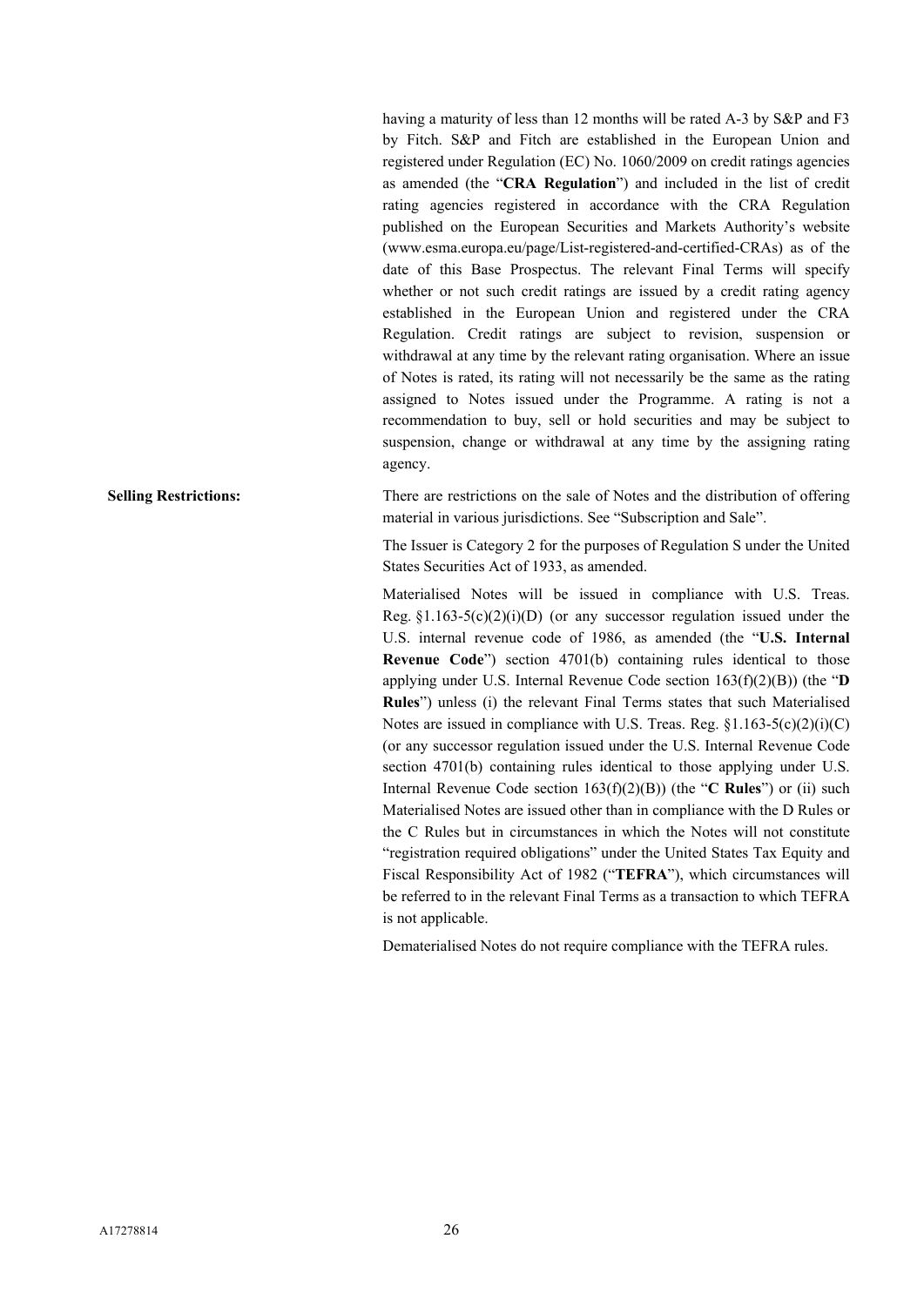having a maturity of less than 12 months will be rated A-3 by S&P and F3 by Fitch. S&P and Fitch are established in the European Union and registered under Regulation (EC) No. 1060/2009 on credit ratings agencies as amended (the "**CRA Regulation**") and included in the list of credit rating agencies registered in accordance with the CRA Regulation published on the European Securities and Markets Authority's website (www.esma.europa.eu/page/List-registered-and-certified-CRAs) as of the date of this Base Prospectus. The relevant Final Terms will specify whether or not such credit ratings are issued by a credit rating agency established in the European Union and registered under the CRA Regulation. Credit ratings are subject to revision, suspension or withdrawal at any time by the relevant rating organisation. Where an issue of Notes is rated, its rating will not necessarily be the same as the rating assigned to Notes issued under the Programme. A rating is not a recommendation to buy, sell or hold securities and may be subject to suspension, change or withdrawal at any time by the assigning rating agency.

**Selling Restrictions:**

There are restrictions on the sale of Notes and the distribution of offering material in various jurisdictions. See "Subscription and Sale".

The Issuer is Category 2 for the purposes of Regulation S under the United States Securities Act of 1933, as amended.

Materialised Notes will be issued in compliance with U.S. Treas. Reg. §1.163-5(c)(2)(i)(D) (or any successor regulation issued under the U.S. internal revenue code of 1986, as amended (the "**U.S. Internal Revenue Code**") section 4701(b) containing rules identical to those applying under U.S. Internal Revenue Code section 163(f)(2)(B)) (the "**D Rules**") unless (i) the relevant Final Terms states that such Materialised Notes are issued in compliance with U.S. Treas. Reg. §1.163-5(c)(2)(i)(C) (or any successor regulation issued under the U.S. Internal Revenue Code section 4701(b) containing rules identical to those applying under U.S. Internal Revenue Code section 163(f)(2)(B)) (the "**C Rules**") or (ii) such Materialised Notes are issued other than in compliance with the D Rules or the C Rules but in circumstances in which the Notes will not constitute "registration required obligations" under the United States Tax Equity and Fiscal Responsibility Act of 1982 ("**TEFRA**"), which circumstances will be referred to in the relevant Final Terms as a transaction to which TEFRA is not applicable.

Dematerialised Notes do not require compliance with the TEFRA rules.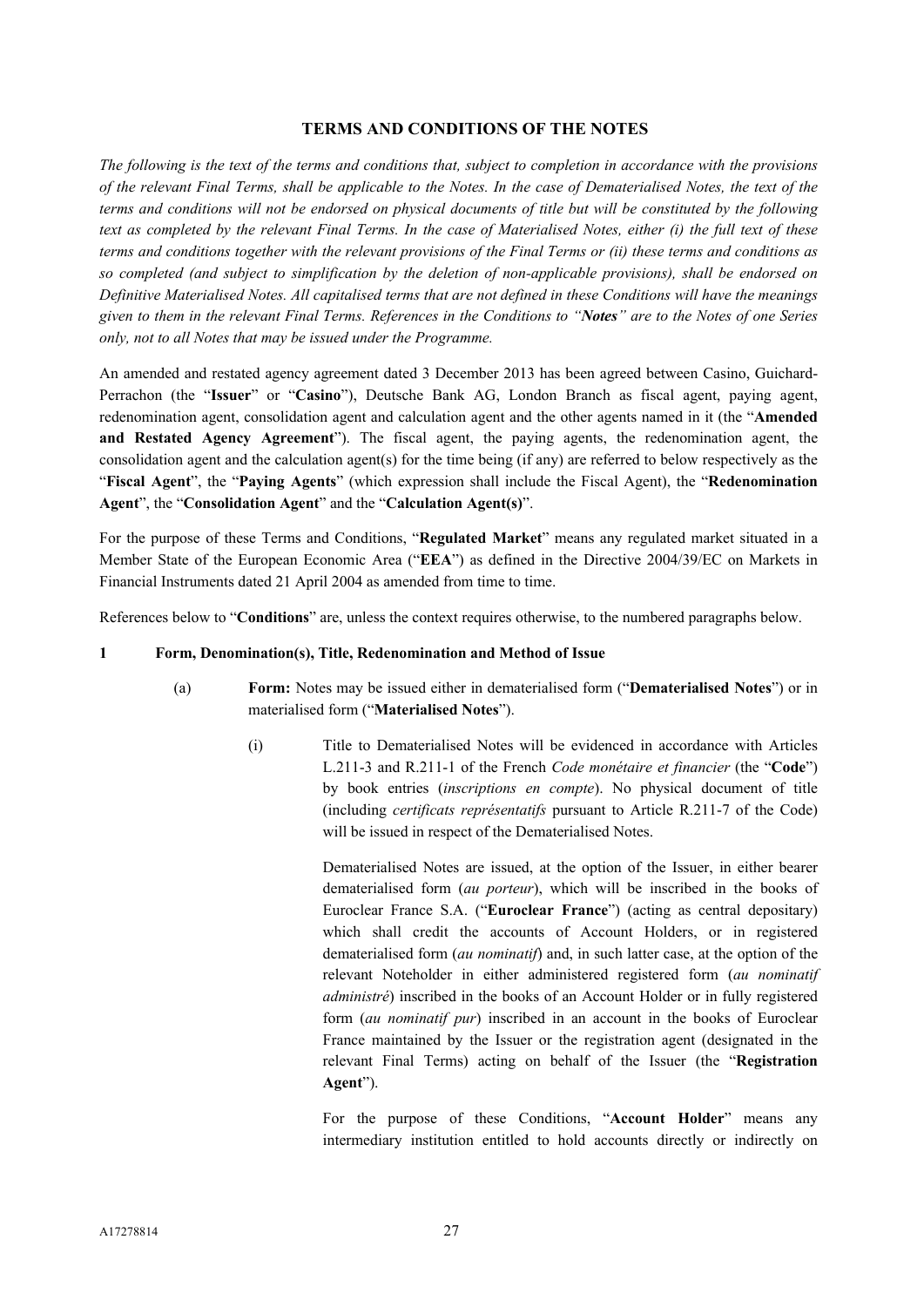## TERMS AND CONDITIONS OF THE NOTES

*The following is the text of the terms and conditions that, subject to completion in accordance with the provisions of the relevant Final Terms, shall be applicable to the Notes. In the case of Dematerialised Notes, the text of the terms and conditions will not be endorsed on physical documents of title but will be constituted by the following text as completed by the relevant Final Terms. In the case of Materialised Notes, either (i) the full text of these terms and conditions together with the relevant provisions of the Final Terms or (ii) these terms and conditions as so completed (and subject to simplification by the deletion of non-applicable provisions), shall be endorsed on Definitive Materialised Notes. All capitalised terms that are not defined in these Conditions will have the meanings given to them in the relevant Final Terms. References in the Conditions to "**Notes**" are to the Notes of one Series only, not to all Notes that may be issued under the Programme.*

An amended and restated agency agreement dated 3 December 2013 has been agreed between Casino, Guichard-Perrachon (the "**Issuer**" or "**Casino**"), Deutsche Bank AG, London Branch as fiscal agent, paying agent, redenomination agent, consolidation agent and calculation agent and the other agents named in it (the "**Amended and Restated Agency Agreement**"). The fiscal agent, the paying agents, the redenomination agent, the consolidation agent and the calculation agent(s) for the time being (if any) are referred to below respectively as the "**Fiscal Agent**", the "**Paying Agents**" (which expression shall include the Fiscal Agent), the "**Redenomination Agent**", the "**Consolidation Agent**" and the "**Calculation Agent(s)**".

For the purpose of these Terms and Conditions, "**Regulated Market**" means any regulated market situated in a Member State of the European Economic Area ("**EEA**") as defined in the Directive 2004/39/EC on Markets in Financial Instruments dated 21 April 2004 as amended from time to time.

References below to "**Conditions**" are, unless the context requires otherwise, to the numbered paragraphs below.

### 1 Form, Denomination(s), Title, Redenomination and Method of Issue

(a) **Form:** Notes may be issued either in dematerialised form ("**Dematerialised Notes**") or in materialised form ("**Materialised Notes**").

(i) Title to Dematerialised Notes will be evidenced in accordance with Articles L.211-3 and R.211-1 of the French *Code monétaire et financier* (the "**Code**") by book entries (*inscriptions en compte*). No physical document of title (including *certificats représentatifs* pursuant to Article R.211-7 of the Code) will be issued in respect of the Dematerialised Notes.

Dematerialised Notes are issued, at the option of the Issuer, in either bearer dematerialised form (*au porteur*), which will be inscribed in the books of Euroclear France S.A. ("**Euroclear France**") (acting as central depositary) which shall credit the accounts of Account Holders, or in registered dematerialised form (*au nominatif*) and, in such latter case, at the option of the relevant Noteholder in either administered registered form (*au nominatif administré*) inscribed in the books of an Account Holder or in fully registered form (*au nominatif pur*) inscribed in an account in the books of Euroclear France maintained by the Issuer or the registration agent (designated in the relevant Final Terms) acting on behalf of the Issuer (the "**Registration Agent**").

For the purpose of these Conditions, "**Account Holder**" means any intermediary institution entitled to hold accounts directly or indirectly on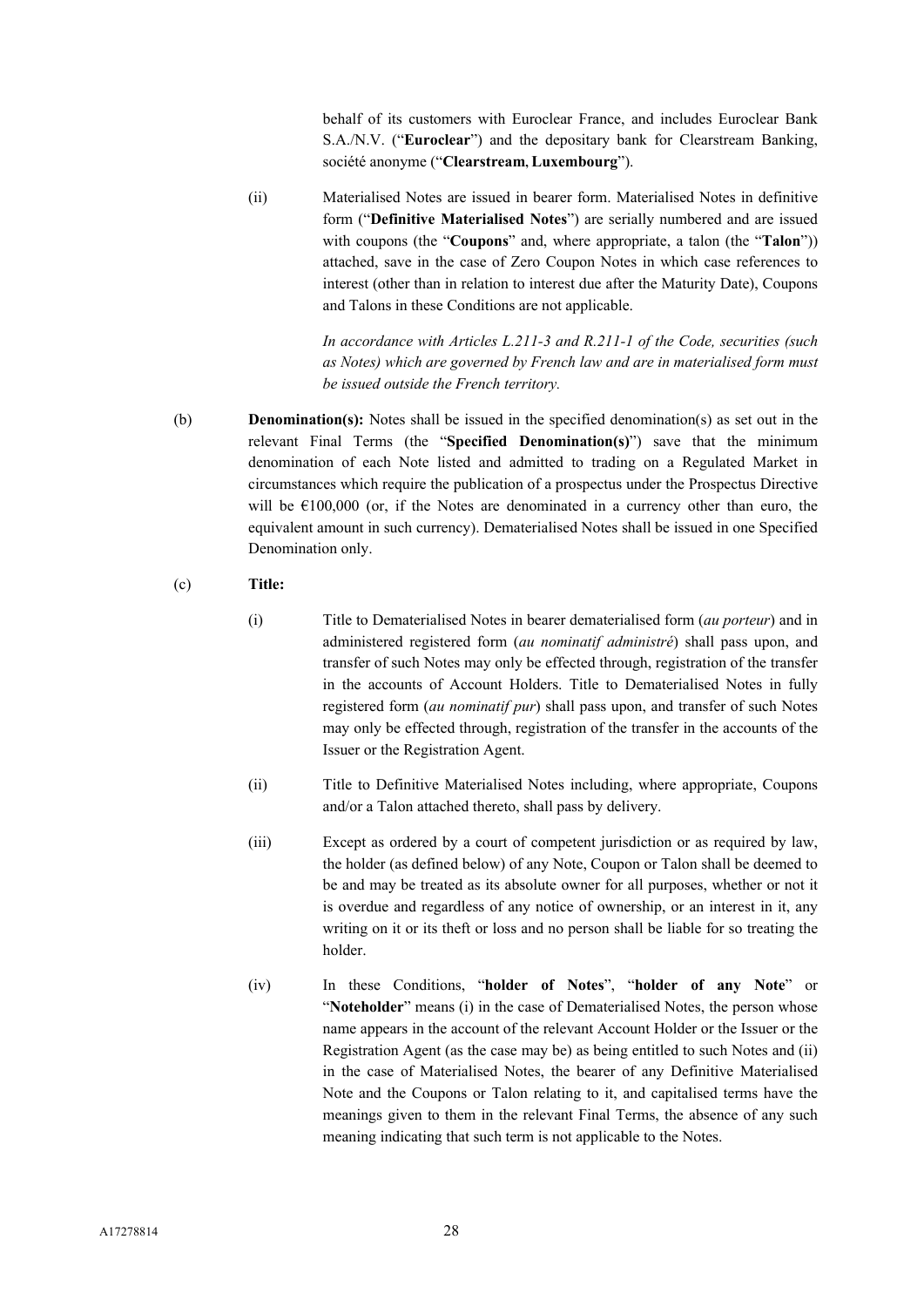behalf of its customers with Euroclear France, and includes Euroclear Bank S.A./N.V. ("**Euroclear**") and the depositary bank for Clearstream Banking, société anonyme ("**Clearstream, Luxembourg**").

(ii) Materialised Notes are issued in bearer form. Materialised Notes in definitive form ("**Definitive Materialised Notes**") are serially numbered and are issued with coupons (the "**Coupons**" and, where appropriate, a talon (the "**Talon**")) attached, save in the case of Zero Coupon Notes in which case references to interest (other than in relation to interest due after the Maturity Date), Coupons and Talons in these Conditions are not applicable.

*In accordance with Articles L.211-3 and R.211-1 of the Code, securities (such as Notes) which are governed by French law and are in materialised form must be issued outside the French territory.*

(b) **Denomination(s):** Notes shall be issued in the specified denomination(s) as set out in the relevant Final Terms (the "**Specified Denomination(s)**") save that the minimum denomination of each Note listed and admitted to trading on a Regulated Market in circumstances which require the publication of a prospectus under the Prospectus Directive will be €100,000 (or, if the Notes are denominated in a currency other than euro, the equivalent amount in such currency). Dematerialised Notes shall be issued in one Specified Denomination only.

(c) **Title:**

(i) Title to Dematerialised Notes in bearer dematerialised form (*au porteur*) and in administered registered form (*au nominatif administré*) shall pass upon, and transfer of such Notes may only be effected through, registration of the transfer in the accounts of Account Holders. Title to Dematerialised Notes in fully registered form (*au nominatif pur*) shall pass upon, and transfer of such Notes may only be effected through, registration of the transfer in the accounts of the Issuer or the Registration Agent.

(ii) Title to Definitive Materialised Notes including, where appropriate, Coupons and/or a Talon attached thereto, shall pass by delivery.

(iii) Except as ordered by a court of competent jurisdiction or as required by law, the holder (as defined below) of any Note, Coupon or Talon shall be deemed to be and may be treated as its absolute owner for all purposes, whether or not it is overdue and regardless of any notice of ownership, or an interest in it, any writing on it or its theft or loss and no person shall be liable for so treating the holder.

(iv) In these Conditions, "**holder of Notes**", "**holder of any Note**" or "**Noteholder**" means (i) in the case of Dematerialised Notes, the person whose name appears in the account of the relevant Account Holder or the Issuer or the Registration Agent (as the case may be) as being entitled to such Notes and (ii) in the case of Materialised Notes, the bearer of any Definitive Materialised Note and the Coupons or Talon relating to it, and capitalised terms have the meanings given to them in the relevant Final Terms, the absence of any such meaning indicating that such term is not applicable to the Notes.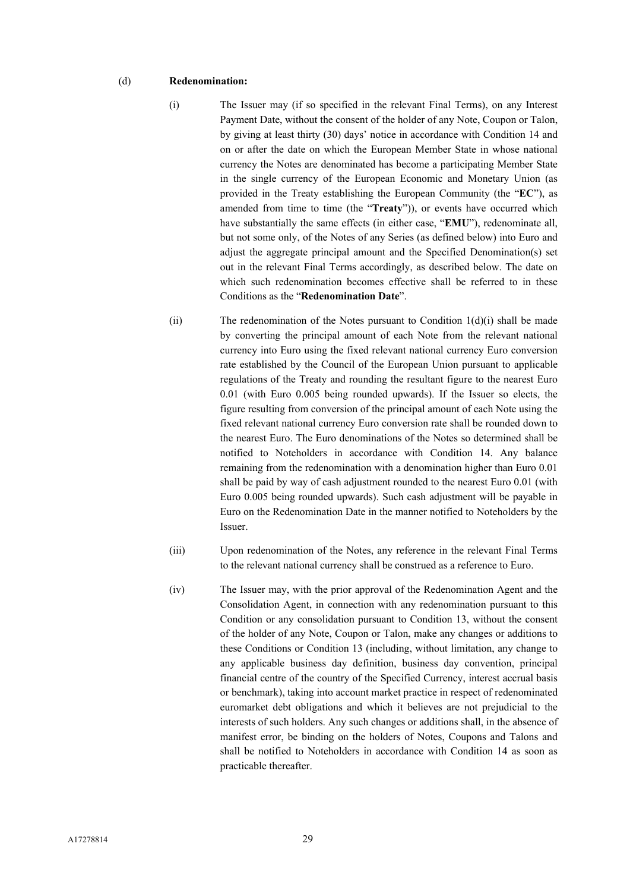(d) **Redenomination:**

(i) The Issuer may (if so specified in the relevant Final Terms), on any Interest Payment Date, without the consent of the holder of any Note, Coupon or Talon, by giving at least thirty (30) days' notice in accordance with Condition 14 and on or after the date on which the European Member State in whose national currency the Notes are denominated has become a participating Member State in the single currency of the European Economic and Monetary Union (as provided in the Treaty establishing the European Community (the "**EC**"), as amended from time to time (the "**Treaty**")), or events have occurred which have substantially the same effects (in either case, "**EMU**"), redenominate all, but not some only, of the Notes of any Series (as defined below) into Euro and adjust the aggregate principal amount and the Specified Denomination(s) set out in the relevant Final Terms accordingly, as described below. The date on which such redenomination becomes effective shall be referred to in these Conditions as the "**Redenomination Date**".

(ii) The redenomination of the Notes pursuant to Condition 1(d)(i) shall be made by converting the principal amount of each Note from the relevant national currency into Euro using the fixed relevant national currency Euro conversion rate established by the Council of the European Union pursuant to applicable regulations of the Treaty and rounding the resultant figure to the nearest Euro 0.01 (with Euro 0.005 being rounded upwards). If the Issuer so elects, the figure resulting from conversion of the principal amount of each Note using the fixed relevant national currency Euro conversion rate shall be rounded down to the nearest Euro. The Euro denominations of the Notes so determined shall be notified to Noteholders in accordance with Condition 14. Any balance remaining from the redenomination with a denomination higher than Euro 0.01 shall be paid by way of cash adjustment rounded to the nearest Euro 0.01 (with Euro 0.005 being rounded upwards). Such cash adjustment will be payable in Euro on the Redenomination Date in the manner notified to Noteholders by the Issuer.

(iii) Upon redenomination of the Notes, any reference in the relevant Final Terms to the relevant national currency shall be construed as a reference to Euro.

(iv) The Issuer may, with the prior approval of the Redenomination Agent and the Consolidation Agent, in connection with any redenomination pursuant to this Condition or any consolidation pursuant to Condition 13, without the consent of the holder of any Note, Coupon or Talon, make any changes or additions to these Conditions or Condition 13 (including, without limitation, any change to any applicable business day definition, business day convention, principal financial centre of the country of the Specified Currency, interest accrual basis or benchmark), taking into account market practice in respect of redenominated euromarket debt obligations and which it believes are not prejudicial to the interests of such holders. Any such changes or additions shall, in the absence of manifest error, be binding on the holders of Notes, Coupons and Talons and shall be notified to Noteholders in accordance with Condition 14 as soon as practicable thereafter.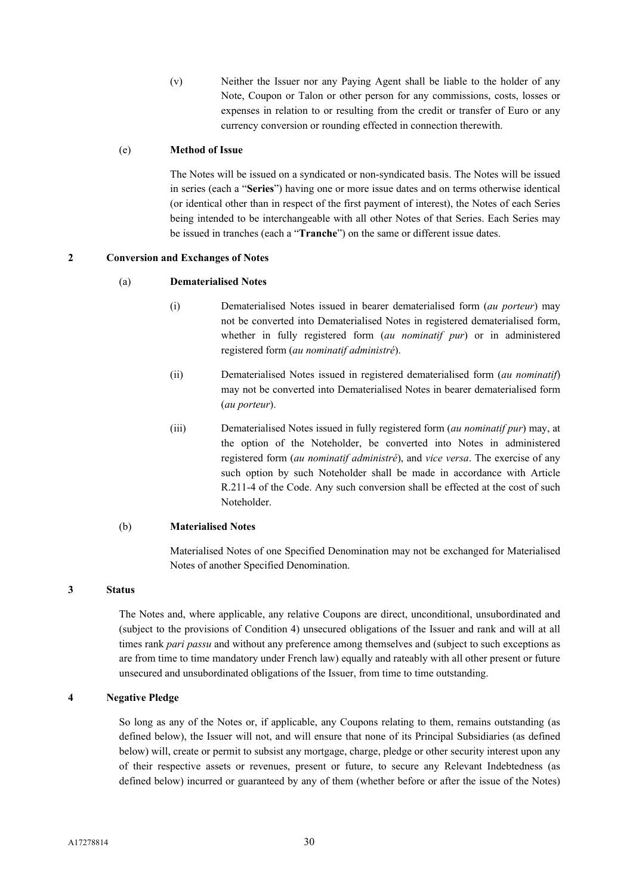(v) Neither the Issuer nor any Paying Agent shall be liable to the holder of any Note, Coupon or Talon or other person for any commissions, costs, losses or expenses in relation to or resulting from the credit or transfer of Euro or any currency conversion or rounding effected in connection therewith.

(e) **Method of Issue**

The Notes will be issued on a syndicated or non-syndicated basis. The Notes will be issued in series (each a "**Series**") having one or more issue dates and on terms otherwise identical (or identical other than in respect of the first payment of interest), the Notes of each Series being intended to be interchangeable with all other Notes of that Series. Each Series may be issued in tranches (each a "**Tranche**") on the same or different issue dates.

## 2 Conversion and Exchanges of Notes

(a) **Dematerialised Notes**

(i) Dematerialised Notes issued in bearer dematerialised form (*au porteur*) may not be converted into Dematerialised Notes in registered dematerialised form, whether in fully registered form (*au nominatif pur*) or in administered registered form (*au nominatif administré*).

(ii) Dematerialised Notes issued in registered dematerialised form (*au nominatif*) may not be converted into Dematerialised Notes in bearer dematerialised form (*au porteur*).

(iii) Dematerialised Notes issued in fully registered form (*au nominatif pur*) may, at the option of the Noteholder, be converted into Notes in administered registered form (*au nominatif administré*), and *vice versa*. The exercise of any such option by such Noteholder shall be made in accordance with Article R.211-4 of the Code. Any such conversion shall be effected at the cost of such Noteholder.

(b) **Materialised Notes**

Materialised Notes of one Specified Denomination may not be exchanged for Materialised Notes of another Specified Denomination.

## 3 Status

The Notes and, where applicable, any relative Coupons are direct, unconditional, unsubordinated and (subject to the provisions of Condition 4) unsecured obligations of the Issuer and rank and will at all times rank *pari passu* and without any preference among themselves and (subject to such exceptions as are from time to time mandatory under French law) equally and rateably with all other present or future unsecured and unsubordinated obligations of the Issuer, from time to time outstanding.

## 4 Negative Pledge

So long as any of the Notes or, if applicable, any Coupons relating to them, remains outstanding (as defined below), the Issuer will not, and will ensure that none of its Principal Subsidiaries (as defined below) will, create or permit to subsist any mortgage, charge, pledge or other security interest upon any of their respective assets or revenues, present or future, to secure any Relevant Indebtedness (as defined below) incurred or guaranteed by any of them (whether before or after the issue of the Notes)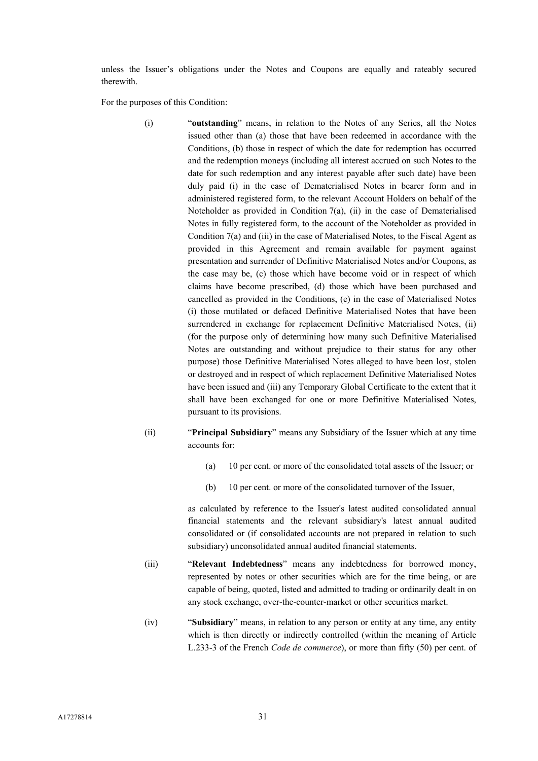unless the Issuer's obligations under the Notes and Coupons are equally and rateably secured therewith.

For the purposes of this Condition:

(i) "**outstanding**" means, in relation to the Notes of any Series, all the Notes issued other than (a) those that have been redeemed in accordance with the Conditions, (b) those in respect of which the date for redemption has occurred and the redemption moneys (including all interest accrued on such Notes to the date for such redemption and any interest payable after such date) have been duly paid (i) in the case of Dematerialised Notes in bearer form and in administered registered form, to the relevant Account Holders on behalf of the Noteholder as provided in Condition 7(a), (ii) in the case of Dematerialised Notes in fully registered form, to the account of the Noteholder as provided in Condition 7(a) and (iii) in the case of Materialised Notes, to the Fiscal Agent as provided in this Agreement and remain available for payment against presentation and surrender of Definitive Materialised Notes and/or Coupons, as the case may be, (c) those which have become void or in respect of which claims have become prescribed, (d) those which have been purchased and cancelled as provided in the Conditions, (e) in the case of Materialised Notes (i) those mutilated or defaced Definitive Materialised Notes that have been surrendered in exchange for replacement Definitive Materialised Notes, (ii) (for the purpose only of determining how many such Definitive Materialised Notes are outstanding and without prejudice to their status for any other purpose) those Definitive Materialised Notes alleged to have been lost, stolen or destroyed and in respect of which replacement Definitive Materialised Notes have been issued and (iii) any Temporary Global Certificate to the extent that it shall have been exchanged for one or more Definitive Materialised Notes, pursuant to its provisions.

(ii) "**Principal Subsidiary**" means any Subsidiary of the Issuer which at any time accounts for:

(a) 10 per cent. or more of the consolidated total assets of the Issuer; or

(b) 10 per cent. or more of the consolidated turnover of the Issuer,

as calculated by reference to the Issuer's latest audited consolidated annual financial statements and the relevant subsidiary's latest annual audited consolidated or (if consolidated accounts are not prepared in relation to such subsidiary) unconsolidated annual audited financial statements.

(iii) "**Relevant Indebtedness**" means any indebtedness for borrowed money, represented by notes or other securities which are for the time being, or are capable of being, quoted, listed and admitted to trading or ordinarily dealt in on any stock exchange, over-the-counter-market or other securities market.

(iv) "**Subsidiary**" means, in relation to any person or entity at any time, any entity which is then directly or indirectly controlled (within the meaning of Article L.233-3 of the French *Code de commerce*), or more than fifty (50) per cent. of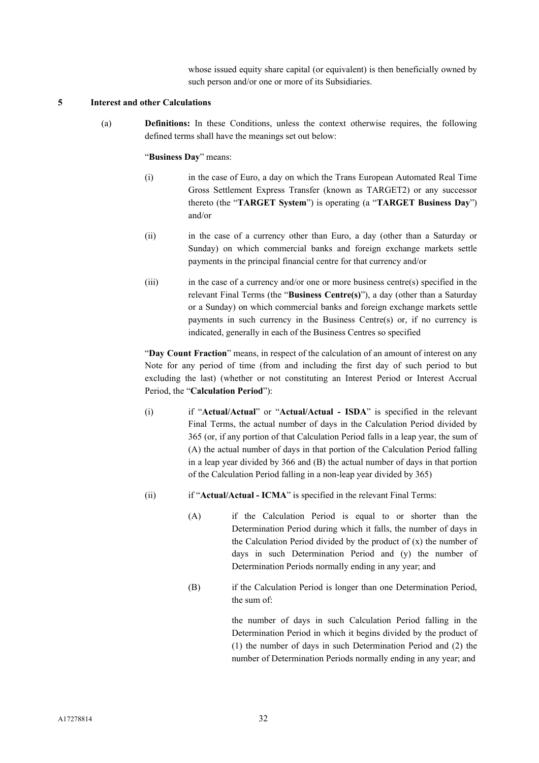whose issued equity share capital (or equivalent) is then beneficially owned by such person and/or one or more of its Subsidiaries.

## 5 Interest and other Calculations

(a) **Definitions:** In these Conditions, unless the context otherwise requires, the following defined terms shall have the meanings set out below:

"**Business Day**" means:

(i) in the case of Euro, a day on which the Trans European Automated Real Time Gross Settlement Express Transfer (known as TARGET2) or any successor thereto (the "**TARGET System**") is operating (a "**TARGET Business Day**") and/or

(ii) in the case of a currency other than Euro, a day (other than a Saturday or Sunday) on which commercial banks and foreign exchange markets settle payments in the principal financial centre for that currency and/or

(iii) in the case of a currency and/or one or more business centre(s) specified in the relevant Final Terms (the "**Business Centre(s)**"), a day (other than a Saturday or a Sunday) on which commercial banks and foreign exchange markets settle payments in such currency in the Business Centre(s) or, if no currency is indicated, generally in each of the Business Centres so specified

"**Day Count Fraction**" means, in respect of the calculation of an amount of interest on any Note for any period of time (from and including the first day of such period to but excluding the last) (whether or not constituting an Interest Period or Interest Accrual Period, the "**Calculation Period**"):

(i) if "**Actual/Actual**" or "**Actual/Actual - ISDA**" is specified in the relevant Final Terms, the actual number of days in the Calculation Period divided by 365 (or, if any portion of that Calculation Period falls in a leap year, the sum of (A) the actual number of days in that portion of the Calculation Period falling in a leap year divided by 366 and (B) the actual number of days in that portion of the Calculation Period falling in a non-leap year divided by 365)

(ii) if "**Actual/Actual - ICMA**" is specified in the relevant Final Terms:

(A) if the Calculation Period is equal to or shorter than the Determination Period during which it falls, the number of days in the Calculation Period divided by the product of (x) the number of days in such Determination Period and (y) the number of Determination Periods normally ending in any year; and

(B) if the Calculation Period is longer than one Determination Period, the sum of:

the number of days in such Calculation Period falling in the Determination Period in which it begins divided by the product of (1) the number of days in such Determination Period and (2) the number of Determination Periods normally ending in any year; and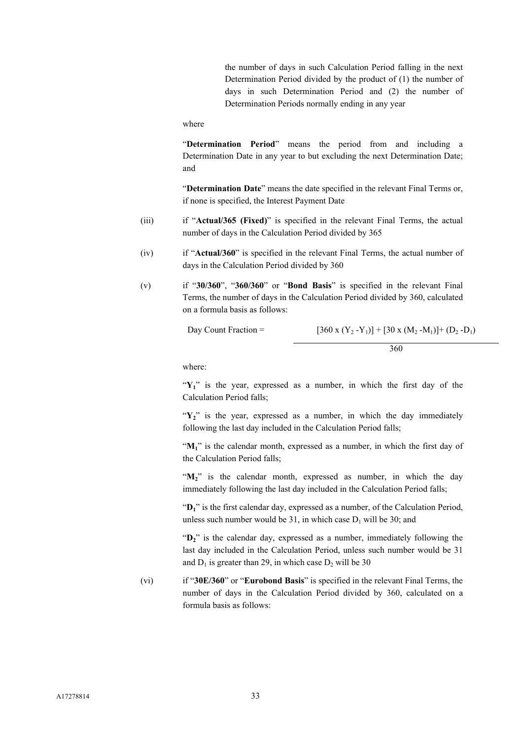the number of days in such Calculation Period falling in the next Determination Period divided by the product of (1) the number of days in such Determination Period and (2) the number of Determination Periods normally ending in any year

where

"**Determination Period**" means the period from and including a Determination Date in any year to but excluding the next Determination Date; and

"**Determination Date**" means the date specified in the relevant Final Terms or, if none is specified, the Interest Payment Date

(iii) if "**Actual/365 (Fixed)**" is specified in the relevant Final Terms, the actual number of days in the Calculation Period divided by 365

(iv) if "**Actual/360**" is specified in the relevant Final Terms, the actual number of days in the Calculation Period divided by 360

(v) if "**30/360**", "**360/360**" or "**Bond Basis**" is specified in the relevant Final Terms, the number of days in the Calculation Period divided by 360, calculated on a formula basis as follows:

$$\text{Day Count Fraction} = \frac{[360 \times (Y_2 - Y_1)] + [30 \times (M_2 - M_1)] + (D_2 - D_1)}{360}$$

where:

"$Y_1$" is the year, expressed as a number, in which the first day of the Calculation Period falls;

"$Y_2$" is the year, expressed as a number, in which the day immediately following the last day included in the Calculation Period falls;

"$M_1$" is the calendar month, expressed as a number, in which the first day of the Calculation Period falls;

"$M_2$" is the calendar month, expressed as number, in which the day immediately following the last day included in the Calculation Period falls;

"$D_1$" is the first calendar day, expressed as a number, of the Calculation Period, unless such number would be 31, in which case $D_1$ will be 30; and

"$D_2$" is the calendar day, expressed as a number, immediately following the last day included in the Calculation Period, unless such number would be 31 and $D_1$ is greater than 29, in which case $D_2$ will be 30

(vi) if "**30E/360**" or "**Eurobond Basis**" is specified in the relevant Final Terms, the number of days in the Calculation Period divided by 360, calculated on a formula basis as follows: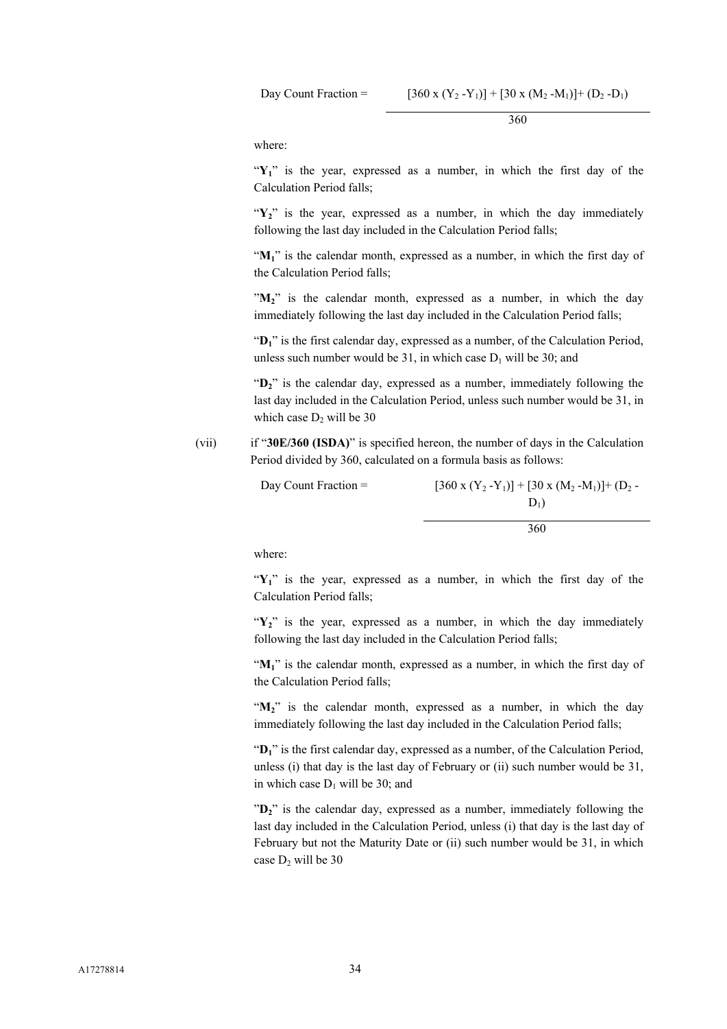$$\text{Day Count Fraction} = \frac{[360 \times (Y_2 - Y_1)] + [30 \times (M_2 - M_1)] + (D_2 - D_1)}{360}$$

where:

"$Y_1$" is the year, expressed as a number, in which the first day of the Calculation Period falls;

"$Y_2$" is the year, expressed as a number, in which the day immediately following the last day included in the Calculation Period falls;

"$M_1$" is the calendar month, expressed as a number, in which the first day of the Calculation Period falls;

"$M_2$" is the calendar month, expressed as a number, in which the day immediately following the last day included in the Calculation Period falls;

"$D_1$" is the first calendar day, expressed as a number, of the Calculation Period, unless such number would be 31, in which case $D_1$ will be 30; and

"$D_2$" is the calendar day, expressed as a number, immediately following the last day included in the Calculation Period, unless such number would be 31, in which case $D_2$ will be 30

(vii) if "**30E/360 (ISDA)**" is specified hereon, the number of days in the Calculation Period divided by 360, calculated on a formula basis as follows:

$$\text{Day Count Fraction} = \frac{[360 \times (Y_2 - Y_1)] + [30 \times (M_2 - M_1)] + (D_2 - D_1)}{360}$$

where:

"$Y_1$" is the year, expressed as a number, in which the first day of the Calculation Period falls;

"$Y_2$" is the year, expressed as a number, in which the day immediately following the last day included in the Calculation Period falls;

"$M_1$" is the calendar month, expressed as a number, in which the first day of the Calculation Period falls;

"$M_2$" is the calendar month, expressed as a number, in which the day immediately following the last day included in the Calculation Period falls;

"$D_1$" is the first calendar day, expressed as a number, of the Calculation Period, unless (i) that day is the last day of February or (ii) such number would be 31, in which case $D_1$ will be 30; and

"$D_2$" is the calendar day, expressed as a number, immediately following the last day included in the Calculation Period, unless (i) that day is the last day of February but not the Maturity Date or (ii) such number would be 31, in which case $D_2$ will be 30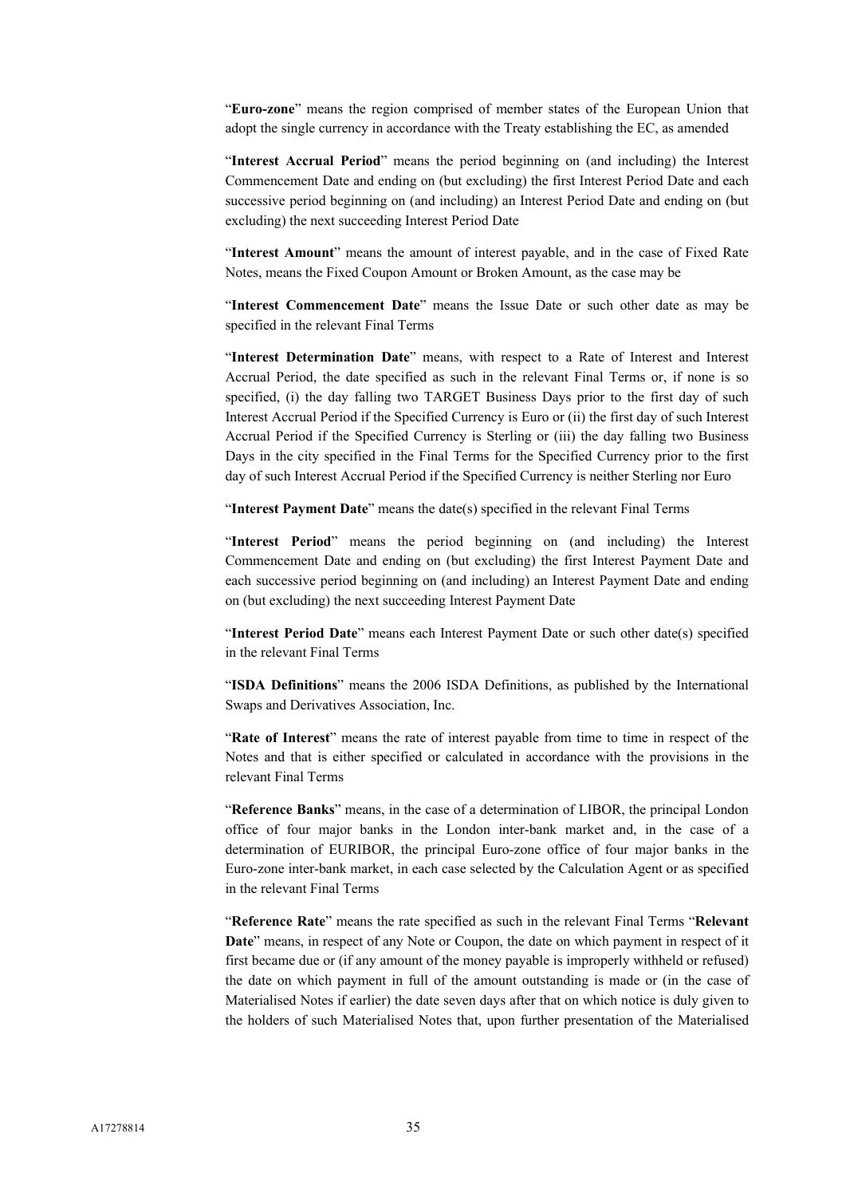"**Euro-zone**" means the region comprised of member states of the European Union that adopt the single currency in accordance with the Treaty establishing the EC, as amended

"**Interest Accrual Period**" means the period beginning on (and including) the Interest Commencement Date and ending on (but excluding) the first Interest Period Date and each successive period beginning on (and including) an Interest Period Date and ending on (but excluding) the next succeeding Interest Period Date

"**Interest Amount**" means the amount of interest payable, and in the case of Fixed Rate Notes, means the Fixed Coupon Amount or Broken Amount, as the case may be

"**Interest Commencement Date**" means the Issue Date or such other date as may be specified in the relevant Final Terms

"**Interest Determination Date**" means, with respect to a Rate of Interest and Interest Accrual Period, the date specified as such in the relevant Final Terms or, if none is so specified, (i) the day falling two TARGET Business Days prior to the first day of such Interest Accrual Period if the Specified Currency is Euro or (ii) the first day of such Interest Accrual Period if the Specified Currency is Sterling or (iii) the day falling two Business Days in the city specified in the Final Terms for the Specified Currency prior to the first day of such Interest Accrual Period if the Specified Currency is neither Sterling nor Euro

"**Interest Payment Date**" means the date(s) specified in the relevant Final Terms

"**Interest Period**" means the period beginning on (and including) the Interest Commencement Date and ending on (but excluding) the first Interest Payment Date and each successive period beginning on (and including) an Interest Payment Date and ending on (but excluding) the next succeeding Interest Payment Date

"**Interest Period Date**" means each Interest Payment Date or such other date(s) specified in the relevant Final Terms

"**ISDA Definitions**" means the 2006 ISDA Definitions, as published by the International Swaps and Derivatives Association, Inc.

"**Rate of Interest**" means the rate of interest payable from time to time in respect of the Notes and that is either specified or calculated in accordance with the provisions in the relevant Final Terms

"**Reference Banks**" means, in the case of a determination of LIBOR, the principal London office of four major banks in the London inter-bank market and, in the case of a determination of EURIBOR, the principal Euro-zone office of four major banks in the Euro-zone inter-bank market, in each case selected by the Calculation Agent or as specified in the relevant Final Terms

"**Reference Rate**" means the rate specified as such in the relevant Final Terms "**Relevant Date**" means, in respect of any Note or Coupon, the date on which payment in respect of it first became due or (if any amount of the money payable is improperly withheld or refused) the date on which payment in full of the amount outstanding is made or (in the case of Materialised Notes if earlier) the date seven days after that on which notice is duly given to the holders of such Materialised Notes that, upon further presentation of the Materialised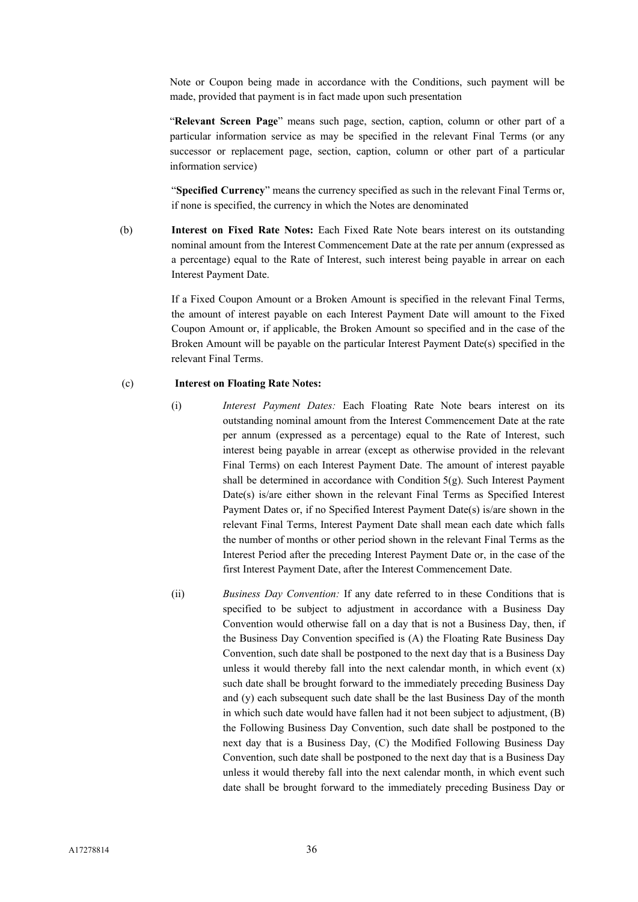Note or Coupon being made in accordance with the Conditions, such payment will be made, provided that payment is in fact made upon such presentation

"**Relevant Screen Page**" means such page, section, caption, column or other part of a particular information service as may be specified in the relevant Final Terms (or any successor or replacement page, section, caption, column or other part of a particular information service)

"**Specified Currency**" means the currency specified as such in the relevant Final Terms or, if none is specified, the currency in which the Notes are denominated

(b) **Interest on Fixed Rate Notes:** Each Fixed Rate Note bears interest on its outstanding nominal amount from the Interest Commencement Date at the rate per annum (expressed as a percentage) equal to the Rate of Interest, such interest being payable in arrear on each Interest Payment Date.

If a Fixed Coupon Amount or a Broken Amount is specified in the relevant Final Terms, the amount of interest payable on each Interest Payment Date will amount to the Fixed Coupon Amount or, if applicable, the Broken Amount so specified and in the case of the Broken Amount will be payable on the particular Interest Payment Date(s) specified in the relevant Final Terms.

(c) **Interest on Floating Rate Notes:**

(i) *Interest Payment Dates:* Each Floating Rate Note bears interest on its outstanding nominal amount from the Interest Commencement Date at the rate per annum (expressed as a percentage) equal to the Rate of Interest, such interest being payable in arrear (except as otherwise provided in the relevant Final Terms) on each Interest Payment Date. The amount of interest payable shall be determined in accordance with Condition 5(g). Such Interest Payment Date(s) is/are either shown in the relevant Final Terms as Specified Interest Payment Dates or, if no Specified Interest Payment Date(s) is/are shown in the relevant Final Terms, Interest Payment Date shall mean each date which falls the number of months or other period shown in the relevant Final Terms as the Interest Period after the preceding Interest Payment Date or, in the case of the first Interest Payment Date, after the Interest Commencement Date.

(ii) *Business Day Convention:* If any date referred to in these Conditions that is specified to be subject to adjustment in accordance with a Business Day Convention would otherwise fall on a day that is not a Business Day, then, if the Business Day Convention specified is (A) the Floating Rate Business Day Convention, such date shall be postponed to the next day that is a Business Day unless it would thereby fall into the next calendar month, in which event (x) such date shall be brought forward to the immediately preceding Business Day and (y) each subsequent such date shall be the last Business Day of the month in which such date would have fallen had it not been subject to adjustment, (B) the Following Business Day Convention, such date shall be postponed to the next day that is a Business Day, (C) the Modified Following Business Day Convention, such date shall be postponed to the next day that is a Business Day unless it would thereby fall into the next calendar month, in which event such date shall be brought forward to the immediately preceding Business Day or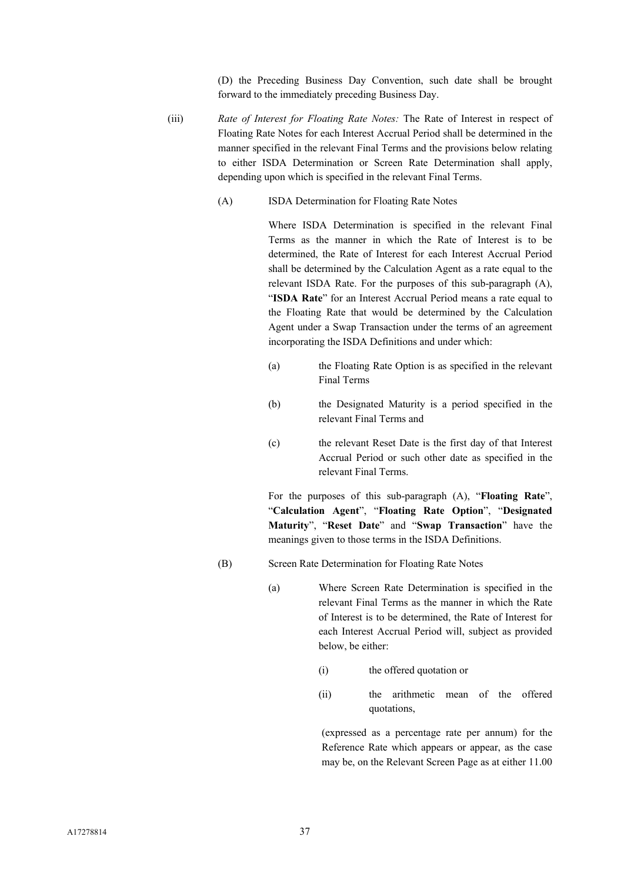(D) the Preceding Business Day Convention, such date shall be brought forward to the immediately preceding Business Day.

(iii) *Rate of Interest for Floating Rate Notes:* The Rate of Interest in respect of Floating Rate Notes for each Interest Accrual Period shall be determined in the manner specified in the relevant Final Terms and the provisions below relating to either ISDA Determination or Screen Rate Determination shall apply, depending upon which is specified in the relevant Final Terms.

(A) ISDA Determination for Floating Rate Notes

Where ISDA Determination is specified in the relevant Final Terms as the manner in which the Rate of Interest is to be determined, the Rate of Interest for each Interest Accrual Period shall be determined by the Calculation Agent as a rate equal to the relevant ISDA Rate. For the purposes of this sub-paragraph (A), "**ISDA Rate**" for an Interest Accrual Period means a rate equal to the Floating Rate that would be determined by the Calculation Agent under a Swap Transaction under the terms of an agreement incorporating the ISDA Definitions and under which:

(a) the Floating Rate Option is as specified in the relevant Final Terms

(b) the Designated Maturity is a period specified in the relevant Final Terms and

(c) the relevant Reset Date is the first day of that Interest Accrual Period or such other date as specified in the relevant Final Terms.

For the purposes of this sub-paragraph (A), "**Floating Rate**", "**Calculation Agent**", "**Floating Rate Option**", "**Designated Maturity**", "**Reset Date**" and "**Swap Transaction**" have the meanings given to those terms in the ISDA Definitions.

(B) Screen Rate Determination for Floating Rate Notes

(a) Where Screen Rate Determination is specified in the relevant Final Terms as the manner in which the Rate of Interest is to be determined, the Rate of Interest for each Interest Accrual Period will, subject as provided below, be either:

(i) the offered quotation or

(ii) the arithmetic mean of the offered quotations,

(expressed as a percentage rate per annum) for the Reference Rate which appears or appear, as the case may be, on the Relevant Screen Page as at either 11.00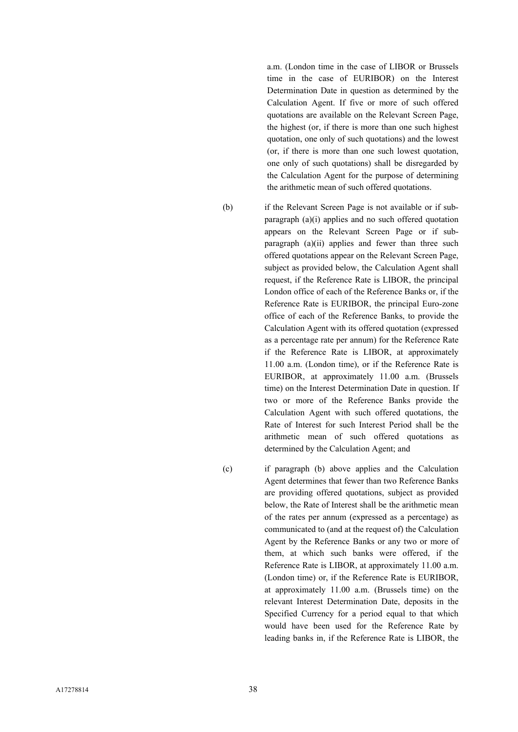a.m. (London time in the case of LIBOR or Brussels time in the case of EURIBOR) on the Interest Determination Date in question as determined by the Calculation Agent. If five or more of such offered quotations are available on the Relevant Screen Page, the highest (or, if there is more than one such highest quotation, one only of such quotations) and the lowest (or, if there is more than one such lowest quotation, one only of such quotations) shall be disregarded by the Calculation Agent for the purpose of determining the arithmetic mean of such offered quotations.

(b) if the Relevant Screen Page is not available or if sub-paragraph (a)(i) applies and no such offered quotation appears on the Relevant Screen Page or if sub-paragraph (a)(ii) applies and fewer than three such offered quotations appear on the Relevant Screen Page, subject as provided below, the Calculation Agent shall request, if the Reference Rate is LIBOR, the principal London office of each of the Reference Banks or, if the Reference Rate is EURIBOR, the principal Euro-zone office of each of the Reference Banks, to provide the Calculation Agent with its offered quotation (expressed as a percentage rate per annum) for the Reference Rate if the Reference Rate is LIBOR, at approximately 11.00 a.m. (London time), or if the Reference Rate is EURIBOR, at approximately 11.00 a.m. (Brussels time) on the Interest Determination Date in question. If two or more of the Reference Banks provide the Calculation Agent with such offered quotations, the Rate of Interest for such Interest Period shall be the arithmetic mean of such offered quotations as determined by the Calculation Agent; and

(c) if paragraph (b) above applies and the Calculation Agent determines that fewer than two Reference Banks are providing offered quotations, subject as provided below, the Rate of Interest shall be the arithmetic mean of the rates per annum (expressed as a percentage) as communicated to (and at the request of) the Calculation Agent by the Reference Banks or any two or more of them, at which such banks were offered, if the Reference Rate is LIBOR, at approximately 11.00 a.m. (London time) or, if the Reference Rate is EURIBOR, at approximately 11.00 a.m. (Brussels time) on the relevant Interest Determination Date, deposits in the Specified Currency for a period equal to that which would have been used for the Reference Rate by leading banks in, if the Reference Rate is LIBOR, the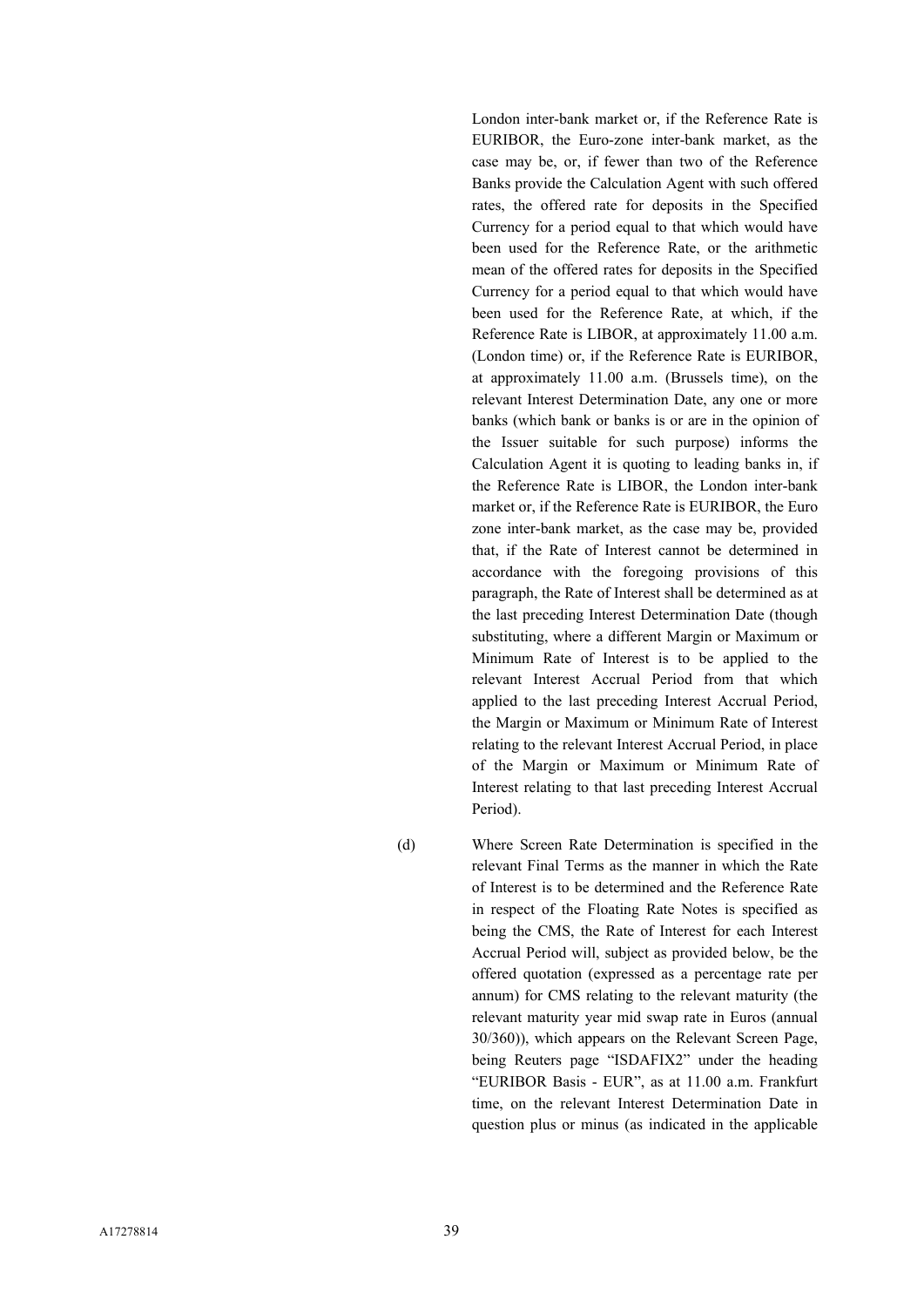London inter-bank market or, if the Reference Rate is EURIBOR, the Euro-zone inter-bank market, as the case may be, or, if fewer than two of the Reference Banks provide the Calculation Agent with such offered rates, the offered rate for deposits in the Specified Currency for a period equal to that which would have been used for the Reference Rate, or the arithmetic mean of the offered rates for deposits in the Specified Currency for a period equal to that which would have been used for the Reference Rate, at which, if the Reference Rate is LIBOR, at approximately 11.00 a.m. (London time) or, if the Reference Rate is EURIBOR, at approximately 11.00 a.m. (Brussels time), on the relevant Interest Determination Date, any one or more banks (which bank or banks is or are in the opinion of the Issuer suitable for such purpose) informs the Calculation Agent it is quoting to leading banks in, if the Reference Rate is LIBOR, the London inter-bank market or, if the Reference Rate is EURIBOR, the Euro zone inter-bank market, as the case may be, provided that, if the Rate of Interest cannot be determined in accordance with the foregoing provisions of this paragraph, the Rate of Interest shall be determined as at the last preceding Interest Determination Date (though substituting, where a different Margin or Maximum or Minimum Rate of Interest is to be applied to the relevant Interest Accrual Period from that which applied to the last preceding Interest Accrual Period, the Margin or Maximum or Minimum Rate of Interest relating to the relevant Interest Accrual Period, in place of the Margin or Maximum or Minimum Rate of Interest relating to that last preceding Interest Accrual Period).

(d) Where Screen Rate Determination is specified in the relevant Final Terms as the manner in which the Rate of Interest is to be determined and the Reference Rate in respect of the Floating Rate Notes is specified as being the CMS, the Rate of Interest for each Interest Accrual Period will, subject as provided below, be the offered quotation (expressed as a percentage rate per annum) for CMS relating to the relevant maturity (the relevant maturity year mid swap rate in Euros (annual 30/360)), which appears on the Relevant Screen Page, being Reuters page "ISDAFIX2" under the heading "EURIBOR Basis - EUR", as at 11.00 a.m. Frankfurt time, on the relevant Interest Determination Date in question plus or minus (as indicated in the applicable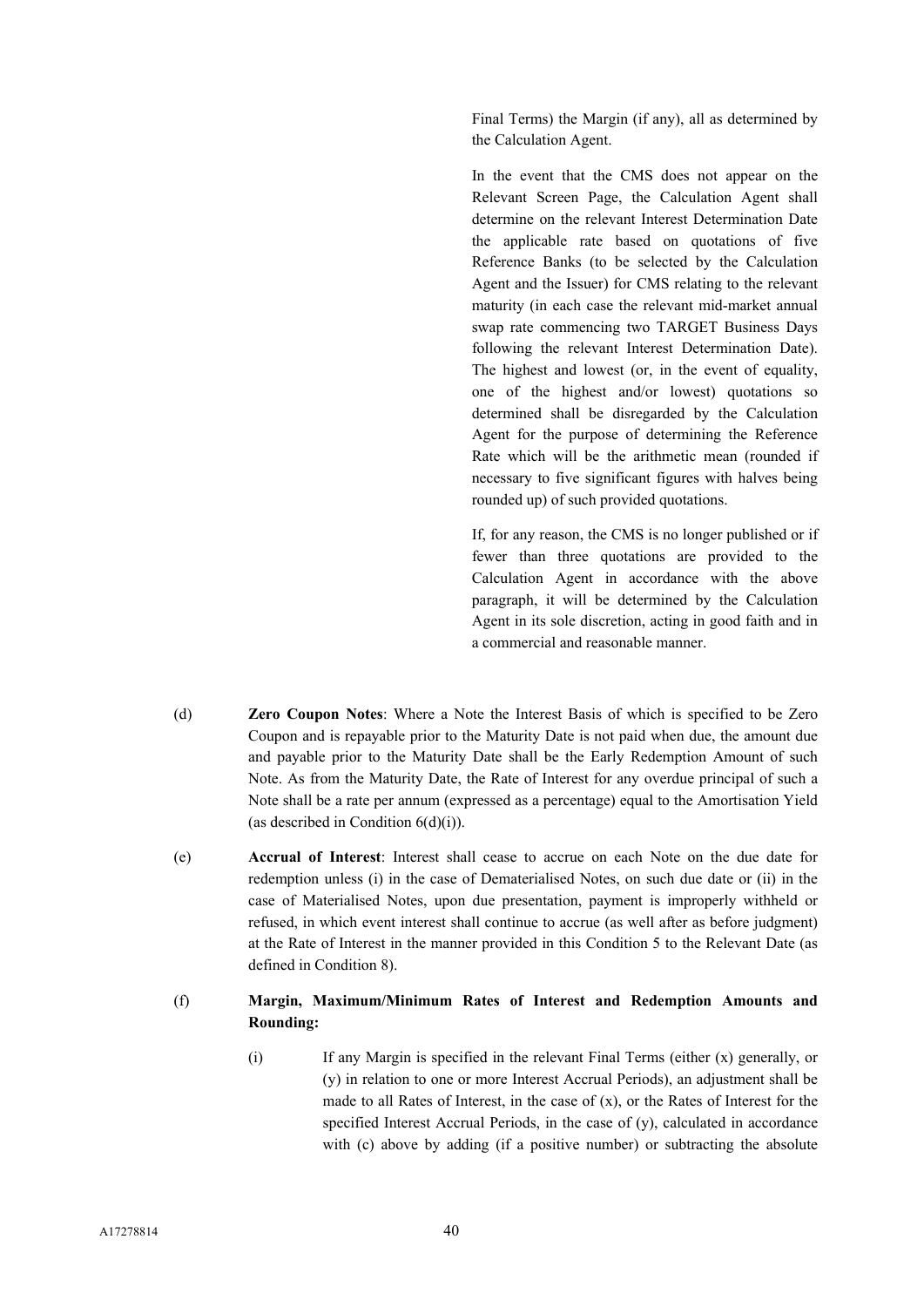Final Terms) the Margin (if any), all as determined by the Calculation Agent.

In the event that the CMS does not appear on the Relevant Screen Page, the Calculation Agent shall determine on the relevant Interest Determination Date the applicable rate based on quotations of five Reference Banks (to be selected by the Calculation Agent and the Issuer) for CMS relating to the relevant maturity (in each case the relevant mid-market annual swap rate commencing two TARGET Business Days following the relevant Interest Determination Date). The highest and lowest (or, in the event of equality, one of the highest and/or lowest) quotations so determined shall be disregarded by the Calculation Agent for the purpose of determining the Reference Rate which will be the arithmetic mean (rounded if necessary to five significant figures with halves being rounded up) of such provided quotations.

If, for any reason, the CMS is no longer published or if fewer than three quotations are provided to the Calculation Agent in accordance with the above paragraph, it will be determined by the Calculation Agent in its sole discretion, acting in good faith and in a commercial and reasonable manner.

(d) **Zero Coupon Notes**: Where a Note the Interest Basis of which is specified to be Zero Coupon and is repayable prior to the Maturity Date is not paid when due, the amount due and payable prior to the Maturity Date shall be the Early Redemption Amount of such Note. As from the Maturity Date, the Rate of Interest for any overdue principal of such a Note shall be a rate per annum (expressed as a percentage) equal to the Amortisation Yield (as described in Condition 6(d)(i)).

(e) **Accrual of Interest**: Interest shall cease to accrue on each Note on the due date for redemption unless (i) in the case of Dematerialised Notes, on such due date or (ii) in the case of Materialised Notes, upon due presentation, payment is improperly withheld or refused, in which event interest shall continue to accrue (as well after as before judgment) at the Rate of Interest in the manner provided in this Condition 5 to the Relevant Date (as defined in Condition 8).

(f) **Margin, Maximum/Minimum Rates of Interest and Redemption Amounts and Rounding:**

(i) If any Margin is specified in the relevant Final Terms (either (x) generally, or (y) in relation to one or more Interest Accrual Periods), an adjustment shall be made to all Rates of Interest, in the case of (x), or the Rates of Interest for the specified Interest Accrual Periods, in the case of (y), calculated in accordance with (c) above by adding (if a positive number) or subtracting the absolute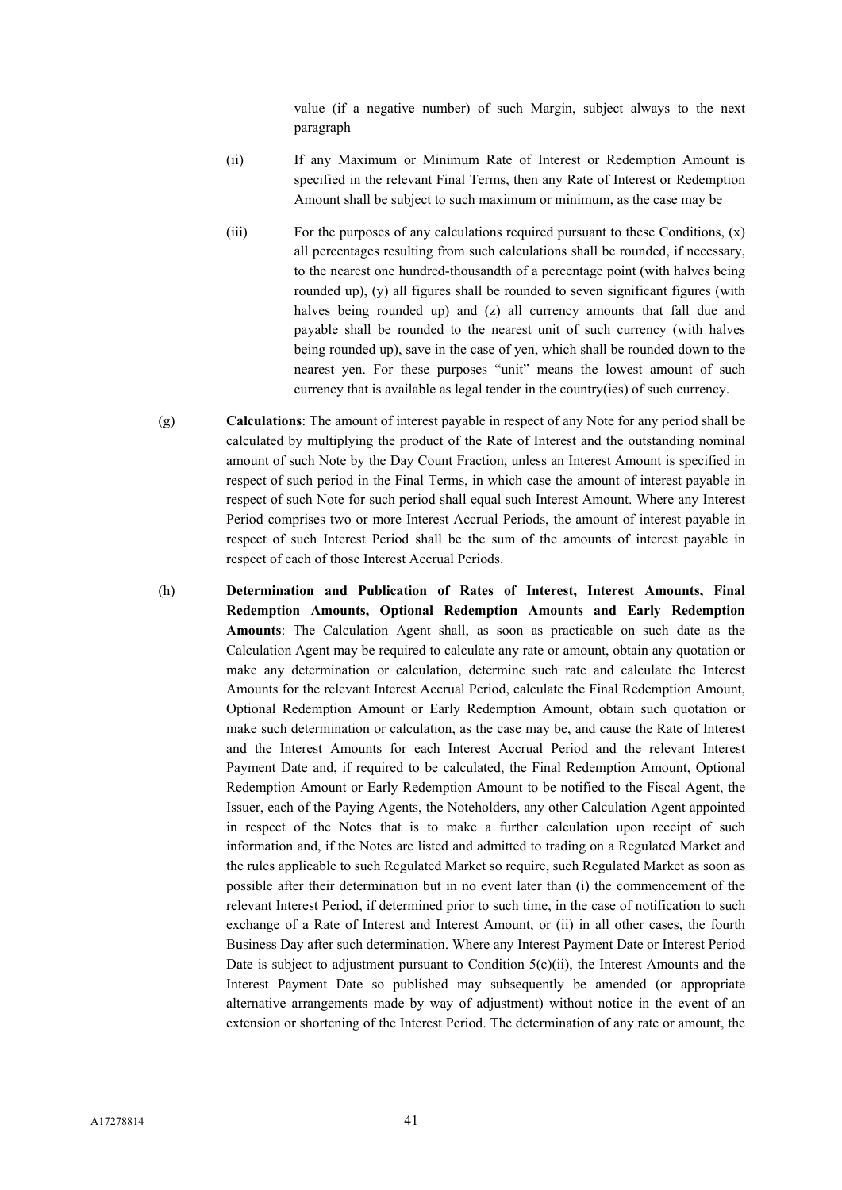value (if a negative number) of such Margin, subject always to the next paragraph

(ii) If any Maximum or Minimum Rate of Interest or Redemption Amount is specified in the relevant Final Terms, then any Rate of Interest or Redemption Amount shall be subject to such maximum or minimum, as the case may be

(iii) For the purposes of any calculations required pursuant to these Conditions, (x) all percentages resulting from such calculations shall be rounded, if necessary, to the nearest one hundred-thousandth of a percentage point (with halves being rounded up), (y) all figures shall be rounded to seven significant figures (with halves being rounded up) and (z) all currency amounts that fall due and payable shall be rounded to the nearest unit of such currency (with halves being rounded up), save in the case of yen, which shall be rounded down to the nearest yen. For these purposes "unit" means the lowest amount of such currency that is available as legal tender in the country(ies) of such currency.

(g) **Calculations**: The amount of interest payable in respect of any Note for any period shall be calculated by multiplying the product of the Rate of Interest and the outstanding nominal amount of such Note by the Day Count Fraction, unless an Interest Amount is specified in respect of such period in the Final Terms, in which case the amount of interest payable in respect of such Note for such period shall equal such Interest Amount. Where any Interest Period comprises two or more Interest Accrual Periods, the amount of interest payable in respect of such Interest Period shall be the sum of the amounts of interest payable in respect of each of those Interest Accrual Periods.

(h) **Determination and Publication of Rates of Interest, Interest Amounts, Final Redemption Amounts, Optional Redemption Amounts and Early Redemption Amounts**: The Calculation Agent shall, as soon as practicable on such date as the Calculation Agent may be required to calculate any rate or amount, obtain any quotation or make any determination or calculation, determine such rate and calculate the Interest Amounts for the relevant Interest Accrual Period, calculate the Final Redemption Amount, Optional Redemption Amount or Early Redemption Amount, obtain such quotation or make such determination or calculation, as the case may be, and cause the Rate of Interest and the Interest Amounts for each Interest Accrual Period and the relevant Interest Payment Date and, if required to be calculated, the Final Redemption Amount, Optional Redemption Amount or Early Redemption Amount to be notified to the Fiscal Agent, the Issuer, each of the Paying Agents, the Noteholders, any other Calculation Agent appointed in respect of the Notes that is to make a further calculation upon receipt of such information and, if the Notes are listed and admitted to trading on a Regulated Market and the rules applicable to such Regulated Market so require, such Regulated Market as soon as possible after their determination but in no event later than (i) the commencement of the relevant Interest Period, if determined prior to such time, in the case of notification to such exchange of a Rate of Interest and Interest Amount, or (ii) in all other cases, the fourth Business Day after such determination. Where any Interest Payment Date or Interest Period Date is subject to adjustment pursuant to Condition 5(c)(ii), the Interest Amounts and the Interest Payment Date so published may subsequently be amended (or appropriate alternative arrangements made by way of adjustment) without notice in the event of an extension or shortening of the Interest Period. The determination of any rate or amount, the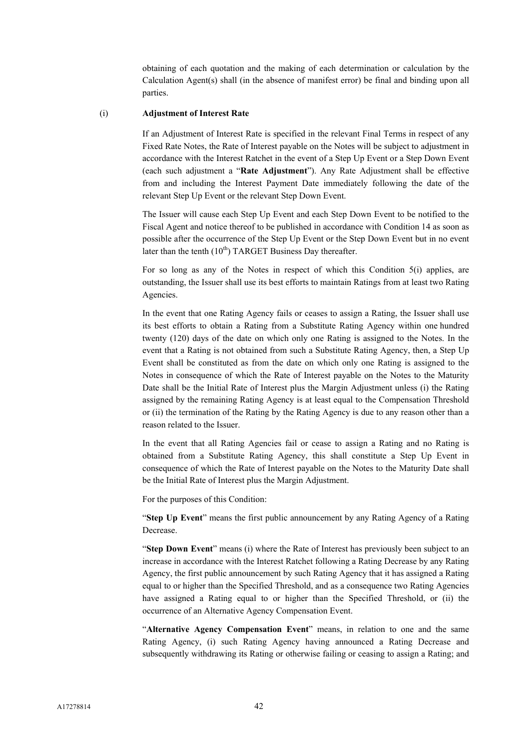obtaining of each quotation and the making of each determination or calculation by the Calculation Agent(s) shall (in the absence of manifest error) be final and binding upon all parties.

(i) **Adjustment of Interest Rate**

If an Adjustment of Interest Rate is specified in the relevant Final Terms in respect of any Fixed Rate Notes, the Rate of Interest payable on the Notes will be subject to adjustment in accordance with the Interest Ratchet in the event of a Step Up Event or a Step Down Event (each such adjustment a "**Rate Adjustment**"). Any Rate Adjustment shall be effective from and including the Interest Payment Date immediately following the date of the relevant Step Up Event or the relevant Step Down Event.

The Issuer will cause each Step Up Event and each Step Down Event to be notified to the Fiscal Agent and notice thereof to be published in accordance with Condition 14 as soon as possible after the occurrence of the Step Up Event or the Step Down Event but in no event later than the tenth (10th) TARGET Business Day thereafter.

For so long as any of the Notes in respect of which this Condition 5(i) applies, are outstanding, the Issuer shall use its best efforts to maintain Ratings from at least two Rating Agencies.

In the event that one Rating Agency fails or ceases to assign a Rating, the Issuer shall use its best efforts to obtain a Rating from a Substitute Rating Agency within one hundred twenty (120) days of the date on which only one Rating is assigned to the Notes. In the event that a Rating is not obtained from such a Substitute Rating Agency, then, a Step Up Event shall be constituted as from the date on which only one Rating is assigned to the Notes in consequence of which the Rate of Interest payable on the Notes to the Maturity Date shall be the Initial Rate of Interest plus the Margin Adjustment unless (i) the Rating assigned by the remaining Rating Agency is at least equal to the Compensation Threshold or (ii) the termination of the Rating by the Rating Agency is due to any reason other than a reason related to the Issuer.

In the event that all Rating Agencies fail or cease to assign a Rating and no Rating is obtained from a Substitute Rating Agency, this shall constitute a Step Up Event in consequence of which the Rate of Interest payable on the Notes to the Maturity Date shall be the Initial Rate of Interest plus the Margin Adjustment.

For the purposes of this Condition:

"**Step Up Event**" means the first public announcement by any Rating Agency of a Rating Decrease.

"**Step Down Event**" means (i) where the Rate of Interest has previously been subject to an increase in accordance with the Interest Ratchet following a Rating Decrease by any Rating Agency, the first public announcement by such Rating Agency that it has assigned a Rating equal to or higher than the Specified Threshold, and as a consequence two Rating Agencies have assigned a Rating equal to or higher than the Specified Threshold, or (ii) the occurrence of an Alternative Agency Compensation Event.

"**Alternative Agency Compensation Event**" means, in relation to one and the same Rating Agency, (i) such Rating Agency having announced a Rating Decrease and subsequently withdrawing its Rating or otherwise failing or ceasing to assign a Rating; and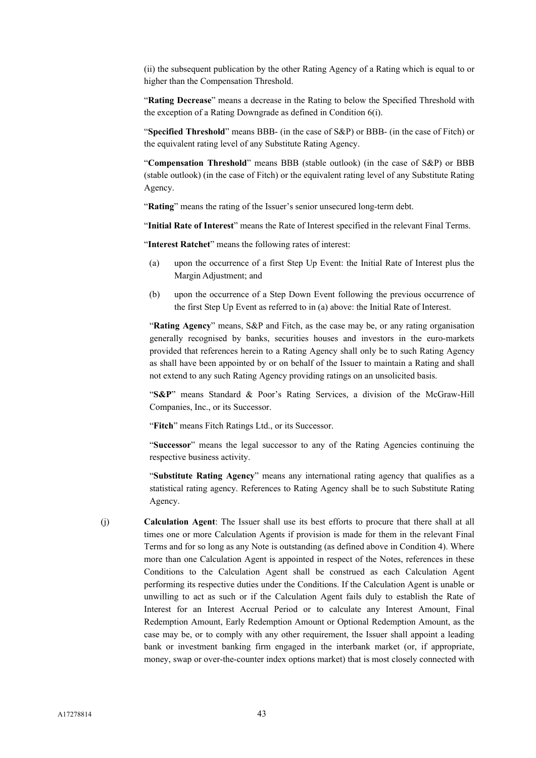(ii) the subsequent publication by the other Rating Agency of a Rating which is equal to or higher than the Compensation Threshold.

"**Rating Decrease**" means a decrease in the Rating to below the Specified Threshold with the exception of a Rating Downgrade as defined in Condition 6(i).

"**Specified Threshold**" means BBB- (in the case of S&P) or BBB- (in the case of Fitch) or the equivalent rating level of any Substitute Rating Agency.

"**Compensation Threshold**" means BBB (stable outlook) (in the case of S&P) or BBB (stable outlook) (in the case of Fitch) or the equivalent rating level of any Substitute Rating Agency.

"**Rating**" means the rating of the Issuer's senior unsecured long-term debt.

"**Initial Rate of Interest**" means the Rate of Interest specified in the relevant Final Terms.

"**Interest Ratchet**" means the following rates of interest:

(a) upon the occurrence of a first Step Up Event: the Initial Rate of Interest plus the Margin Adjustment; and

(b) upon the occurrence of a Step Down Event following the previous occurrence of the first Step Up Event as referred to in (a) above: the Initial Rate of Interest.

"**Rating Agency**" means, S&P and Fitch, as the case may be, or any rating organisation generally recognised by banks, securities houses and investors in the euro-markets provided that references herein to a Rating Agency shall only be to such Rating Agency as shall have been appointed by or on behalf of the Issuer to maintain a Rating and shall not extend to any such Rating Agency providing ratings on an unsolicited basis.

"**S&P**" means Standard & Poor's Rating Services, a division of the McGraw-Hill Companies, Inc., or its Successor.

"**Fitch**" means Fitch Ratings Ltd., or its Successor.

"**Successor**" means the legal successor to any of the Rating Agencies continuing the respective business activity.

"**Substitute Rating Agency**" means any international rating agency that qualifies as a statistical rating agency. References to Rating Agency shall be to such Substitute Rating Agency.

(j) **Calculation Agent**: The Issuer shall use its best efforts to procure that there shall at all times one or more Calculation Agents if provision is made for them in the relevant Final Terms and for so long as any Note is outstanding (as defined above in Condition 4). Where more than one Calculation Agent is appointed in respect of the Notes, references in these Conditions to the Calculation Agent shall be construed as each Calculation Agent performing its respective duties under the Conditions. If the Calculation Agent is unable or unwilling to act as such or if the Calculation Agent fails duly to establish the Rate of Interest for an Interest Accrual Period or to calculate any Interest Amount, Final Redemption Amount, Early Redemption Amount or Optional Redemption Amount, as the case may be, or to comply with any other requirement, the Issuer shall appoint a leading bank or investment banking firm engaged in the interbank market (or, if appropriate, money, swap or over-the-counter index options market) that is most closely connected with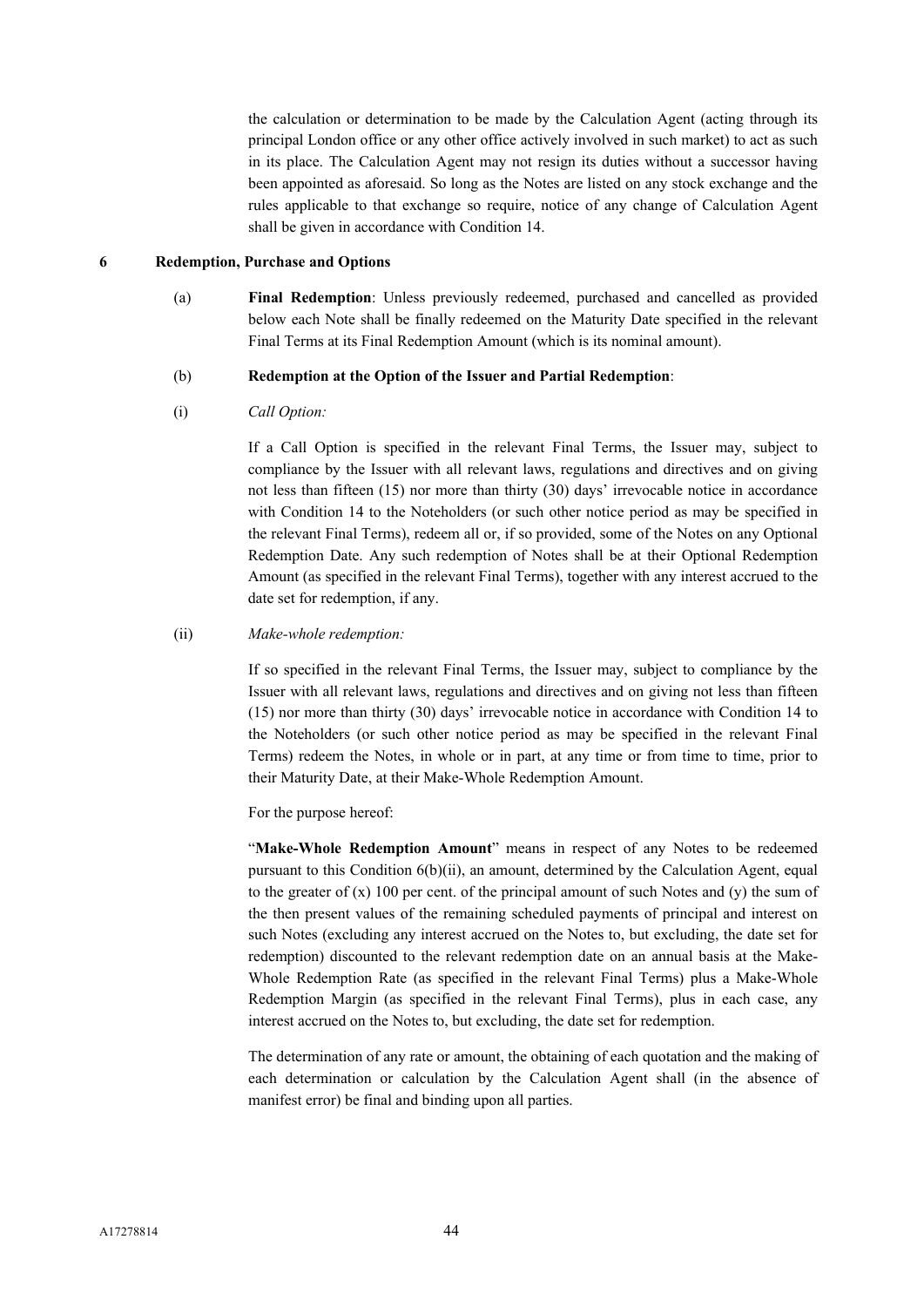the calculation or determination to be made by the Calculation Agent (acting through its principal London office or any other office actively involved in such market) to act as such in its place. The Calculation Agent may not resign its duties without a successor having been appointed as aforesaid. So long as the Notes are listed on any stock exchange and the rules applicable to that exchange so require, notice of any change of Calculation Agent shall be given in accordance with Condition 14.

## 6 Redemption, Purchase and Options

(a) **Final Redemption**: Unless previously redeemed, purchased and cancelled as provided below each Note shall be finally redeemed on the Maturity Date specified in the relevant Final Terms at its Final Redemption Amount (which is its nominal amount).

(b) **Redemption at the Option of the Issuer and Partial Redemption**:

(i) *Call Option:*

If a Call Option is specified in the relevant Final Terms, the Issuer may, subject to compliance by the Issuer with all relevant laws, regulations and directives and on giving not less than fifteen (15) nor more than thirty (30) days' irrevocable notice in accordance with Condition 14 to the Noteholders (or such other notice period as may be specified in the relevant Final Terms), redeem all or, if so provided, some of the Notes on any Optional Redemption Date. Any such redemption of Notes shall be at their Optional Redemption Amount (as specified in the relevant Final Terms), together with any interest accrued to the date set for redemption, if any.

(ii) *Make-whole redemption:*

If so specified in the relevant Final Terms, the Issuer may, subject to compliance by the Issuer with all relevant laws, regulations and directives and on giving not less than fifteen (15) nor more than thirty (30) days' irrevocable notice in accordance with Condition 14 to the Noteholders (or such other notice period as may be specified in the relevant Final Terms) redeem the Notes, in whole or in part, at any time or from time to time, prior to their Maturity Date, at their Make-Whole Redemption Amount.

For the purpose hereof:

"**Make-Whole Redemption Amount**" means in respect of any Notes to be redeemed pursuant to this Condition 6(b)(ii), an amount, determined by the Calculation Agent, equal to the greater of (x) 100 per cent. of the principal amount of such Notes and (y) the sum of the then present values of the remaining scheduled payments of principal and interest on such Notes (excluding any interest accrued on the Notes to, but excluding, the date set for redemption) discounted to the relevant redemption date on an annual basis at the Make-Whole Redemption Rate (as specified in the relevant Final Terms) plus a Make-Whole Redemption Margin (as specified in the relevant Final Terms), plus in each case, any interest accrued on the Notes to, but excluding, the date set for redemption.

The determination of any rate or amount, the obtaining of each quotation and the making of each determination or calculation by the Calculation Agent shall (in the absence of manifest error) be final and binding upon all parties.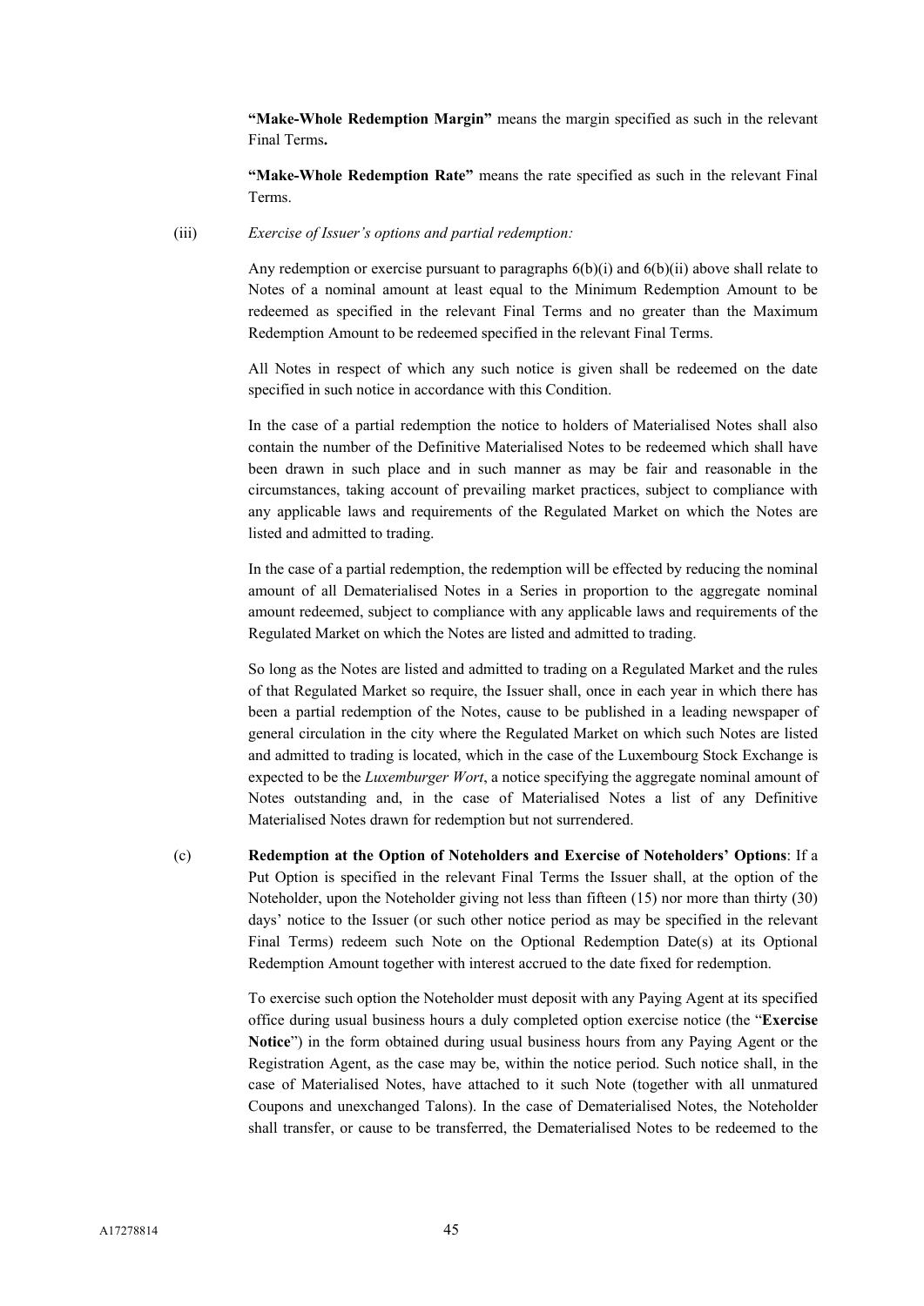**"Make-Whole Redemption Margin"** means the margin specified as such in the relevant Final Terms**.**

**"Make-Whole Redemption Rate"** means the rate specified as such in the relevant Final Terms.

(iii) *Exercise of Issuer's options and partial redemption:*

Any redemption or exercise pursuant to paragraphs 6(b)(i) and 6(b)(ii) above shall relate to Notes of a nominal amount at least equal to the Minimum Redemption Amount to be redeemed as specified in the relevant Final Terms and no greater than the Maximum Redemption Amount to be redeemed specified in the relevant Final Terms.

All Notes in respect of which any such notice is given shall be redeemed on the date specified in such notice in accordance with this Condition.

In the case of a partial redemption the notice to holders of Materialised Notes shall also contain the number of the Definitive Materialised Notes to be redeemed which shall have been drawn in such place and in such manner as may be fair and reasonable in the circumstances, taking account of prevailing market practices, subject to compliance with any applicable laws and requirements of the Regulated Market on which the Notes are listed and admitted to trading.

In the case of a partial redemption, the redemption will be effected by reducing the nominal amount of all Dematerialised Notes in a Series in proportion to the aggregate nominal amount redeemed, subject to compliance with any applicable laws and requirements of the Regulated Market on which the Notes are listed and admitted to trading.

So long as the Notes are listed and admitted to trading on a Regulated Market and the rules of that Regulated Market so require, the Issuer shall, once in each year in which there has been a partial redemption of the Notes, cause to be published in a leading newspaper of general circulation in the city where the Regulated Market on which such Notes are listed and admitted to trading is located, which in the case of the Luxembourg Stock Exchange is expected to be the *Luxemburger Wort*, a notice specifying the aggregate nominal amount of Notes outstanding and, in the case of Materialised Notes a list of any Definitive Materialised Notes drawn for redemption but not surrendered.

(c) **Redemption at the Option of Noteholders and Exercise of Noteholders' Options**: If a Put Option is specified in the relevant Final Terms the Issuer shall, at the option of the Noteholder, upon the Noteholder giving not less than fifteen (15) nor more than thirty (30) days' notice to the Issuer (or such other notice period as may be specified in the relevant Final Terms) redeem such Note on the Optional Redemption Date(s) at its Optional Redemption Amount together with interest accrued to the date fixed for redemption.

To exercise such option the Noteholder must deposit with any Paying Agent at its specified office during usual business hours a duly completed option exercise notice (the "**Exercise Notice**") in the form obtained during usual business hours from any Paying Agent or the Registration Agent, as the case may be, within the notice period. Such notice shall, in the case of Materialised Notes, have attached to it such Note (together with all unmatured Coupons and unexchanged Talons). In the case of Dematerialised Notes, the Noteholder shall transfer, or cause to be transferred, the Dematerialised Notes to be redeemed to the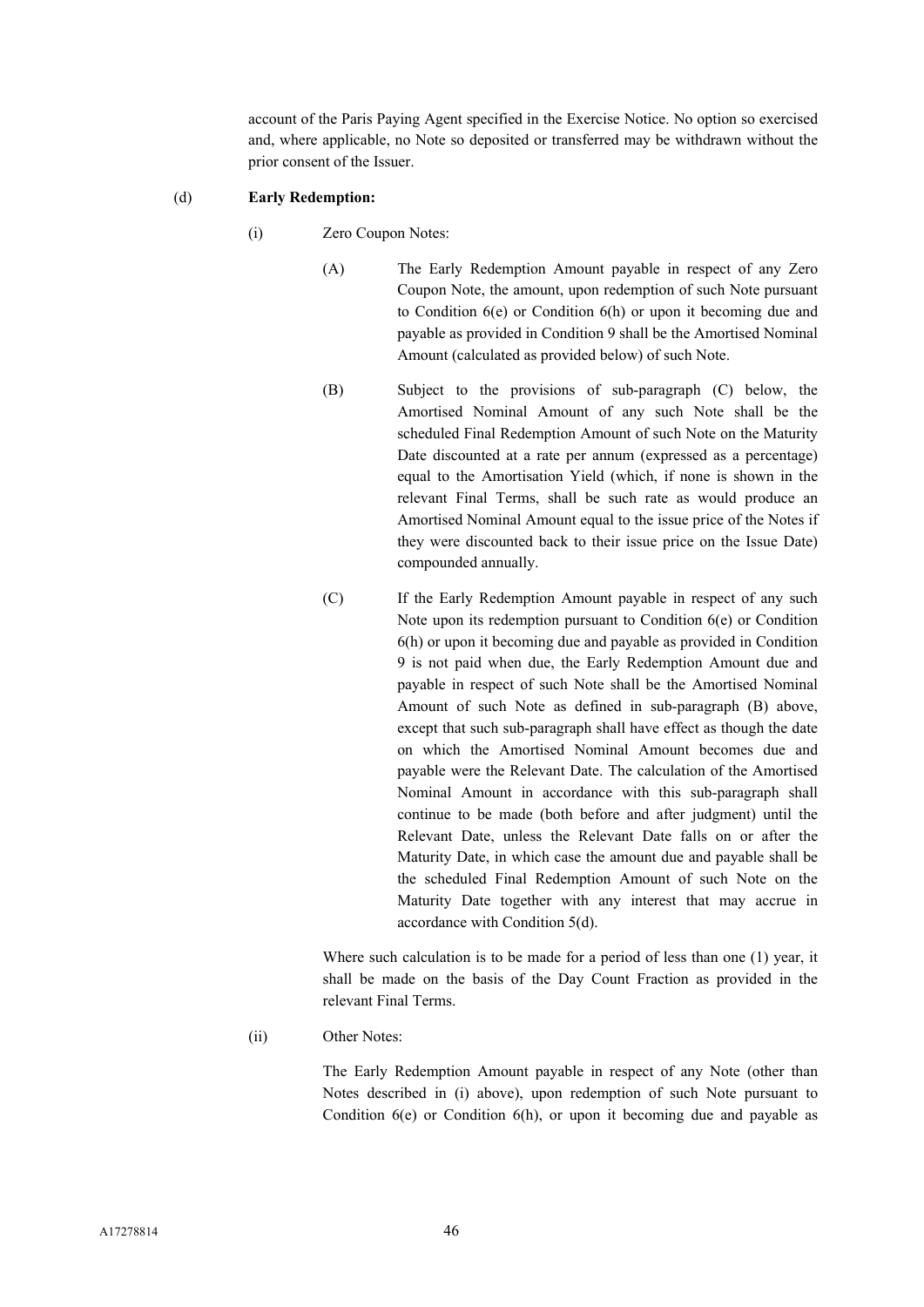account of the Paris Paying Agent specified in the Exercise Notice. No option so exercised and, where applicable, no Note so deposited or transferred may be withdrawn without the prior consent of the Issuer.

(d) **Early Redemption:**

(i) Zero Coupon Notes:

(A) The Early Redemption Amount payable in respect of any Zero Coupon Note, the amount, upon redemption of such Note pursuant to Condition 6(e) or Condition 6(h) or upon it becoming due and payable as provided in Condition 9 shall be the Amortised Nominal Amount (calculated as provided below) of such Note.

(B) Subject to the provisions of sub-paragraph (C) below, the Amortised Nominal Amount of any such Note shall be the scheduled Final Redemption Amount of such Note on the Maturity Date discounted at a rate per annum (expressed as a percentage) equal to the Amortisation Yield (which, if none is shown in the relevant Final Terms, shall be such rate as would produce an Amortised Nominal Amount equal to the issue price of the Notes if they were discounted back to their issue price on the Issue Date) compounded annually.

(C) If the Early Redemption Amount payable in respect of any such Note upon its redemption pursuant to Condition 6(e) or Condition 6(h) or upon it becoming due and payable as provided in Condition 9 is not paid when due, the Early Redemption Amount due and payable in respect of such Note shall be the Amortised Nominal Amount of such Note as defined in sub-paragraph (B) above, except that such sub-paragraph shall have effect as though the date on which the Amortised Nominal Amount becomes due and payable were the Relevant Date. The calculation of the Amortised Nominal Amount in accordance with this sub-paragraph shall continue to be made (both before and after judgment) until the Relevant Date, unless the Relevant Date falls on or after the Maturity Date, in which case the amount due and payable shall be the scheduled Final Redemption Amount of such Note on the Maturity Date together with any interest that may accrue in accordance with Condition 5(d).

Where such calculation is to be made for a period of less than one (1) year, it shall be made on the basis of the Day Count Fraction as provided in the relevant Final Terms.

(ii) Other Notes:

The Early Redemption Amount payable in respect of any Note (other than Notes described in (i) above), upon redemption of such Note pursuant to Condition 6(e) or Condition 6(h), or upon it becoming due and payable as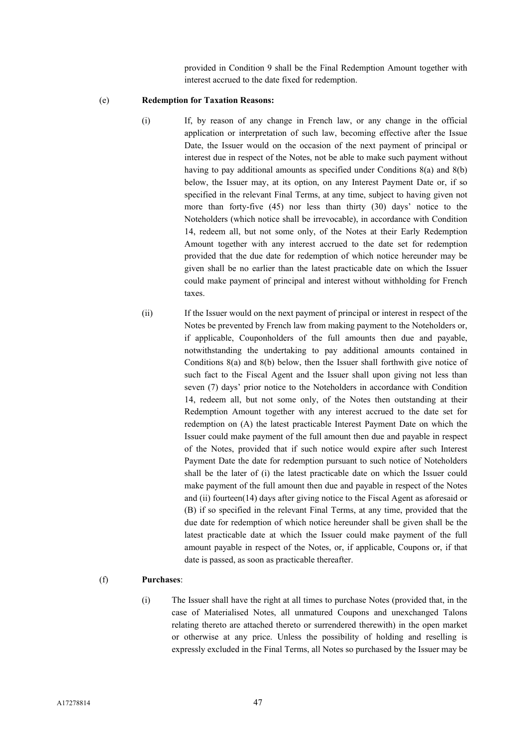provided in Condition 9 shall be the Final Redemption Amount together with interest accrued to the date fixed for redemption.

(e) **Redemption for Taxation Reasons:**

(i) If, by reason of any change in French law, or any change in the official application or interpretation of such law, becoming effective after the Issue Date, the Issuer would on the occasion of the next payment of principal or interest due in respect of the Notes, not be able to make such payment without having to pay additional amounts as specified under Conditions 8(a) and 8(b) below, the Issuer may, at its option, on any Interest Payment Date or, if so specified in the relevant Final Terms, at any time, subject to having given not more than forty-five (45) nor less than thirty (30) days' notice to the Noteholders (which notice shall be irrevocable), in accordance with Condition 14, redeem all, but not some only, of the Notes at their Early Redemption Amount together with any interest accrued to the date set for redemption provided that the due date for redemption of which notice hereunder may be given shall be no earlier than the latest practicable date on which the Issuer could make payment of principal and interest without withholding for French taxes.

(ii) If the Issuer would on the next payment of principal or interest in respect of the Notes be prevented by French law from making payment to the Noteholders or, if applicable, Couponholders of the full amounts then due and payable, notwithstanding the undertaking to pay additional amounts contained in Conditions 8(a) and 8(b) below, then the Issuer shall forthwith give notice of such fact to the Fiscal Agent and the Issuer shall upon giving not less than seven (7) days' prior notice to the Noteholders in accordance with Condition 14, redeem all, but not some only, of the Notes then outstanding at their Redemption Amount together with any interest accrued to the date set for redemption on (A) the latest practicable Interest Payment Date on which the Issuer could make payment of the full amount then due and payable in respect of the Notes, provided that if such notice would expire after such Interest Payment Date the date for redemption pursuant to such notice of Noteholders shall be the later of (i) the latest practicable date on which the Issuer could make payment of the full amount then due and payable in respect of the Notes and (ii) fourteen(14) days after giving notice to the Fiscal Agent as aforesaid or (B) if so specified in the relevant Final Terms, at any time, provided that the due date for redemption of which notice hereunder shall be given shall be the latest practicable date at which the Issuer could make payment of the full amount payable in respect of the Notes, or, if applicable, Coupons or, if that date is passed, as soon as practicable thereafter.

(f) **Purchases**:

(i) The Issuer shall have the right at all times to purchase Notes (provided that, in the case of Materialised Notes, all unmatured Coupons and unexchanged Talons relating thereto are attached thereto or surrendered therewith) in the open market or otherwise at any price. Unless the possibility of holding and reselling is expressly excluded in the Final Terms, all Notes so purchased by the Issuer may be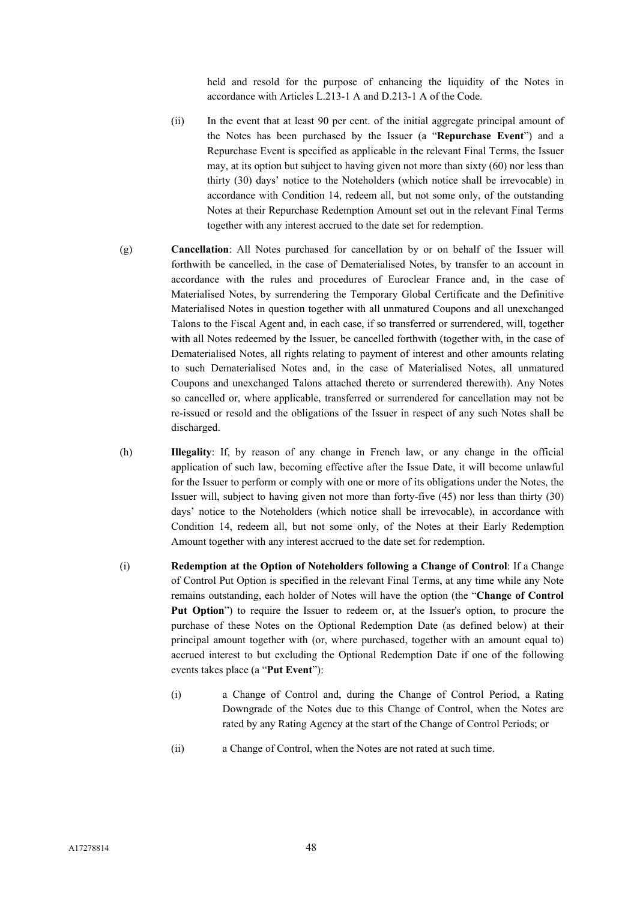held and resold for the purpose of enhancing the liquidity of the Notes in accordance with Articles L.213-1 A and D.213-1 A of the Code.

(ii) In the event that at least 90 per cent. of the initial aggregate principal amount of the Notes has been purchased by the Issuer (a "**Repurchase Event**") and a Repurchase Event is specified as applicable in the relevant Final Terms, the Issuer may, at its option but subject to having given not more than sixty (60) nor less than thirty (30) days' notice to the Noteholders (which notice shall be irrevocable) in accordance with Condition 14, redeem all, but not some only, of the outstanding Notes at their Repurchase Redemption Amount set out in the relevant Final Terms together with any interest accrued to the date set for redemption.

(g) **Cancellation**: All Notes purchased for cancellation by or on behalf of the Issuer will forthwith be cancelled, in the case of Dematerialised Notes, by transfer to an account in accordance with the rules and procedures of Euroclear France and, in the case of Materialised Notes, by surrendering the Temporary Global Certificate and the Definitive Materialised Notes in question together with all unmatured Coupons and all unexchanged Talons to the Fiscal Agent and, in each case, if so transferred or surrendered, will, together with all Notes redeemed by the Issuer, be cancelled forthwith (together with, in the case of Dematerialised Notes, all rights relating to payment of interest and other amounts relating to such Dematerialised Notes and, in the case of Materialised Notes, all unmatured Coupons and unexchanged Talons attached thereto or surrendered therewith). Any Notes so cancelled or, where applicable, transferred or surrendered for cancellation may not be re-issued or resold and the obligations of the Issuer in respect of any such Notes shall be discharged.

(h) **Illegality**: If, by reason of any change in French law, or any change in the official application of such law, becoming effective after the Issue Date, it will become unlawful for the Issuer to perform or comply with one or more of its obligations under the Notes, the Issuer will, subject to having given not more than forty-five (45) nor less than thirty (30) days' notice to the Noteholders (which notice shall be irrevocable), in accordance with Condition 14, redeem all, but not some only, of the Notes at their Early Redemption Amount together with any interest accrued to the date set for redemption.

(i) **Redemption at the Option of Noteholders following a Change of Control**: If a Change of Control Put Option is specified in the relevant Final Terms, at any time while any Note remains outstanding, each holder of Notes will have the option (the "**Change of Control Put Option**") to require the Issuer to redeem or, at the Issuer's option, to procure the purchase of these Notes on the Optional Redemption Date (as defined below) at their principal amount together with (or, where purchased, together with an amount equal to) accrued interest to but excluding the Optional Redemption Date if one of the following events takes place (a "**Put Event**"):

(i) a Change of Control and, during the Change of Control Period, a Rating Downgrade of the Notes due to this Change of Control, when the Notes are rated by any Rating Agency at the start of the Change of Control Periods; or

(ii) a Change of Control, when the Notes are not rated at such time.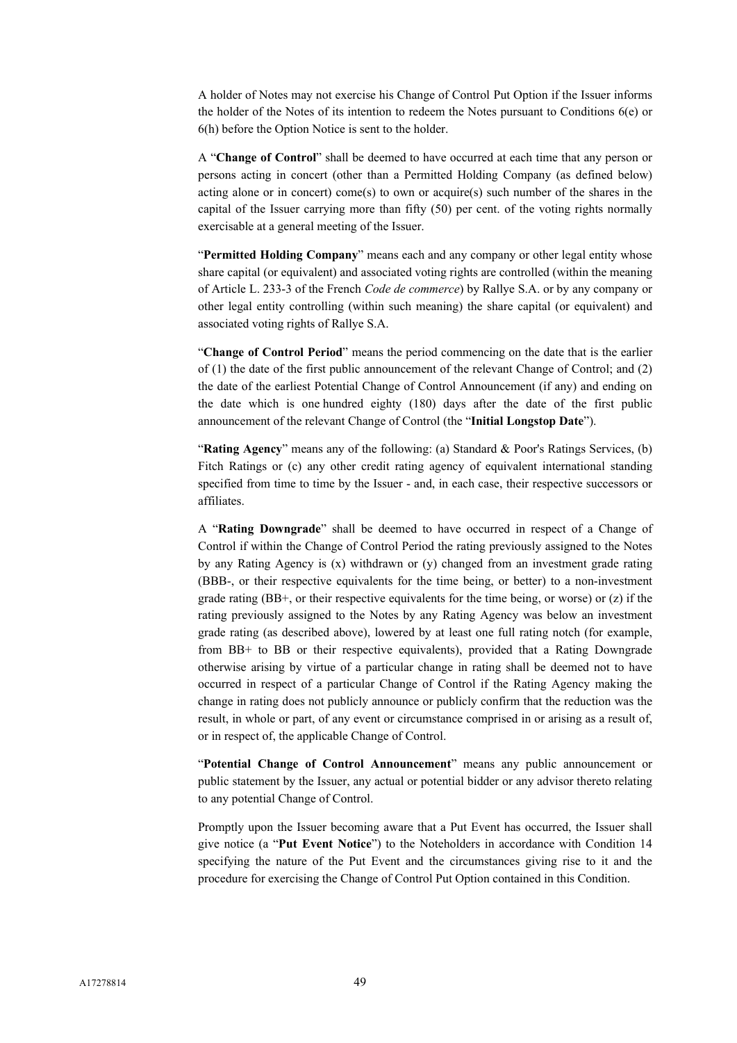A holder of Notes may not exercise his Change of Control Put Option if the Issuer informs the holder of the Notes of its intention to redeem the Notes pursuant to Conditions 6(e) or 6(h) before the Option Notice is sent to the holder.

A "**Change of Control**" shall be deemed to have occurred at each time that any person or persons acting in concert (other than a Permitted Holding Company (as defined below) acting alone or in concert) come(s) to own or acquire(s) such number of the shares in the capital of the Issuer carrying more than fifty (50) per cent. of the voting rights normally exercisable at a general meeting of the Issuer.

"**Permitted Holding Company**" means each and any company or other legal entity whose share capital (or equivalent) and associated voting rights are controlled (within the meaning of Article L. 233-3 of the French *Code de commerce*) by Rallye S.A. or by any company or other legal entity controlling (within such meaning) the share capital (or equivalent) and associated voting rights of Rallye S.A.

"**Change of Control Period**" means the period commencing on the date that is the earlier of (1) the date of the first public announcement of the relevant Change of Control; and (2) the date of the earliest Potential Change of Control Announcement (if any) and ending on the date which is one hundred eighty (180) days after the date of the first public announcement of the relevant Change of Control (the "**Initial Longstop Date**").

"**Rating Agency**" means any of the following: (a) Standard & Poor's Ratings Services, (b) Fitch Ratings or (c) any other credit rating agency of equivalent international standing specified from time to time by the Issuer - and, in each case, their respective successors or affiliates.

A "**Rating Downgrade**" shall be deemed to have occurred in respect of a Change of Control if within the Change of Control Period the rating previously assigned to the Notes by any Rating Agency is (x) withdrawn or (y) changed from an investment grade rating (BBB-, or their respective equivalents for the time being, or better) to a non-investment grade rating (BB+, or their respective equivalents for the time being, or worse) or (z) if the rating previously assigned to the Notes by any Rating Agency was below an investment grade rating (as described above), lowered by at least one full rating notch (for example, from BB+ to BB or their respective equivalents), provided that a Rating Downgrade otherwise arising by virtue of a particular change in rating shall be deemed not to have occurred in respect of a particular Change of Control if the Rating Agency making the change in rating does not publicly announce or publicly confirm that the reduction was the result, in whole or part, of any event or circumstance comprised in or arising as a result of, or in respect of, the applicable Change of Control.

"**Potential Change of Control Announcement**" means any public announcement or public statement by the Issuer, any actual or potential bidder or any advisor thereto relating to any potential Change of Control.

Promptly upon the Issuer becoming aware that a Put Event has occurred, the Issuer shall give notice (a "**Put Event Notice**") to the Noteholders in accordance with Condition 14 specifying the nature of the Put Event and the circumstances giving rise to it and the procedure for exercising the Change of Control Put Option contained in this Condition.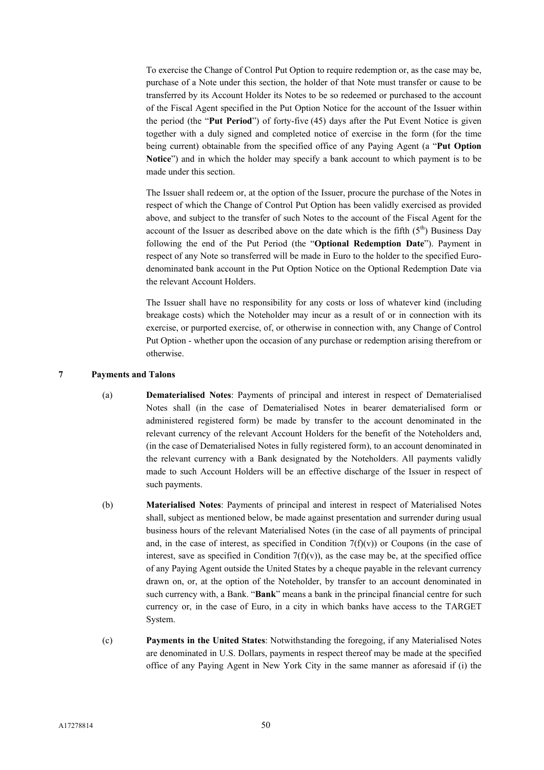To exercise the Change of Control Put Option to require redemption or, as the case may be, purchase of a Note under this section, the holder of that Note must transfer or cause to be transferred by its Account Holder its Notes to be so redeemed or purchased to the account of the Fiscal Agent specified in the Put Option Notice for the account of the Issuer within the period (the "**Put Period**") of forty-five (45) days after the Put Event Notice is given together with a duly signed and completed notice of exercise in the form (for the time being current) obtainable from the specified office of any Paying Agent (a "**Put Option Notice**") and in which the holder may specify a bank account to which payment is to be made under this section.

The Issuer shall redeem or, at the option of the Issuer, procure the purchase of the Notes in respect of which the Change of Control Put Option has been validly exercised as provided above, and subject to the transfer of such Notes to the account of the Fiscal Agent for the account of the Issuer as described above on the date which is the fifth (5th) Business Day following the end of the Put Period (the "**Optional Redemption Date**"). Payment in respect of any Note so transferred will be made in Euro to the holder to the specified Euro-denominated bank account in the Put Option Notice on the Optional Redemption Date via the relevant Account Holders.

The Issuer shall have no responsibility for any costs or loss of whatever kind (including breakage costs) which the Noteholder may incur as a result of or in connection with its exercise, or purported exercise, of, or otherwise in connection with, any Change of Control Put Option - whether upon the occasion of any purchase or redemption arising therefrom or otherwise.

## 7 Payments and Talons

(a) **Dematerialised Notes**: Payments of principal and interest in respect of Dematerialised Notes shall (in the case of Dematerialised Notes in bearer dematerialised form or administered registered form) be made by transfer to the account denominated in the relevant currency of the relevant Account Holders for the benefit of the Noteholders and, (in the case of Dematerialised Notes in fully registered form), to an account denominated in the relevant currency with a Bank designated by the Noteholders. All payments validly made to such Account Holders will be an effective discharge of the Issuer in respect of such payments.

(b) **Materialised Notes**: Payments of principal and interest in respect of Materialised Notes shall, subject as mentioned below, be made against presentation and surrender during usual business hours of the relevant Materialised Notes (in the case of all payments of principal and, in the case of interest, as specified in Condition 7(f)(v)) or Coupons (in the case of interest, save as specified in Condition 7(f)(v)), as the case may be, at the specified office of any Paying Agent outside the United States by a cheque payable in the relevant currency drawn on, or, at the option of the Noteholder, by transfer to an account denominated in such currency with, a Bank. "**Bank**" means a bank in the principal financial centre for such currency or, in the case of Euro, in a city in which banks have access to the TARGET System.

(c) **Payments in the United States**: Notwithstanding the foregoing, if any Materialised Notes are denominated in U.S. Dollars, payments in respect thereof may be made at the specified office of any Paying Agent in New York City in the same manner as aforesaid if (i) the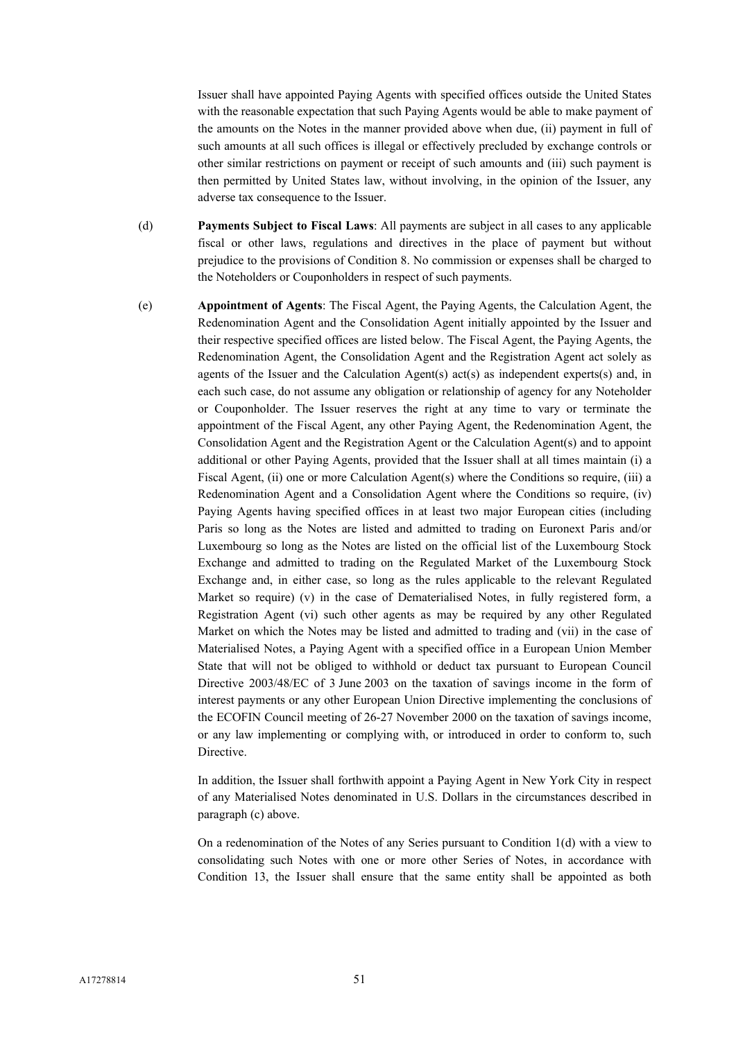Issuer shall have appointed Paying Agents with specified offices outside the United States with the reasonable expectation that such Paying Agents would be able to make payment of the amounts on the Notes in the manner provided above when due, (ii) payment in full of such amounts at all such offices is illegal or effectively precluded by exchange controls or other similar restrictions on payment or receipt of such amounts and (iii) such payment is then permitted by United States law, without involving, in the opinion of the Issuer, any adverse tax consequence to the Issuer.

(d) **Payments Subject to Fiscal Laws**: All payments are subject in all cases to any applicable fiscal or other laws, regulations and directives in the place of payment but without prejudice to the provisions of Condition 8. No commission or expenses shall be charged to the Noteholders or Couponholders in respect of such payments.

(e) **Appointment of Agents**: The Fiscal Agent, the Paying Agents, the Calculation Agent, the Redenomination Agent and the Consolidation Agent initially appointed by the Issuer and their respective specified offices are listed below. The Fiscal Agent, the Paying Agents, the Redenomination Agent, the Consolidation Agent and the Registration Agent act solely as agents of the Issuer and the Calculation Agent(s) act(s) as independent experts(s) and, in each such case, do not assume any obligation or relationship of agency for any Noteholder or Couponholder. The Issuer reserves the right at any time to vary or terminate the appointment of the Fiscal Agent, any other Paying Agent, the Redenomination Agent, the Consolidation Agent and the Registration Agent or the Calculation Agent(s) and to appoint additional or other Paying Agents, provided that the Issuer shall at all times maintain (i) a Fiscal Agent, (ii) one or more Calculation Agent(s) where the Conditions so require, (iii) a Redenomination Agent and a Consolidation Agent where the Conditions so require, (iv) Paying Agents having specified offices in at least two major European cities (including Paris so long as the Notes are listed and admitted to trading on Euronext Paris and/or Luxembourg so long as the Notes are listed on the official list of the Luxembourg Stock Exchange and admitted to trading on the Regulated Market of the Luxembourg Stock Exchange and, in either case, so long as the rules applicable to the relevant Regulated Market so require) (v) in the case of Dematerialised Notes, in fully registered form, a Registration Agent (vi) such other agents as may be required by any other Regulated Market on which the Notes may be listed and admitted to trading and (vii) in the case of Materialised Notes, a Paying Agent with a specified office in a European Union Member State that will not be obliged to withhold or deduct tax pursuant to European Council Directive 2003/48/EC of 3 June 2003 on the taxation of savings income in the form of interest payments or any other European Union Directive implementing the conclusions of the ECOFIN Council meeting of 26-27 November 2000 on the taxation of savings income, or any law implementing or complying with, or introduced in order to conform to, such Directive.

In addition, the Issuer shall forthwith appoint a Paying Agent in New York City in respect of any Materialised Notes denominated in U.S. Dollars in the circumstances described in paragraph (c) above.

On a redenomination of the Notes of any Series pursuant to Condition 1(d) with a view to consolidating such Notes with one or more other Series of Notes, in accordance with Condition 13, the Issuer shall ensure that the same entity shall be appointed as both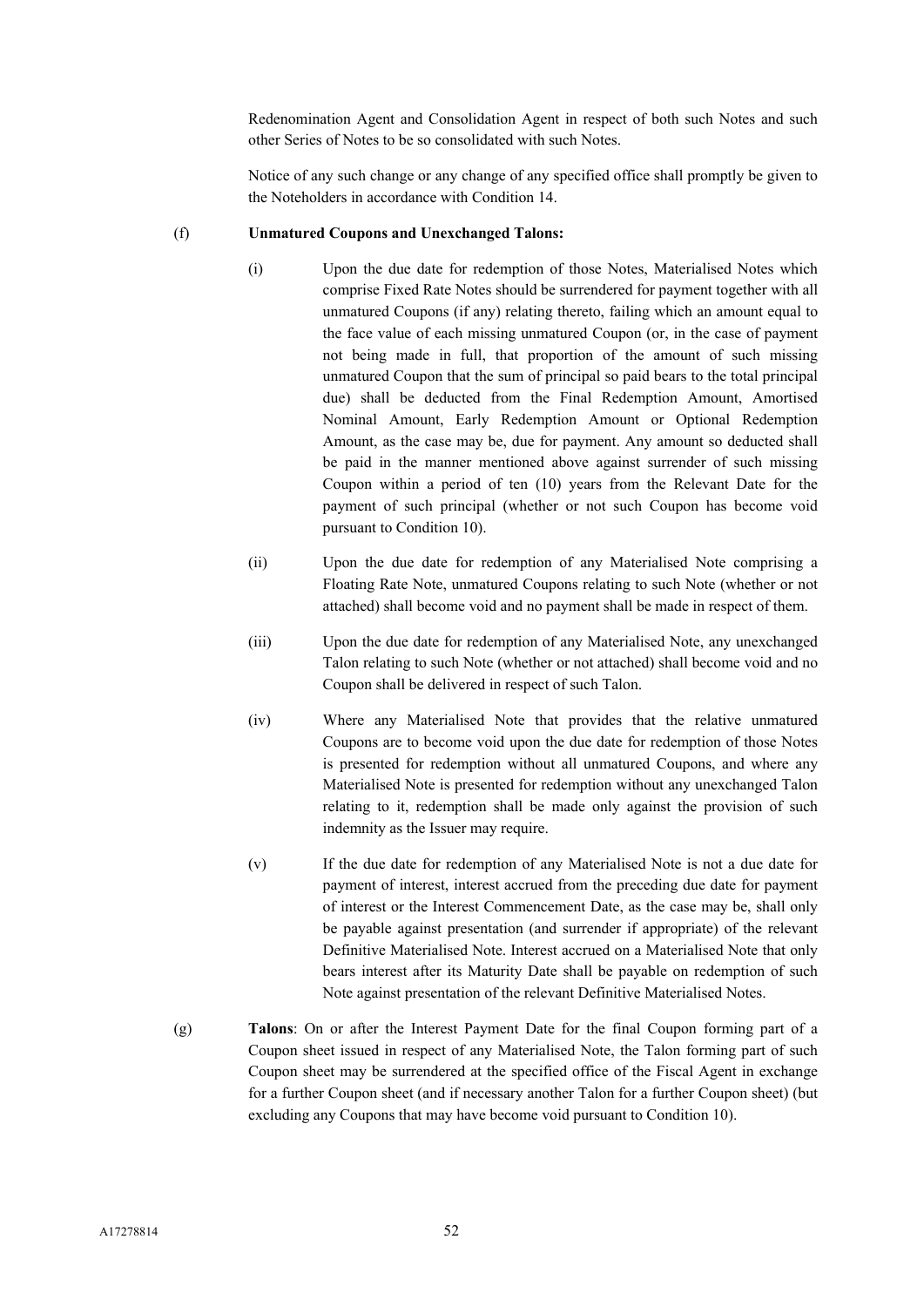Redenomination Agent and Consolidation Agent in respect of both such Notes and such other Series of Notes to be so consolidated with such Notes.

Notice of any such change or any change of any specified office shall promptly be given to the Noteholders in accordance with Condition 14.

(f) **Unmatured Coupons and Unexchanged Talons:**

(i) Upon the due date for redemption of those Notes, Materialised Notes which comprise Fixed Rate Notes should be surrendered for payment together with all unmatured Coupons (if any) relating thereto, failing which an amount equal to the face value of each missing unmatured Coupon (or, in the case of payment not being made in full, that proportion of the amount of such missing unmatured Coupon that the sum of principal so paid bears to the total principal due) shall be deducted from the Final Redemption Amount, Amortised Nominal Amount, Early Redemption Amount or Optional Redemption Amount, as the case may be, due for payment. Any amount so deducted shall be paid in the manner mentioned above against surrender of such missing Coupon within a period of ten (10) years from the Relevant Date for the payment of such principal (whether or not such Coupon has become void pursuant to Condition 10).

(ii) Upon the due date for redemption of any Materialised Note comprising a Floating Rate Note, unmatured Coupons relating to such Note (whether or not attached) shall become void and no payment shall be made in respect of them.

(iii) Upon the due date for redemption of any Materialised Note, any unexchanged Talon relating to such Note (whether or not attached) shall become void and no Coupon shall be delivered in respect of such Talon.

(iv) Where any Materialised Note that provides that the relative unmatured Coupons are to become void upon the due date for redemption of those Notes is presented for redemption without all unmatured Coupons, and where any Materialised Note is presented for redemption without any unexchanged Talon relating to it, redemption shall be made only against the provision of such indemnity as the Issuer may require.

(v) If the due date for redemption of any Materialised Note is not a due date for payment of interest, interest accrued from the preceding due date for payment of interest or the Interest Commencement Date, as the case may be, shall only be payable against presentation (and surrender if appropriate) of the relevant Definitive Materialised Note. Interest accrued on a Materialised Note that only bears interest after its Maturity Date shall be payable on redemption of such Note against presentation of the relevant Definitive Materialised Notes.

(g) **Talons**: On or after the Interest Payment Date for the final Coupon forming part of a Coupon sheet issued in respect of any Materialised Note, the Talon forming part of such Coupon sheet may be surrendered at the specified office of the Fiscal Agent in exchange for a further Coupon sheet (and if necessary another Talon for a further Coupon sheet) (but excluding any Coupons that may have become void pursuant to Condition 10).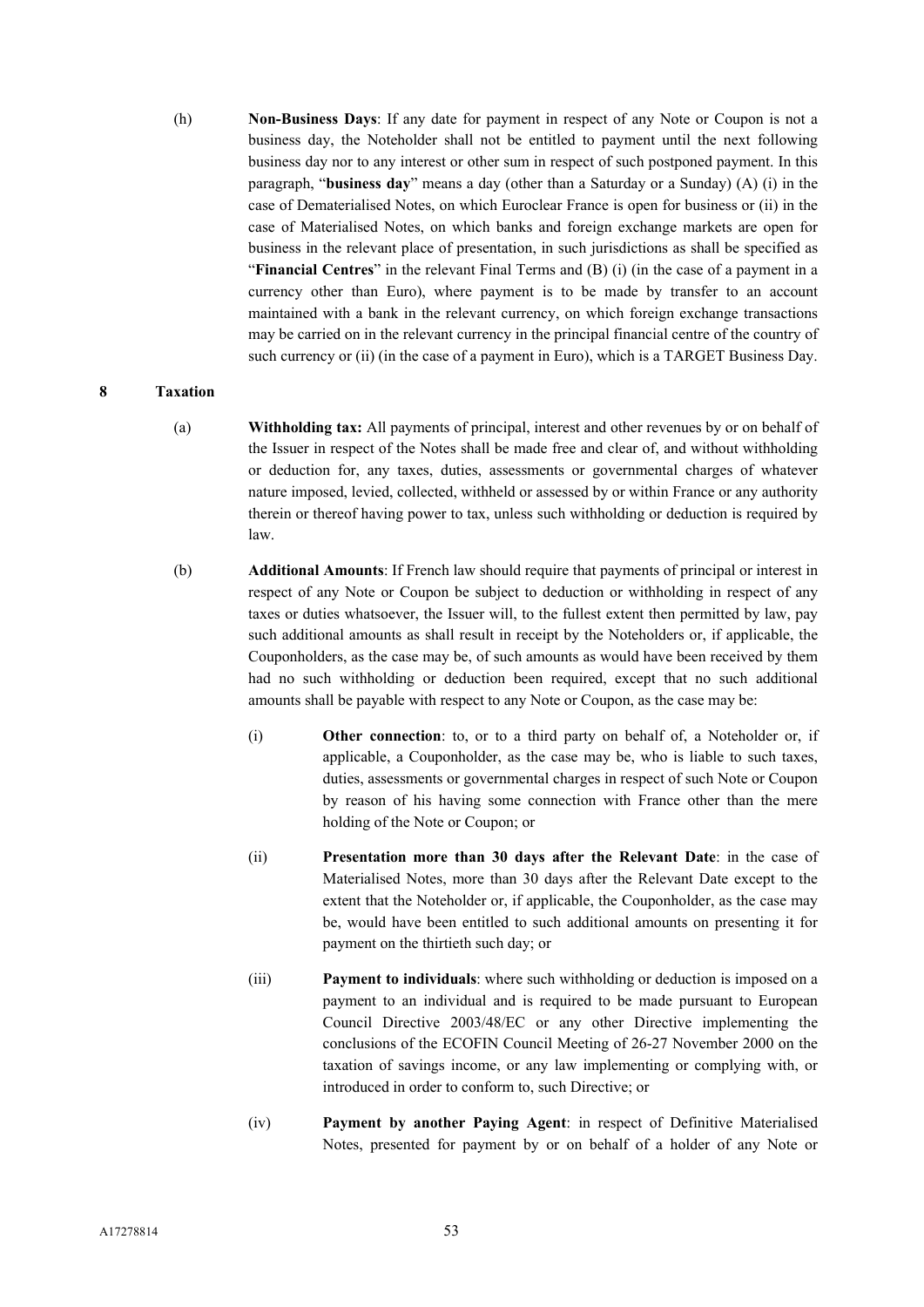(h) **Non-Business Days**: If any date for payment in respect of any Note or Coupon is not a business day, the Noteholder shall not be entitled to payment until the next following business day nor to any interest or other sum in respect of such postponed payment. In this paragraph, "**business day**" means a day (other than a Saturday or a Sunday) (A) (i) in the case of Dematerialised Notes, on which Euroclear France is open for business or (ii) in the case of Materialised Notes, on which banks and foreign exchange markets are open for business in the relevant place of presentation, in such jurisdictions as shall be specified as "**Financial Centres**" in the relevant Final Terms and (B) (i) (in the case of a payment in a currency other than Euro), where payment is to be made by transfer to an account maintained with a bank in the relevant currency, on which foreign exchange transactions may be carried on in the relevant currency in the principal financial centre of the country of such currency or (ii) (in the case of a payment in Euro), which is a TARGET Business Day.

## 8 Taxation

(a) **Withholding tax:** All payments of principal, interest and other revenues by or on behalf of the Issuer in respect of the Notes shall be made free and clear of, and without withholding or deduction for, any taxes, duties, assessments or governmental charges of whatever nature imposed, levied, collected, withheld or assessed by or within France or any authority therein or thereof having power to tax, unless such withholding or deduction is required by law.

(b) **Additional Amounts**: If French law should require that payments of principal or interest in respect of any Note or Coupon be subject to deduction or withholding in respect of any taxes or duties whatsoever, the Issuer will, to the fullest extent then permitted by law, pay such additional amounts as shall result in receipt by the Noteholders or, if applicable, the Couponholders, as the case may be, of such amounts as would have been received by them had no such withholding or deduction been required, except that no such additional amounts shall be payable with respect to any Note or Coupon, as the case may be:

(i) **Other connection**: to, or to a third party on behalf of, a Noteholder or, if applicable, a Couponholder, as the case may be, who is liable to such taxes, duties, assessments or governmental charges in respect of such Note or Coupon by reason of his having some connection with France other than the mere holding of the Note or Coupon; or

(ii) **Presentation more than 30 days after the Relevant Date**: in the case of Materialised Notes, more than 30 days after the Relevant Date except to the extent that the Noteholder or, if applicable, the Couponholder, as the case may be, would have been entitled to such additional amounts on presenting it for payment on the thirtieth such day; or

(iii) **Payment to individuals**: where such withholding or deduction is imposed on a payment to an individual and is required to be made pursuant to European Council Directive 2003/48/EC or any other Directive implementing the conclusions of the ECOFIN Council Meeting of 26-27 November 2000 on the taxation of savings income, or any law implementing or complying with, or introduced in order to conform to, such Directive; or

(iv) **Payment by another Paying Agent**: in respect of Definitive Materialised Notes, presented for payment by or on behalf of a holder of any Note or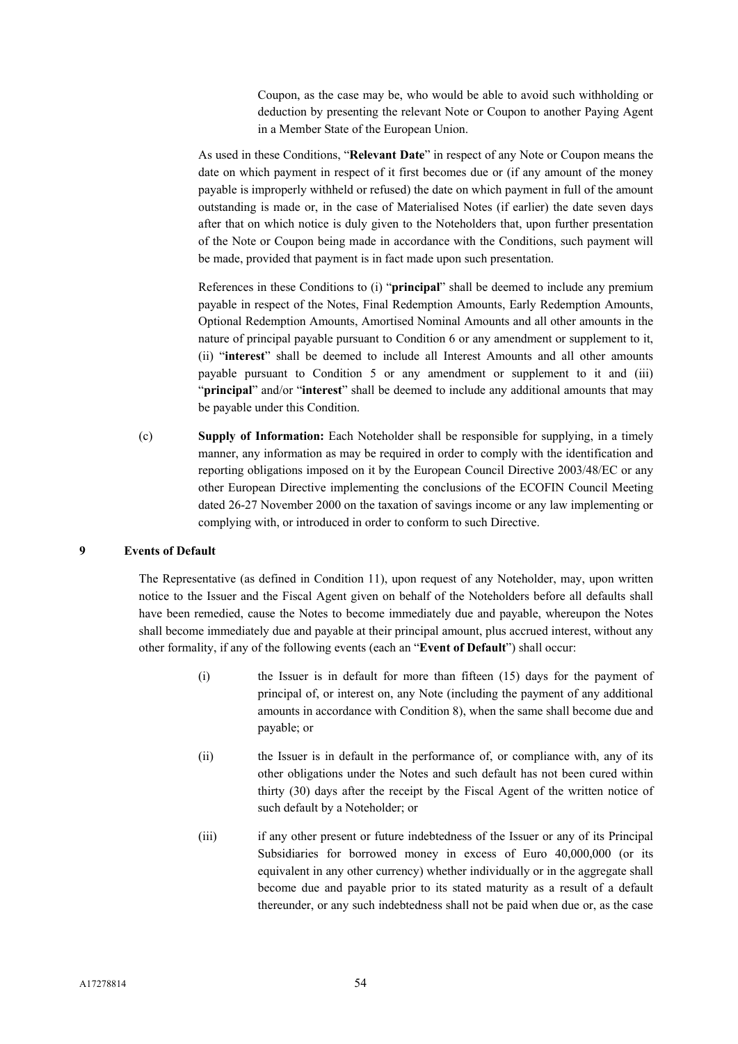Coupon, as the case may be, who would be able to avoid such withholding or deduction by presenting the relevant Note or Coupon to another Paying Agent in a Member State of the European Union.

As used in these Conditions, "**Relevant Date**" in respect of any Note or Coupon means the date on which payment in respect of it first becomes due or (if any amount of the money payable is improperly withheld or refused) the date on which payment in full of the amount outstanding is made or, in the case of Materialised Notes (if earlier) the date seven days after that on which notice is duly given to the Noteholders that, upon further presentation of the Note or Coupon being made in accordance with the Conditions, such payment will be made, provided that payment is in fact made upon such presentation.

References in these Conditions to (i) "**principal**" shall be deemed to include any premium payable in respect of the Notes, Final Redemption Amounts, Early Redemption Amounts, Optional Redemption Amounts, Amortised Nominal Amounts and all other amounts in the nature of principal payable pursuant to Condition 6 or any amendment or supplement to it, (ii) "**interest**" shall be deemed to include all Interest Amounts and all other amounts payable pursuant to Condition 5 or any amendment or supplement to it and (iii) "**principal**" and/or "**interest**" shall be deemed to include any additional amounts that may be payable under this Condition.

(c) **Supply of Information:** Each Noteholder shall be responsible for supplying, in a timely manner, any information as may be required in order to comply with the identification and reporting obligations imposed on it by the European Council Directive 2003/48/EC or any other European Directive implementing the conclusions of the ECOFIN Council Meeting dated 26-27 November 2000 on the taxation of savings income or any law implementing or complying with, or introduced in order to conform to such Directive.

## 9 Events of Default

The Representative (as defined in Condition 11), upon request of any Noteholder, may, upon written notice to the Issuer and the Fiscal Agent given on behalf of the Noteholders before all defaults shall have been remedied, cause the Notes to become immediately due and payable, whereupon the Notes shall become immediately due and payable at their principal amount, plus accrued interest, without any other formality, if any of the following events (each an "**Event of Default**") shall occur:

(i) the Issuer is in default for more than fifteen (15) days for the payment of principal of, or interest on, any Note (including the payment of any additional amounts in accordance with Condition 8), when the same shall become due and payable; or

(ii) the Issuer is in default in the performance of, or compliance with, any of its other obligations under the Notes and such default has not been cured within thirty (30) days after the receipt by the Fiscal Agent of the written notice of such default by a Noteholder; or

(iii) if any other present or future indebtedness of the Issuer or any of its Principal Subsidiaries for borrowed money in excess of Euro 40,000,000 (or its equivalent in any other currency) whether individually or in the aggregate shall become due and payable prior to its stated maturity as a result of a default thereunder, or any such indebtedness shall not be paid when due or, as the case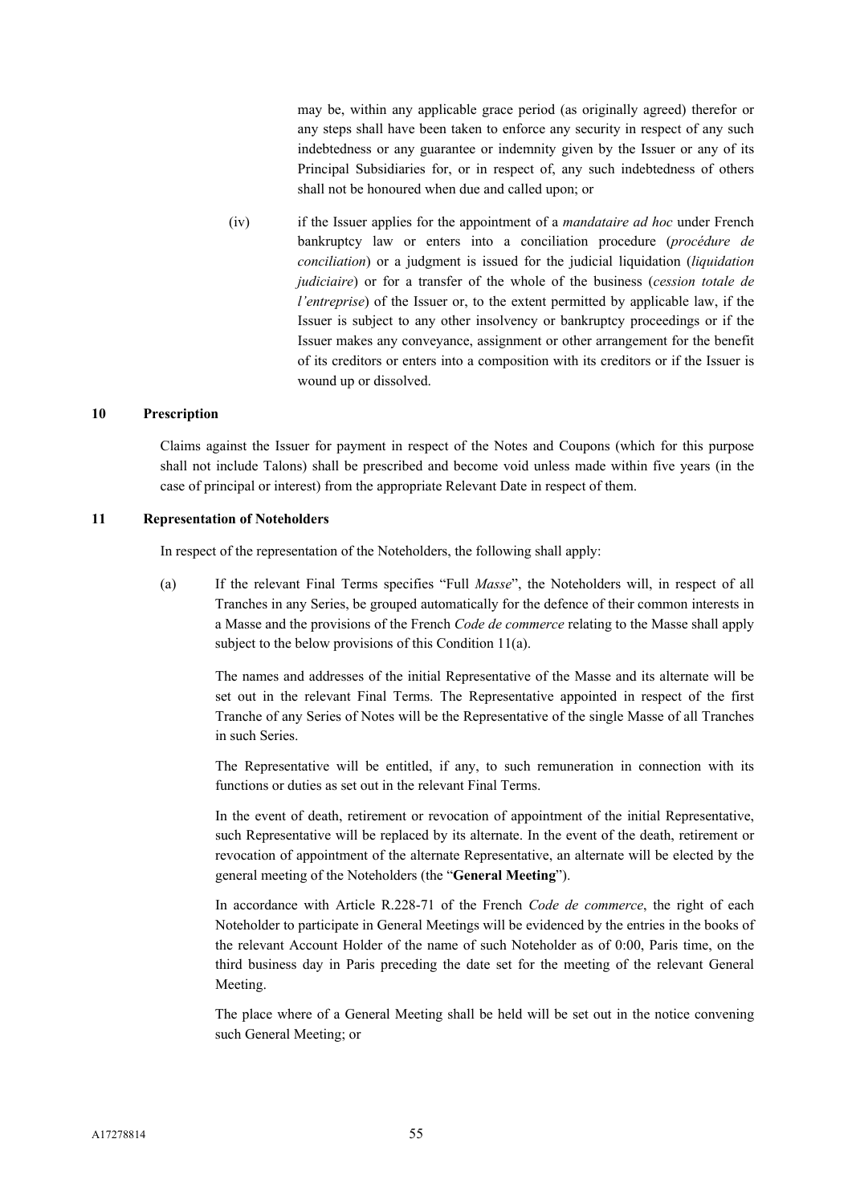may be, within any applicable grace period (as originally agreed) therefor or any steps shall have been taken to enforce any security in respect of any such indebtedness or any guarantee or indemnity given by the Issuer or any of its Principal Subsidiaries for, or in respect of, any such indebtedness of others shall not be honoured when due and called upon; or

(iv) if the Issuer applies for the appointment of a *mandataire ad hoc* under French bankruptcy law or enters into a conciliation procedure (*procédure de conciliation*) or a judgment is issued for the judicial liquidation (*liquidation judiciaire*) or for a transfer of the whole of the business (*cession totale de l'entreprise*) of the Issuer or, to the extent permitted by applicable law, if the Issuer is subject to any other insolvency or bankruptcy proceedings or if the Issuer makes any conveyance, assignment or other arrangement for the benefit of its creditors or enters into a composition with its creditors or if the Issuer is wound up or dissolved.

## 10 Prescription

Claims against the Issuer for payment in respect of the Notes and Coupons (which for this purpose shall not include Talons) shall be prescribed and become void unless made within five years (in the case of principal or interest) from the appropriate Relevant Date in respect of them.

## 11 Representation of Noteholders

In respect of the representation of the Noteholders, the following shall apply:

(a) If the relevant Final Terms specifies "Full *Masse*", the Noteholders will, in respect of all Tranches in any Series, be grouped automatically for the defence of their common interests in a Masse and the provisions of the French *Code de commerce* relating to the Masse shall apply subject to the below provisions of this Condition 11(a).

The names and addresses of the initial Representative of the Masse and its alternate will be set out in the relevant Final Terms. The Representative appointed in respect of the first Tranche of any Series of Notes will be the Representative of the single Masse of all Tranches in such Series.

The Representative will be entitled, if any, to such remuneration in connection with its functions or duties as set out in the relevant Final Terms.

In the event of death, retirement or revocation of appointment of the initial Representative, such Representative will be replaced by its alternate. In the event of the death, retirement or revocation of appointment of the alternate Representative, an alternate will be elected by the general meeting of the Noteholders (the "**General Meeting**").

In accordance with Article R.228-71 of the French *Code de commerce*, the right of each Noteholder to participate in General Meetings will be evidenced by the entries in the books of the relevant Account Holder of the name of such Noteholder as of 0:00, Paris time, on the third business day in Paris preceding the date set for the meeting of the relevant General Meeting.

The place where of a General Meeting shall be held will be set out in the notice convening such General Meeting; or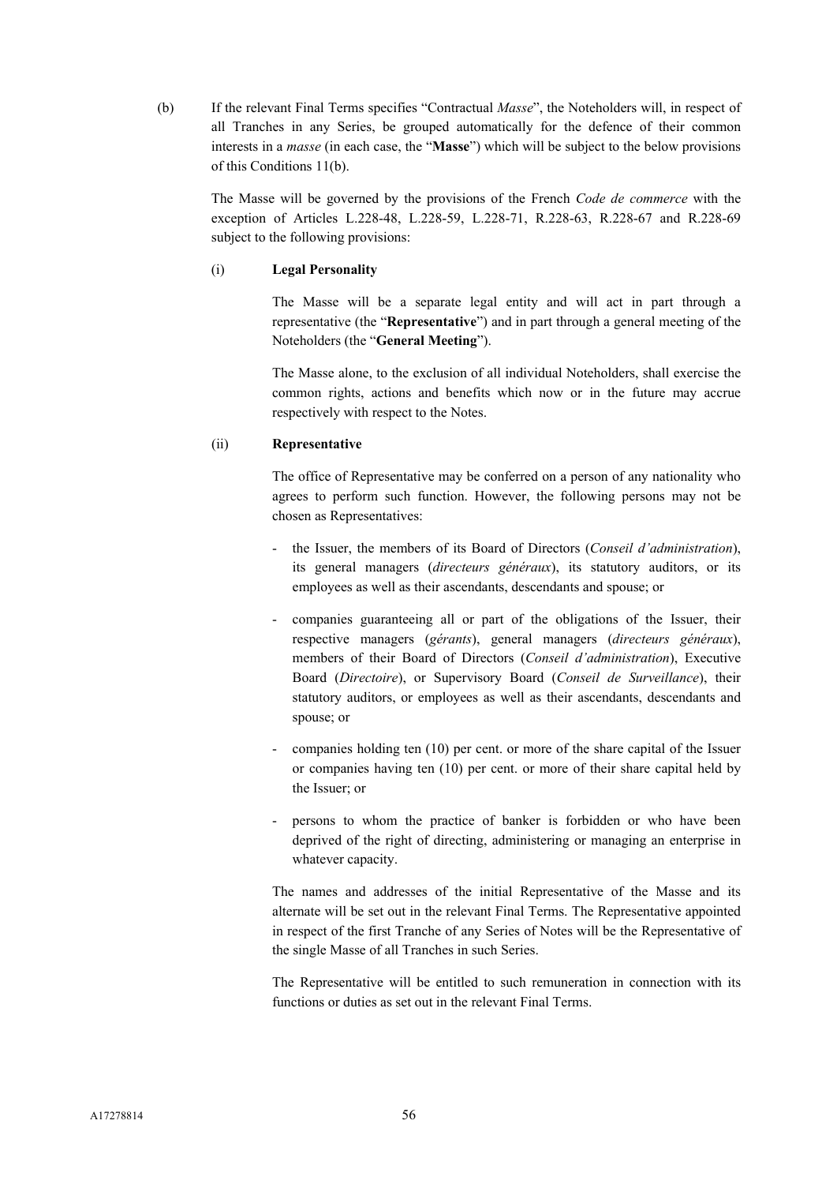(b) If the relevant Final Terms specifies "Contractual *Masse*", the Noteholders will, in respect of all Tranches in any Series, be grouped automatically for the defence of their common interests in a *masse* (in each case, the "**Masse**") which will be subject to the below provisions of this Conditions 11(b).

The Masse will be governed by the provisions of the French *Code de commerce* with the exception of Articles L.228-48, L.228-59, L.228-71, R.228-63, R.228-67 and R.228-69 subject to the following provisions:

(i) **Legal Personality**

The Masse will be a separate legal entity and will act in part through a representative (the "**Representative**") and in part through a general meeting of the Noteholders (the "**General Meeting**").

The Masse alone, to the exclusion of all individual Noteholders, shall exercise the common rights, actions and benefits which now or in the future may accrue respectively with respect to the Notes.

(ii) **Representative**

The office of Representative may be conferred on a person of any nationality who agrees to perform such function. However, the following persons may not be chosen as Representatives:

- the Issuer, the members of its Board of Directors (*Conseil d'administration*), its general managers (*directeurs généraux*), its statutory auditors, or its employees as well as their ascendants, descendants and spouse; or
- companies guaranteeing all or part of the obligations of the Issuer, their respective managers (*gérants*), general managers (*directeurs généraux*), members of their Board of Directors (*Conseil d'administration*), Executive Board (*Directoire*), or Supervisory Board (*Conseil de Surveillance*), their statutory auditors, or employees as well as their ascendants, descendants and spouse; or
- companies holding ten (10) per cent. or more of the share capital of the Issuer or companies having ten (10) per cent. or more of their share capital held by the Issuer; or
- persons to whom the practice of banker is forbidden or who have been deprived of the right of directing, administering or managing an enterprise in whatever capacity.

The names and addresses of the initial Representative of the Masse and its alternate will be set out in the relevant Final Terms. The Representative appointed in respect of the first Tranche of any Series of Notes will be the Representative of the single Masse of all Tranches in such Series.

The Representative will be entitled to such remuneration in connection with its functions or duties as set out in the relevant Final Terms.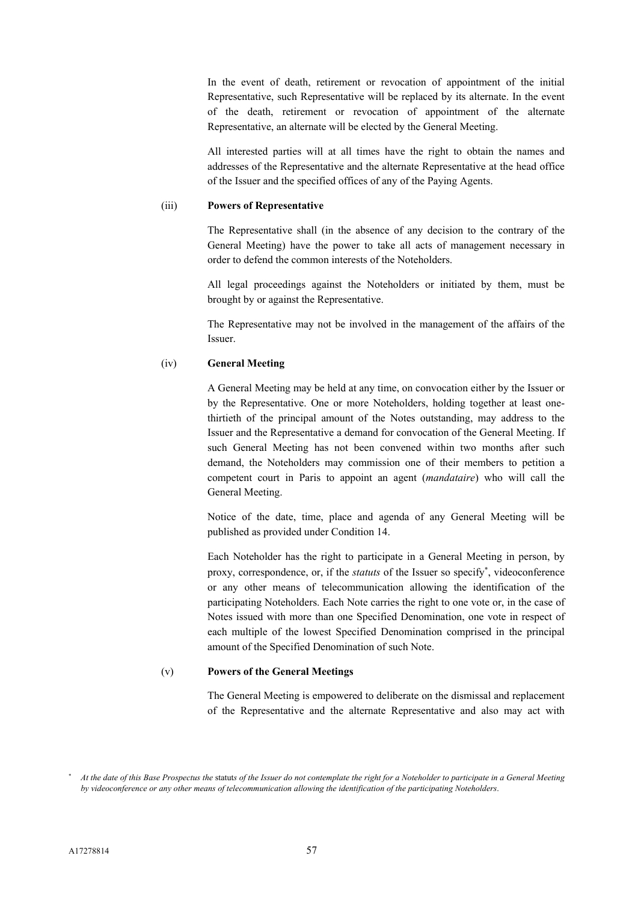In the event of death, retirement or revocation of appointment of the initial Representative, such Representative will be replaced by its alternate. In the event of the death, retirement or revocation of appointment of the alternate Representative, an alternate will be elected by the General Meeting.

All interested parties will at all times have the right to obtain the names and addresses of the Representative and the alternate Representative at the head office of the Issuer and the specified offices of any of the Paying Agents.

(iii) **Powers of Representative**

The Representative shall (in the absence of any decision to the contrary of the General Meeting) have the power to take all acts of management necessary in order to defend the common interests of the Noteholders.

All legal proceedings against the Noteholders or initiated by them, must be brought by or against the Representative.

The Representative may not be involved in the management of the affairs of the Issuer.

(iv) **General Meeting**

A General Meeting may be held at any time, on convocation either by the Issuer or by the Representative. One or more Noteholders, holding together at least one-thirtieth of the principal amount of the Notes outstanding, may address to the Issuer and the Representative a demand for convocation of the General Meeting. If such General Meeting has not been convened within two months after such demand, the Noteholders may commission one of their members to petition a competent court in Paris to appoint an agent (*mandataire*) who will call the General Meeting.

Notice of the date, time, place and agenda of any General Meeting will be published as provided under Condition 14.

Each Noteholder has the right to participate in a General Meeting in person, by proxy, correspondence, or, if the *statuts* of the Issuer so specify[*], videoconference or any other means of telecommunication allowing the identification of the participating Noteholders. Each Note carries the right to one vote or, in the case of Notes issued with more than one Specified Denomination, one vote in respect of each multiple of the lowest Specified Denomination comprised in the principal amount of the Specified Denomination of such Note.

(v) **Powers of the General Meetings**

The General Meeting is empowered to deliberate on the dismissal and replacement of the Representative and the alternate Representative and also may act with

[*] *At the date of this Base Prospectus the* statuts *of the Issuer do not contemplate the right for a Noteholder to participate in a General Meeting by videoconference or any other means of telecommunication allowing the identification of the participating Noteholders.*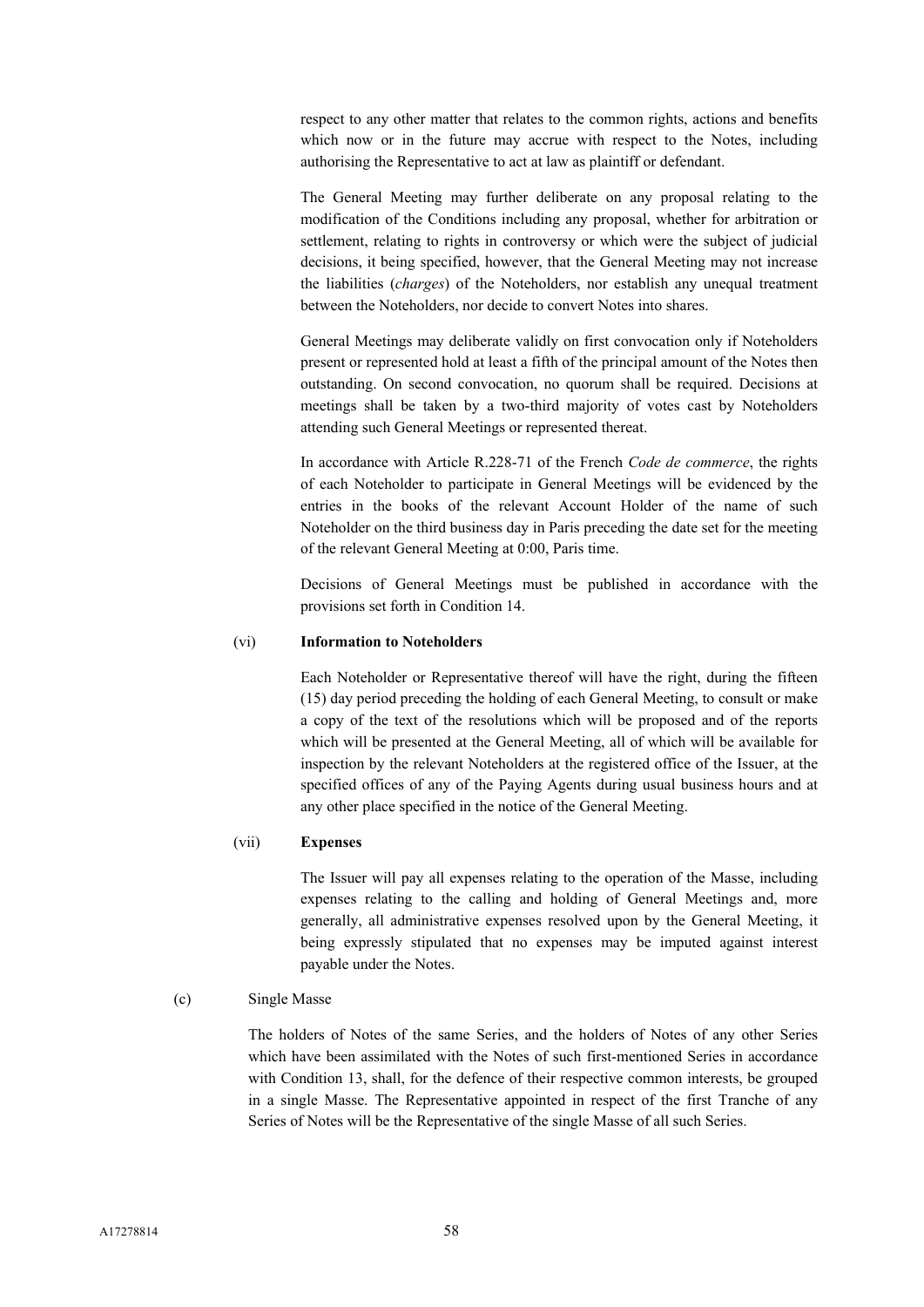respect to any other matter that relates to the common rights, actions and benefits which now or in the future may accrue with respect to the Notes, including authorising the Representative to act at law as plaintiff or defendant.

The General Meeting may further deliberate on any proposal relating to the modification of the Conditions including any proposal, whether for arbitration or settlement, relating to rights in controversy or which were the subject of judicial decisions, it being specified, however, that the General Meeting may not increase the liabilities (*charges*) of the Noteholders, nor establish any unequal treatment between the Noteholders, nor decide to convert Notes into shares.

General Meetings may deliberate validly on first convocation only if Noteholders present or represented hold at least a fifth of the principal amount of the Notes then outstanding. On second convocation, no quorum shall be required. Decisions at meetings shall be taken by a two-third majority of votes cast by Noteholders attending such General Meetings or represented thereat.

In accordance with Article R.228-71 of the French *Code de commerce*, the rights of each Noteholder to participate in General Meetings will be evidenced by the entries in the books of the relevant Account Holder of the name of such Noteholder on the third business day in Paris preceding the date set for the meeting of the relevant General Meeting at 0:00, Paris time.

Decisions of General Meetings must be published in accordance with the provisions set forth in Condition 14.

(vi) **Information to Noteholders**

Each Noteholder or Representative thereof will have the right, during the fifteen (15) day period preceding the holding of each General Meeting, to consult or make a copy of the text of the resolutions which will be proposed and of the reports which will be presented at the General Meeting, all of which will be available for inspection by the relevant Noteholders at the registered office of the Issuer, at the specified offices of any of the Paying Agents during usual business hours and at any other place specified in the notice of the General Meeting.

(vii) **Expenses**

The Issuer will pay all expenses relating to the operation of the Masse, including expenses relating to the calling and holding of General Meetings and, more generally, all administrative expenses resolved upon by the General Meeting, it being expressly stipulated that no expenses may be imputed against interest payable under the Notes.

(c) Single Masse

The holders of Notes of the same Series, and the holders of Notes of any other Series which have been assimilated with the Notes of such first-mentioned Series in accordance with Condition 13, shall, for the defence of their respective common interests, be grouped in a single Masse. The Representative appointed in respect of the first Tranche of any Series of Notes will be the Representative of the single Masse of all such Series.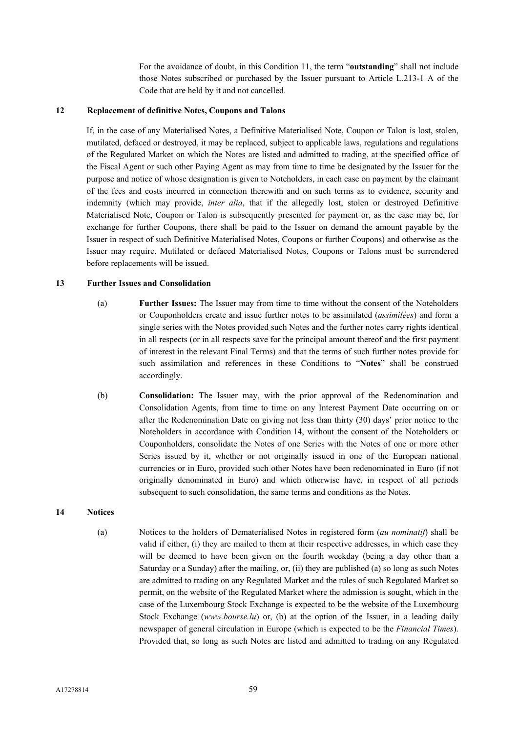For the avoidance of doubt, in this Condition 11, the term "**outstanding**" shall not include those Notes subscribed or purchased by the Issuer pursuant to Article L.213-1 A of the Code that are held by it and not cancelled.

## 12 Replacement of definitive Notes, Coupons and Talons

If, in the case of any Materialised Notes, a Definitive Materialised Note, Coupon or Talon is lost, stolen, mutilated, defaced or destroyed, it may be replaced, subject to applicable laws, regulations and regulations of the Regulated Market on which the Notes are listed and admitted to trading, at the specified office of the Fiscal Agent or such other Paying Agent as may from time to time be designated by the Issuer for the purpose and notice of whose designation is given to Noteholders, in each case on payment by the claimant of the fees and costs incurred in connection therewith and on such terms as to evidence, security and indemnity (which may provide, *inter alia*, that if the allegedly lost, stolen or destroyed Definitive Materialised Note, Coupon or Talon is subsequently presented for payment or, as the case may be, for exchange for further Coupons, there shall be paid to the Issuer on demand the amount payable by the Issuer in respect of such Definitive Materialised Notes, Coupons or further Coupons) and otherwise as the Issuer may require. Mutilated or defaced Materialised Notes, Coupons or Talons must be surrendered before replacements will be issued.

## 13 Further Issues and Consolidation

(a) **Further Issues:** The Issuer may from time to time without the consent of the Noteholders or Couponholders create and issue further notes to be assimilated (*assimilées*) and form a single series with the Notes provided such Notes and the further notes carry rights identical in all respects (or in all respects save for the principal amount thereof and the first payment of interest in the relevant Final Terms) and that the terms of such further notes provide for such assimilation and references in these Conditions to "**Notes**" shall be construed accordingly.

(b) **Consolidation:** The Issuer may, with the prior approval of the Redenomination and Consolidation Agents, from time to time on any Interest Payment Date occurring on or after the Redenomination Date on giving not less than thirty (30) days' prior notice to the Noteholders in accordance with Condition 14, without the consent of the Noteholders or Couponholders, consolidate the Notes of one Series with the Notes of one or more other Series issued by it, whether or not originally issued in one of the European national currencies or in Euro, provided such other Notes have been redenominated in Euro (if not originally denominated in Euro) and which otherwise have, in respect of all periods subsequent to such consolidation, the same terms and conditions as the Notes.

## 14 Notices

(a) Notices to the holders of Dematerialised Notes in registered form (*au nominatif*) shall be valid if either, (i) they are mailed to them at their respective addresses, in which case they will be deemed to have been given on the fourth weekday (being a day other than a Saturday or a Sunday) after the mailing, or, (ii) they are published (a) so long as such Notes are admitted to trading on any Regulated Market and the rules of such Regulated Market so permit, on the website of the Regulated Market where the admission is sought, which in the case of the Luxembourg Stock Exchange is expected to be the website of the Luxembourg Stock Exchange (*www.bourse.lu*) or, (b) at the option of the Issuer, in a leading daily newspaper of general circulation in Europe (which is expected to be the *Financial Times*). Provided that, so long as such Notes are listed and admitted to trading on any Regulated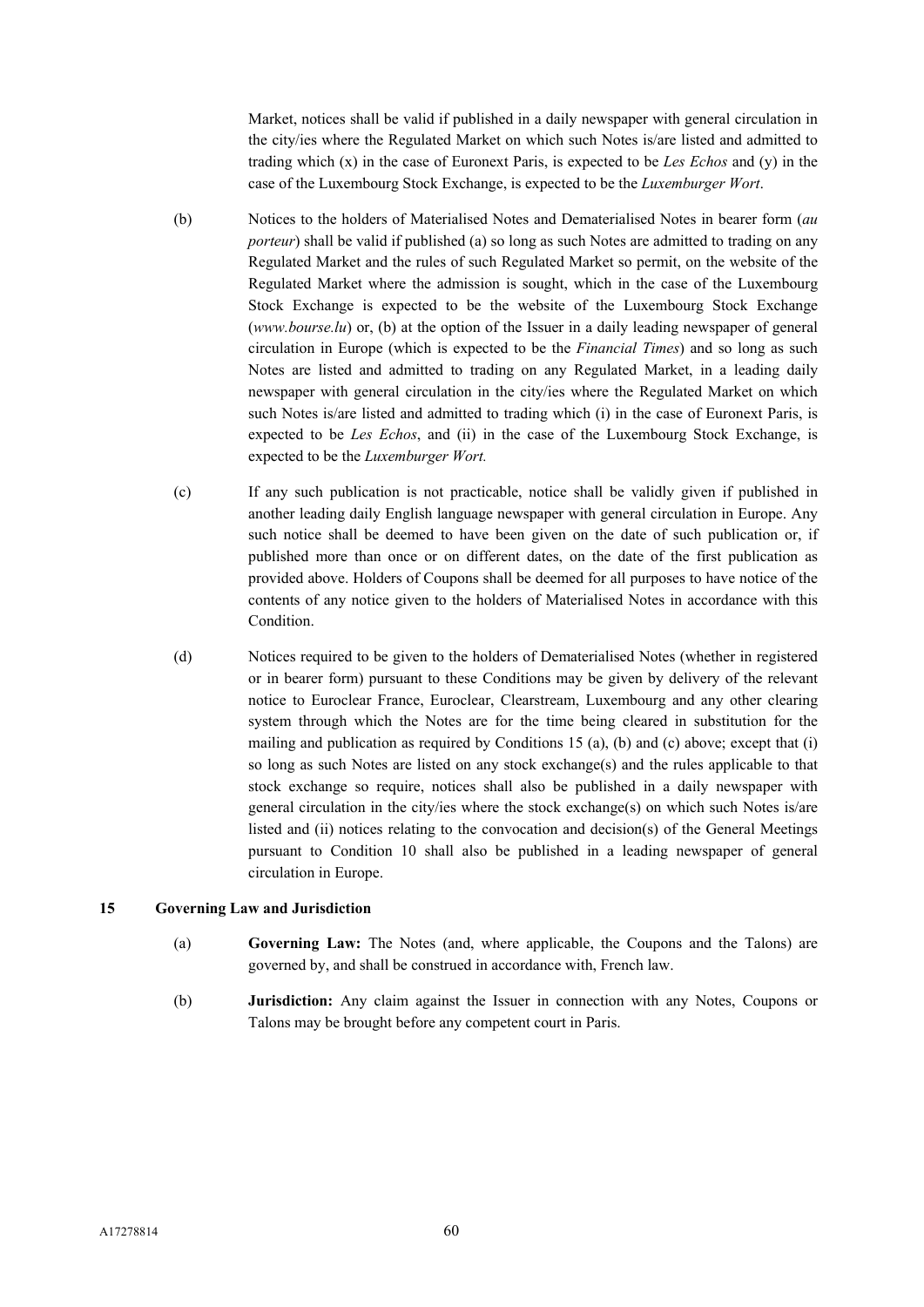Market, notices shall be valid if published in a daily newspaper with general circulation in the city/ies where the Regulated Market on which such Notes is/are listed and admitted to trading which (x) in the case of Euronext Paris, is expected to be *Les Echos* and (y) in the case of the Luxembourg Stock Exchange, is expected to be the *Luxemburger Wort*.

(b) Notices to the holders of Materialised Notes and Dematerialised Notes in bearer form (*au porteur*) shall be valid if published (a) so long as such Notes are admitted to trading on any Regulated Market and the rules of such Regulated Market so permit, on the website of the Regulated Market where the admission is sought, which in the case of the Luxembourg Stock Exchange is expected to be the website of the Luxembourg Stock Exchange (*www.bourse.lu*) or, (b) at the option of the Issuer in a daily leading newspaper of general circulation in Europe (which is expected to be the *Financial Times*) and so long as such Notes are listed and admitted to trading on any Regulated Market, in a leading daily newspaper with general circulation in the city/ies where the Regulated Market on which such Notes is/are listed and admitted to trading which (i) in the case of Euronext Paris, is expected to be *Les Echos*, and (ii) in the case of the Luxembourg Stock Exchange, is expected to be the *Luxemburger Wort.*

(c) If any such publication is not practicable, notice shall be validly given if published in another leading daily English language newspaper with general circulation in Europe. Any such notice shall be deemed to have been given on the date of such publication or, if published more than once or on different dates, on the date of the first publication as provided above. Holders of Coupons shall be deemed for all purposes to have notice of the contents of any notice given to the holders of Materialised Notes in accordance with this Condition.

(d) Notices required to be given to the holders of Dematerialised Notes (whether in registered or in bearer form) pursuant to these Conditions may be given by delivery of the relevant notice to Euroclear France, Euroclear, Clearstream, Luxembourg and any other clearing system through which the Notes are for the time being cleared in substitution for the mailing and publication as required by Conditions 15 (a), (b) and (c) above; except that (i) so long as such Notes are listed on any stock exchange(s) and the rules applicable to that stock exchange so require, notices shall also be published in a daily newspaper with general circulation in the city/ies where the stock exchange(s) on which such Notes is/are listed and (ii) notices relating to the convocation and decision(s) of the General Meetings pursuant to Condition 10 shall also be published in a leading newspaper of general circulation in Europe.

## 15 Governing Law and Jurisdiction

(a) **Governing Law:** The Notes (and, where applicable, the Coupons and the Talons) are governed by, and shall be construed in accordance with, French law.

(b) **Jurisdiction:** Any claim against the Issuer in connection with any Notes, Coupons or Talons may be brought before any competent court in Paris.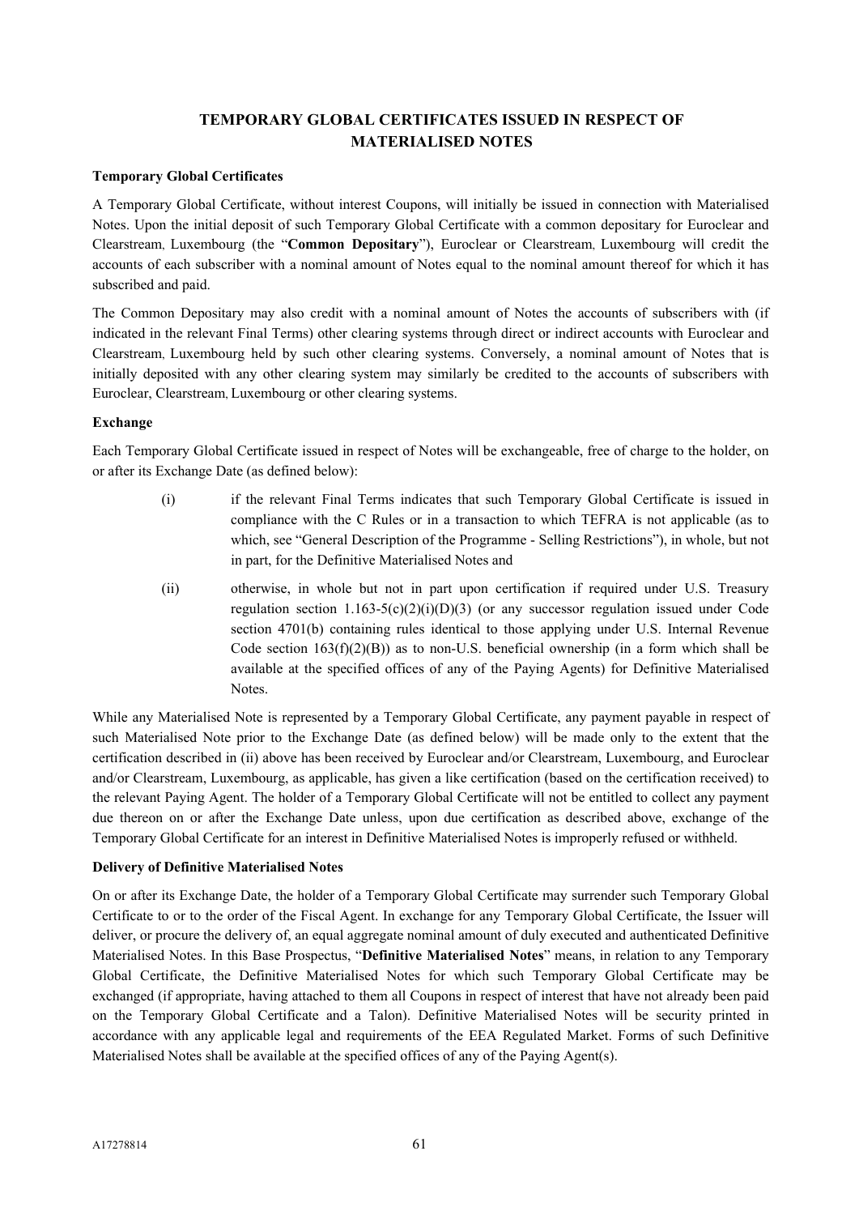## TEMPORARY GLOBAL CERTIFICATES ISSUED IN RESPECT OF MATERIALISED NOTES

**Temporary Global Certificates**

A Temporary Global Certificate, without interest Coupons, will initially be issued in connection with Materialised Notes. Upon the initial deposit of such Temporary Global Certificate with a common depositary for Euroclear and Clearstream, Luxembourg (the "**Common Depositary**"), Euroclear or Clearstream, Luxembourg will credit the accounts of each subscriber with a nominal amount of Notes equal to the nominal amount thereof for which it has subscribed and paid.

The Common Depositary may also credit with a nominal amount of Notes the accounts of subscribers with (if indicated in the relevant Final Terms) other clearing systems through direct or indirect accounts with Euroclear and Clearstream, Luxembourg held by such other clearing systems. Conversely, a nominal amount of Notes that is initially deposited with any other clearing system may similarly be credited to the accounts of subscribers with Euroclear, Clearstream, Luxembourg or other clearing systems.

**Exchange**

Each Temporary Global Certificate issued in respect of Notes will be exchangeable, free of charge to the holder, on or after its Exchange Date (as defined below):

(i) if the relevant Final Terms indicates that such Temporary Global Certificate is issued in compliance with the C Rules or in a transaction to which TEFRA is not applicable (as to which, see "General Description of the Programme - Selling Restrictions"), in whole, but not in part, for the Definitive Materialised Notes and

(ii) otherwise, in whole but not in part upon certification if required under U.S. Treasury regulation section 1.163-5(c)(2)(i)(D)(3) (or any successor regulation issued under Code section 4701(b) containing rules identical to those applying under U.S. Internal Revenue Code section 163(f)(2)(B)) as to non-U.S. beneficial ownership (in a form which shall be available at the specified offices of any of the Paying Agents) for Definitive Materialised Notes.

While any Materialised Note is represented by a Temporary Global Certificate, any payment payable in respect of such Materialised Note prior to the Exchange Date (as defined below) will be made only to the extent that the certification described in (ii) above has been received by Euroclear and/or Clearstream, Luxembourg, and Euroclear and/or Clearstream, Luxembourg, as applicable, has given a like certification (based on the certification received) to the relevant Paying Agent. The holder of a Temporary Global Certificate will not be entitled to collect any payment due thereon on or after the Exchange Date unless, upon due certification as described above, exchange of the Temporary Global Certificate for an interest in Definitive Materialised Notes is improperly refused or withheld.

**Delivery of Definitive Materialised Notes**

On or after its Exchange Date, the holder of a Temporary Global Certificate may surrender such Temporary Global Certificate to or to the order of the Fiscal Agent. In exchange for any Temporary Global Certificate, the Issuer will deliver, or procure the delivery of, an equal aggregate nominal amount of duly executed and authenticated Definitive Materialised Notes. In this Base Prospectus, "**Definitive Materialised Notes**" means, in relation to any Temporary Global Certificate, the Definitive Materialised Notes for which such Temporary Global Certificate may be exchanged (if appropriate, having attached to them all Coupons in respect of interest that have not already been paid on the Temporary Global Certificate and a Talon). Definitive Materialised Notes will be security printed in accordance with any applicable legal and requirements of the EEA Regulated Market. Forms of such Definitive Materialised Notes shall be available at the specified offices of any of the Paying Agent(s).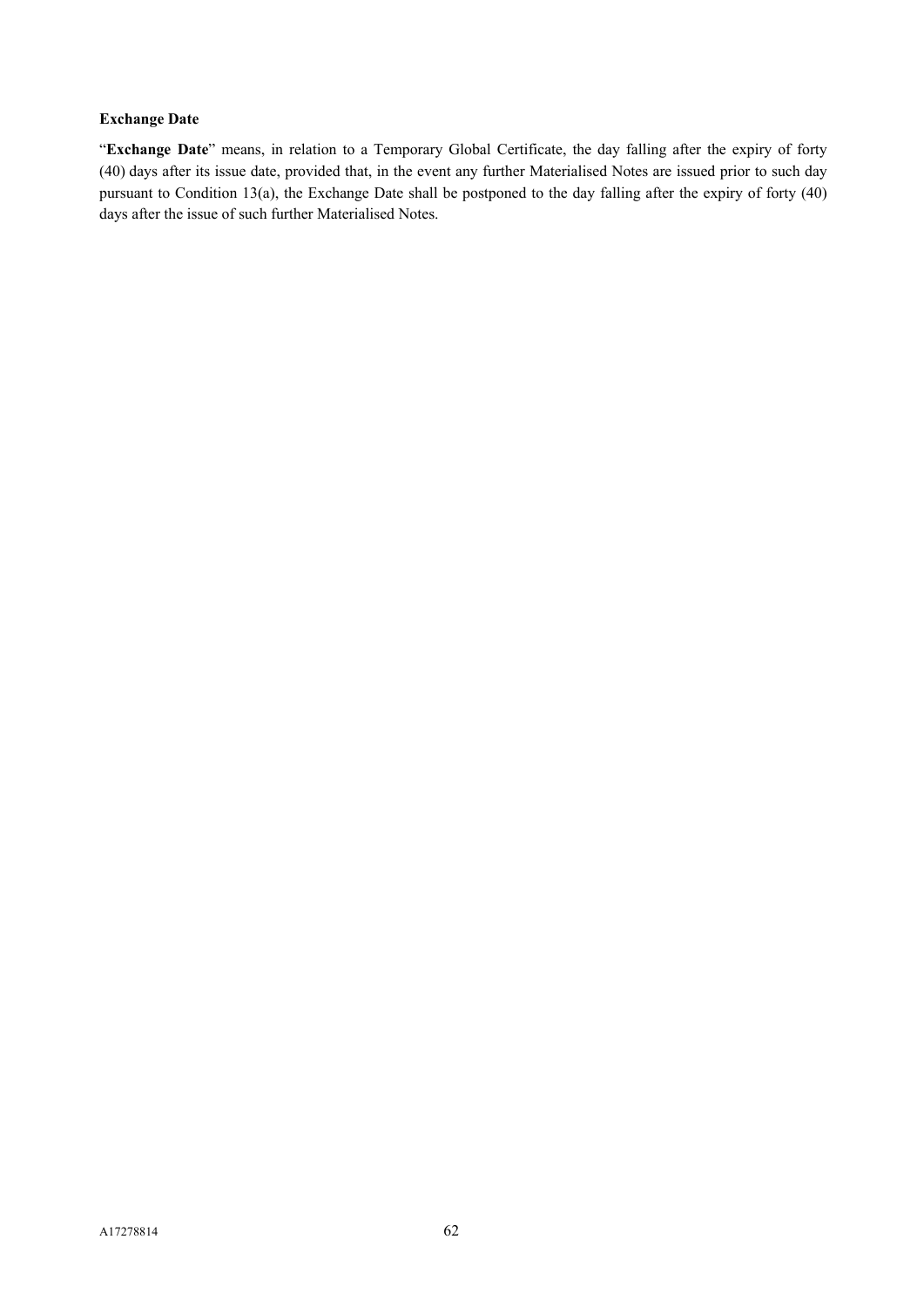**Exchange Date**

"**Exchange Date**" means, in relation to a Temporary Global Certificate, the day falling after the expiry of forty (40) days after its issue date, provided that, in the event any further Materialised Notes are issued prior to such day pursuant to Condition 13(a), the Exchange Date shall be postponed to the day falling after the expiry of forty (40) days after the issue of such further Materialised Notes.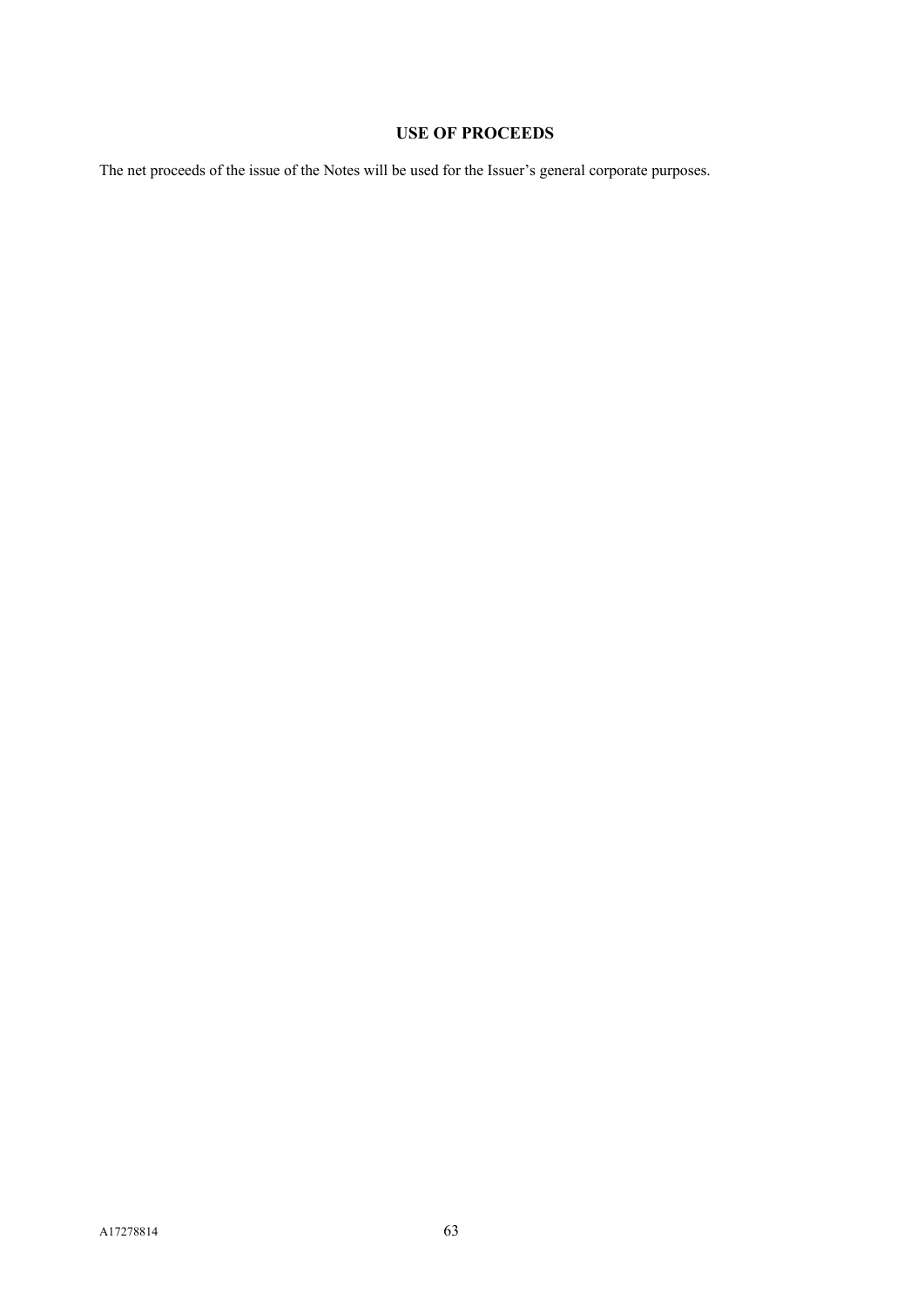## USE OF PROCEEDS

The net proceeds of the issue of the Notes will be used for the Issuer's general corporate purposes.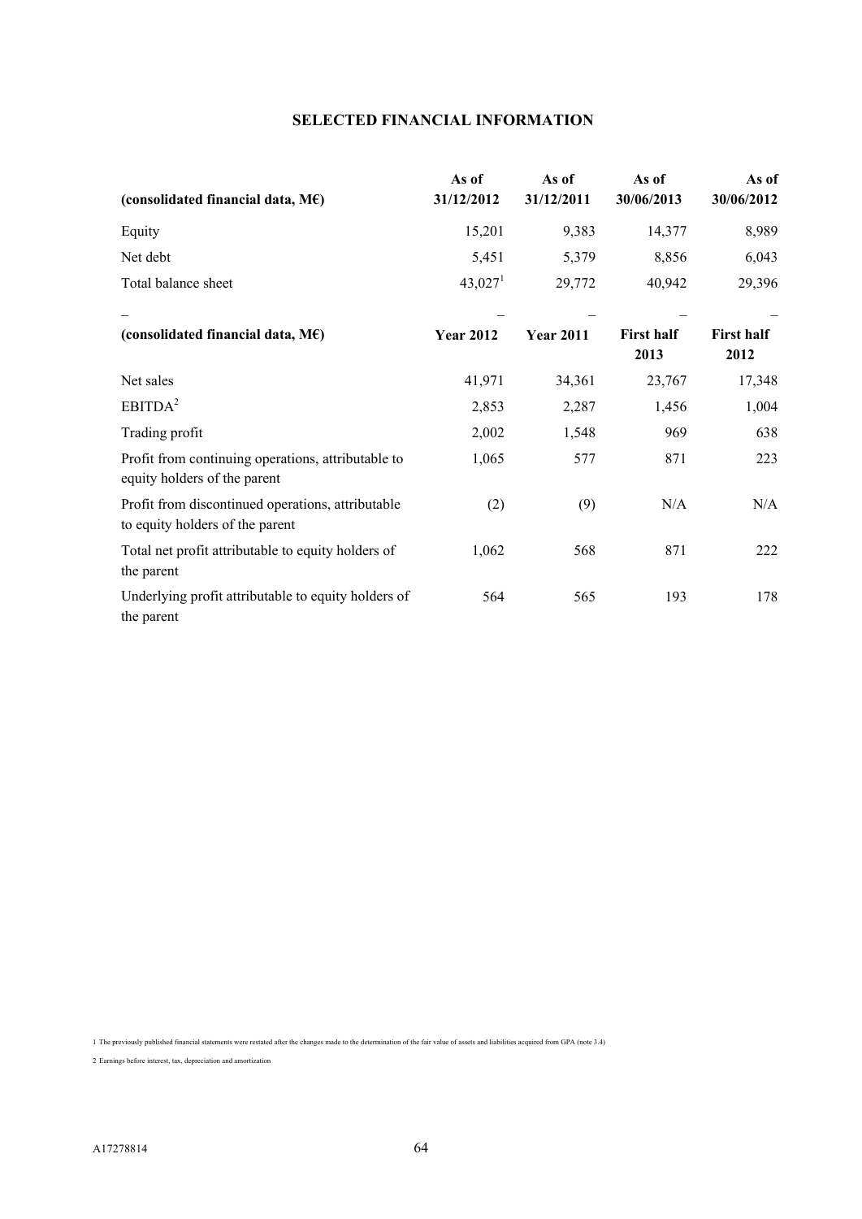## SELECTED FINANCIAL INFORMATION

| (consolidated financial data, M€) | As of 31/12/2012 | As of 31/12/2011 | As of 30/06/2013 | As of 30/06/2012 |
|---|---|---|---|---|
| Equity | 15,201 | 9,383 | 14,377 | 8,989 |
| Net debt | 5,451 | 5,379 | 8,856 | 6,043 |
| Total balance sheet | 43,027[1] | 29,772 | 40,942 | 29,396 |
| – | – | – | – | – |
| **(consolidated financial data, M€)** | **Year 2012** | **Year 2011** | **First half 2013** | **First half 2012** |
| Net sales | 41,971 | 34,361 | 23,767 | 17,348 |
| EBITDA[2] | 2,853 | 2,287 | 1,456 | 1,004 |
| Trading profit | 2,002 | 1,548 | 969 | 638 |
| Profit from continuing operations, attributable to equity holders of the parent | 1,065 | 577 | 871 | 223 |
| Profit from discontinued operations, attributable to equity holders of the parent | (2) | (9) | N/A | N/A |
| Total net profit attributable to equity holders of the parent | 1,062 | 568 | 871 | 222 |
| Underlying profit attributable to equity holders of the parent | 564 | 565 | 193 | 178 |

1 The previously published financial statements were restated after the changes made to the determination of the fair value of assets and liabilities acquired from GPA (note 3.4)

2 Earnings before interest, tax, depreciation and amortization

A17278814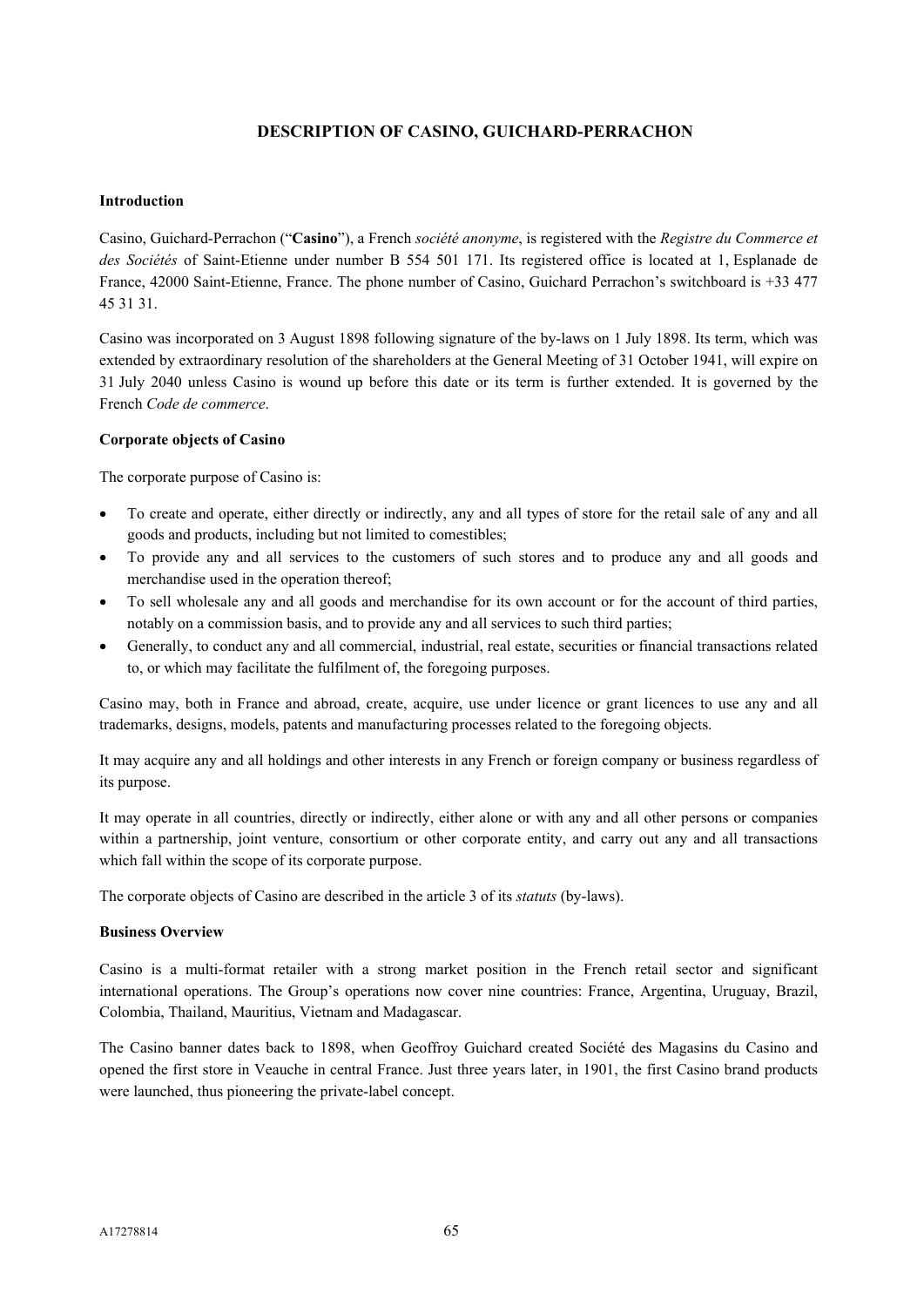## DESCRIPTION OF CASINO, GUICHARD-PERRACHON

### Introduction

Casino, Guichard-Perrachon ("**Casino**"), a French *société anonyme*, is registered with the *Registre du Commerce et des Sociétés* of Saint-Etienne under number B 554 501 171. Its registered office is located at 1, Esplanade de France, 42000 Saint-Etienne, France. The phone number of Casino, Guichard Perrachon's switchboard is +33 477 45 31 31.

Casino was incorporated on 3 August 1898 following signature of the by-laws on 1 July 1898. Its term, which was extended by extraordinary resolution of the shareholders at the General Meeting of 31 October 1941, will expire on 31 July 2040 unless Casino is wound up before this date or its term is further extended. It is governed by the French *Code de commerce*.

### Corporate objects of Casino

The corporate purpose of Casino is:

- To create and operate, either directly or indirectly, any and all types of store for the retail sale of any and all goods and products, including but not limited to comestibles;
- To provide any and all services to the customers of such stores and to produce any and all goods and merchandise used in the operation thereof;
- To sell wholesale any and all goods and merchandise for its own account or for the account of third parties, notably on a commission basis, and to provide any and all services to such third parties;
- Generally, to conduct any and all commercial, industrial, real estate, securities or financial transactions related to, or which may facilitate the fulfilment of, the foregoing purposes.

Casino may, both in France and abroad, create, acquire, use under licence or grant licences to use any and all trademarks, designs, models, patents and manufacturing processes related to the foregoing objects.

It may acquire any and all holdings and other interests in any French or foreign company or business regardless of its purpose.

It may operate in all countries, directly or indirectly, either alone or with any and all other persons or companies within a partnership, joint venture, consortium or other corporate entity, and carry out any and all transactions which fall within the scope of its corporate purpose.

The corporate objects of Casino are described in the article 3 of its *statuts* (by-laws).

### Business Overview

Casino is a multi-format retailer with a strong market position in the French retail sector and significant international operations. The Group's operations now cover nine countries: France, Argentina, Uruguay, Brazil, Colombia, Thailand, Mauritius, Vietnam and Madagascar.

The Casino banner dates back to 1898, when Geoffroy Guichard created Société des Magasins du Casino and opened the first store in Veauche in central France. Just three years later, in 1901, the first Casino brand products were launched, thus pioneering the private-label concept.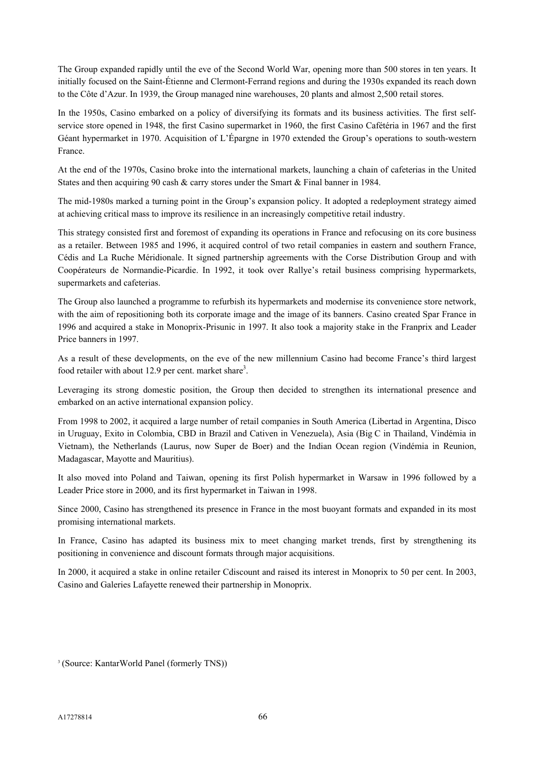The Group expanded rapidly until the eve of the Second World War, opening more than 500 stores in ten years. It initially focused on the Saint-Étienne and Clermont-Ferrand regions and during the 1930s expanded its reach down to the Côte d'Azur. In 1939, the Group managed nine warehouses, 20 plants and almost 2,500 retail stores.

In the 1950s, Casino embarked on a policy of diversifying its formats and its business activities. The first self-service store opened in 1948, the first Casino supermarket in 1960, the first Casino Cafétéria in 1967 and the first Géant hypermarket in 1970. Acquisition of L'Épargne in 1970 extended the Group's operations to south-western France.

At the end of the 1970s, Casino broke into the international markets, launching a chain of cafeterias in the United States and then acquiring 90 cash & carry stores under the Smart & Final banner in 1984.

The mid-1980s marked a turning point in the Group's expansion policy. It adopted a redeployment strategy aimed at achieving critical mass to improve its resilience in an increasingly competitive retail industry.

This strategy consisted first and foremost of expanding its operations in France and refocusing on its core business as a retailer. Between 1985 and 1996, it acquired control of two retail companies in eastern and southern France, Cédis and La Ruche Méridionale. It signed partnership agreements with the Corse Distribution Group and with Coopérateurs de Normandie-Picardie. In 1992, it took over Rallye's retail business comprising hypermarkets, supermarkets and cafeterias.

The Group also launched a programme to refurbish its hypermarkets and modernise its convenience store network, with the aim of repositioning both its corporate image and the image of its banners. Casino created Spar France in 1996 and acquired a stake in Monoprix-Prisunic in 1997. It also took a majority stake in the Franprix and Leader Price banners in 1997.

As a result of these developments, on the eve of the new millennium Casino had become France's third largest food retailer with about 12.9 per cent. market share[3].

Leveraging its strong domestic position, the Group then decided to strengthen its international presence and embarked on an active international expansion policy.

From 1998 to 2002, it acquired a large number of retail companies in South America (Libertad in Argentina, Disco in Uruguay, Exito in Colombia, CBD in Brazil and Cativen in Venezuela), Asia (Big C in Thailand, Vindémia in Vietnam), the Netherlands (Laurus, now Super de Boer) and the Indian Ocean region (Vindémia in Reunion, Madagascar, Mayotte and Mauritius).

It also moved into Poland and Taiwan, opening its first Polish hypermarket in Warsaw in 1996 followed by a Leader Price store in 2000, and its first hypermarket in Taiwan in 1998.

Since 2000, Casino has strengthened its presence in France in the most buoyant formats and expanded in its most promising international markets.

In France, Casino has adapted its business mix to meet changing market trends, first by strengthening its positioning in convenience and discount formats through major acquisitions.

In 2000, it acquired a stake in online retailer Cdiscount and raised its interest in Monoprix to 50 per cent. In 2003, Casino and Galeries Lafayette renewed their partnership in Monoprix.

[3] (Source: KantarWorld Panel (formerly TNS))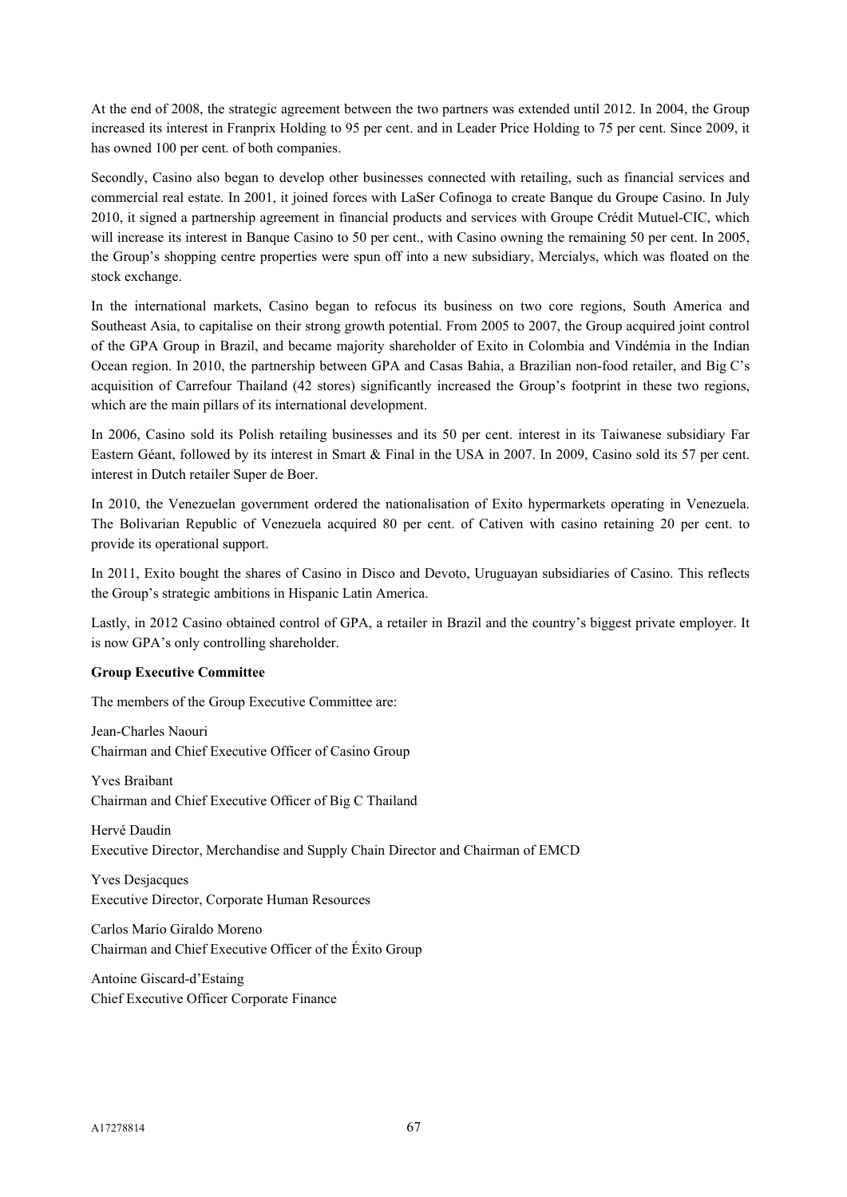At the end of 2008, the strategic agreement between the two partners was extended until 2012. In 2004, the Group increased its interest in Franprix Holding to 95 per cent. and in Leader Price Holding to 75 per cent. Since 2009, it has owned 100 per cent. of both companies.

Secondly, Casino also began to develop other businesses connected with retailing, such as financial services and commercial real estate. In 2001, it joined forces with LaSer Cofinoga to create Banque du Groupe Casino. In July 2010, it signed a partnership agreement in financial products and services with Groupe Crédit Mutuel-CIC, which will increase its interest in Banque Casino to 50 per cent., with Casino owning the remaining 50 per cent. In 2005, the Group's shopping centre properties were spun off into a new subsidiary, Mercialys, which was floated on the stock exchange.

In the international markets, Casino began to refocus its business on two core regions, South America and Southeast Asia, to capitalise on their strong growth potential. From 2005 to 2007, the Group acquired joint control of the GPA Group in Brazil, and became majority shareholder of Exito in Colombia and Vindémia in the Indian Ocean region. In 2010, the partnership between GPA and Casas Bahia, a Brazilian non-food retailer, and Big C's acquisition of Carrefour Thailand (42 stores) significantly increased the Group's footprint in these two regions, which are the main pillars of its international development.

In 2006, Casino sold its Polish retailing businesses and its 50 per cent. interest in its Taiwanese subsidiary Far Eastern Géant, followed by its interest in Smart & Final in the USA in 2007. In 2009, Casino sold its 57 per cent. interest in Dutch retailer Super de Boer.

In 2010, the Venezuelan government ordered the nationalisation of Exito hypermarkets operating in Venezuela. The Bolivarian Republic of Venezuela acquired 80 per cent. of Cativen with casino retaining 20 per cent. to provide its operational support.

In 2011, Exito bought the shares of Casino in Disco and Devoto, Uruguayan subsidiaries of Casino. This reflects the Group's strategic ambitions in Hispanic Latin America.

Lastly, in 2012 Casino obtained control of GPA, a retailer in Brazil and the country's biggest private employer. It is now GPA's only controlling shareholder.

**Group Executive Committee**

The members of the Group Executive Committee are:

Jean-Charles Naouri
Chairman and Chief Executive Officer of Casino Group

Yves Braibant
Chairman and Chief Executive Officer of Big C Thailand

Hervé Daudin
Executive Director, Merchandise and Supply Chain Director and Chairman of EMCD

Yves Desjacques
Executive Director, Corporate Human Resources

Carlos Mario Giraldo Moreno
Chairman and Chief Executive Officer of the Éxito Group

Antoine Giscard-d'Estaing
Chief Executive Officer Corporate Finance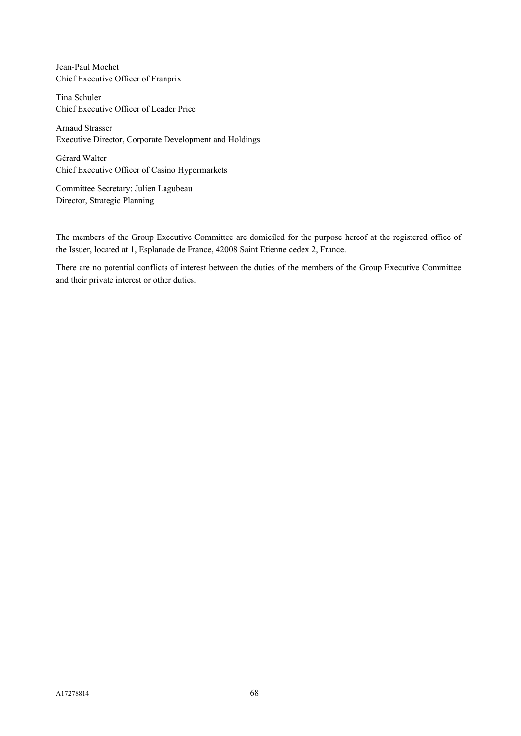Jean-Paul Mochet
Chief Executive Officer of Franprix

Tina Schuler
Chief Executive Officer of Leader Price

Arnaud Strasser
Executive Director, Corporate Development and Holdings

Gérard Walter
Chief Executive Officer of Casino Hypermarkets

Committee Secretary: Julien Lagubeau
Director, Strategic Planning

The members of the Group Executive Committee are domiciled for the purpose hereof at the registered office of the Issuer, located at 1, Esplanade de France, 42008 Saint Etienne cedex 2, France.

There are no potential conflicts of interest between the duties of the members of the Group Executive Committee and their private interest or other duties.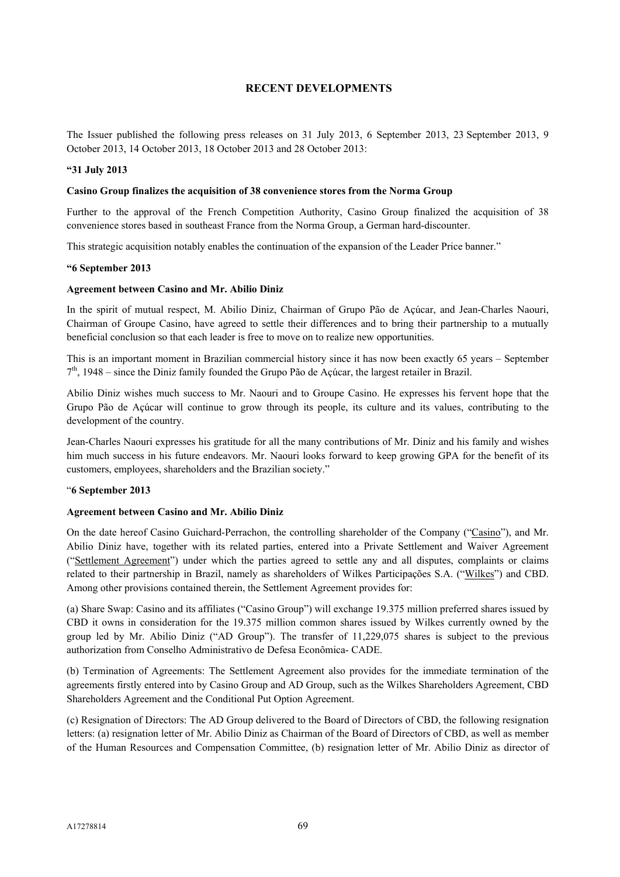## RECENT DEVELOPMENTS

The Issuer published the following press releases on 31 July 2013, 6 September 2013, 23 September 2013, 9 October 2013, 14 October 2013, 18 October 2013 and 28 October 2013:

**"31 July 2013**

**Casino Group finalizes the acquisition of 38 convenience stores from the Norma Group**

Further to the approval of the French Competition Authority, Casino Group finalized the acquisition of 38 convenience stores based in southeast France from the Norma Group, a German hard-discounter.

This strategic acquisition notably enables the continuation of the expansion of the Leader Price banner."

**"6 September 2013**

**Agreement between Casino and Mr. Abilio Diniz**

In the spirit of mutual respect, M. Abilio Diniz, Chairman of Grupo Pão de Açúcar, and Jean-Charles Naouri, Chairman of Groupe Casino, have agreed to settle their differences and to bring their partnership to a mutually beneficial conclusion so that each leader is free to move on to realize new opportunities.

This is an important moment in Brazilian commercial history since it has now been exactly 65 years – September 7th, 1948 – since the Diniz family founded the Grupo Pão de Açúcar, the largest retailer in Brazil.

Abilio Diniz wishes much success to Mr. Naouri and to Groupe Casino. He expresses his fervent hope that the Grupo Pão de Açúcar will continue to grow through its people, its culture and its values, contributing to the development of the country.

Jean-Charles Naouri expresses his gratitude for all the many contributions of Mr. Diniz and his family and wishes him much success in his future endeavors. Mr. Naouri looks forward to keep growing GPA for the benefit of its customers, employees, shareholders and the Brazilian society."

"**6 September 2013**

**Agreement between Casino and Mr. Abilio Diniz**

On the date hereof Casino Guichard-Perrachon, the controlling shareholder of the Company ("Casino"), and Mr. Abilio Diniz have, together with its related parties, entered into a Private Settlement and Waiver Agreement ("Settlement Agreement") under which the parties agreed to settle any and all disputes, complaints or claims related to their partnership in Brazil, namely as shareholders of Wilkes Participações S.A. ("Wilkes") and CBD. Among other provisions contained therein, the Settlement Agreement provides for:

(a) Share Swap: Casino and its affiliates ("Casino Group") will exchange 19.375 million preferred shares issued by CBD it owns in consideration for the 19.375 million common shares issued by Wilkes currently owned by the group led by Mr. Abilio Diniz ("AD Group"). The transfer of 11,229,075 shares is subject to the previous authorization from Conselho Administrativo de Defesa Econômica- CADE.

(b) Termination of Agreements: The Settlement Agreement also provides for the immediate termination of the agreements firstly entered into by Casino Group and AD Group, such as the Wilkes Shareholders Agreement, CBD Shareholders Agreement and the Conditional Put Option Agreement.

(c) Resignation of Directors: The AD Group delivered to the Board of Directors of CBD, the following resignation letters: (a) resignation letter of Mr. Abilio Diniz as Chairman of the Board of Directors of CBD, as well as member of the Human Resources and Compensation Committee, (b) resignation letter of Mr. Abilio Diniz as director of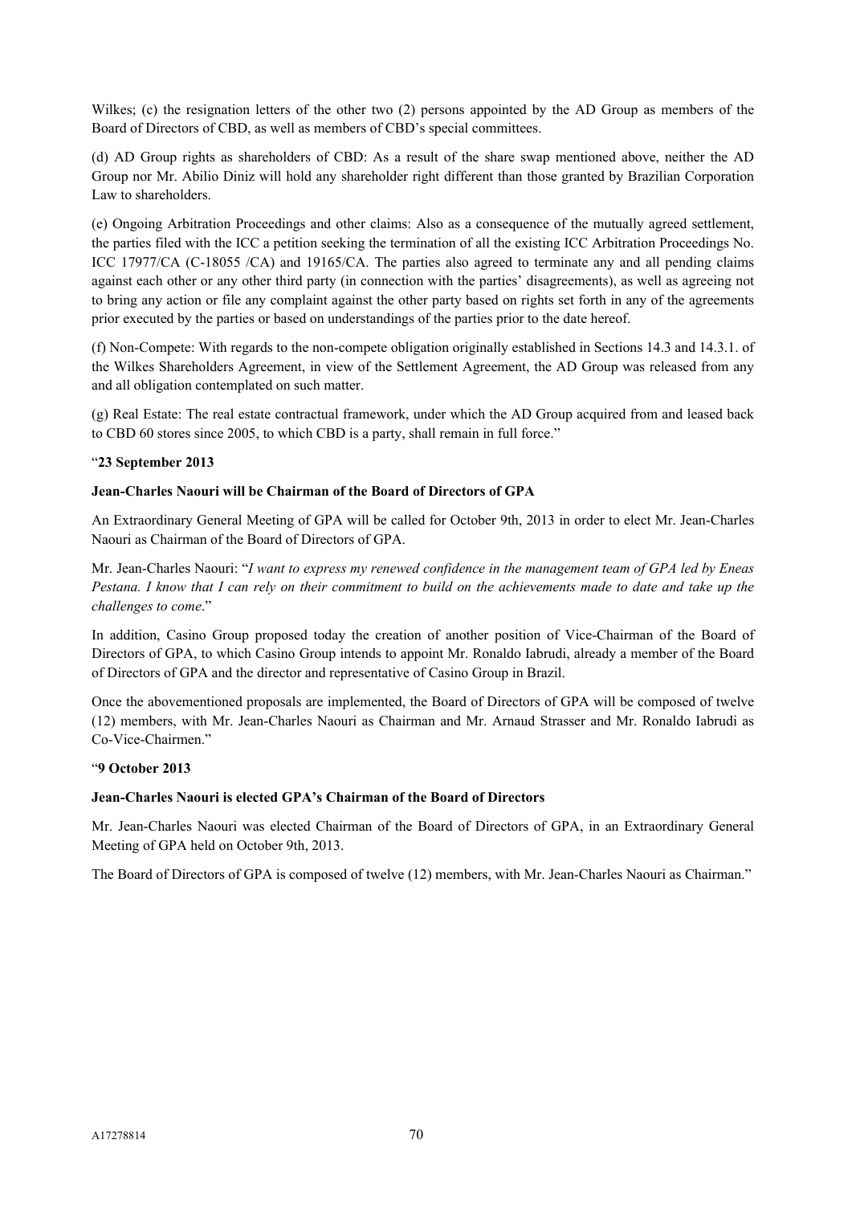Wilkes; (c) the resignation letters of the other two (2) persons appointed by the AD Group as members of the Board of Directors of CBD, as well as members of CBD's special committees.

(d) AD Group rights as shareholders of CBD: As a result of the share swap mentioned above, neither the AD Group nor Mr. Abilio Diniz will hold any shareholder right different than those granted by Brazilian Corporation Law to shareholders.

(e) Ongoing Arbitration Proceedings and other claims: Also as a consequence of the mutually agreed settlement, the parties filed with the ICC a petition seeking the termination of all the existing ICC Arbitration Proceedings No. ICC 17977/CA (C-18055 /CA) and 19165/CA. The parties also agreed to terminate any and all pending claims against each other or any other third party (in connection with the parties' disagreements), as well as agreeing not to bring any action or file any complaint against the other party based on rights set forth in any of the agreements prior executed by the parties or based on understandings of the parties prior to the date hereof.

(f) Non-Compete: With regards to the non-compete obligation originally established in Sections 14.3 and 14.3.1. of the Wilkes Shareholders Agreement, in view of the Settlement Agreement, the AD Group was released from any and all obligation contemplated on such matter.

(g) Real Estate: The real estate contractual framework, under which the AD Group acquired from and leased back to CBD 60 stores since 2005, to which CBD is a party, shall remain in full force."

"**23 September 2013**

**Jean-Charles Naouri will be Chairman of the Board of Directors of GPA**

An Extraordinary General Meeting of GPA will be called for October 9th, 2013 in order to elect Mr. Jean-Charles Naouri as Chairman of the Board of Directors of GPA.

Mr. Jean-Charles Naouri: "*I want to express my renewed confidence in the management team of GPA led by Eneas Pestana. I know that I can rely on their commitment to build on the achievements made to date and take up the challenges to come*."

In addition, Casino Group proposed today the creation of another position of Vice-Chairman of the Board of Directors of GPA, to which Casino Group intends to appoint Mr. Ronaldo Iabrudi, already a member of the Board of Directors of GPA and the director and representative of Casino Group in Brazil.

Once the abovementioned proposals are implemented, the Board of Directors of GPA will be composed of twelve (12) members, with Mr. Jean-Charles Naouri as Chairman and Mr. Arnaud Strasser and Mr. Ronaldo Iabrudi as Co-Vice-Chairmen."

"**9 October 2013**

**Jean-Charles Naouri is elected GPA's Chairman of the Board of Directors**

Mr. Jean-Charles Naouri was elected Chairman of the Board of Directors of GPA, in an Extraordinary General Meeting of GPA held on October 9th, 2013.

The Board of Directors of GPA is composed of twelve (12) members, with Mr. Jean-Charles Naouri as Chairman."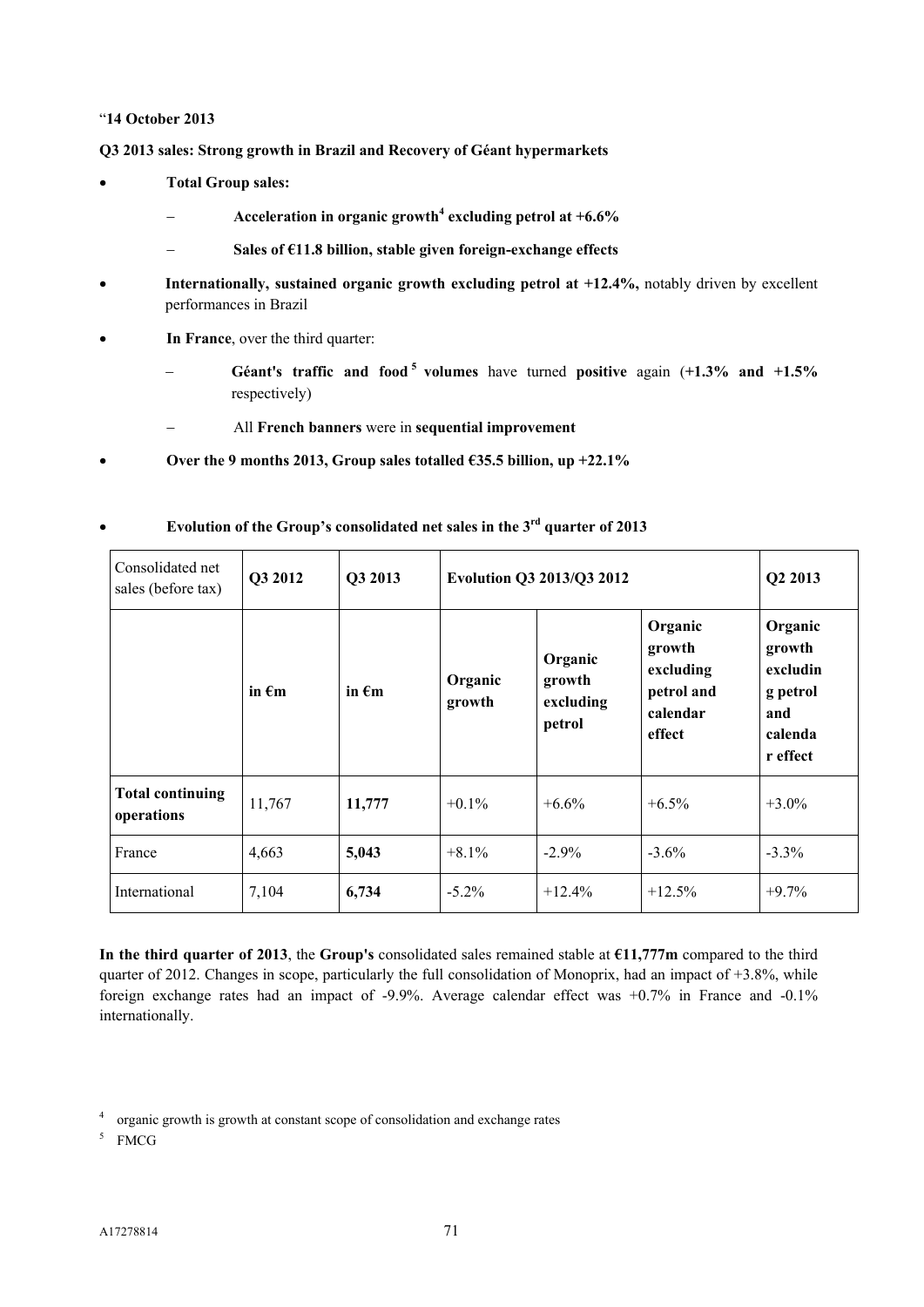"**14 October 2013**

**Q3 2013 sales: Strong growth in Brazil and Recovery of Géant hypermarkets**

- **Total Group sales:**
  - **Acceleration in organic growth[4] excluding petrol at +6.6%**
  - **Sales of €11.8 billion, stable given foreign-exchange effects**
- **Internationally, sustained organic growth excluding petrol at +12.4%,** notably driven by excellent performances in Brazil
- **In France**, over the third quarter:
  - **Géant's traffic and food[5] volumes** have turned **positive** again (**+1.3% and +1.5%** respectively)
  - All **French banners** were in **sequential improvement**
- **Over the 9 months 2013, Group sales totalled €35.5 billion, up +22.1%**

- **Evolution of the Group's consolidated net sales in the 3rd quarter of 2013**

| Consolidated net sales (before tax) | Q3 2012 | Q3 2013 | Evolution Q3 2013/Q3 2012 | | | Q2 2013 |
|---|---|---|---|---|---|---|
| | **in €m** | **in €m** | **Organic growth** | **Organic growth excluding petrol** | **Organic growth excluding petrol and calendar effect** | **Organic growth excluding petrol and calendar effect** |
| **Total continuing operations** | 11,767 | **11,777** | +0.1% | +6.6% | +6.5% | +3.0% |
| France | 4,663 | **5,043** | +8.1% | -2.9% | -3.6% | -3.3% |
| International | 7,104 | **6,734** | -5.2% | +12.4% | +12.5% | +9.7% |

**In the third quarter of 2013**, the **Group's** consolidated sales remained stable at **€11,777m** compared to the third quarter of 2012. Changes in scope, particularly the full consolidation of Monoprix, had an impact of +3.8%, while foreign exchange rates had an impact of -9.9%. Average calendar effect was +0.7% in France and -0.1% internationally.

[4] organic growth is growth at constant scope of consolidation and exchange rates

[5] FMCG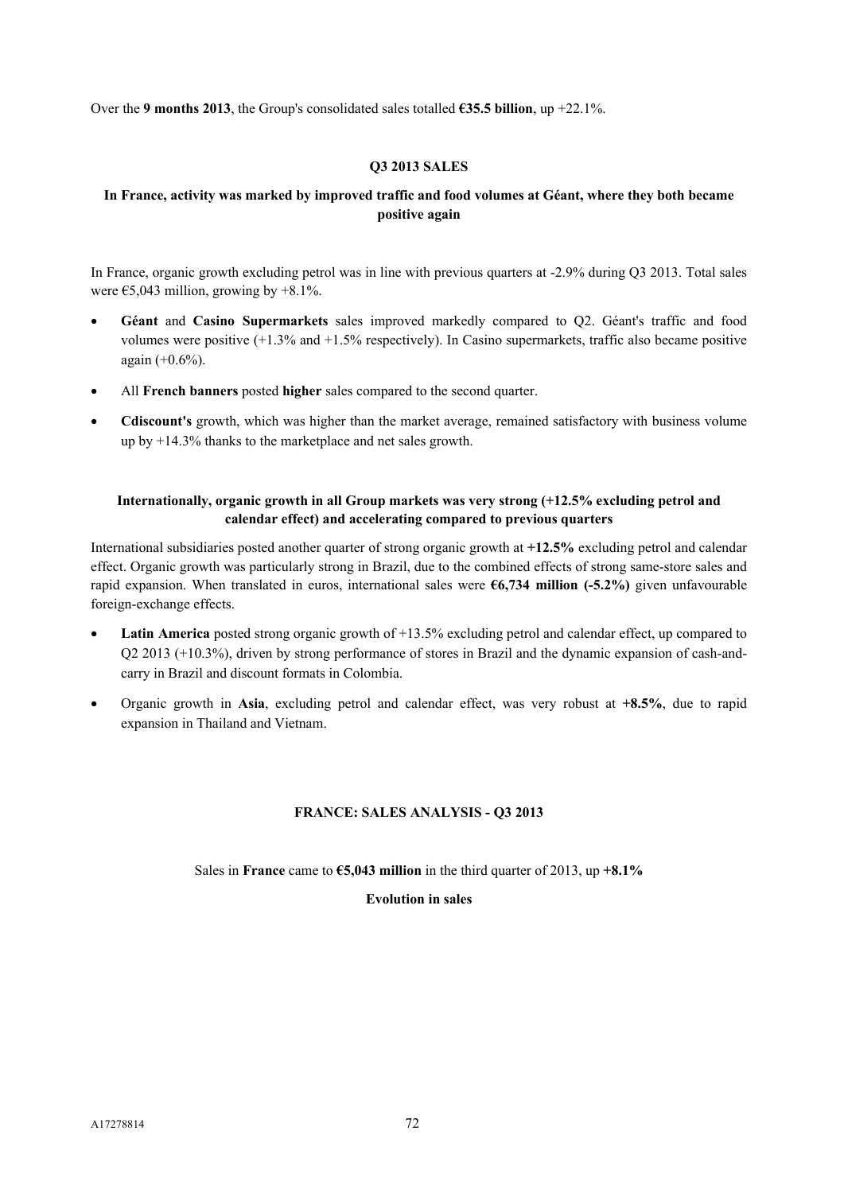Over the **9 months 2013**, the Group's consolidated sales totalled **€35.5 billion**, up +22.1%.

**Q3 2013 SALES**

**In France, activity was marked by improved traffic and food volumes at Géant, where they both became positive again**

In France, organic growth excluding petrol was in line with previous quarters at -2.9% during Q3 2013. Total sales were €5,043 million, growing by +8.1%.

- **Géant** and **Casino Supermarkets** sales improved markedly compared to Q2. Géant's traffic and food volumes were positive (+1.3% and +1.5% respectively). In Casino supermarkets, traffic also became positive again (+0.6%).
- All **French banners** posted **higher** sales compared to the second quarter.
- **Cdiscount's** growth, which was higher than the market average, remained satisfactory with business volume up by +14.3% thanks to the marketplace and net sales growth.

**Internationally, organic growth in all Group markets was very strong (+12.5% excluding petrol and calendar effect) and accelerating compared to previous quarters**

International subsidiaries posted another quarter of strong organic growth at **+12.5%** excluding petrol and calendar effect. Organic growth was particularly strong in Brazil, due to the combined effects of strong same-store sales and rapid expansion. When translated in euros, international sales were **€6,734 million (-5.2%)** given unfavourable foreign-exchange effects.

- **Latin America** posted strong organic growth of +13.5% excluding petrol and calendar effect, up compared to Q2 2013 (+10.3%), driven by strong performance of stores in Brazil and the dynamic expansion of cash-and-carry in Brazil and discount formats in Colombia.
- Organic growth in **Asia**, excluding petrol and calendar effect, was very robust at **+8.5%**, due to rapid expansion in Thailand and Vietnam.

**FRANCE: SALES ANALYSIS - Q3 2013**

Sales in **France** came to **€5,043 million** in the third quarter of 2013, up **+8.1%**

**Evolution in sales**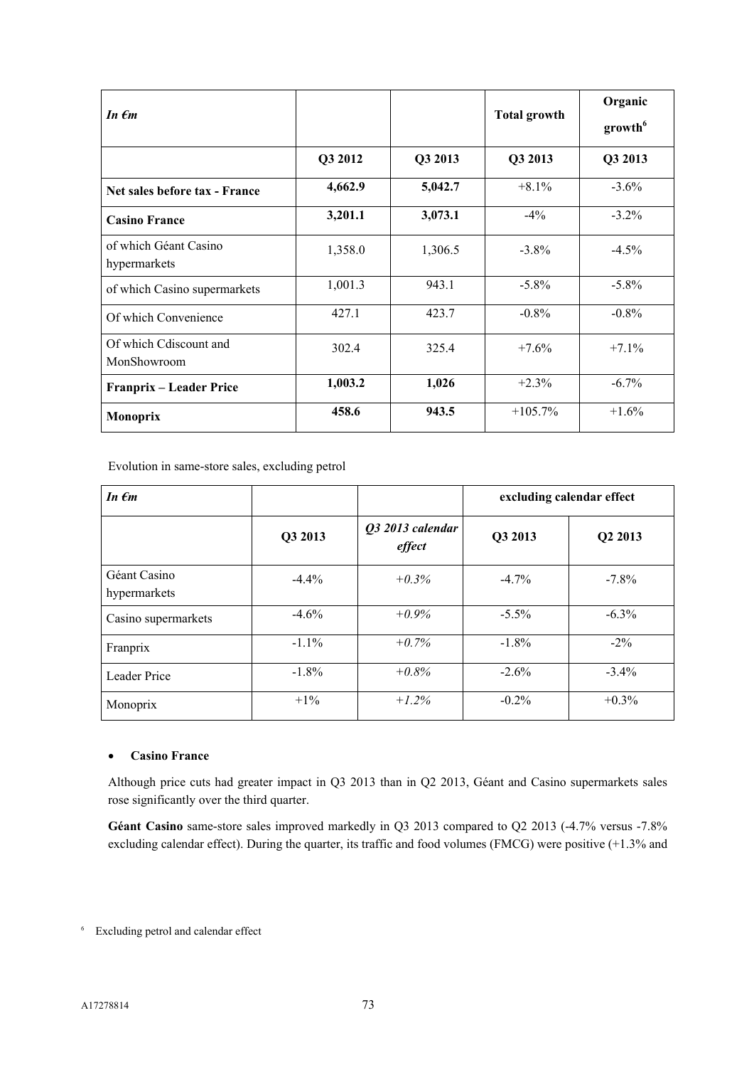| *In €m* | | | Total growth | Organic growth[6] |
|---|---|---|---|---|
| | Q3 2012 | Q3 2013 | Q3 2013 | Q3 2013 |
| **Net sales before tax - France** | **4,662.9** | **5,042.7** | +8.1% | -3.6% |
| **Casino France** | **3,201.1** | **3,073.1** | -4% | -3.2% |
| of which Géant Casino hypermarkets | 1,358.0 | 1,306.5 | -3.8% | -4.5% |
| of which Casino supermarkets | 1,001.3 | 943.1 | -5.8% | -5.8% |
| Of which Convenience | 427.1 | 423.7 | -0.8% | -0.8% |
| Of which Cdiscount and MonShowroom | 302.4 | 325.4 | +7.6% | +7.1% |
| **Franprix – Leader Price** | **1,003.2** | **1,026** | +2.3% | -6.7% |
| **Monoprix** | **458.6** | **943.5** | +105.7% | +1.6% |

Evolution in same-store sales, excluding petrol

| *In €m* | | | excluding calendar effect | |
|---|---|---|---|---|
| | Q3 2013 | *Q3 2013 calendar effect* | Q3 2013 | Q2 2013 |
| Géant Casino hypermarkets | -4.4% | *+0.3%* | -4.7% | -7.8% |
| Casino supermarkets | -4.6% | *+0.9%* | -5.5% | -6.3% |
| Franprix | -1.1% | *+0.7%* | -1.8% | -2% |
| Leader Price | -1.8% | *+0.8%* | -2.6% | -3.4% |
| Monoprix | +1% | *+1.2%* | -0.2% | +0.3% |

- **Casino France**

Although price cuts had greater impact in Q3 2013 than in Q2 2013, Géant and Casino supermarkets sales rose significantly over the third quarter.

**Géant Casino** same-store sales improved markedly in Q3 2013 compared to Q2 2013 (-4.7% versus -7.8% excluding calendar effect). During the quarter, its traffic and food volumes (FMCG) were positive (+1.3% and

[6] Excluding petrol and calendar effect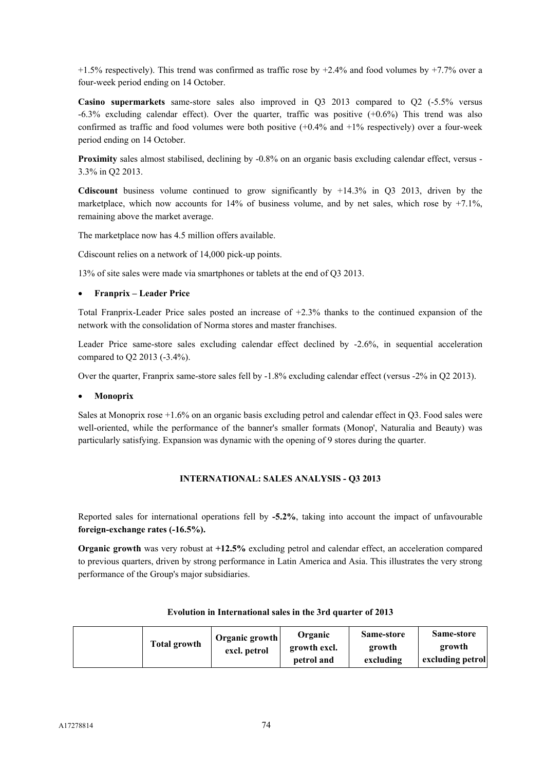+1.5% respectively). This trend was confirmed as traffic rose by +2.4% and food volumes by +7.7% over a four-week period ending on 14 October.

**Casino supermarkets** same-store sales also improved in Q3 2013 compared to Q2 (-5.5% versus -6.3% excluding calendar effect). Over the quarter, traffic was positive (+0.6%) This trend was also confirmed as traffic and food volumes were both positive (+0.4% and +1% respectively) over a four-week period ending on 14 October.

**Proximity** sales almost stabilised, declining by -0.8% on an organic basis excluding calendar effect, versus -3.3% in Q2 2013.

**Cdiscount** business volume continued to grow significantly by +14.3% in Q3 2013, driven by the marketplace, which now accounts for 14% of business volume, and by net sales, which rose by +7.1%, remaining above the market average.

The marketplace now has 4.5 million offers available.

Cdiscount relies on a network of 14,000 pick-up points.

13% of site sales were made via smartphones or tablets at the end of Q3 2013.

- **Franprix – Leader Price**

Total Franprix-Leader Price sales posted an increase of +2.3% thanks to the continued expansion of the network with the consolidation of Norma stores and master franchises.

Leader Price same-store sales excluding calendar effect declined by -2.6%, in sequential acceleration compared to Q2 2013 (-3.4%).

Over the quarter, Franprix same-store sales fell by -1.8% excluding calendar effect (versus -2% in Q2 2013).

- **Monoprix**

Sales at Monoprix rose +1.6% on an organic basis excluding petrol and calendar effect in Q3. Food sales were well-oriented, while the performance of the banner's smaller formats (Monop', Naturalia and Beauty) was particularly satisfying. Expansion was dynamic with the opening of 9 stores during the quarter.

**INTERNATIONAL: SALES ANALYSIS - Q3 2013**

Reported sales for international operations fell by **-5.2%**, taking into account the impact of unfavourable **foreign-exchange rates (-16.5%).**

**Organic growth** was very robust at **+12.5%** excluding petrol and calendar effect, an acceleration compared to previous quarters, driven by strong performance in Latin America and Asia. This illustrates the very strong performance of the Group's major subsidiaries.

**Evolution in International sales in the 3rd quarter of 2013**

| | Total growth | Organic growth excl. petrol | Organic growth excl. petrol and | Same-store growth excluding | Same-store growth excluding petrol |
|---|---|---|---|---|---|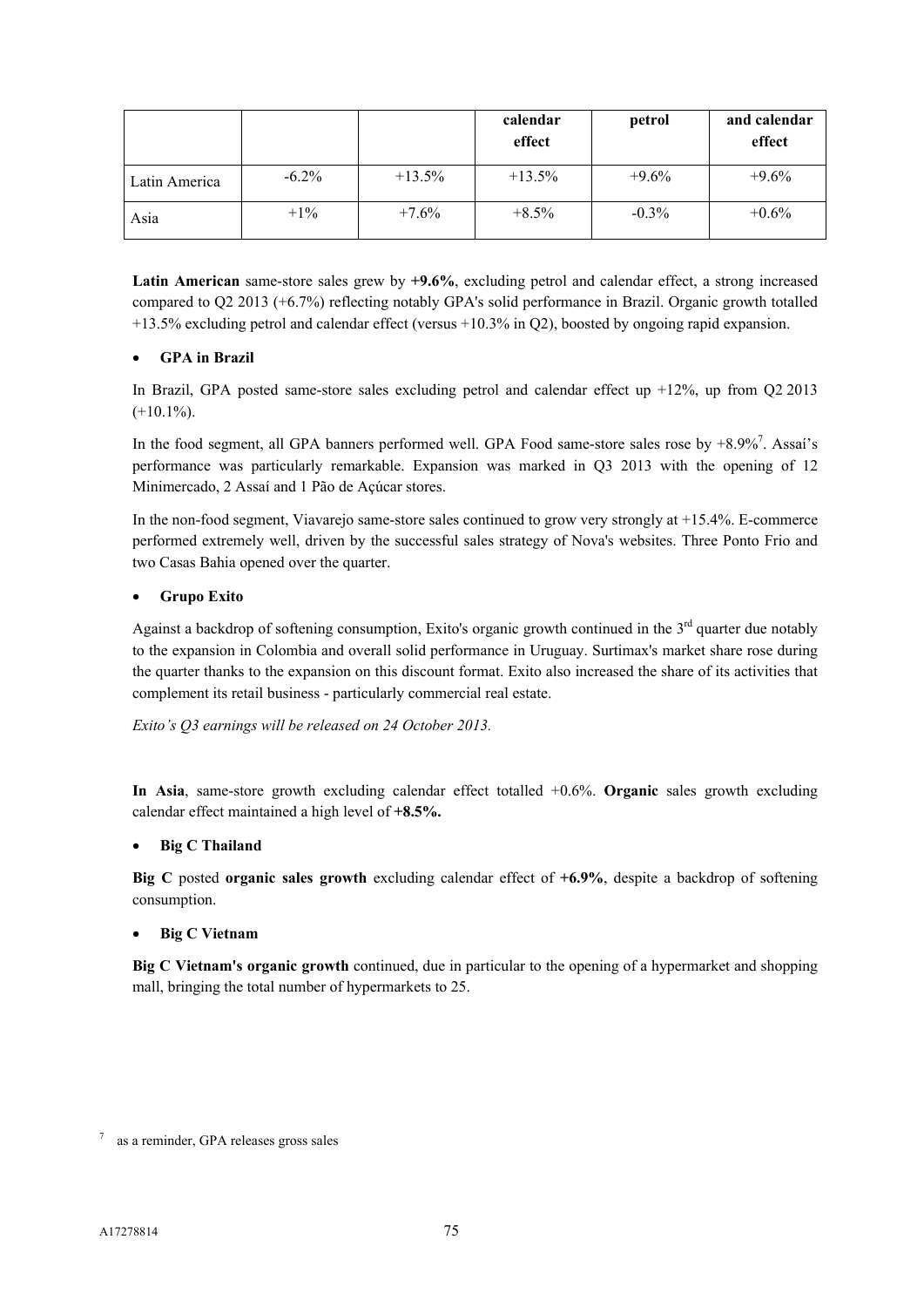| | | | calendar effect | petrol | and calendar effect |
|---|---|---|---|---|---|
| Latin America | -6.2% | +13.5% | +13.5% | +9.6% | +9.6% |
| Asia | +1% | +7.6% | +8.5% | -0.3% | +0.6% |

**Latin American** same-store sales grew by **+9.6%**, excluding petrol and calendar effect, a strong increased compared to Q2 2013 (+6.7%) reflecting notably GPA's solid performance in Brazil. Organic growth totalled +13.5% excluding petrol and calendar effect (versus +10.3% in Q2), boosted by ongoing rapid expansion.

- **GPA in Brazil**

In Brazil, GPA posted same-store sales excluding petrol and calendar effect up +12%, up from Q2 2013 (+10.1%).

In the food segment, all GPA banners performed well. GPA Food same-store sales rose by +8.9%[7]. Assaí's performance was particularly remarkable. Expansion was marked in Q3 2013 with the opening of 12 Minimercado, 2 Assaí and 1 Pão de Açúcar stores.

In the non-food segment, Viavarejo same-store sales continued to grow very strongly at +15.4%. E-commerce performed extremely well, driven by the successful sales strategy of Nova's websites. Three Ponto Frio and two Casas Bahia opened over the quarter.

- **Grupo Exito**

Against a backdrop of softening consumption, Exito's organic growth continued in the 3rd quarter due notably to the expansion in Colombia and overall solid performance in Uruguay. Surtimax's market share rose during the quarter thanks to the expansion on this discount format. Exito also increased the share of its activities that complement its retail business - particularly commercial real estate.

*Exito's Q3 earnings will be released on 24 October 2013.*

**In Asia**, same-store growth excluding calendar effect totalled +0.6%. **Organic** sales growth excluding calendar effect maintained a high level of **+8.5%.**

- **Big C Thailand**

**Big C** posted **organic sales growth** excluding calendar effect of **+6.9%**, despite a backdrop of softening consumption.

- **Big C Vietnam**

**Big C Vietnam's organic growth** continued, due in particular to the opening of a hypermarket and shopping mall, bringing the total number of hypermarkets to 25.

[7] as a reminder, GPA releases gross sales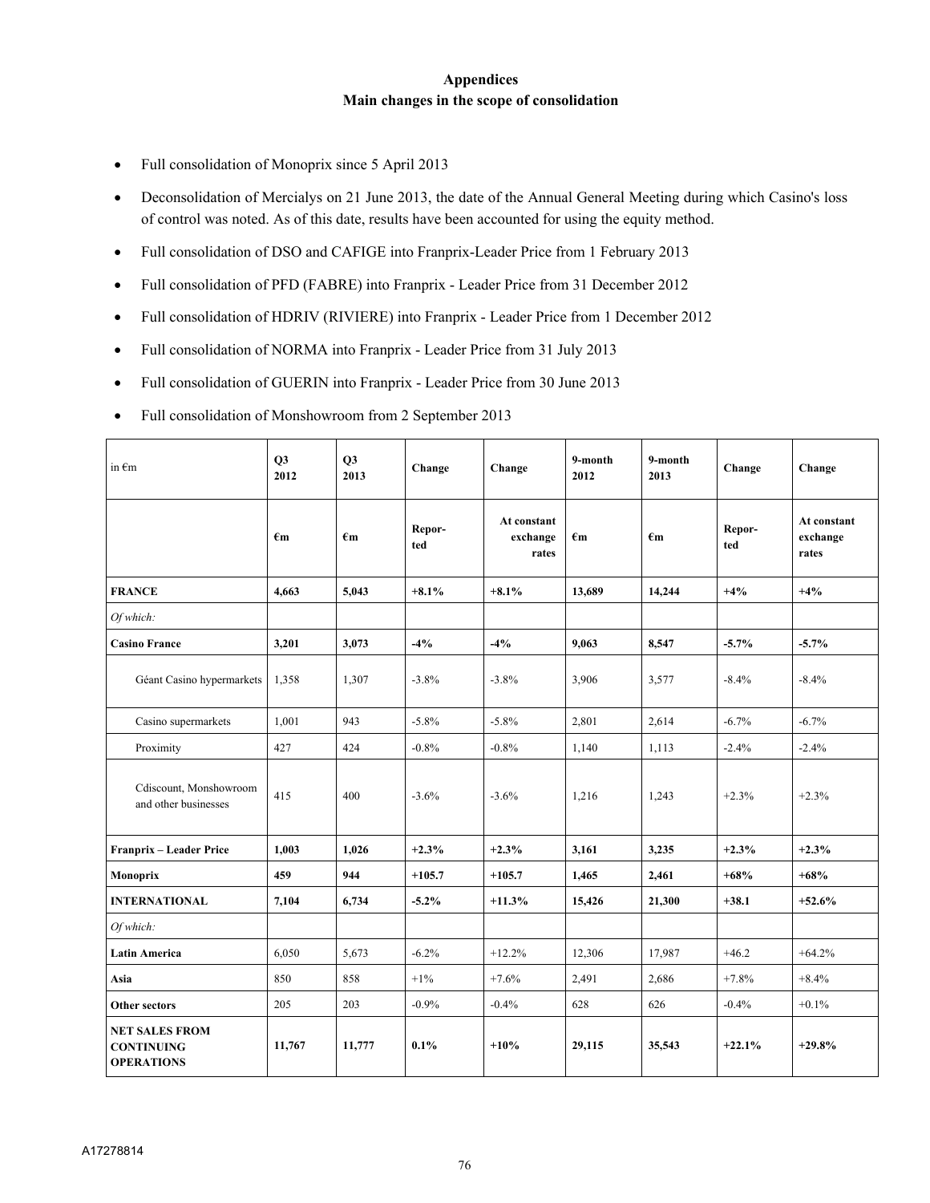# Appendices

## Main changes in the scope of consolidation

- Full consolidation of Monoprix since 5 April 2013
- Deconsolidation of Mercialys on 21 June 2013, the date of the Annual General Meeting during which Casino's loss of control was noted. As of this date, results have been accounted for using the equity method.
- Full consolidation of DSO and CAFIGE into Franprix-Leader Price from 1 February 2013
- Full consolidation of PFD (FABRE) into Franprix - Leader Price from 31 December 2012
- Full consolidation of HDRIV (RIVIERE) into Franprix - Leader Price from 1 December 2012
- Full consolidation of NORMA into Franprix - Leader Price from 31 July 2013
- Full consolidation of GUERIN into Franprix - Leader Price from 30 June 2013
- Full consolidation of Monshowroom from 2 September 2013

| in €m | Q3 2012 | Q3 2013 | Change | Change | 9-month 2012 | 9-month 2013 | Change | Change |
|---|---|---|---|---|---|---|---|---|
| | **€m** | **€m** | **Repor-ted** | **At constant exchange rates** | **€m** | **€m** | **Repor-ted** | **At constant exchange rates** |
| **FRANCE** | **4,663** | **5,043** | **+8.1%** | **+8.1%** | **13,689** | **14,244** | **+4%** | **+4%** |
| *Of which:* | | | | | | | | |
| **Casino France** | **3,201** | **3,073** | **-4%** | **-4%** | **9,063** | **8,547** | **-5.7%** | **-5.7%** |
| Géant Casino hypermarkets | 1,358 | 1,307 | -3.8% | -3.8% | 3,906 | 3,577 | -8.4% | -8.4% |
| Casino supermarkets | 1,001 | 943 | -5.8% | -5.8% | 2,801 | 2,614 | -6.7% | -6.7% |
| Proximity | 427 | 424 | -0.8% | -0.8% | 1,140 | 1,113 | -2.4% | -2.4% |
| Cdiscount, Monshowroom and other businesses | 415 | 400 | -3.6% | -3.6% | 1,216 | 1,243 | +2.3% | +2.3% |
| **Franprix – Leader Price** | **1,003** | **1,026** | **+2.3%** | **+2.3%** | **3,161** | **3,235** | **+2.3%** | **+2.3%** |
| **Monoprix** | **459** | **944** | **+105.7** | **+105.7** | **1,465** | **2,461** | **+68%** | **+68%** |
| **INTERNATIONAL** | **7,104** | **6,734** | **-5.2%** | **+11.3%** | **15,426** | **21,300** | **+38.1** | **+52.6%** |
| *Of which:* | | | | | | | | |
| **Latin America** | 6,050 | 5,673 | -6.2% | +12.2% | 12,306 | 17,987 | +46.2 | +64.2% |
| **Asia** | 850 | 858 | +1% | +7.6% | 2,491 | 2,686 | +7.8% | +8.4% |
| **Other sectors** | 205 | 203 | -0.9% | -0.4% | 628 | 626 | -0.4% | +0.1% |
| **NET SALES FROM CONTINUING OPERATIONS** | **11,767** | **11,777** | **0.1%** | **+10%** | **29,115** | **35,543** | **+22.1%** | **+29.8%** |

A17278814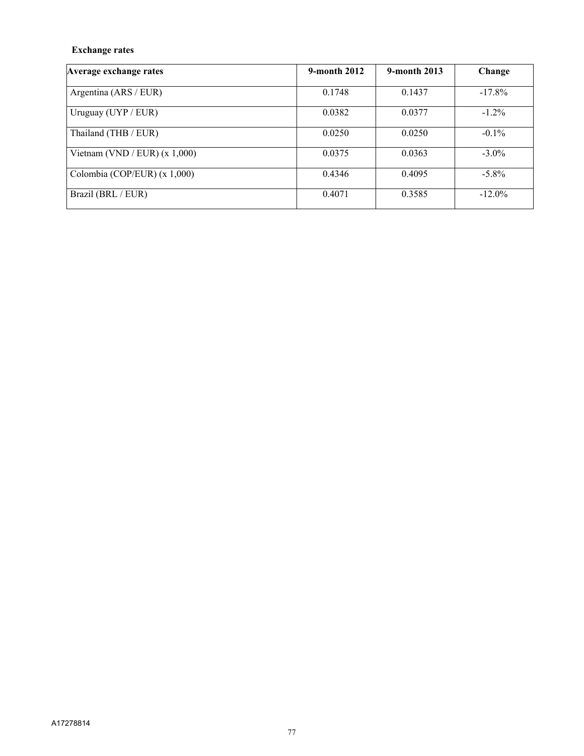**Exchange rates**

| Average exchange rates | 9-month 2012 | 9-month 2013 | Change |
| --- | --- | --- | --- |
| Argentina (ARS / EUR) | 0.1748 | 0.1437 | -17.8% |
| Uruguay (UYP / EUR) | 0.0382 | 0.0377 | -1.2% |
| Thailand (THB / EUR) | 0.0250 | 0.0250 | -0.1% |
| Vietnam (VND / EUR) (x 1,000) | 0.0375 | 0.0363 | -3.0% |
| Colombia (COP/EUR) (x 1,000) | 0.4346 | 0.4095 | -5.8% |
| Brazil (BRL / EUR) | 0.4071 | 0.3585 | -12.0% |

A17278814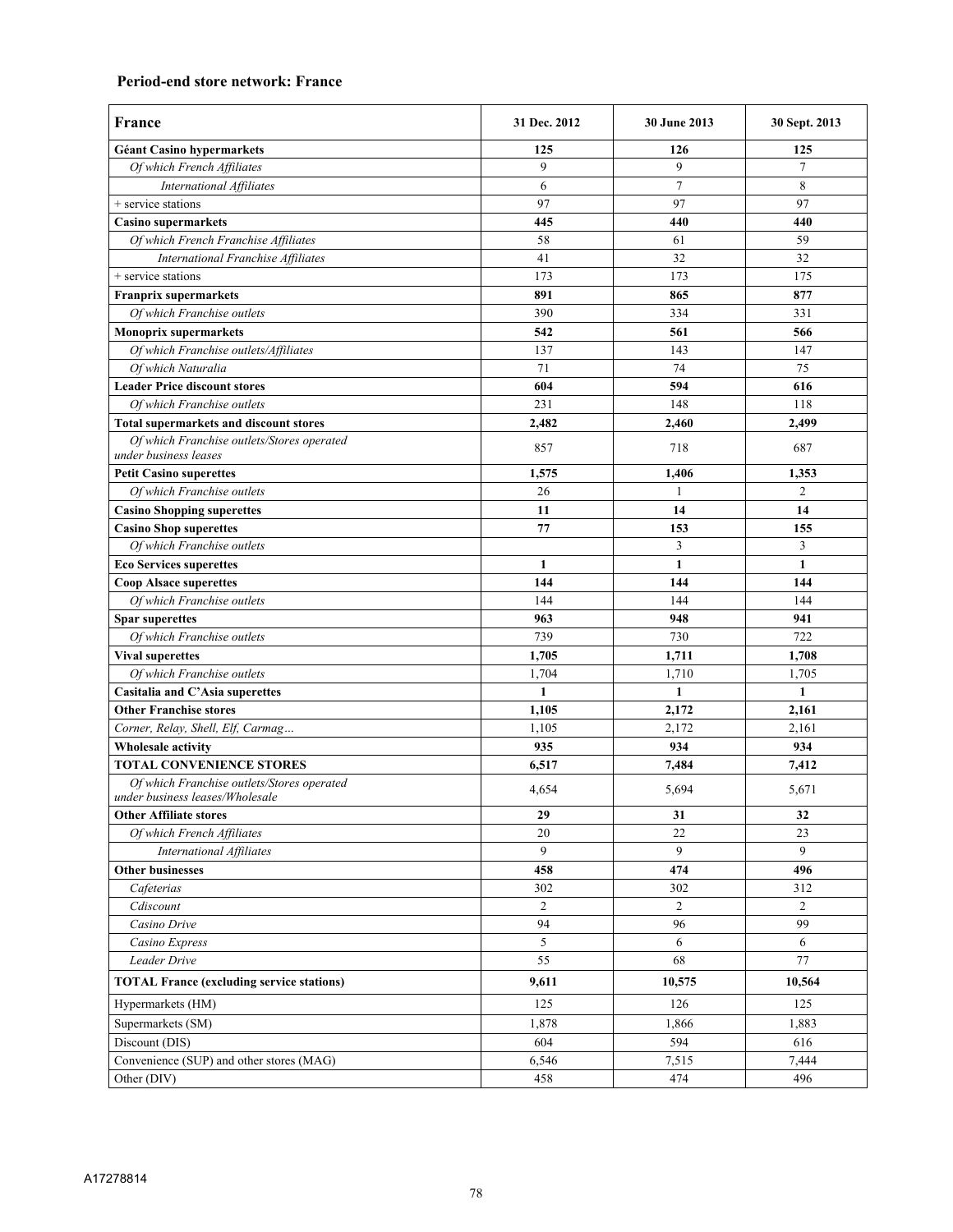### Period-end store network: France

| France | 31 Dec. 2012 | 30 June 2013 | 30 Sept. 2013 |
|---|---|---|---|
| **Géant Casino hypermarkets** | **125** | **126** | **125** |
| *Of which French Affiliates* | 9 | 9 | 7 |
| *International Affiliates* | 6 | 7 | 8 |
| + service stations | 97 | 97 | 97 |
| **Casino supermarkets** | **445** | **440** | **440** |
| *Of which French Franchise Affiliates* | 58 | 61 | 59 |
| *International Franchise Affiliates* | 41 | 32 | 32 |
| + service stations | 173 | 173 | 175 |
| **Franprix supermarkets** | **891** | **865** | **877** |
| *Of which Franchise outlets* | 390 | 334 | 331 |
| **Monoprix supermarkets** | **542** | **561** | **566** |
| *Of which Franchise outlets/Affiliates* | 137 | 143 | 147 |
| *Of which Naturalia* | 71 | 74 | 75 |
| **Leader Price discount stores** | **604** | **594** | **616** |
| *Of which Franchise outlets* | 231 | 148 | 118 |
| **Total supermarkets and discount stores** | **2,482** | **2,460** | **2,499** |
| *Of which Franchise outlets/Stores operated under business leases* | 857 | 718 | 687 |
| **Petit Casino superettes** | **1,575** | **1,406** | **1,353** |
| *Of which Franchise outlets* | 26 | 1 | 2 |
| **Casino Shopping superettes** | **11** | **14** | **14** |
| **Casino Shop superettes** | **77** | **153** | **155** |
| *Of which Franchise outlets* | | 3 | 3 |
| **Eco Services superettes** | **1** | **1** | **1** |
| **Coop Alsace superettes** | **144** | **144** | **144** |
| *Of which Franchise outlets* | 144 | 144 | 144 |
| **Spar superettes** | **963** | **948** | **941** |
| *Of which Franchise outlets* | 739 | 730 | 722 |
| **Vival superettes** | **1,705** | **1,711** | **1,708** |
| *Of which Franchise outlets* | 1,704 | 1,710 | 1,705 |
| **Casitalia and C'Asia superettes** | **1** | **1** | **1** |
| **Other Franchise stores** | **1,105** | **2,172** | **2,161** |
| *Corner, Relay, Shell, Elf, Carmag…* | 1,105 | 2,172 | 2,161 |
| **Wholesale activity** | **935** | **934** | **934** |
| **TOTAL CONVENIENCE STORES** | **6,517** | **7,484** | **7,412** |
| *Of which Franchise outlets/Stores operated under business leases/Wholesale* | 4,654 | 5,694 | 5,671 |
| **Other Affiliate stores** | **29** | **31** | **32** |
| *Of which French Affiliates* | 20 | 22 | 23 |
| *International Affiliates* | 9 | 9 | 9 |
| **Other businesses** | **458** | **474** | **496** |
| *Cafeterias* | 302 | 302 | 312 |
| *Cdiscount* | 2 | 2 | 2 |
| *Casino Drive* | 94 | 96 | 99 |
| *Casino Express* | 5 | 6 | 6 |
| *Leader Drive* | 55 | 68 | 77 |
| **TOTAL France (excluding service stations)** | **9,611** | **10,575** | **10,564** |
| Hypermarkets (HM) | 125 | 126 | 125 |
| Supermarkets (SM) | 1,878 | 1,866 | 1,883 |
| Discount (DIS) | 604 | 594 | 616 |
| Convenience (SUP) and other stores (MAG) | 6,546 | 7,515 | 7,444 |
| Other (DIV) | 458 | 474 | 496 |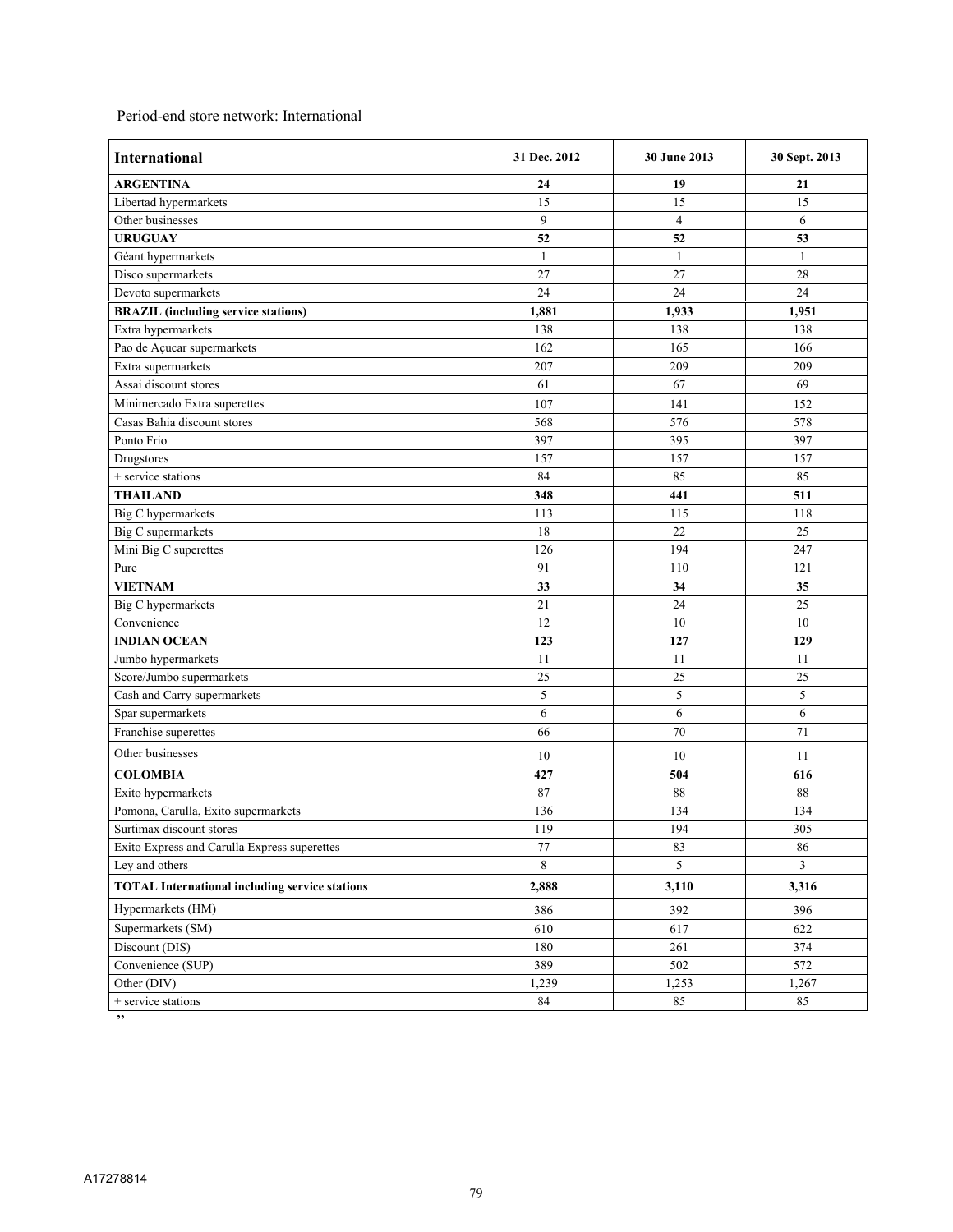Period-end store network: International

| International | 31 Dec. 2012 | 30 June 2013 | 30 Sept. 2013 |
|---|---|---|---|
| **ARGENTINA** | **24** | **19** | **21** |
| Libertad hypermarkets | 15 | 15 | 15 |
| Other businesses | 9 | 4 | 6 |
| **URUGUAY** | **52** | **52** | **53** |
| Géant hypermarkets | 1 | 1 | 1 |
| Disco supermarkets | 27 | 27 | 28 |
| Devoto supermarkets | 24 | 24 | 24 |
| **BRAZIL (including service stations)** | **1,881** | **1,933** | **1,951** |
| Extra hypermarkets | 138 | 138 | 138 |
| Pao de Açucar supermarkets | 162 | 165 | 166 |
| Extra supermarkets | 207 | 209 | 209 |
| Assai discount stores | 61 | 67 | 69 |
| Minimercado Extra superettes | 107 | 141 | 152 |
| Casas Bahia discount stores | 568 | 576 | 578 |
| Ponto Frio | 397 | 395 | 397 |
| Drugstores | 157 | 157 | 157 |
| + service stations | 84 | 85 | 85 |
| **THAILAND** | **348** | **441** | **511** |
| Big C hypermarkets | 113 | 115 | 118 |
| Big C supermarkets | 18 | 22 | 25 |
| Mini Big C superettes | 126 | 194 | 247 |
| Pure | 91 | 110 | 121 |
| **VIETNAM** | **33** | **34** | **35** |
| Big C hypermarkets | 21 | 24 | 25 |
| Convenience | 12 | 10 | 10 |
| **INDIAN OCEAN** | **123** | **127** | **129** |
| Jumbo hypermarkets | 11 | 11 | 11 |
| Score/Jumbo supermarkets | 25 | 25 | 25 |
| Cash and Carry supermarkets | 5 | 5 | 5 |
| Spar supermarkets | 6 | 6 | 6 |
| Franchise superettes | 66 | 70 | 71 |
| Other businesses | 10 | 10 | 11 |
| **COLOMBIA** | **427** | **504** | **616** |
| Exito hypermarkets | 87 | 88 | 88 |
| Pomona, Carulla, Exito supermarkets | 136 | 134 | 134 |
| Surtimax discount stores | 119 | 194 | 305 |
| Exito Express and Carulla Express superettes | 77 | 83 | 86 |
| Ley and others | 8 | 5 | 3 |
| **TOTAL International including service stations** | **2,888** | **3,110** | **3,316** |
| Hypermarkets (HM) | 386 | 392 | 396 |
| Supermarkets (SM) | 610 | 617 | 622 |
| Discount (DIS) | 180 | 261 | 374 |
| Convenience (SUP) | 389 | 502 | 572 |
| Other (DIV) | 1,239 | 1,253 | 1,267 |
| + service stations | 84 | 85 | 85 |

”

A17278814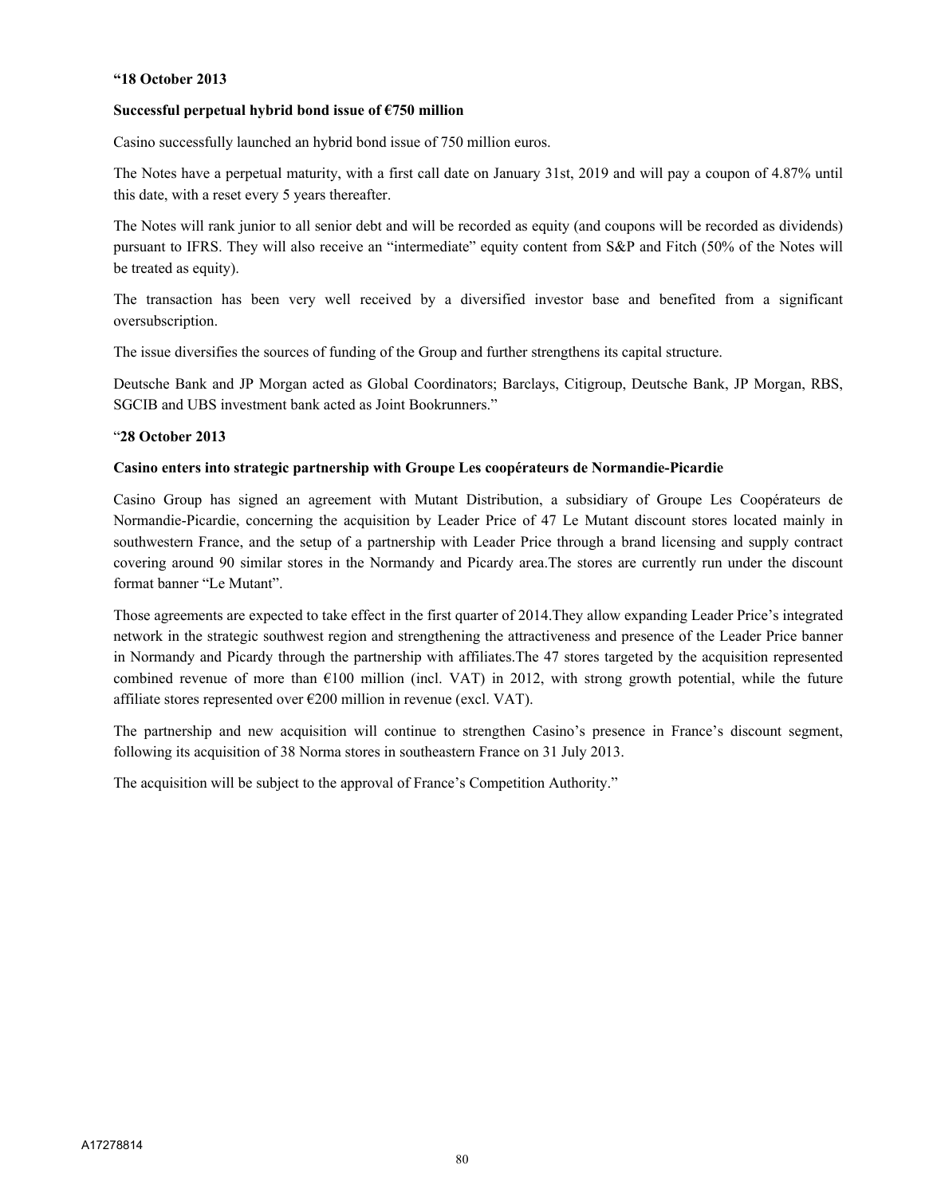**"18 October 2013**

**Successful perpetual hybrid bond issue of €750 million**

Casino successfully launched an hybrid bond issue of 750 million euros.

The Notes have a perpetual maturity, with a first call date on January 31st, 2019 and will pay a coupon of 4.87% until this date, with a reset every 5 years thereafter.

The Notes will rank junior to all senior debt and will be recorded as equity (and coupons will be recorded as dividends) pursuant to IFRS. They will also receive an "intermediate" equity content from S&P and Fitch (50% of the Notes will be treated as equity).

The transaction has been very well received by a diversified investor base and benefited from a significant oversubscription.

The issue diversifies the sources of funding of the Group and further strengthens its capital structure.

Deutsche Bank and JP Morgan acted as Global Coordinators; Barclays, Citigroup, Deutsche Bank, JP Morgan, RBS, SGCIB and UBS investment bank acted as Joint Bookrunners."

"**28 October 2013**

**Casino enters into strategic partnership with Groupe Les coopérateurs de Normandie-Picardie**

Casino Group has signed an agreement with Mutant Distribution, a subsidiary of Groupe Les Coopérateurs de Normandie-Picardie, concerning the acquisition by Leader Price of 47 Le Mutant discount stores located mainly in southwestern France, and the setup of a partnership with Leader Price through a brand licensing and supply contract covering around 90 similar stores in the Normandy and Picardy area.The stores are currently run under the discount format banner "Le Mutant".

Those agreements are expected to take effect in the first quarter of 2014.They allow expanding Leader Price's integrated network in the strategic southwest region and strengthening the attractiveness and presence of the Leader Price banner in Normandy and Picardy through the partnership with affiliates.The 47 stores targeted by the acquisition represented combined revenue of more than €100 million (incl. VAT) in 2012, with strong growth potential, while the future affiliate stores represented over €200 million in revenue (excl. VAT).

The partnership and new acquisition will continue to strengthen Casino's presence in France's discount segment, following its acquisition of 38 Norma stores in southeastern France on 31 July 2013.

The acquisition will be subject to the approval of France's Competition Authority."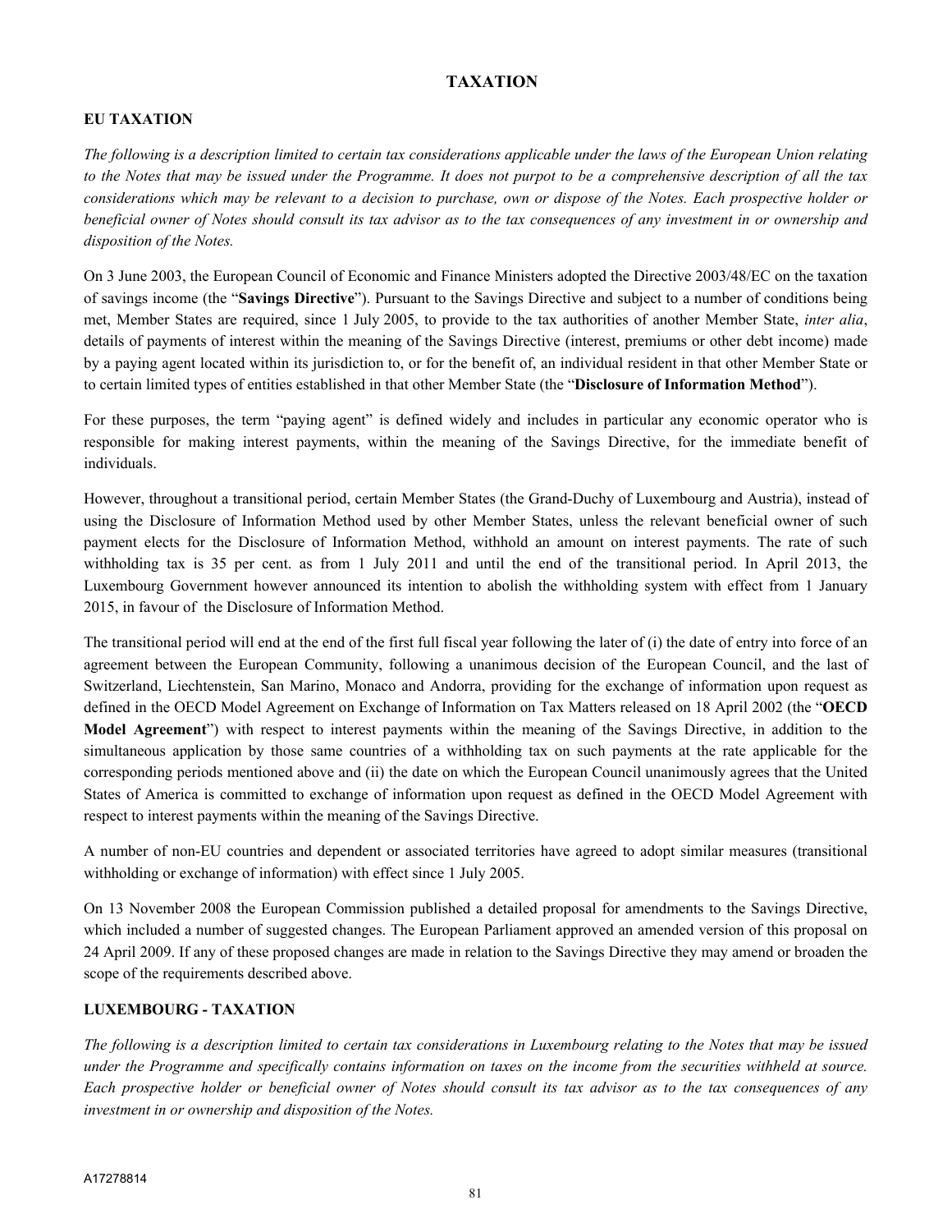# TAXATION

## EU TAXATION

*The following is a description limited to certain tax considerations applicable under the laws of the European Union relating to the Notes that may be issued under the Programme. It does not purpot to be a comprehensive description of all the tax considerations which may be relevant to a decision to purchase, own or dispose of the Notes. Each prospective holder or beneficial owner of Notes should consult its tax advisor as to the tax consequences of any investment in or ownership and disposition of the Notes.*

On 3 June 2003, the European Council of Economic and Finance Ministers adopted the Directive 2003/48/EC on the taxation of savings income (the "**Savings Directive**"). Pursuant to the Savings Directive and subject to a number of conditions being met, Member States are required, since 1 July 2005, to provide to the tax authorities of another Member State, *inter alia*, details of payments of interest within the meaning of the Savings Directive (interest, premiums or other debt income) made by a paying agent located within its jurisdiction to, or for the benefit of, an individual resident in that other Member State or to certain limited types of entities established in that other Member State (the "**Disclosure of Information Method**").

For these purposes, the term "paying agent" is defined widely and includes in particular any economic operator who is responsible for making interest payments, within the meaning of the Savings Directive, for the immediate benefit of individuals.

However, throughout a transitional period, certain Member States (the Grand-Duchy of Luxembourg and Austria), instead of using the Disclosure of Information Method used by other Member States, unless the relevant beneficial owner of such payment elects for the Disclosure of Information Method, withhold an amount on interest payments. The rate of such withholding tax is 35 per cent. as from 1 July 2011 and until the end of the transitional period. In April 2013, the Luxembourg Government however announced its intention to abolish the withholding system with effect from 1 January 2015, in favour of the Disclosure of Information Method.

The transitional period will end at the end of the first full fiscal year following the later of (i) the date of entry into force of an agreement between the European Community, following a unanimous decision of the European Council, and the last of Switzerland, Liechtenstein, San Marino, Monaco and Andorra, providing for the exchange of information upon request as defined in the OECD Model Agreement on Exchange of Information on Tax Matters released on 18 April 2002 (the "**OECD Model Agreement**") with respect to interest payments within the meaning of the Savings Directive, in addition to the simultaneous application by those same countries of a withholding tax on such payments at the rate applicable for the corresponding periods mentioned above and (ii) the date on which the European Council unanimously agrees that the United States of America is committed to exchange of information upon request as defined in the OECD Model Agreement with respect to interest payments within the meaning of the Savings Directive.

A number of non-EU countries and dependent or associated territories have agreed to adopt similar measures (transitional withholding or exchange of information) with effect since 1 July 2005.

On 13 November 2008 the European Commission published a detailed proposal for amendments to the Savings Directive, which included a number of suggested changes. The European Parliament approved an amended version of this proposal on 24 April 2009. If any of these proposed changes are made in relation to the Savings Directive they may amend or broaden the scope of the requirements described above.

## LUXEMBOURG - TAXATION

*The following is a description limited to certain tax considerations in Luxembourg relating to the Notes that may be issued under the Programme and specifically contains information on taxes on the income from the securities withheld at source. Each prospective holder or beneficial owner of Notes should consult its tax advisor as to the tax consequences of any investment in or ownership and disposition of the Notes.*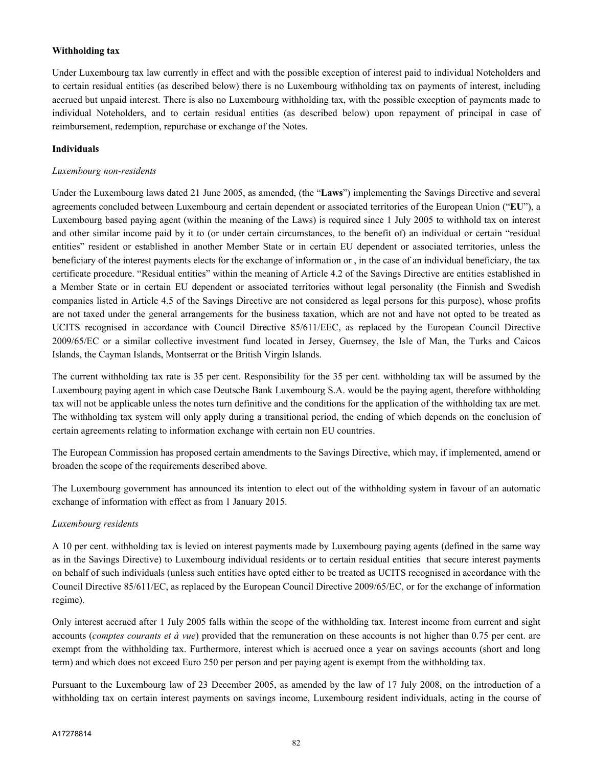**Withholding tax**

Under Luxembourg tax law currently in effect and with the possible exception of interest paid to individual Noteholders and to certain residual entities (as described below) there is no Luxembourg withholding tax on payments of interest, including accrued but unpaid interest. There is also no Luxembourg withholding tax, with the possible exception of payments made to individual Noteholders, and to certain residual entities (as described below) upon repayment of principal in case of reimbursement, redemption, repurchase or exchange of the Notes.

**Individuals**

*Luxembourg non-residents*

Under the Luxembourg laws dated 21 June 2005, as amended, (the "**Laws**") implementing the Savings Directive and several agreements concluded between Luxembourg and certain dependent or associated territories of the European Union ("**EU**"), a Luxembourg based paying agent (within the meaning of the Laws) is required since 1 July 2005 to withhold tax on interest and other similar income paid by it to (or under certain circumstances, to the benefit of) an individual or certain "residual entities" resident or established in another Member State or in certain EU dependent or associated territories, unless the beneficiary of the interest payments elects for the exchange of information or , in the case of an individual beneficiary, the tax certificate procedure. "Residual entities" within the meaning of Article 4.2 of the Savings Directive are entities established in a Member State or in certain EU dependent or associated territories without legal personality (the Finnish and Swedish companies listed in Article 4.5 of the Savings Directive are not considered as legal persons for this purpose), whose profits are not taxed under the general arrangements for the business taxation, which are not and have not opted to be treated as UCITS recognised in accordance with Council Directive 85/611/EEC, as replaced by the European Council Directive 2009/65/EC or a similar collective investment fund located in Jersey, Guernsey, the Isle of Man, the Turks and Caicos Islands, the Cayman Islands, Montserrat or the British Virgin Islands.

The current withholding tax rate is 35 per cent. Responsibility for the 35 per cent. withholding tax will be assumed by the Luxembourg paying agent in which case Deutsche Bank Luxembourg S.A. would be the paying agent, therefore withholding tax will not be applicable unless the notes turn definitive and the conditions for the application of the withholding tax are met. The withholding tax system will only apply during a transitional period, the ending of which depends on the conclusion of certain agreements relating to information exchange with certain non EU countries.

The European Commission has proposed certain amendments to the Savings Directive, which may, if implemented, amend or broaden the scope of the requirements described above.

The Luxembourg government has announced its intention to elect out of the withholding system in favour of an automatic exchange of information with effect as from 1 January 2015.

*Luxembourg residents*

A 10 per cent. withholding tax is levied on interest payments made by Luxembourg paying agents (defined in the same way as in the Savings Directive) to Luxembourg individual residents or to certain residual entities that secure interest payments on behalf of such individuals (unless such entities have opted either to be treated as UCITS recognised in accordance with the Council Directive 85/611/EC, as replaced by the European Council Directive 2009/65/EC, or for the exchange of information regime).

Only interest accrued after 1 July 2005 falls within the scope of the withholding tax. Interest income from current and sight accounts (*comptes courants et à vue*) provided that the remuneration on these accounts is not higher than 0.75 per cent. are exempt from the withholding tax. Furthermore, interest which is accrued once a year on savings accounts (short and long term) and which does not exceed Euro 250 per person and per paying agent is exempt from the withholding tax.

Pursuant to the Luxembourg law of 23 December 2005, as amended by the law of 17 July 2008, on the introduction of a withholding tax on certain interest payments on savings income, Luxembourg resident individuals, acting in the course of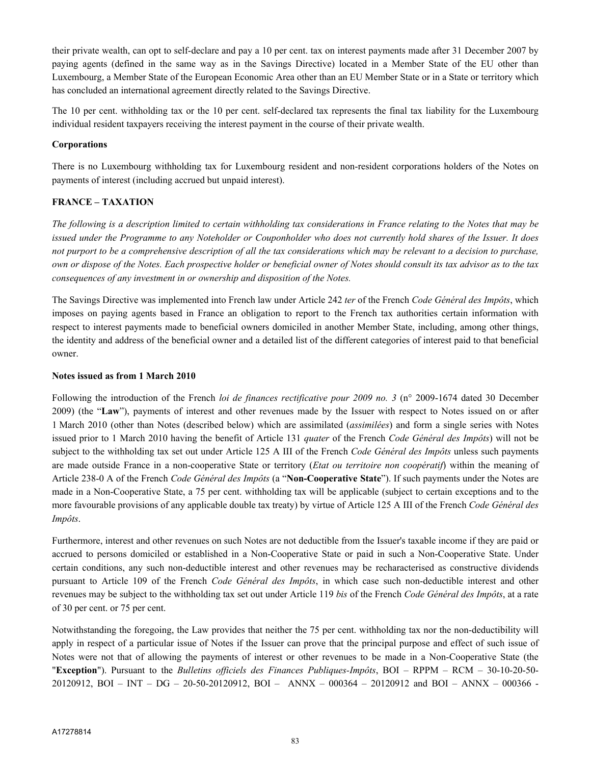their private wealth, can opt to self-declare and pay a 10 per cent. tax on interest payments made after 31 December 2007 by paying agents (defined in the same way as in the Savings Directive) located in a Member State of the EU other than Luxembourg, a Member State of the European Economic Area other than an EU Member State or in a State or territory which has concluded an international agreement directly related to the Savings Directive.

The 10 per cent. withholding tax or the 10 per cent. self-declared tax represents the final tax liability for the Luxembourg individual resident taxpayers receiving the interest payment in the course of their private wealth.

**Corporations**

There is no Luxembourg withholding tax for Luxembourg resident and non-resident corporations holders of the Notes on payments of interest (including accrued but unpaid interest).

## FRANCE – TAXATION

*The following is a description limited to certain withholding tax considerations in France relating to the Notes that may be issued under the Programme to any Noteholder or Couponholder who does not currently hold shares of the Issuer. It does not purport to be a comprehensive description of all the tax considerations which may be relevant to a decision to purchase, own or dispose of the Notes. Each prospective holder or beneficial owner of Notes should consult its tax advisor as to the tax consequences of any investment in or ownership and disposition of the Notes.*

The Savings Directive was implemented into French law under Article 242 *ter* of the French *Code Général des Impôts*, which imposes on paying agents based in France an obligation to report to the French tax authorities certain information with respect to interest payments made to beneficial owners domiciled in another Member State, including, among other things, the identity and address of the beneficial owner and a detailed list of the different categories of interest paid to that beneficial owner.

**Notes issued as from 1 March 2010**

Following the introduction of the French *loi de finances rectificative pour 2009 no. 3* (n° 2009-1674 dated 30 December 2009) (the "**Law**"), payments of interest and other revenues made by the Issuer with respect to Notes issued on or after 1 March 2010 (other than Notes (described below) which are assimilated (*assimilées*) and form a single series with Notes issued prior to 1 March 2010 having the benefit of Article 131 *quater* of the French *Code Général des Impôts*) will not be subject to the withholding tax set out under Article 125 A III of the French *Code Général des Impôts* unless such payments are made outside France in a non-cooperative State or territory (*Etat ou territoire non coopératif*) within the meaning of Article 238-0 A of the French *Code Général des Impôts* (a "**Non-Cooperative State**"). If such payments under the Notes are made in a Non-Cooperative State, a 75 per cent. withholding tax will be applicable (subject to certain exceptions and to the more favourable provisions of any applicable double tax treaty) by virtue of Article 125 A III of the French *Code Général des Impôts*.

Furthermore, interest and other revenues on such Notes are not deductible from the Issuer's taxable income if they are paid or accrued to persons domiciled or established in a Non-Cooperative State or paid in such a Non-Cooperative State. Under certain conditions, any such non-deductible interest and other revenues may be recharacterised as constructive dividends pursuant to Article 109 of the French *Code Général des Impôts*, in which case such non-deductible interest and other revenues may be subject to the withholding tax set out under Article 119 *bis* of the French *Code Général des Impôts*, at a rate of 30 per cent. or 75 per cent.

Notwithstanding the foregoing, the Law provides that neither the 75 per cent. withholding tax nor the non-deductibility will apply in respect of a particular issue of Notes if the Issuer can prove that the principal purpose and effect of such issue of Notes were not that of allowing the payments of interest or other revenues to be made in a Non-Cooperative State (the "**Exception**"). Pursuant to the *Bulletins officiels des Finances Publiques-Impôts*, BOI – RPPM – RCM – 30-10-20-50-20120912, BOI – INT – DG – 20-50-20120912, BOI – ANNX – 000364 – 20120912 and BOI – ANNX – 000366 -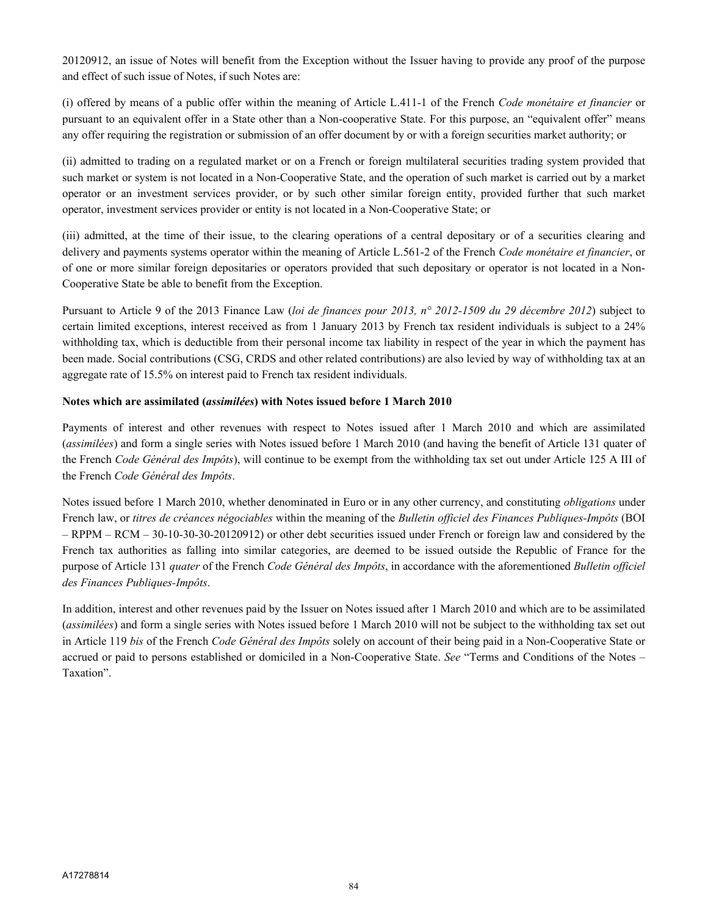20120912, an issue of Notes will benefit from the Exception without the Issuer having to provide any proof of the purpose and effect of such issue of Notes, if such Notes are:

(i) offered by means of a public offer within the meaning of Article L.411-1 of the French *Code monétaire et financier* or pursuant to an equivalent offer in a State other than a Non-cooperative State. For this purpose, an "equivalent offer" means any offer requiring the registration or submission of an offer document by or with a foreign securities market authority; or

(ii) admitted to trading on a regulated market or on a French or foreign multilateral securities trading system provided that such market or system is not located in a Non-Cooperative State, and the operation of such market is carried out by a market operator or an investment services provider, or by such other similar foreign entity, provided further that such market operator, investment services provider or entity is not located in a Non-Cooperative State; or

(iii) admitted, at the time of their issue, to the clearing operations of a central depositary or of a securities clearing and delivery and payments systems operator within the meaning of Article L.561-2 of the French *Code monétaire et financier*, or of one or more similar foreign depositaries or operators provided that such depositary or operator is not located in a Non-Cooperative State be able to benefit from the Exception.

Pursuant to Article 9 of the 2013 Finance Law (*loi de finances pour 2013, n° 2012-1509 du 29 décembre 2012*) subject to certain limited exceptions, interest received as from 1 January 2013 by French tax resident individuals is subject to a 24% withholding tax, which is deductible from their personal income tax liability in respect of the year in which the payment has been made. Social contributions (CSG, CRDS and other related contributions) are also levied by way of withholding tax at an aggregate rate of 15.5% on interest paid to French tax resident individuals.

**Notes which are assimilated (*assimilées*) with Notes issued before 1 March 2010**

Payments of interest and other revenues with respect to Notes issued after 1 March 2010 and which are assimilated (*assimilées*) and form a single series with Notes issued before 1 March 2010 (and having the benefit of Article 131 quater of the French *Code Général des Impôts*), will continue to be exempt from the withholding tax set out under Article 125 A III of the French *Code Général des Impôts*.

Notes issued before 1 March 2010, whether denominated in Euro or in any other currency, and constituting *obligations* under French law, or *titres de créances négociables* within the meaning of the *Bulletin officiel des Finances Publiques-Impôts* (BOI – RPPM – RCM – 30-10-30-30-20120912) or other debt securities issued under French or foreign law and considered by the French tax authorities as falling into similar categories, are deemed to be issued outside the Republic of France for the purpose of Article 131 *quater* of the French *Code Général des Impôts*, in accordance with the aforementioned *Bulletin officiel des Finances Publiques-Impôts*.

In addition, interest and other revenues paid by the Issuer on Notes issued after 1 March 2010 and which are to be assimilated (*assimilées*) and form a single series with Notes issued before 1 March 2010 will not be subject to the withholding tax set out in Article 119 *bis* of the French *Code Général des Impôts* solely on account of their being paid in a Non-Cooperative State or accrued or paid to persons established or domiciled in a Non-Cooperative State. *See* "Terms and Conditions of the Notes – Taxation".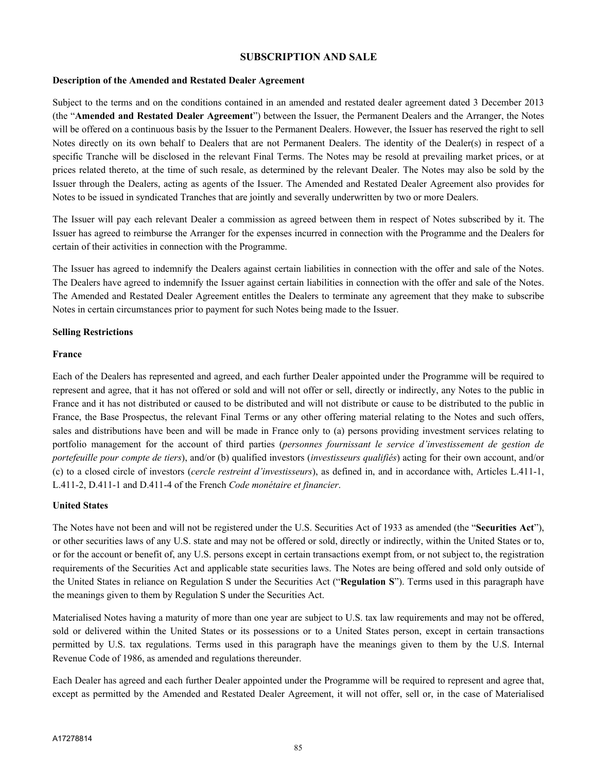## SUBSCRIPTION AND SALE

**Description of the Amended and Restated Dealer Agreement**

Subject to the terms and on the conditions contained in an amended and restated dealer agreement dated 3 December 2013 (the "**Amended and Restated Dealer Agreement**") between the Issuer, the Permanent Dealers and the Arranger, the Notes will be offered on a continuous basis by the Issuer to the Permanent Dealers. However, the Issuer has reserved the right to sell Notes directly on its own behalf to Dealers that are not Permanent Dealers. The identity of the Dealer(s) in respect of a specific Tranche will be disclosed in the relevant Final Terms. The Notes may be resold at prevailing market prices, or at prices related thereto, at the time of such resale, as determined by the relevant Dealer. The Notes may also be sold by the Issuer through the Dealers, acting as agents of the Issuer. The Amended and Restated Dealer Agreement also provides for Notes to be issued in syndicated Tranches that are jointly and severally underwritten by two or more Dealers.

The Issuer will pay each relevant Dealer a commission as agreed between them in respect of Notes subscribed by it. The Issuer has agreed to reimburse the Arranger for the expenses incurred in connection with the Programme and the Dealers for certain of their activities in connection with the Programme.

The Issuer has agreed to indemnify the Dealers against certain liabilities in connection with the offer and sale of the Notes. The Dealers have agreed to indemnify the Issuer against certain liabilities in connection with the offer and sale of the Notes. The Amended and Restated Dealer Agreement entitles the Dealers to terminate any agreement that they make to subscribe Notes in certain circumstances prior to payment for such Notes being made to the Issuer.

**Selling Restrictions**

**France**

Each of the Dealers has represented and agreed, and each further Dealer appointed under the Programme will be required to represent and agree, that it has not offered or sold and will not offer or sell, directly or indirectly, any Notes to the public in France and it has not distributed or caused to be distributed and will not distribute or cause to be distributed to the public in France, the Base Prospectus, the relevant Final Terms or any other offering material relating to the Notes and such offers, sales and distributions have been and will be made in France only to (a) persons providing investment services relating to portfolio management for the account of third parties (*personnes fournissant le service d'investissement de gestion de portefeuille pour compte de tiers*), and/or (b) qualified investors (*investisseurs qualifiés*) acting for their own account, and/or (c) to a closed circle of investors (*cercle restreint d'investisseurs*), as defined in, and in accordance with, Articles L.411-1, L.411-2, D.411-1 and D.411-4 of the French *Code monétaire et financier*.

**United States**

The Notes have not been and will not be registered under the U.S. Securities Act of 1933 as amended (the "**Securities Act**"), or other securities laws of any U.S. state and may not be offered or sold, directly or indirectly, within the United States or to, or for the account or benefit of, any U.S. persons except in certain transactions exempt from, or not subject to, the registration requirements of the Securities Act and applicable state securities laws. The Notes are being offered and sold only outside of the United States in reliance on Regulation S under the Securities Act ("**Regulation S**"). Terms used in this paragraph have the meanings given to them by Regulation S under the Securities Act.

Materialised Notes having a maturity of more than one year are subject to U.S. tax law requirements and may not be offered, sold or delivered within the United States or its possessions or to a United States person, except in certain transactions permitted by U.S. tax regulations. Terms used in this paragraph have the meanings given to them by the U.S. Internal Revenue Code of 1986, as amended and regulations thereunder.

Each Dealer has agreed and each further Dealer appointed under the Programme will be required to represent and agree that, except as permitted by the Amended and Restated Dealer Agreement, it will not offer, sell or, in the case of Materialised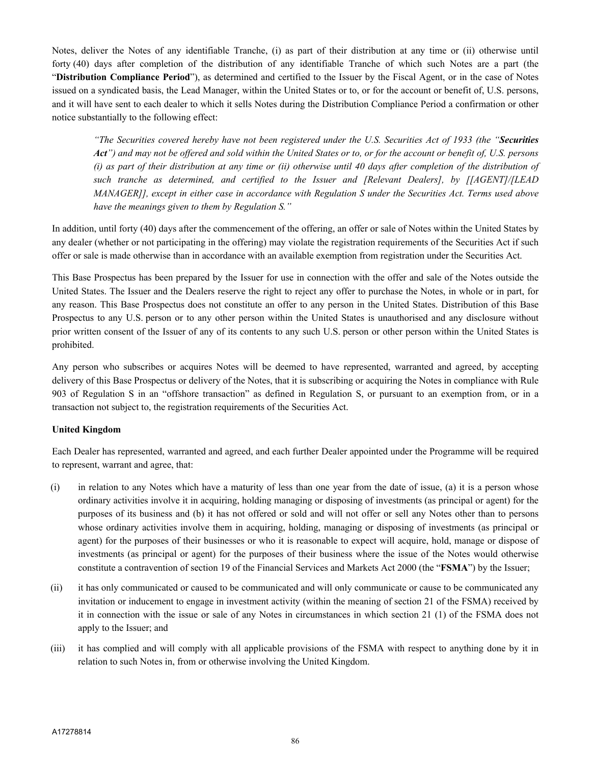Notes, deliver the Notes of any identifiable Tranche, (i) as part of their distribution at any time or (ii) otherwise until forty (40) days after completion of the distribution of any identifiable Tranche of which such Notes are a part (the "**Distribution Compliance Period**"), as determined and certified to the Issuer by the Fiscal Agent, or in the case of Notes issued on a syndicated basis, the Lead Manager, within the United States or to, or for the account or benefit of, U.S. persons, and it will have sent to each dealer to which it sells Notes during the Distribution Compliance Period a confirmation or other notice substantially to the following effect:

> *"The Securities covered hereby have not been registered under the U.S. Securities Act of 1933 (the "**Securities Act**") and may not be offered and sold within the United States or to, or for the account or benefit of, U.S. persons (i) as part of their distribution at any time or (ii) otherwise until 40 days after completion of the distribution of such tranche as determined, and certified to the Issuer and [Relevant Dealers], by [[AGENT]/[LEAD MANAGER]], except in either case in accordance with Regulation S under the Securities Act. Terms used above have the meanings given to them by Regulation S."*

In addition, until forty (40) days after the commencement of the offering, an offer or sale of Notes within the United States by any dealer (whether or not participating in the offering) may violate the registration requirements of the Securities Act if such offer or sale is made otherwise than in accordance with an available exemption from registration under the Securities Act.

This Base Prospectus has been prepared by the Issuer for use in connection with the offer and sale of the Notes outside the United States. The Issuer and the Dealers reserve the right to reject any offer to purchase the Notes, in whole or in part, for any reason. This Base Prospectus does not constitute an offer to any person in the United States. Distribution of this Base Prospectus to any U.S. person or to any other person within the United States is unauthorised and any disclosure without prior written consent of the Issuer of any of its contents to any such U.S. person or other person within the United States is prohibited.

Any person who subscribes or acquires Notes will be deemed to have represented, warranted and agreed, by accepting delivery of this Base Prospectus or delivery of the Notes, that it is subscribing or acquiring the Notes in compliance with Rule 903 of Regulation S in an "offshore transaction" as defined in Regulation S, or pursuant to an exemption from, or in a transaction not subject to, the registration requirements of the Securities Act.

**United Kingdom**

Each Dealer has represented, warranted and agreed, and each further Dealer appointed under the Programme will be required to represent, warrant and agree, that:

(i) in relation to any Notes which have a maturity of less than one year from the date of issue, (a) it is a person whose ordinary activities involve it in acquiring, holding managing or disposing of investments (as principal or agent) for the purposes of its business and (b) it has not offered or sold and will not offer or sell any Notes other than to persons whose ordinary activities involve them in acquiring, holding, managing or disposing of investments (as principal or agent) for the purposes of their businesses or who it is reasonable to expect will acquire, hold, manage or dispose of investments (as principal or agent) for the purposes of their business where the issue of the Notes would otherwise constitute a contravention of section 19 of the Financial Services and Markets Act 2000 (the "**FSMA**") by the Issuer;

(ii) it has only communicated or caused to be communicated and will only communicate or cause to be communicated any invitation or inducement to engage in investment activity (within the meaning of section 21 of the FSMA) received by it in connection with the issue or sale of any Notes in circumstances in which section 21 (1) of the FSMA does not apply to the Issuer; and

(iii) it has complied and will comply with all applicable provisions of the FSMA with respect to anything done by it in relation to such Notes in, from or otherwise involving the United Kingdom.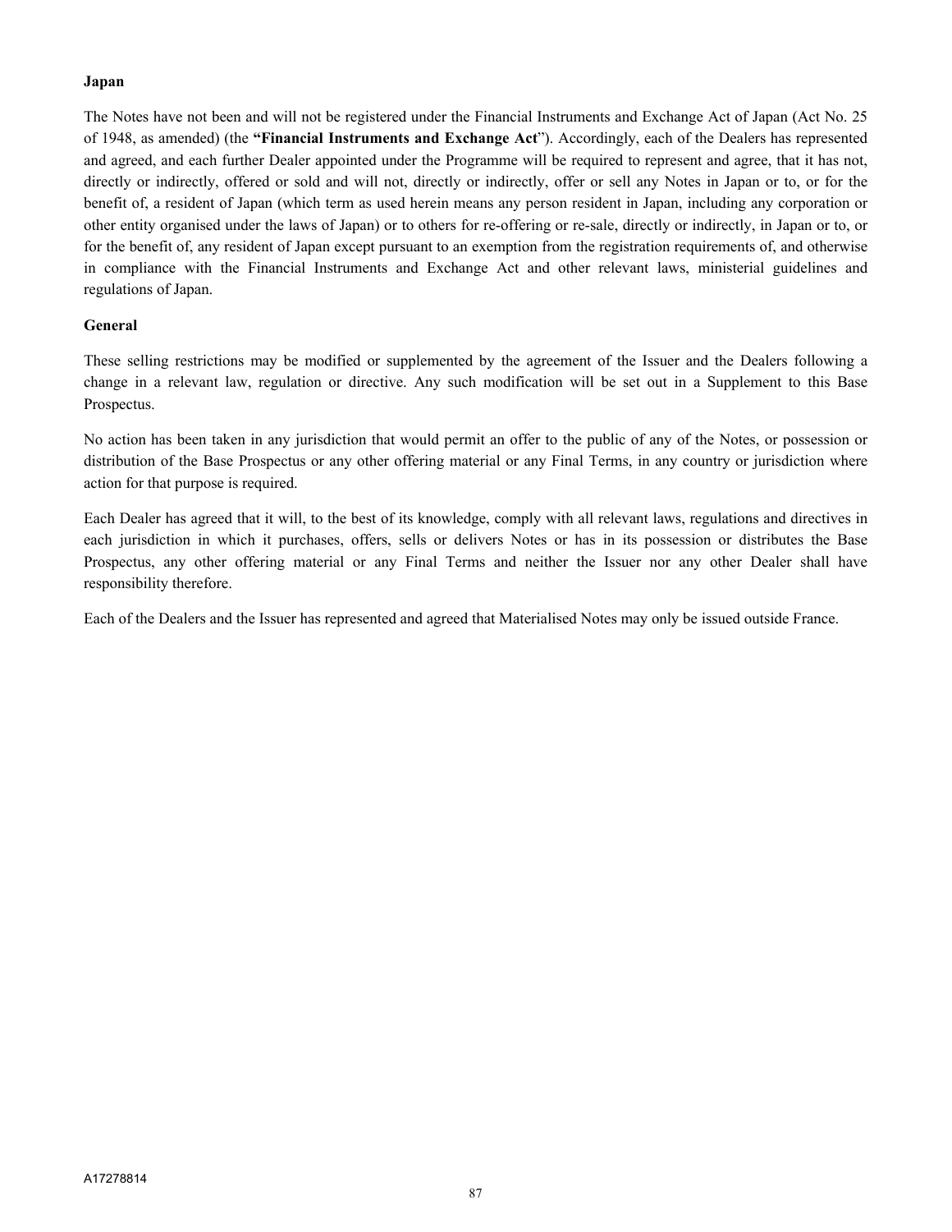**Japan**

The Notes have not been and will not be registered under the Financial Instruments and Exchange Act of Japan (Act No. 25 of 1948, as amended) (the **"Financial Instruments and Exchange Act**"). Accordingly, each of the Dealers has represented and agreed, and each further Dealer appointed under the Programme will be required to represent and agree, that it has not, directly or indirectly, offered or sold and will not, directly or indirectly, offer or sell any Notes in Japan or to, or for the benefit of, a resident of Japan (which term as used herein means any person resident in Japan, including any corporation or other entity organised under the laws of Japan) or to others for re-offering or re-sale, directly or indirectly, in Japan or to, or for the benefit of, any resident of Japan except pursuant to an exemption from the registration requirements of, and otherwise in compliance with the Financial Instruments and Exchange Act and other relevant laws, ministerial guidelines and regulations of Japan.

**General**

These selling restrictions may be modified or supplemented by the agreement of the Issuer and the Dealers following a change in a relevant law, regulation or directive. Any such modification will be set out in a Supplement to this Base Prospectus.

No action has been taken in any jurisdiction that would permit an offer to the public of any of the Notes, or possession or distribution of the Base Prospectus or any other offering material or any Final Terms, in any country or jurisdiction where action for that purpose is required.

Each Dealer has agreed that it will, to the best of its knowledge, comply with all relevant laws, regulations and directives in each jurisdiction in which it purchases, offers, sells or delivers Notes or has in its possession or distributes the Base Prospectus, any other offering material or any Final Terms and neither the Issuer nor any other Dealer shall have responsibility therefore.

Each of the Dealers and the Issuer has represented and agreed that Materialised Notes may only be issued outside France.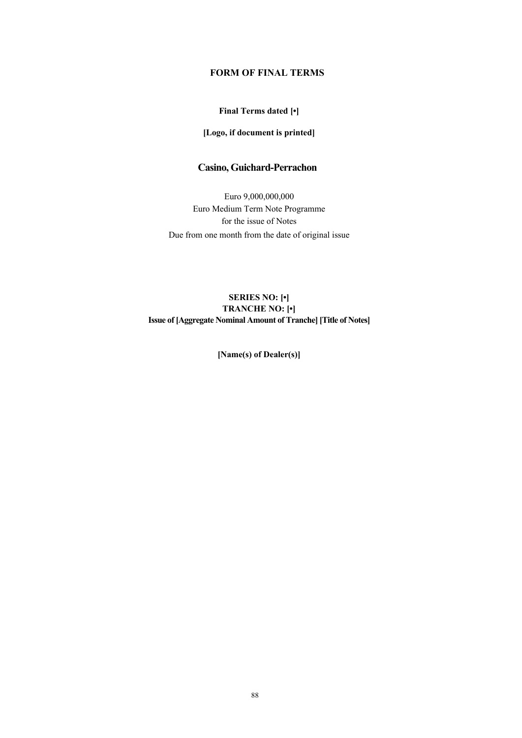# FORM OF FINAL TERMS

**Final Terms dated [•]**

**[Logo, if document is printed]**

## Casino, Guichard-Perrachon

Euro 9,000,000,000
Euro Medium Term Note Programme
for the issue of Notes
Due from one month from the date of original issue

**SERIES NO: [•]**
**TRANCHE NO: [•]**
**Issue of [Aggregate Nominal Amount of Tranche] [Title of Notes]**

**[Name(s) of Dealer(s)]**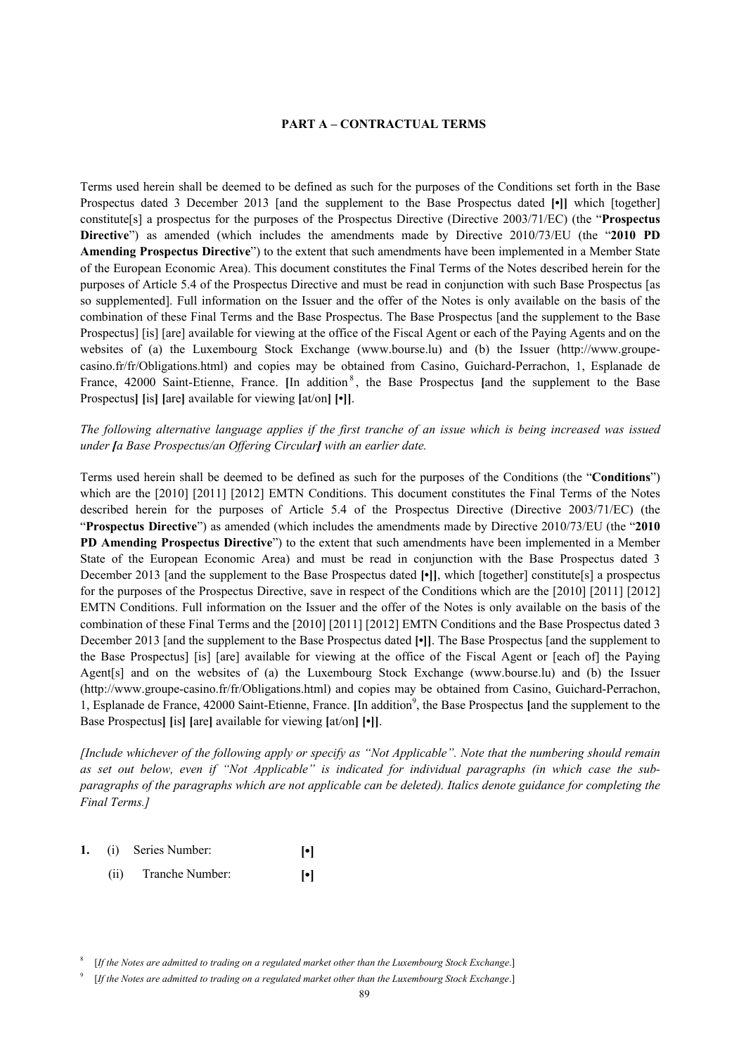**PART A – CONTRACTUAL TERMS**

Terms used herein shall be deemed to be defined as such for the purposes of the Conditions set forth in the Base Prospectus dated 3 December 2013 [and the supplement to the Base Prospectus dated **[•]]** which [together] constitute[s] a prospectus for the purposes of the Prospectus Directive (Directive 2003/71/EC) (the "**Prospectus Directive**") as amended (which includes the amendments made by Directive 2010/73/EU (the "**2010 PD Amending Prospectus Directive**") to the extent that such amendments have been implemented in a Member State of the European Economic Area). This document constitutes the Final Terms of the Notes described herein for the purposes of Article 5.4 of the Prospectus Directive and must be read in conjunction with such Base Prospectus [as so supplemented]. Full information on the Issuer and the offer of the Notes is only available on the basis of the combination of these Final Terms and the Base Prospectus. The Base Prospectus [and the supplement to the Base Prospectus] [is] [are] available for viewing at the office of the Fiscal Agent or each of the Paying Agents and on the websites of (a) the Luxembourg Stock Exchange (www.bourse.lu) and (b) the Issuer (http://www.groupe-casino.fr/fr/Obligations.html) and copies may be obtained from Casino, Guichard-Perrachon, 1, Esplanade de France, 42000 Saint-Etienne, France. **[**In addition[8], the Base Prospectus **[**and the supplement to the Base Prospectus**]** **[**is**]** **[**are**]** available for viewing **[**at/on**]** **[•]]**.

*The following alternative language applies if the first tranche of an issue which is being increased was issued under **[**a Base Prospectus/an Offering Circular**]** with an earlier date.*

Terms used herein shall be deemed to be defined as such for the purposes of the Conditions (the "**Conditions**") which are the [2010] [2011] [2012] EMTN Conditions. This document constitutes the Final Terms of the Notes described herein for the purposes of Article 5.4 of the Prospectus Directive (Directive 2003/71/EC) (the "**Prospectus Directive**") as amended (which includes the amendments made by Directive 2010/73/EU (the "**2010 PD Amending Prospectus Directive**") to the extent that such amendments have been implemented in a Member State of the European Economic Area) and must be read in conjunction with the Base Prospectus dated 3 December 2013 [and the supplement to the Base Prospectus dated **[•]]**, which [together] constitute[s] a prospectus for the purposes of the Prospectus Directive, save in respect of the Conditions which are the [2010] [2011] [2012] EMTN Conditions. Full information on the Issuer and the offer of the Notes is only available on the basis of the combination of these Final Terms and the [2010] [2011] [2012] EMTN Conditions and the Base Prospectus dated 3 December 2013 [and the supplement to the Base Prospectus dated **[•]]**. The Base Prospectus [and the supplement to the Base Prospectus] [is] [are] available for viewing at the office of the Fiscal Agent or [each of] the Paying Agent[s] and on the websites of (a) the Luxembourg Stock Exchange (www.bourse.lu) and (b) the Issuer (http://www.groupe-casino.fr/fr/Obligations.html) and copies may be obtained from Casino, Guichard-Perrachon, 1, Esplanade de France, 42000 Saint-Etienne, France. **[**In addition[9], the Base Prospectus **[**and the supplement to the Base Prospectus**]** **[**is**]** **[**are**]** available for viewing **[**at/on**]** **[•]]**.

*[Include whichever of the following apply or specify as "Not Applicable". Note that the numbering should remain as set out below, even if "Not Applicable" is indicated for individual paragraphs (in which case the sub-paragraphs of the paragraphs which are not applicable can be deleted). Italics denote guidance for completing the Final Terms.]*

| | | | |
|---|---|---|---|
| **1.** | (i) | Series Number: | **[•]** |
| | (ii) | Tranche Number: | **[•]** |

[8] [*If the Notes are admitted to trading on a regulated market other than the Luxembourg Stock Exchange*.]

[9] [*If the Notes are admitted to trading on a regulated market other than the Luxembourg Stock Exchange*.]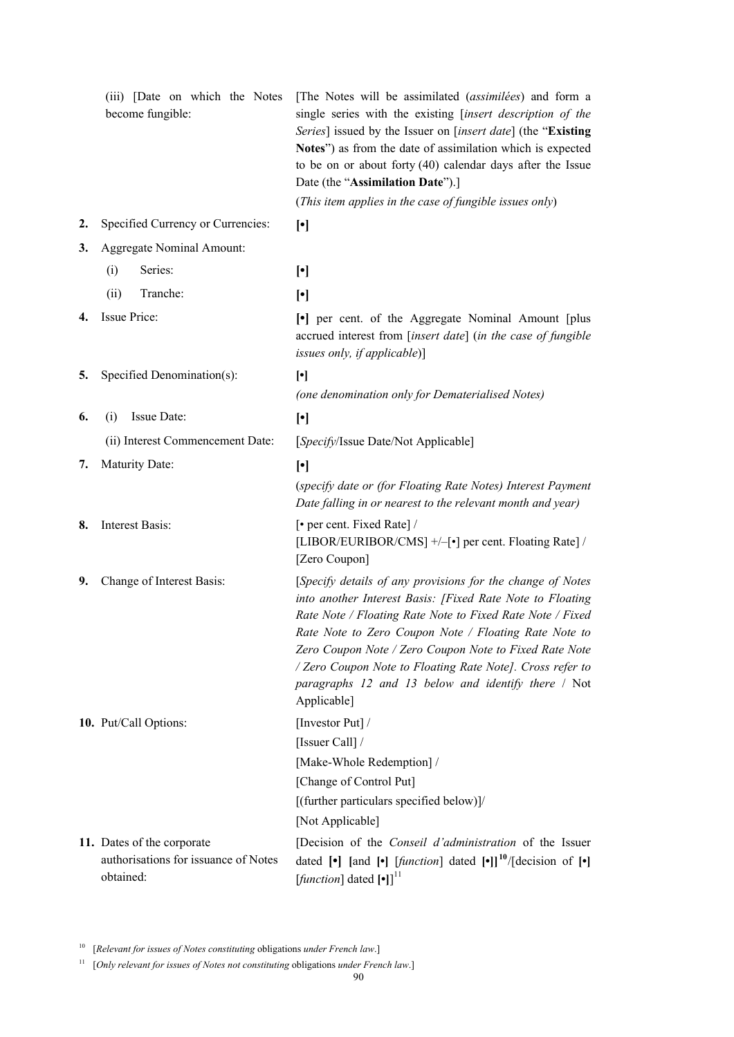| | |
|---|---|
| (iii) [Date on which the Notes become fungible: | [The Notes will be assimilated (*assimilées*) and form a single series with the existing [*insert description of the Series*] issued by the Issuer on [*insert date*] (the "**Existing Notes**") as from the date of assimilation which is expected to be on or about forty (40) calendar days after the Issue Date (the "**Assimilation Date**").] (*This item applies in the case of fungible issues only*) |
| **2.** Specified Currency or Currencies: | **[•]** |
| **3.** Aggregate Nominal Amount: | |
| (i) Series: | **[•]** |
| (ii) Tranche: | **[•]** |
| **4.** Issue Price: | **[•]** per cent. of the Aggregate Nominal Amount [plus accrued interest from [*insert date*] (*in the case of fungible issues only, if applicable*)] |
| **5.** Specified Denomination(s): | **[•]** *(one denomination only for Dematerialised Notes)* |
| **6.** (i) Issue Date: | **[•]** |
| (ii) Interest Commencement Date: | [*Specify*/Issue Date/Not Applicable] |
| **7.** Maturity Date: | **[•]** (*specify date or (for Floating Rate Notes) Interest Payment Date falling in or nearest to the relevant month and year)* |
| **8.** Interest Basis: | [• per cent. Fixed Rate] / [LIBOR/EURIBOR/CMS] +/–[•] per cent. Floating Rate] / [Zero Coupon] |
| **9.** Change of Interest Basis: | [*Specify details of any provisions for the change of Notes into another Interest Basis: [Fixed Rate Note to Floating Rate Note / Floating Rate Note to Fixed Rate Note / Fixed Rate Note to Zero Coupon Note / Floating Rate Note to Zero Coupon Note / Zero Coupon Note to Fixed Rate Note / Zero Coupon Note to Floating Rate Note]. Cross refer to paragraphs 12 and 13 below and identify there* / Not Applicable] |
| **10.** Put/Call Options: | [Investor Put] / [Issuer Call] / [Make-Whole Redemption] / [Change of Control Put] [(further particulars specified below)]/ [Not Applicable] |
| **11.** Dates of the corporate authorisations for issuance of Notes obtained: | [Decision of the *Conseil d'administration* of the Issuer dated **[•]** **[**and **[•]** [*function*] dated **[•]]**[10]/[decision of **[•]** [*function*] dated **[•]]**[11] |

[10] [*Relevant for issues of Notes constituting* obligations *under French law*.]

[11] [*Only relevant for issues of Notes not constituting* obligations *under French law*.]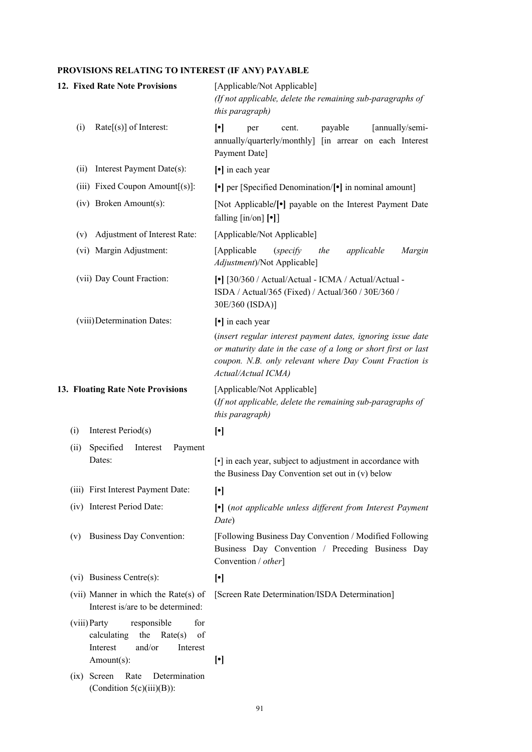## PROVISIONS RELATING TO INTEREST (IF ANY) PAYABLE

| | |
|---|---|
| **12. Fixed Rate Note Provisions** | [Applicable/Not Applicable] *(If not applicable, delete the remaining sub-paragraphs of this paragraph)* |
| (i) Rate[(s)] of Interest: | **[•]** per cent. payable [annually/semi-annually/quarterly/monthly] [in arrear on each Interest Payment Date] |
| (ii) Interest Payment Date(s): | **[•]** in each year |
| (iii) Fixed Coupon Amount[(s)]: | **[•]** per [Specified Denomination/**[•]** in nominal amount] |
| (iv) Broken Amount(s): | [Not Applicable/**[•]** payable on the Interest Payment Date falling [in/on] **[•]**] |
| (v) Adjustment of Interest Rate: | [Applicable/Not Applicable] |
| (vi) Margin Adjustment: | [Applicable (*specify the applicable Margin Adjustment*)/Not Applicable] |
| (vii) Day Count Fraction: | **[•]** [30/360 / Actual/Actual - ICMA / Actual/Actual - ISDA / Actual/365 (Fixed) / Actual/360 / 30E/360 / 30E/360 (ISDA)] |
| (viii) Determination Dates: | **[•]** in each year (*insert regular interest payment dates, ignoring issue date or maturity date in the case of a long or short first or last coupon. N.B. only relevant where Day Count Fraction is Actual/Actual ICMA)* |
| **13. Floating Rate Note Provisions** | [Applicable/Not Applicable] (*If not applicable, delete the remaining sub-paragraphs of this paragraph)* |
| (i) Interest Period(s) | **[•]** |
| (ii) Specified Interest Payment Dates: | [•] in each year, subject to adjustment in accordance with the Business Day Convention set out in (v) below |
| (iii) First Interest Payment Date: | **[•]** |
| (iv) Interest Period Date: | **[•]** (*not applicable unless different from Interest Payment Date*) |
| (v) Business Day Convention: | [Following Business Day Convention / Modified Following Business Day Convention / Preceding Business Day Convention / *other*] |
| (vi) Business Centre(s): | **[•]** |
| (vii) Manner in which the Rate(s) of Interest is/are to be determined: | [Screen Rate Determination/ISDA Determination] |
| (viii) Party responsible for calculating the Rate(s) of Interest and/or Interest Amount(s): | **[•]** |
| (ix) Screen Rate Determination (Condition 5(c)(iii)(B)): | |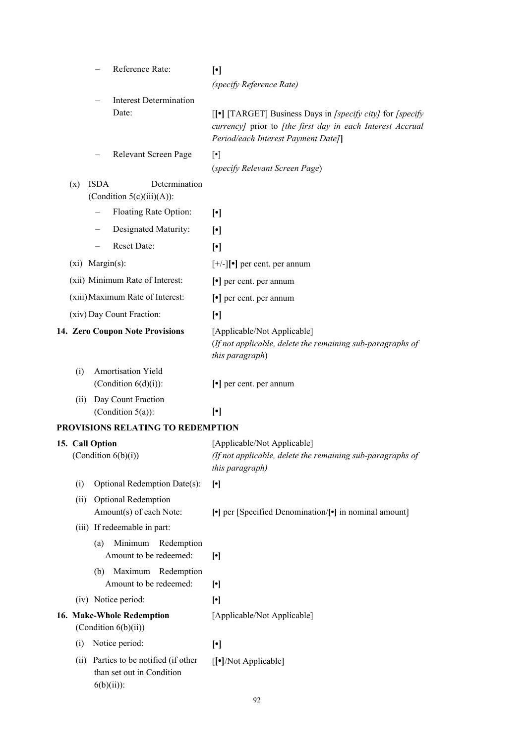| | |
|---|---|
| – Reference Rate: | **[•]** *(specify Reference Rate)* |
| – Interest Determination Date: | [**[•]** [TARGET] Business Days in *[specify city]* for *[specify currency]* prior to *[the first day in each Interest Accrual Period/each Interest Payment Date]*] |
| – Relevant Screen Page | [•] (*specify Relevant Screen Page*) |
| (x) ISDA Determination (Condition 5(c)(iii)(A)): | |
| – Floating Rate Option: | **[•]** |
| – Designated Maturity: | **[•]** |
| – Reset Date: | **[•]** |
| (xi) Margin(s): | [+/-]**[•]** per cent. per annum |
| (xii) Minimum Rate of Interest: | **[•]** per cent. per annum |
| (xiii) Maximum Rate of Interest: | **[•]** per cent. per annum |
| (xiv) Day Count Fraction: | **[•]** |
| **14. Zero Coupon Note Provisions** | [Applicable/Not Applicable] (*If not applicable, delete the remaining sub-paragraphs of this paragraph*) |
| (i) Amortisation Yield (Condition 6(d)(i)): | **[•]** per cent. per annum |
| (ii) Day Count Fraction (Condition 5(a)): | **[•]** |

**PROVISIONS RELATING TO REDEMPTION**

| | |
|---|---|
| **15. Call Option** (Condition 6(b)(i)) | [Applicable/Not Applicable] *(If not applicable, delete the remaining sub-paragraphs of this paragraph)* |
| (i) Optional Redemption Date(s): | **[•]** |
| (ii) Optional Redemption Amount(s) of each Note: | **[•]** per [Specified Denomination/**[•]** in nominal amount] |
| (iii) If redeemable in part: | |
| (a) Minimum Redemption Amount to be redeemed: | **[•]** |
| (b) Maximum Redemption Amount to be redeemed: | **[•]** |
| (iv) Notice period: | **[•]** |
| **16. Make-Whole Redemption** (Condition 6(b)(ii)) | [Applicable/Not Applicable] |
| (i) Notice period: | **[•]** |
| (ii) Parties to be notified (if other than set out in Condition 6(b)(ii)): | [**[•]**/Not Applicable] |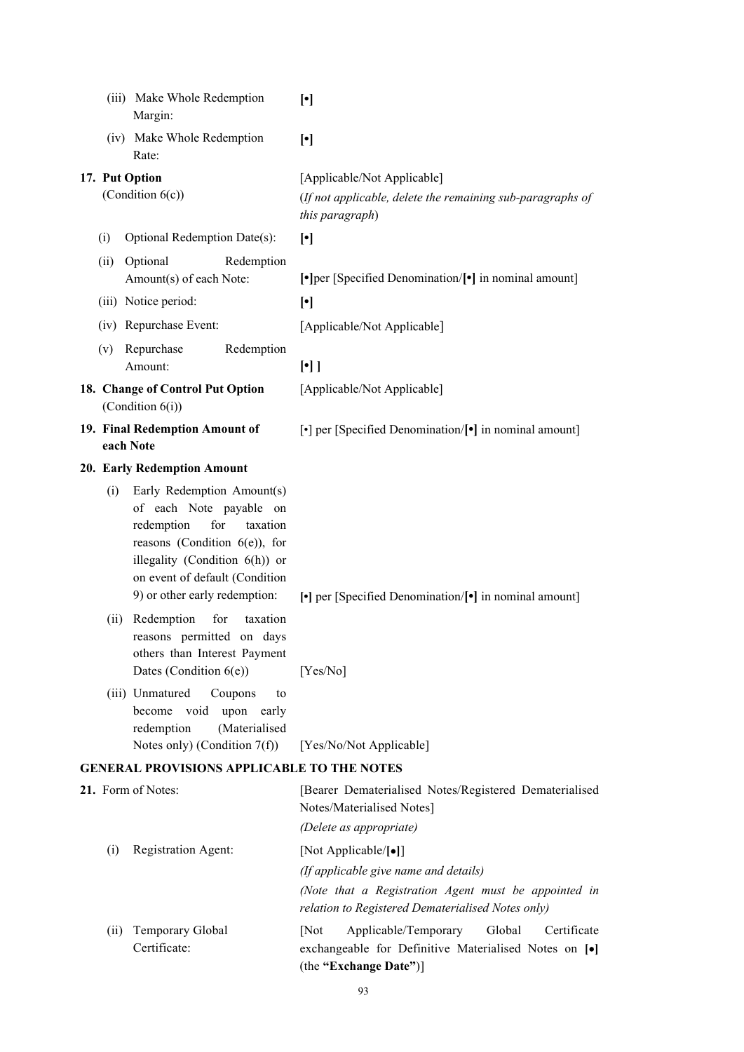| | |
|---|---|
| (iii) Make Whole Redemption Margin: | **[•]** |
| (iv) Make Whole Redemption Rate: | **[•]** |
| **17. Put Option** (Condition 6(c)) | [Applicable/Not Applicable] (*If not applicable, delete the remaining sub-paragraphs of this paragraph*) |
| (i) Optional Redemption Date(s): | **[•]** |
| (ii) Optional Redemption Amount(s) of each Note: | **[•]**per [Specified Denomination/**[•]** in nominal amount] |
| (iii) Notice period: | **[•]** |
| (iv) Repurchase Event: | [Applicable/Not Applicable] |
| (v) Repurchase Redemption Amount: | **[•] ]** |
| **18. Change of Control Put Option** (Condition 6(i)) | [Applicable/Not Applicable] |
| **19. Final Redemption Amount of each Note** | [•] per [Specified Denomination/**[•]** in nominal amount] |
| **20. Early Redemption Amount** | |
| (i) Early Redemption Amount(s) of each Note payable on redemption for taxation reasons (Condition 6(e)), for illegality (Condition 6(h)) or on event of default (Condition 9) or other early redemption: | **[•]** per [Specified Denomination/**[•]** in nominal amount] |
| (ii) Redemption for taxation reasons permitted on days others than Interest Payment Dates (Condition 6(e)) | [Yes/No] |
| (iii) Unmatured Coupons to become void upon early redemption (Materialised Notes only) (Condition 7(f)) | [Yes/No/Not Applicable] |

**GENERAL PROVISIONS APPLICABLE TO THE NOTES**

| | |
|---|---|
| **21.** Form of Notes: | [Bearer Dematerialised Notes/Registered Dematerialised Notes/Materialised Notes] *(Delete as appropriate)* |
| (i) Registration Agent: | [Not Applicable/**[•]**] *(If applicable give name and details)* *(Note that a Registration Agent must be appointed in relation to Registered Dematerialised Notes only)* |
| (ii) Temporary Global Certificate: | [Not Applicable/Temporary Global Certificate exchangeable for Definitive Materialised Notes on **[•]** (the **"Exchange Date"**)] |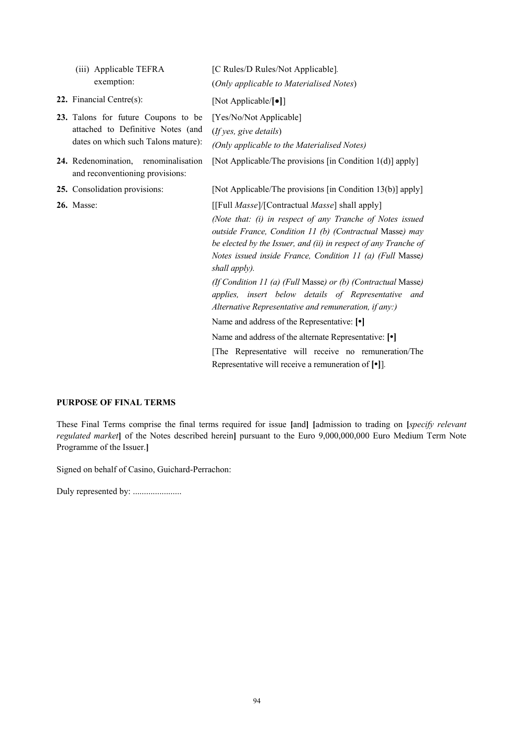| | |
|---|---|
| (iii) Applicable TEFRA exemption: | [C Rules/D Rules/Not Applicable].<br>(*Only applicable to Materialised Notes*) |
| **22.** Financial Centre(s): | [Not Applicable/**[•]**] |
| **23.** Talons for future Coupons to be attached to Definitive Notes (and dates on which such Talons mature): | [Yes/No/Not Applicable]<br>(*If yes, give details*)<br>*(Only applicable to the Materialised Notes)* |
| **24.** Redenomination, renominalisation and reconventioning provisions: | [Not Applicable/The provisions [in Condition 1(d)] apply] |
| **25.** Consolidation provisions: | [Not Applicable/The provisions [in Condition 13(b)] apply] |
| **26.** Masse: | [[Full *Masse*]/[Contractual *Masse*] shall apply]<br>*(Note that: (i) in respect of any Tranche of Notes issued outside France, Condition 11 (b) (Contractual* Masse*) may be elected by the Issuer, and (ii) in respect of any Tranche of Notes issued inside France, Condition 11 (a) (Full* Masse*) shall apply).*<br>*(If Condition 11 (a) (Full* Masse*) or (b) (Contractual* Masse*) applies, insert below details of Representative and Alternative Representative and remuneration, if any:)*<br>Name and address of the Representative: **[•]**<br>Name and address of the alternate Representative: **[•]**<br>[The Representative will receive no remuneration/The Representative will receive a remuneration of **[•]**]. |

**PURPOSE OF FINAL TERMS**

These Final Terms comprise the final terms required for issue **[**and**]** **[**admission to trading on **[***specify relevant regulated market***]** of the Notes described herein**]** pursuant to the Euro 9,000,000,000 Euro Medium Term Note Programme of the Issuer.**]**

Signed on behalf of Casino, Guichard-Perrachon:

Duly represented by: ......................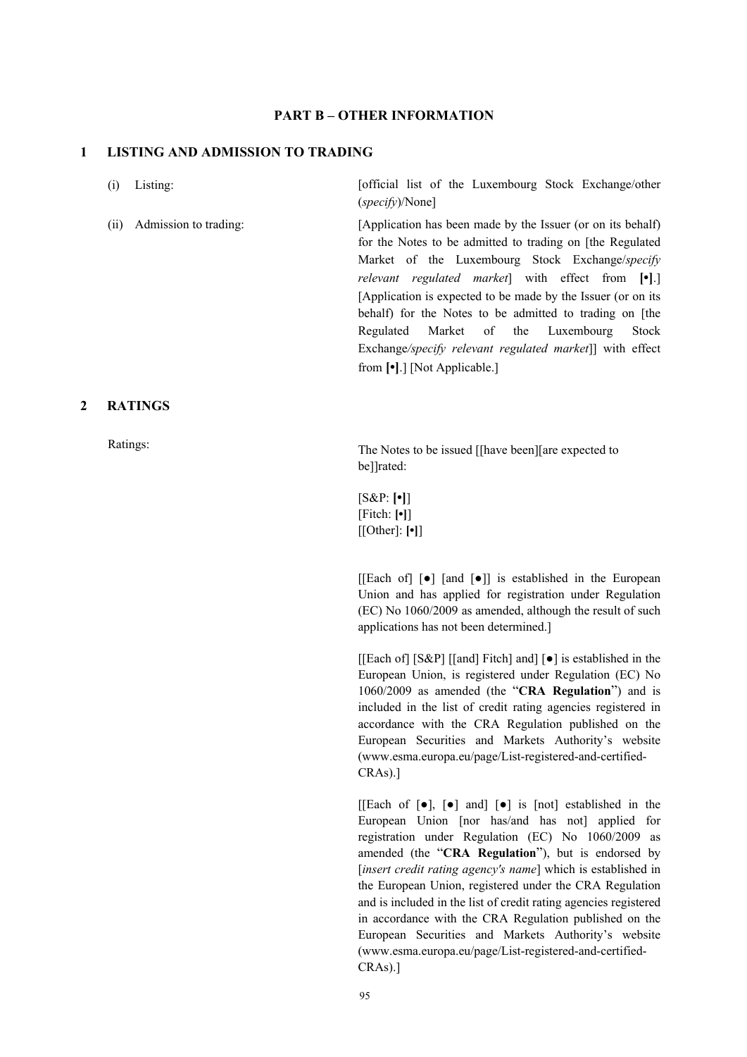## PART B – OTHER INFORMATION

### 1 LISTING AND ADMISSION TO TRADING

| | |
|---|---|
| (i) Listing: | [official list of the Luxembourg Stock Exchange/other (*specify*)/None] |
| (ii) Admission to trading: | [Application has been made by the Issuer (or on its behalf) for the Notes to be admitted to trading on [the Regulated Market of the Luxembourg Stock Exchange/*specify relevant regulated market*] with effect from **[•]**.] [Application is expected to be made by the Issuer (or on its behalf) for the Notes to be admitted to trading on [the Regulated Market of the Luxembourg Stock Exchange/*specify relevant regulated market*]] with effect from **[•]**.] [Not Applicable.] |

### 2 RATINGS

Ratings:

The Notes to be issued [[have been][are expected to be]]rated:

[S&P: **[•]**]
[Fitch: **[•]**]
[[Other]: **[•]**]

[[Each of] [●] [and [●]] is established in the European Union and has applied for registration under Regulation (EC) No 1060/2009 as amended, although the result of such applications has not been determined.]

[[Each of] [S&P] [[and] Fitch] and] [●] is established in the European Union, is registered under Regulation (EC) No 1060/2009 as amended (the "**CRA Regulation**") and is included in the list of credit rating agencies registered in accordance with the CRA Regulation published on the European Securities and Markets Authority's website (www.esma.europa.eu/page/List-registered-and-certified-CRAs).]

[[Each of [●], [●] and] [●] is [not] established in the European Union [nor has/and has not] applied for registration under Regulation (EC) No 1060/2009 as amended (the "**CRA Regulation**"), but is endorsed by [*insert credit rating agency's name*] which is established in the European Union, registered under the CRA Regulation and is included in the list of credit rating agencies registered in accordance with the CRA Regulation published on the European Securities and Markets Authority's website (www.esma.europa.eu/page/List-registered-and-certified-CRAs).]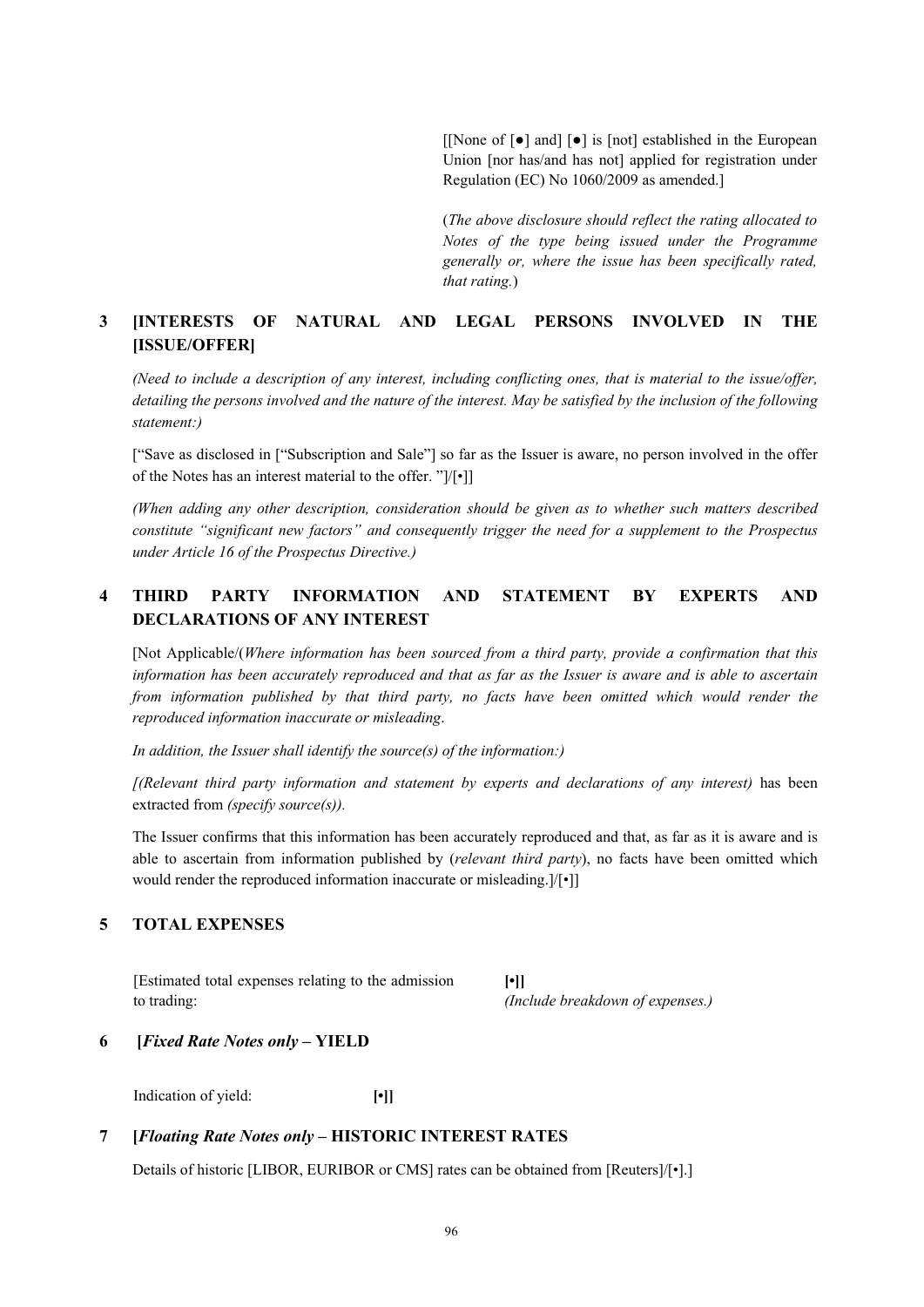[[None of [●] and] [●] is [not] established in the European Union [nor has/and has not] applied for registration under Regulation (EC) No 1060/2009 as amended.]

(*The above disclosure should reflect the rating allocated to Notes of the type being issued under the Programme generally or, where the issue has been specifically rated, that rating.*)

## 3 [INTERESTS OF NATURAL AND LEGAL PERSONS INVOLVED IN THE [ISSUE/OFFER]

*(Need to include a description of any interest, including conflicting ones, that is material to the issue/offer, detailing the persons involved and the nature of the interest. May be satisfied by the inclusion of the following statement:)*

["Save as disclosed in ["Subscription and Sale"] so far as the Issuer is aware, no person involved in the offer of the Notes has an interest material to the offer. "]/[•]]

*(When adding any other description, consideration should be given as to whether such matters described constitute "significant new factors" and consequently trigger the need for a supplement to the Prospectus under Article 16 of the Prospectus Directive.)*

## 4 THIRD PARTY INFORMATION AND STATEMENT BY EXPERTS AND DECLARATIONS OF ANY INTEREST

[Not Applicable/(*Where information has been sourced from a third party, provide a confirmation that this information has been accurately reproduced and that as far as the Issuer is aware and is able to ascertain from information published by that third party, no facts have been omitted which would render the reproduced information inaccurate or misleading*.

*In addition, the Issuer shall identify the source(s) of the information:)*

*[(Relevant third party information and statement by experts and declarations of any interest)* has been extracted from *(specify source(s)).*

The Issuer confirms that this information has been accurately reproduced and that, as far as it is aware and is able to ascertain from information published by (*relevant third party*), no facts have been omitted which would render the reproduced information inaccurate or misleading.]/[•]]

## 5 TOTAL EXPENSES

| | |
|---|---|
| [Estimated total expenses relating to the admission to trading: | **[•]]** *(Include breakdown of expenses.)* |

## 6 [*Fixed Rate Notes only* – YIELD

| | |
|---|---|
| Indication of yield: | **[•]]** |

## 7 [*Floating Rate Notes only* – HISTORIC INTEREST RATES

Details of historic [LIBOR, EURIBOR or CMS] rates can be obtained from [Reuters]/[•].]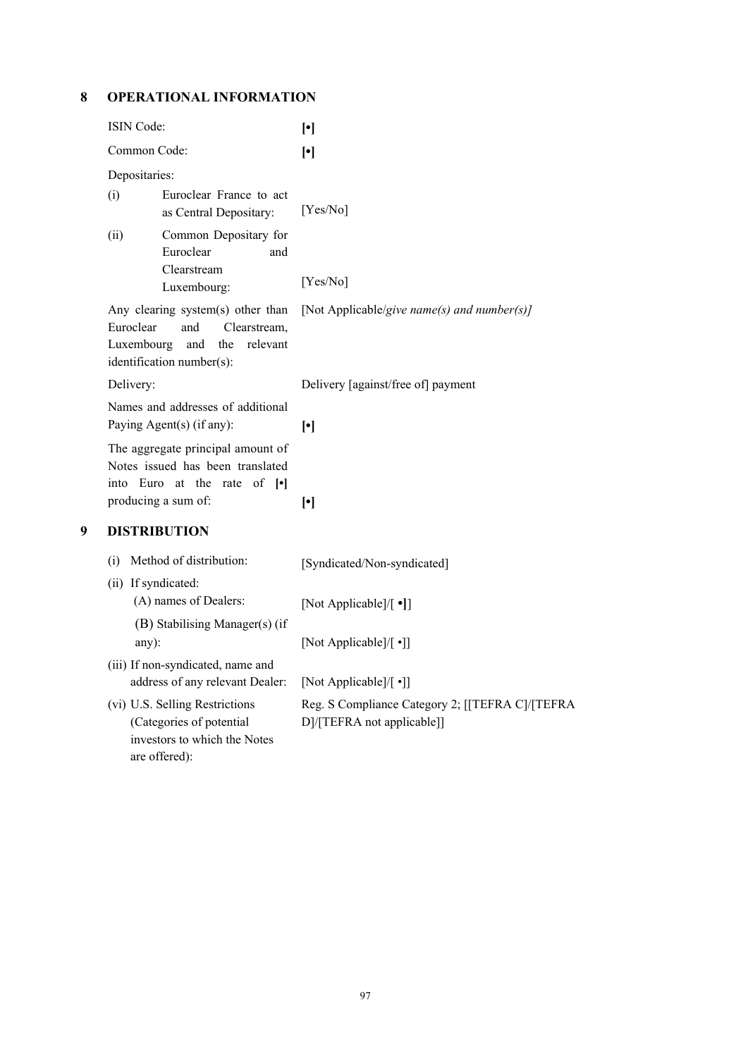## 8 OPERATIONAL INFORMATION

| | |
|---|---|
| ISIN Code: | **[•]** |
| Common Code: | **[•]** |
| Depositaries: | |
| (i) Euroclear France to act as Central Depositary: | [Yes/No] |
| (ii) Common Depositary for Euroclear and Clearstream Luxembourg: | [Yes/No] |
| Any clearing system(s) other than Euroclear and Clearstream, Luxembourg and the relevant identification number(s): | [Not Applicable/*give name(s) and number(s)]* |
| Delivery: | Delivery [against/free of] payment |
| Names and addresses of additional Paying Agent(s) (if any): | **[•]** |
| The aggregate principal amount of Notes issued has been translated into Euro at the rate of **[•]** producing a sum of: | **[•]** |

## 9 DISTRIBUTION

| | |
|---|---|
| (i) Method of distribution: | [Syndicated/Non-syndicated] |
| (ii) If syndicated: | |
| (A) names of Dealers: | [Not Applicable]/[ **•]**] |
| (B) Stabilising Manager(s) (if any): | [Not Applicable]/[ •]] |
| (iii) If non-syndicated, name and address of any relevant Dealer: | [Not Applicable]/[ •]] |
| (vi) U.S. Selling Restrictions (Categories of potential investors to which the Notes are offered): | Reg. S Compliance Category 2; [[TEFRA C]/[TEFRA D]/[TEFRA not applicable]] |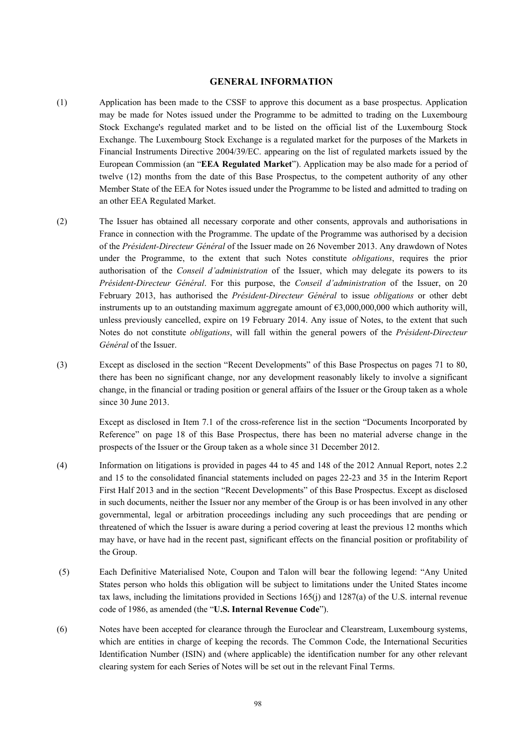## GENERAL INFORMATION

(1) Application has been made to the CSSF to approve this document as a base prospectus. Application may be made for Notes issued under the Programme to be admitted to trading on the Luxembourg Stock Exchange's regulated market and to be listed on the official list of the Luxembourg Stock Exchange. The Luxembourg Stock Exchange is a regulated market for the purposes of the Markets in Financial Instruments Directive 2004/39/EC. appearing on the list of regulated markets issued by the European Commission (an "**EEA Regulated Market**"). Application may be also made for a period of twelve (12) months from the date of this Base Prospectus, to the competent authority of any other Member State of the EEA for Notes issued under the Programme to be listed and admitted to trading on an other EEA Regulated Market.

(2) The Issuer has obtained all necessary corporate and other consents, approvals and authorisations in France in connection with the Programme. The update of the Programme was authorised by a decision of the *Président-Directeur Général* of the Issuer made on 26 November 2013. Any drawdown of Notes under the Programme, to the extent that such Notes constitute *obligations*, requires the prior authorisation of the *Conseil d'administration* of the Issuer, which may delegate its powers to its *Président-Directeur Général*. For this purpose, the *Conseil d'administration* of the Issuer, on 20 February 2013, has authorised the *Président-Directeur Général* to issue *obligations* or other debt instruments up to an outstanding maximum aggregate amount of €3,000,000,000 which authority will, unless previously cancelled, expire on 19 February 2014. Any issue of Notes, to the extent that such Notes do not constitute *obligations*, will fall within the general powers of the *Président-Directeur Général* of the Issuer.

(3) Except as disclosed in the section "Recent Developments" of this Base Prospectus on pages 71 to 80, there has been no significant change, nor any development reasonably likely to involve a significant change, in the financial or trading position or general affairs of the Issuer or the Group taken as a whole since 30 June 2013.

Except as disclosed in Item 7.1 of the cross-reference list in the section "Documents Incorporated by Reference" on page 18 of this Base Prospectus, there has been no material adverse change in the prospects of the Issuer or the Group taken as a whole since 31 December 2012.

(4) Information on litigations is provided in pages 44 to 45 and 148 of the 2012 Annual Report, notes 2.2 and 15 to the consolidated financial statements included on pages 22-23 and 35 in the Interim Report First Half 2013 and in the section "Recent Developments" of this Base Prospectus. Except as disclosed in such documents, neither the Issuer nor any member of the Group is or has been involved in any other governmental, legal or arbitration proceedings including any such proceedings that are pending or threatened of which the Issuer is aware during a period covering at least the previous 12 months which may have, or have had in the recent past, significant effects on the financial position or profitability of the Group.

(5) Each Definitive Materialised Note, Coupon and Talon will bear the following legend: "Any United States person who holds this obligation will be subject to limitations under the United States income tax laws, including the limitations provided in Sections 165(j) and 1287(a) of the U.S. internal revenue code of 1986, as amended (the "**U.S. Internal Revenue Code**").

(6) Notes have been accepted for clearance through the Euroclear and Clearstream, Luxembourg systems, which are entities in charge of keeping the records. The Common Code, the International Securities Identification Number (ISIN) and (where applicable) the identification number for any other relevant clearing system for each Series of Notes will be set out in the relevant Final Terms.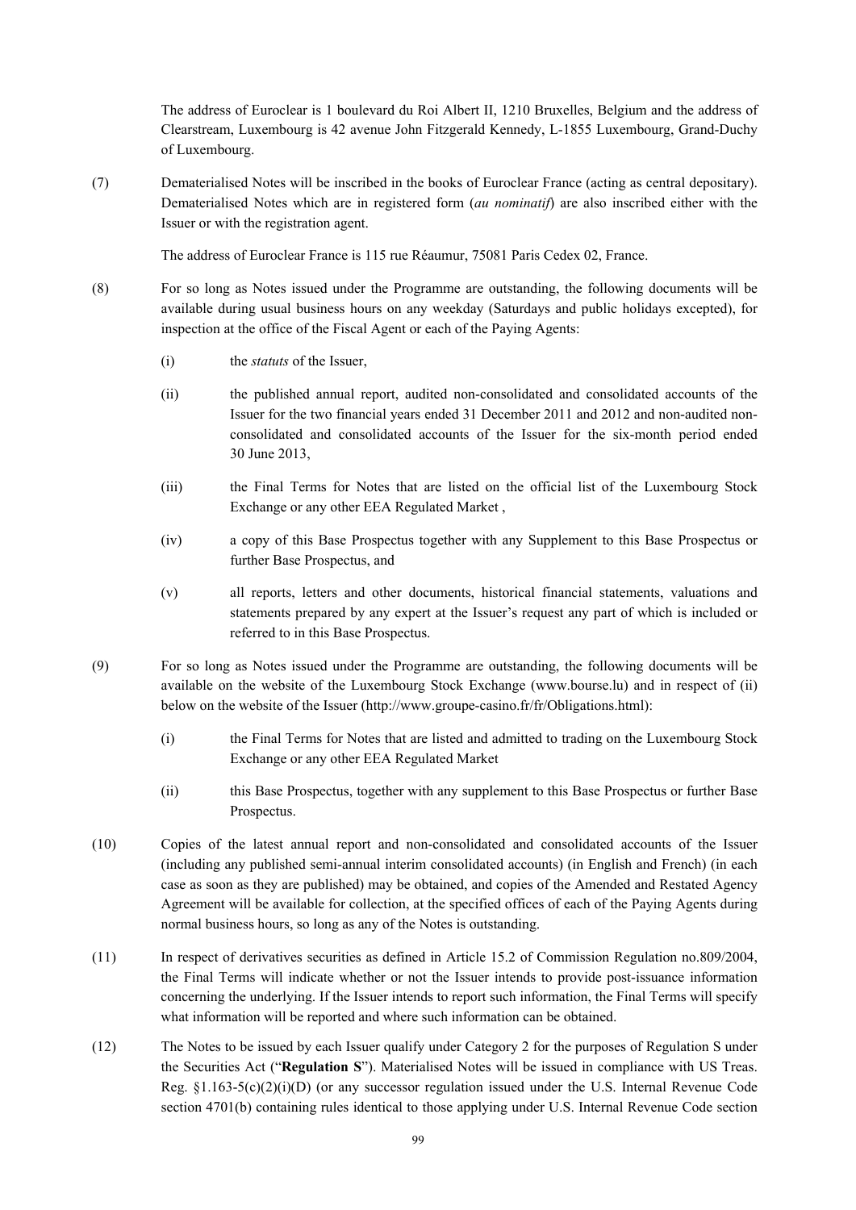The address of Euroclear is 1 boulevard du Roi Albert II, 1210 Bruxelles, Belgium and the address of Clearstream, Luxembourg is 42 avenue John Fitzgerald Kennedy, L-1855 Luxembourg, Grand-Duchy of Luxembourg.

(7) Dematerialised Notes will be inscribed in the books of Euroclear France (acting as central depositary). Dematerialised Notes which are in registered form (*au nominatif*) are also inscribed either with the Issuer or with the registration agent.

The address of Euroclear France is 115 rue Réaumur, 75081 Paris Cedex 02, France.

(8) For so long as Notes issued under the Programme are outstanding, the following documents will be available during usual business hours on any weekday (Saturdays and public holidays excepted), for inspection at the office of the Fiscal Agent or each of the Paying Agents:

(i) the *statuts* of the Issuer,

(ii) the published annual report, audited non-consolidated and consolidated accounts of the Issuer for the two financial years ended 31 December 2011 and 2012 and non-audited non-consolidated and consolidated accounts of the Issuer for the six-month period ended 30 June 2013,

(iii) the Final Terms for Notes that are listed on the official list of the Luxembourg Stock Exchange or any other EEA Regulated Market ,

(iv) a copy of this Base Prospectus together with any Supplement to this Base Prospectus or further Base Prospectus, and

(v) all reports, letters and other documents, historical financial statements, valuations and statements prepared by any expert at the Issuer's request any part of which is included or referred to in this Base Prospectus.

(9) For so long as Notes issued under the Programme are outstanding, the following documents will be available on the website of the Luxembourg Stock Exchange (www.bourse.lu) and in respect of (ii) below on the website of the Issuer (http://www.groupe-casino.fr/fr/Obligations.html):

(i) the Final Terms for Notes that are listed and admitted to trading on the Luxembourg Stock Exchange or any other EEA Regulated Market

(ii) this Base Prospectus, together with any supplement to this Base Prospectus or further Base Prospectus.

(10) Copies of the latest annual report and non-consolidated and consolidated accounts of the Issuer (including any published semi-annual interim consolidated accounts) (in English and French) (in each case as soon as they are published) may be obtained, and copies of the Amended and Restated Agency Agreement will be available for collection, at the specified offices of each of the Paying Agents during normal business hours, so long as any of the Notes is outstanding.

(11) In respect of derivatives securities as defined in Article 15.2 of Commission Regulation no.809/2004, the Final Terms will indicate whether or not the Issuer intends to provide post-issuance information concerning the underlying. If the Issuer intends to report such information, the Final Terms will specify what information will be reported and where such information can be obtained.

(12) The Notes to be issued by each Issuer qualify under Category 2 for the purposes of Regulation S under the Securities Act ("**Regulation S**"). Materialised Notes will be issued in compliance with US Treas. Reg. §1.163-5(c)(2)(i)(D) (or any successor regulation issued under the U.S. Internal Revenue Code section 4701(b) containing rules identical to those applying under U.S. Internal Revenue Code section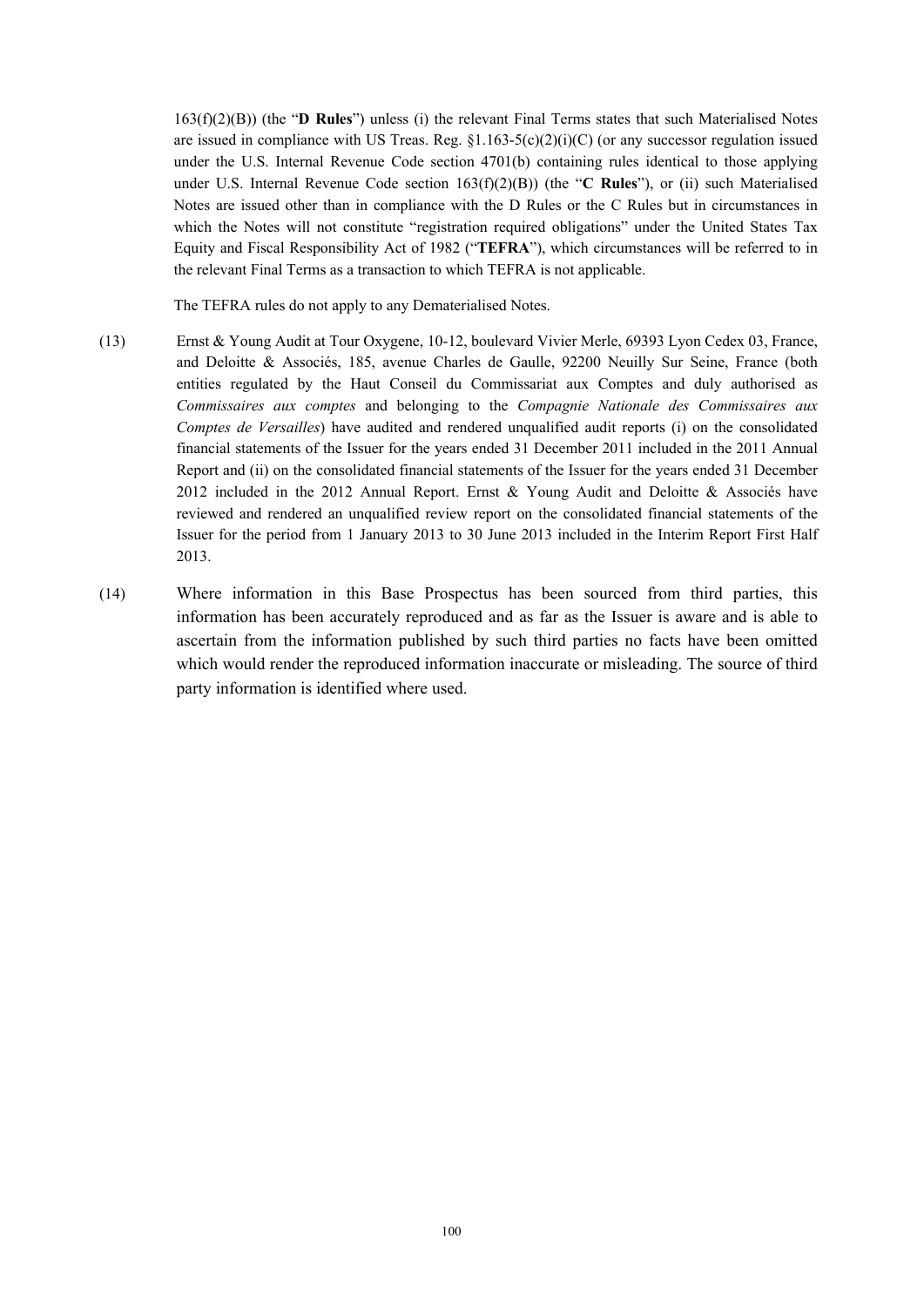163(f)(2)(B)) (the "**D Rules**") unless (i) the relevant Final Terms states that such Materialised Notes are issued in compliance with US Treas. Reg. §1.163-5(c)(2)(i)(C) (or any successor regulation issued under the U.S. Internal Revenue Code section 4701(b) containing rules identical to those applying under U.S. Internal Revenue Code section 163(f)(2)(B)) (the "**C Rules**"), or (ii) such Materialised Notes are issued other than in compliance with the D Rules or the C Rules but in circumstances in which the Notes will not constitute "registration required obligations" under the United States Tax Equity and Fiscal Responsibility Act of 1982 ("**TEFRA**"), which circumstances will be referred to in the relevant Final Terms as a transaction to which TEFRA is not applicable.

The TEFRA rules do not apply to any Dematerialised Notes.

(13) Ernst & Young Audit at Tour Oxygene, 10-12, boulevard Vivier Merle, 69393 Lyon Cedex 03, France, and Deloitte & Associés, 185, avenue Charles de Gaulle, 92200 Neuilly Sur Seine, France (both entities regulated by the Haut Conseil du Commissariat aux Comptes and duly authorised as *Commissaires aux comptes* and belonging to the *Compagnie Nationale des Commissaires aux Comptes de Versailles*) have audited and rendered unqualified audit reports (i) on the consolidated financial statements of the Issuer for the years ended 31 December 2011 included in the 2011 Annual Report and (ii) on the consolidated financial statements of the Issuer for the years ended 31 December 2012 included in the 2012 Annual Report. Ernst & Young Audit and Deloitte & Associés have reviewed and rendered an unqualified review report on the consolidated financial statements of the Issuer for the period from 1 January 2013 to 30 June 2013 included in the Interim Report First Half 2013.

(14) Where information in this Base Prospectus has been sourced from third parties, this information has been accurately reproduced and as far as the Issuer is aware and is able to ascertain from the information published by such third parties no facts have been omitted which would render the reproduced information inaccurate or misleading. The source of third party information is identified where used.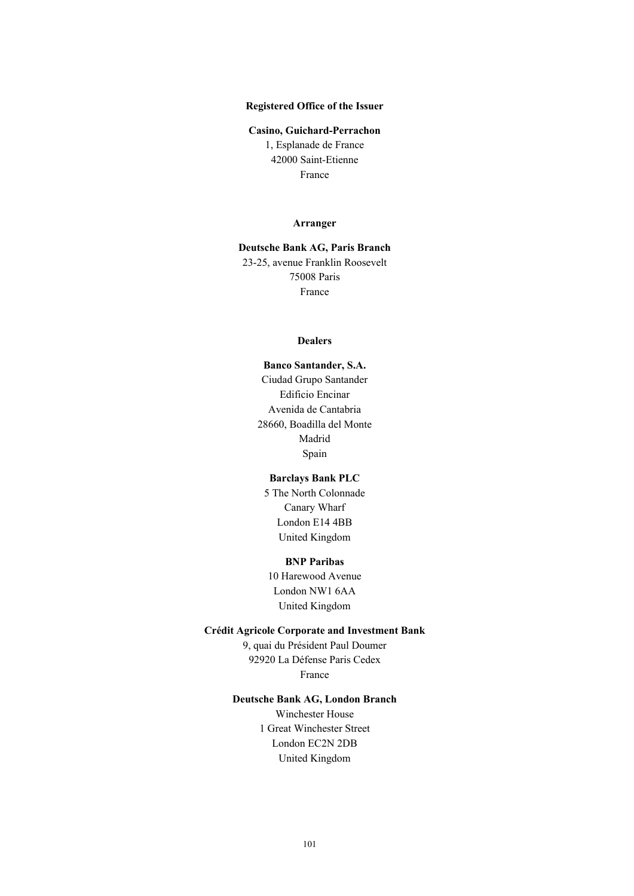**Registered Office of the Issuer**

**Casino, Guichard-Perrachon**
1, Esplanade de France
42000 Saint-Etienne
France

**Arranger**

**Deutsche Bank AG, Paris Branch**
23-25, avenue Franklin Roosevelt
75008 Paris
France

**Dealers**

**Banco Santander, S.A.**
Ciudad Grupo Santander
Edificio Encinar
Avenida de Cantabria
28660, Boadilla del Monte
Madrid
Spain

**Barclays Bank PLC**
5 The North Colonnade
Canary Wharf
London E14 4BB
United Kingdom

**BNP Paribas**
10 Harewood Avenue
London NW1 6AA
United Kingdom

**Crédit Agricole Corporate and Investment Bank**
9, quai du Président Paul Doumer
92920 La Défense Paris Cedex
France

**Deutsche Bank AG, London Branch**
Winchester House
1 Great Winchester Street
London EC2N 2DB
United Kingdom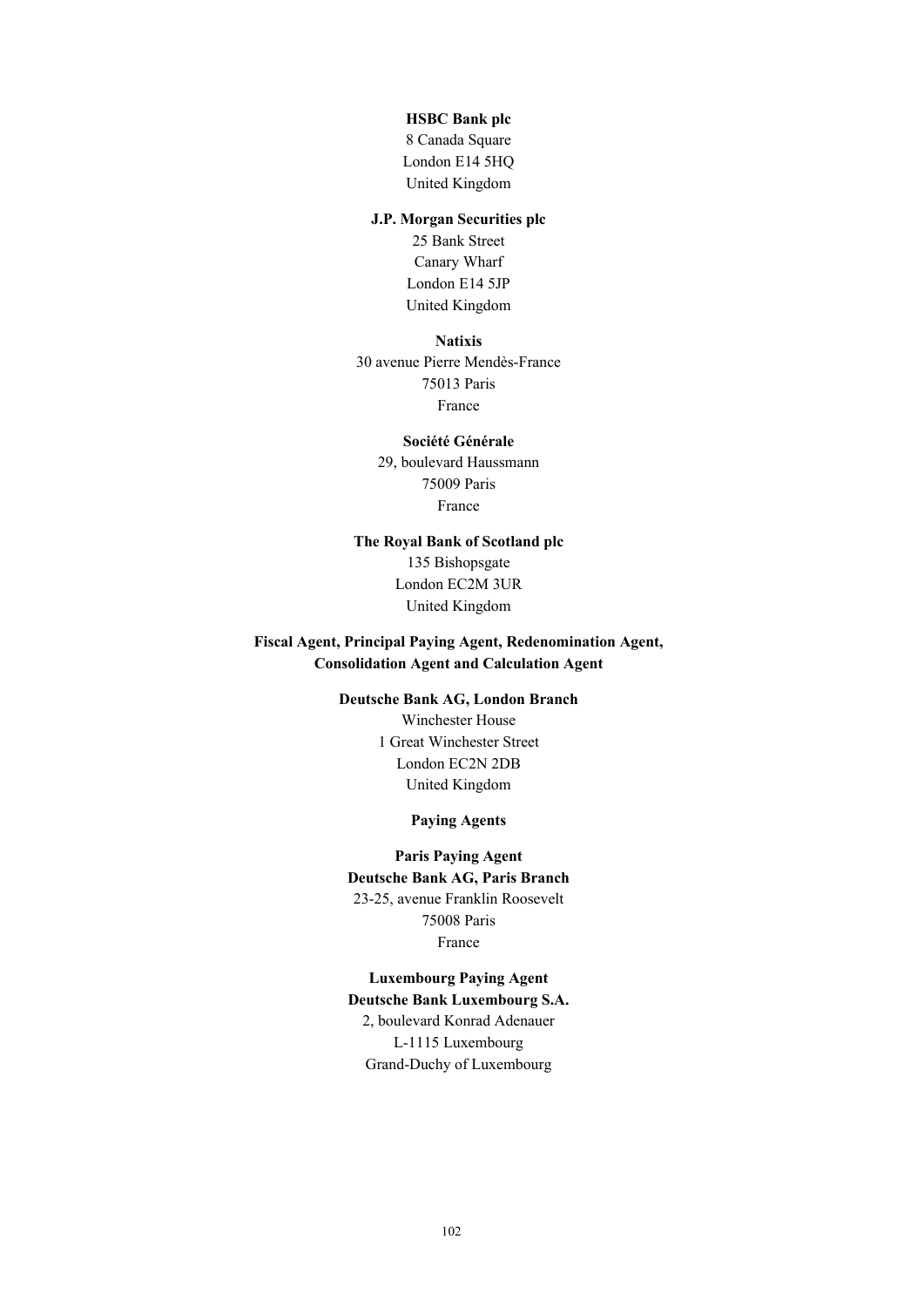**HSBC Bank plc**
8 Canada Square
London E14 5HQ
United Kingdom

**J.P. Morgan Securities plc**
25 Bank Street
Canary Wharf
London E14 5JP
United Kingdom

**Natixis**
30 avenue Pierre Mendès-France
75013 Paris
France

**Société Générale**
29, boulevard Haussmann
75009 Paris
France

**The Royal Bank of Scotland plc**
135 Bishopsgate
London EC2M 3UR
United Kingdom

## Fiscal Agent, Principal Paying Agent, Redenomination Agent, Consolidation Agent and Calculation Agent

**Deutsche Bank AG, London Branch**
Winchester House
1 Great Winchester Street
London EC2N 2DB
United Kingdom

## Paying Agents

**Paris Paying Agent**
**Deutsche Bank AG, Paris Branch**
23-25, avenue Franklin Roosevelt
75008 Paris
France

**Luxembourg Paying Agent**
**Deutsche Bank Luxembourg S.A.**
2, boulevard Konrad Adenauer
L-1115 Luxembourg
Grand-Duchy of Luxembourg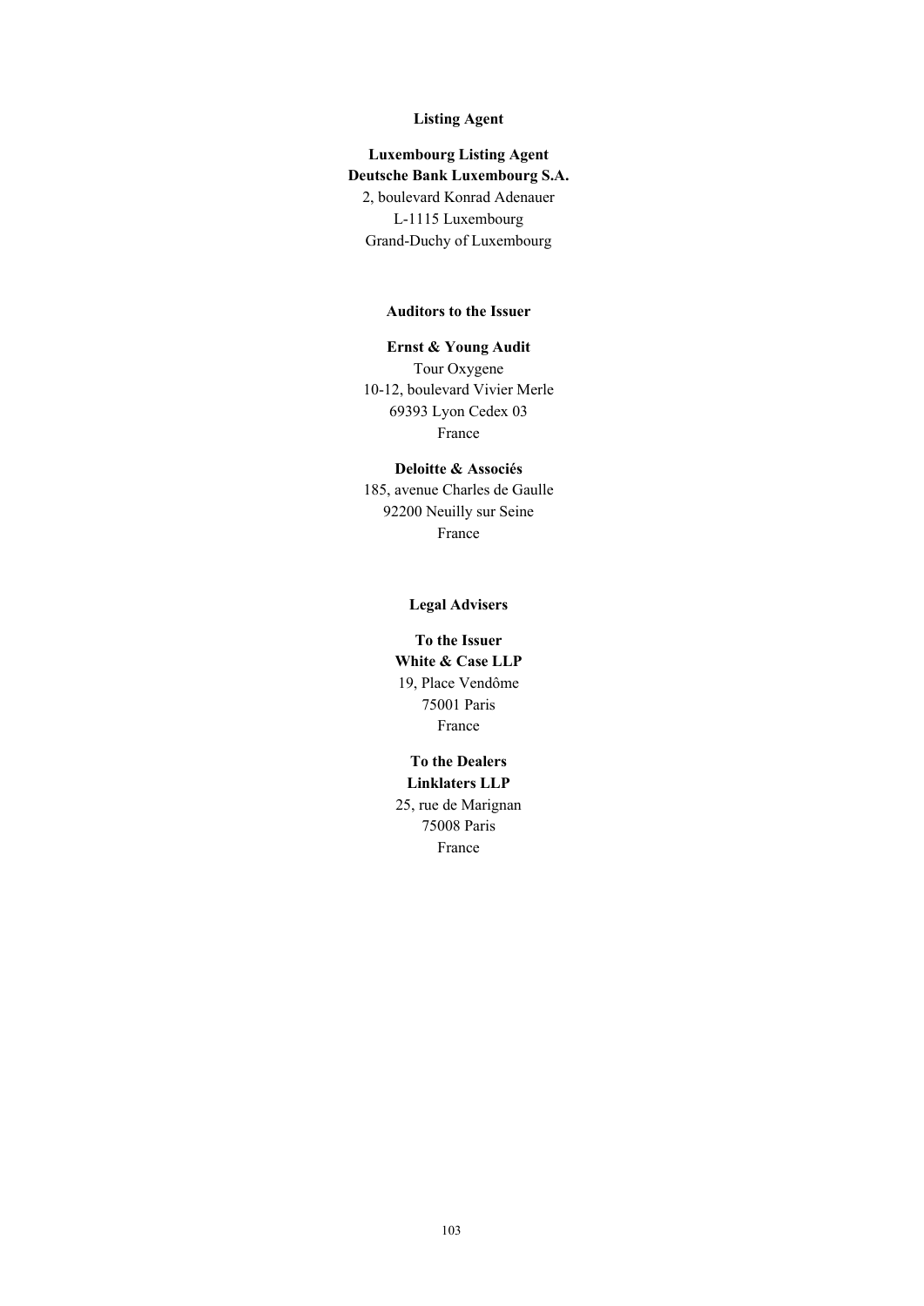## Listing Agent

**Luxembourg Listing Agent**
**Deutsche Bank Luxembourg S.A.**
2, boulevard Konrad Adenauer
L-1115 Luxembourg
Grand-Duchy of Luxembourg

## Auditors to the Issuer

**Ernst & Young Audit**
Tour Oxygene
10-12, boulevard Vivier Merle
69393 Lyon Cedex 03
France

**Deloitte & Associés**
185, avenue Charles de Gaulle
92200 Neuilly sur Seine
France

## Legal Advisers

**To the Issuer**
**White & Case LLP**
19, Place Vendôme
75001 Paris
France

**To the Dealers**
**Linklaters LLP**
25, rue de Marignan
75008 Paris
France